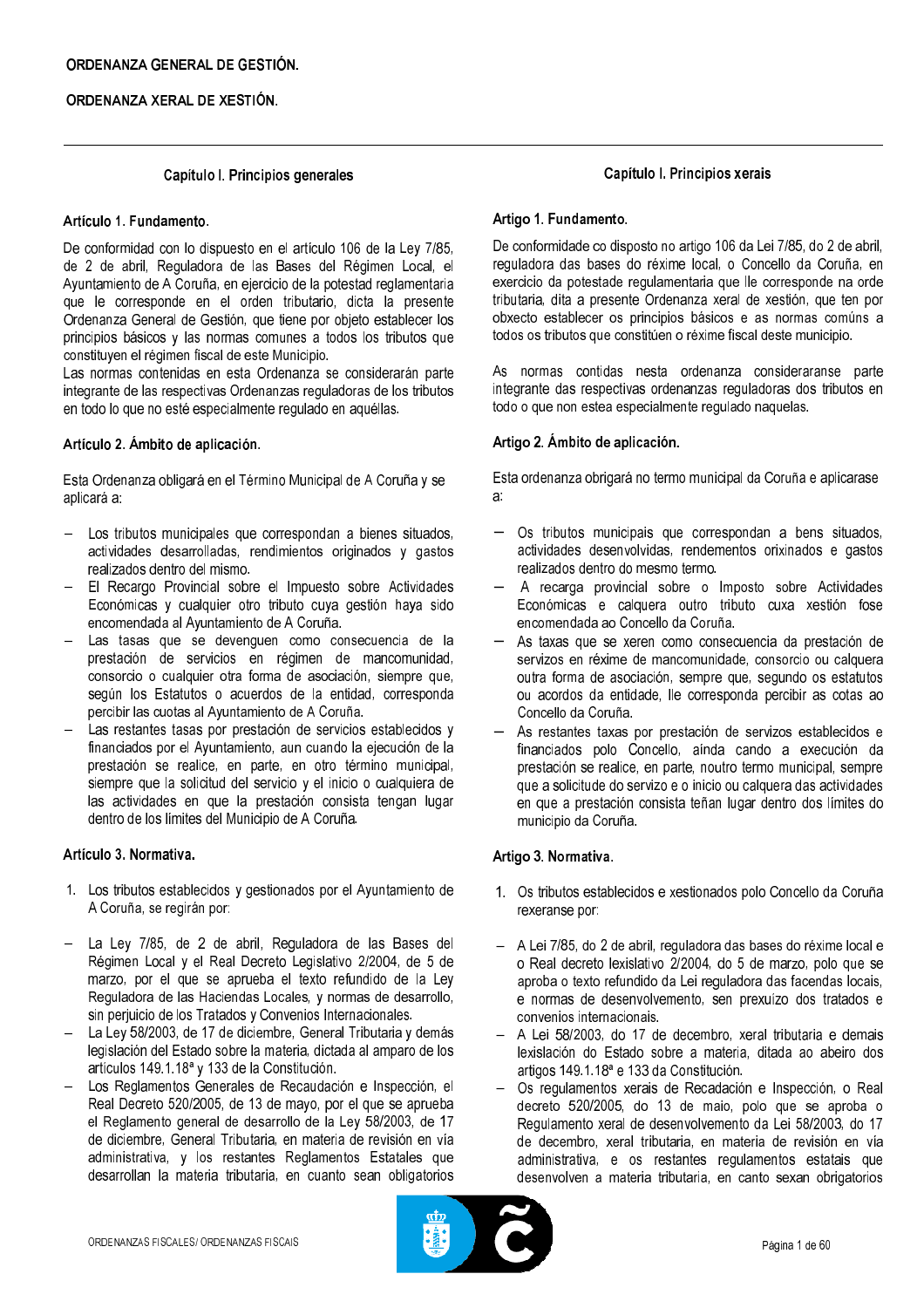ORDENANZA GENERAL DE GESTIÓN.

ORDENANZA XERAL DE XESTIÓN.

## Capítulo I. Principios generales

### Artículo 1. Fundamento.

De conformidad con lo dispuesto en el artículo 106 de la Ley 7/85, de 2 de abril, Reguladora de las Bases del Régimen Local, el Ayuntamiento de A Coruña, en ejercicio de la potestad reglamentaria que le corresponde en el orden tributario, dicta la presente Ordenanza General de Gestión, que tiene por objeto establecer los principios básicos y las normas comunes a todos los tributos que constituyen el régimen fiscal de este Municipio.
Las normas contenidas en esta Ordenanza se considerarán parte integrante de las respectivas Ordenanzas reguladoras de los tributos en todo lo que no esté especialmente regulado en aquéllas.

### Artículo 2. Ámbito de aplicación.

Esta Ordenanza obligará en el Término Municipal de A Coruña y se aplicará a:

- Los tributos municipales que correspondan a bienes situados, actividades desarrolladas, rendimientos originados y gastos realizados dentro del mismo.
- El Recargo Provincial sobre el Impuesto sobre Actividades Económicas y cualquier otro tributo cuya gestión haya sido encomendada al Ayuntamiento de A Coruña.
- Las tasas que se devenguen como consecuencia de la prestación de servicios en régimen de mancomunidad, consorcio o cualquier otra forma de asociación, siempre que, según los Estatutos o acuerdos de la entidad, corresponda percibir las cuotas al Ayuntamiento de A Coruña.
- Las restantes tasas por prestación de servicios establecidos y financiados por el Ayuntamiento, aun cuando la ejecución de la prestación se realice, en parte, en otro término municipal, siempre que la solicitud del servicio y el inicio o cualquiera de las actividades en que la prestación consista tengan lugar dentro de los límites del Municipio de A Coruña.

### Artículo 3. Normativa.

1. Los tributos establecidos y gestionados por el Ayuntamiento de A Coruña, se regirán por:

- La Ley 7/85, de 2 de abril, Reguladora de las Bases del Régimen Local y el Real Decreto Legislativo 2/2004, de 5 de marzo, por el que se aprueba el texto refundido de la Ley Reguladora de las Haciendas Locales, y normas de desarrollo, sin perjuicio de los Tratados y Convenios Internacionales.
- La Ley 58/2003, de 17 de diciembre, General Tributaria y demás legislación del Estado sobre la materia, dictada al amparo de los artículos 149.1.18ª y 133 de la Constitución.
- Los Reglamentos Generales de Recaudación e Inspección, el Real Decreto 520/2005, de 13 de mayo, por el que se aprueba el Reglamento general de desarrollo de la Ley 58/2003, de 17 de diciembre, General Tributaria, en materia de revisión en vía administrativa, y los restantes Reglamentos Estatales que desarrollan la materia tributaria, en cuanto sean obligatorios

## Capítulo I. Principios xerais

### Artigo 1. Fundamento.

De conformidade co disposto no artigo 106 da Lei 7/85, do 2 de abril, reguladora das bases do réxime local, o Concello da Coruña, en exercicio da potestade regulamentaria que lle corresponde na orde tributaria, dita a presente Ordenanza xeral de xestión, que ten por obxecto establecer os principios básicos e as normas comúns a todos os tributos que constitúen o réxime fiscal deste municipio.

As normas contidas nesta ordenanza consideraranse parte integrante das respectivas ordenanzas reguladoras dos tributos en todo o que non estea especialmente regulado naquelas.

### Artigo 2. Ámbito de aplicación.

Esta ordenanza obrigará no termo municipal da Coruña e aplicarase a:

- Os tributos municipais que correspondan a bens situados, actividades desenvolvidas, rendementos orixinados e gastos realizados dentro do mesmo termo.
- A recarga provincial sobre o Imposto sobre Actividades Económicas e calquera outro tributo cuxa xestión fose encomendada ao Concello da Coruña.
- As taxas que se xeren como consecuencia da prestación de servizos en réxime de mancomunidade, consorcio ou calquera outra forma de asociación, sempre que, segundo os estatutos ou acordos da entidade, lle corresponda percibir as cotas ao Concello da Coruña.
- As restantes taxas por prestación de servizos establecidos e financiados polo Concello, aínda cando a execución da prestación se realice, en parte, noutro termo municipal, sempre que a solicitude do servizo e o inicio ou calquera das actividades en que a prestación consista teñan lugar dentro dos límites do municipio da Coruña.

### Artigo 3. Normativa.

1. Os tributos establecidos e xestionados polo Concello da Coruña rexeranse por:

- A Lei 7/85, do 2 de abril, reguladora das bases do réxime local e o Real decreto lexislativo 2/2004, do 5 de marzo, polo que se aproba o texto refundido da Lei reguladora das facendas locais, e normas de desenvolvemento, sen prexuízo dos tratados e convenios internacionais.
- A Lei 58/2003, do 17 de decembro, xeral tributaria e demais lexislación do Estado sobre a materia, ditada ao abeiro dos artigos 149.1.18ª e 133 da Constitución.
- Os regulamentos xerais de Recadación e Inspección, o Real decreto 520/2005, do 13 de maio, polo que se aproba o Regulamento xeral de desenvolvemento da Lei 58/2003, do 17 de decembro, xeral tributaria, en materia de revisión en vía administrativa, e os restantes regulamentos estatais que desenvolven a materia tributaria, en canto sexan obrigatorios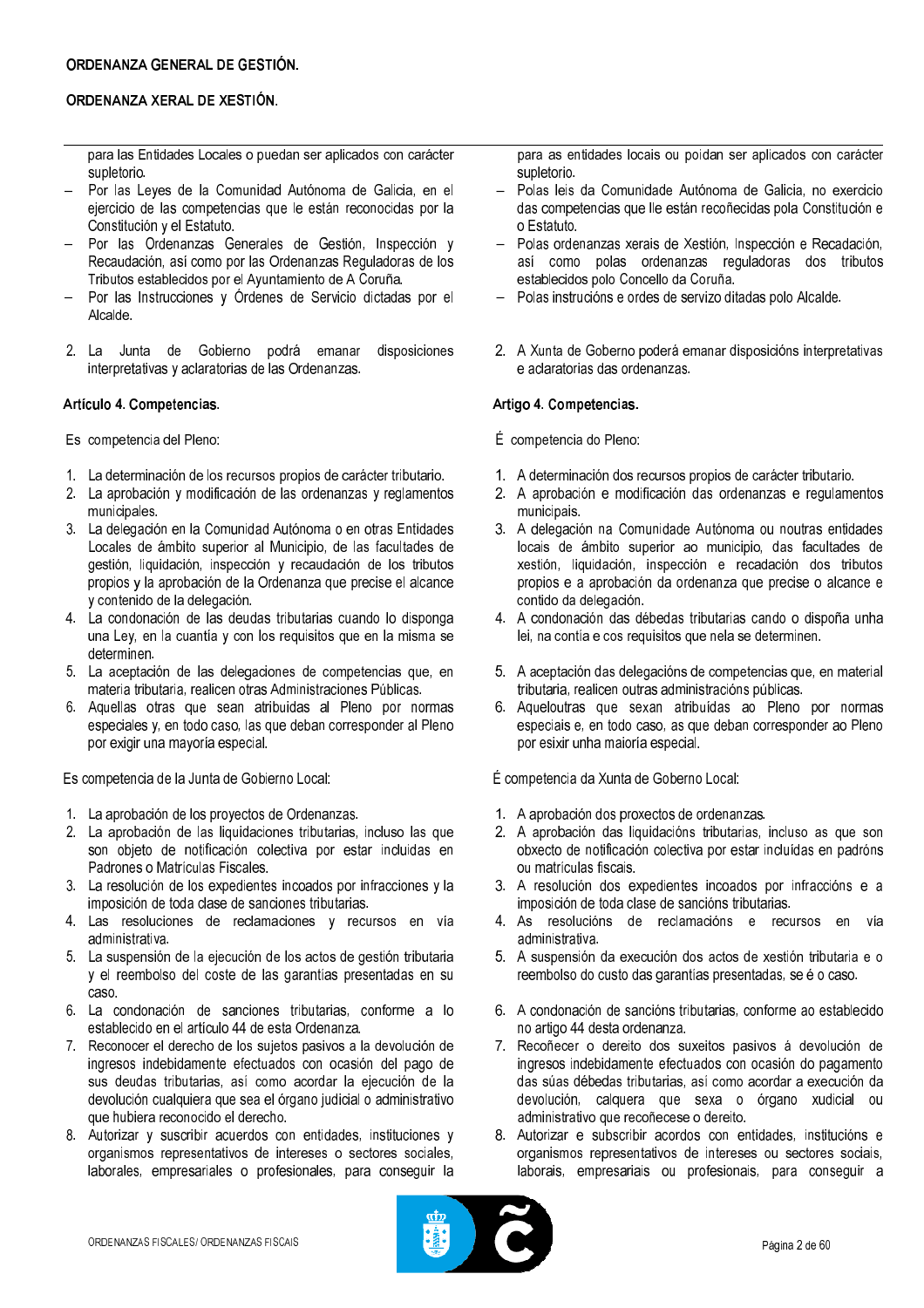para las Entidades Locales o puedan ser aplicados con carácter supletorio.

- Por las Leyes de la Comunidad Autónoma de Galicia, en el ejercicio de las competencias que le están reconocidas por la Constitución y el Estatuto.
- Por las Ordenanzas Generales de Gestión, Inspección y Recaudación, así como por las Ordenanzas Reguladoras de los Tributos establecidos por el Ayuntamiento de A Coruña.
- Por las Instrucciones y Órdenes de Servicio dictadas por el Alcalde.

2. La Junta de Gobierno podrá emanar disposiciones interpretativas y aclaratorias de las Ordenanzas.

### Artículo 4. Competencias.

Es competencia del Pleno:

1. La determinación de los recursos propios de carácter tributario.
2. La aprobación y modificación de las ordenanzas y reglamentos municipales.
3. La delegación en la Comunidad Autónoma o en otras Entidades Locales de ámbito superior al Municipio, de las facultades de gestión, liquidación, inspección y recaudación de los tributos propios y la aprobación de la Ordenanza que precise el alcance y contenido de la delegación.
4. La condonación de las deudas tributarias cuando lo disponga una Ley, en la cuantía y con los requisitos que en la misma se determinen.
5. La aceptación de las delegaciones de competencias que, en materia tributaria, realicen otras Administraciones Públicas.
6. Aquellas otras que sean atribuidas al Pleno por normas especiales y, en todo caso, las que deban corresponder al Pleno por exigir una mayoría especial.

Es competencia de la Junta de Gobierno Local:

1. La aprobación de los proyectos de Ordenanzas.
2. La aprobación de las liquidaciones tributarias, incluso las que son objeto de notificación colectiva por estar incluidas en Padrones o Matrículas Fiscales.
3. La resolución de los expedientes incoados por infracciones y la imposición de toda clase de sanciones tributarias.
4. Las resoluciones de reclamaciones y recursos en vía administrativa.
5. La suspensión de la ejecución de los actos de gestión tributaria y el reembolso del coste de las garantías presentadas en su caso.
6. La condonación de sanciones tributarias, conforme a lo establecido en el artículo 44 de esta Ordenanza.
7. Reconocer el derecho de los sujetos pasivos a la devolución de ingresos indebidamente efectuados con ocasión del pago de sus deudas tributarias, así cómo acordar la ejecución de la devolución cualquiera que sea el órgano judicial o administrativo que hubiera reconocido el derecho.
8. Autorizar y suscribir acuerdos con entidades, instituciones y organismos representativos de intereses o sectores sociales, laborales, empresariales o profesionales, para conseguir la

para as entidades locais ou poidan ser aplicados con carácter supletorio.

- Polas leis da Comunidade Autónoma de Galicia, no exercicio das competencias que lle están recoñecidas pola Constitución e o Estatuto.
- Polas ordenanzas xerais de Xestión, Inspección e Recadación, así como polas ordenanzas reguladoras dos tributos establecidos polo Concello da Coruña.
- Polas instrucións e ordes de servizo ditadas polo Alcalde.

2. A Xunta de Goberno poderá emanar disposicións interpretativas e aclaratorias das ordenanzas.

### Artigo 4. Competencias.

É competencia do Pleno:

1. A determinación dos recursos propios de carácter tributario.
2. A aprobación e modificación das ordenanzas e regulamentos municipais.
3. A delegación na Comunidade Autónoma ou noutras entidades locais de ámbito superior ao municipio, das facultades de xestión, liquidación, inspección e recadación dos tributos propios e a aprobación da ordenanza que precise o alcance e contido da delegación.
4. A condonación das débedas tributarias cando o dispoña unha lei, na contía e cos requisitos que nela se determinen.
5. A aceptación das delegacións de competencias que, en material tributaria, realicen outras administracións públicas.
6. Aqueloutras que sexan atribuídas ao Pleno por normas especiais e, en todo caso, as que deban corresponder ao Pleno por esixir unha maioría especial.

É competencia da Xunta de Goberno Local:

1. A aprobación dos proxectos de ordenanzas.
2. A aprobación das liquidacións tributarias, incluso as que son obxecto de notificación colectiva por estar incluídas en padróns ou matrículas fiscais.
3. A resolución dos expedientes incoados por infraccións e a imposición de toda clase de sancións tributarias.
4. As resolucións de reclamacións e recursos en vía administrativa.
5. A suspensión da execución dos actos de xestión tributaria e o reembolso do custo das garantías presentadas, se é o caso.
6. A condonación de sancións tributarias, conforme ao establecido no artigo 44 desta ordenanza.
7. Recoñecer o dereito dos suxeitos pasivos á devolución de ingresos indebidamente efectuados con ocasión do pagamento das súas débedas tributarias, así como acordar a execución da devolución, calquera que sexa o órgano xudicial ou administrativo que recoñecese o dereito.
8. Autorizar e subscribir acordos con entidades, institucións e organismos representativos de intereses ou sectores sociais, laborais, empresariais ou profesionais, para conseguir a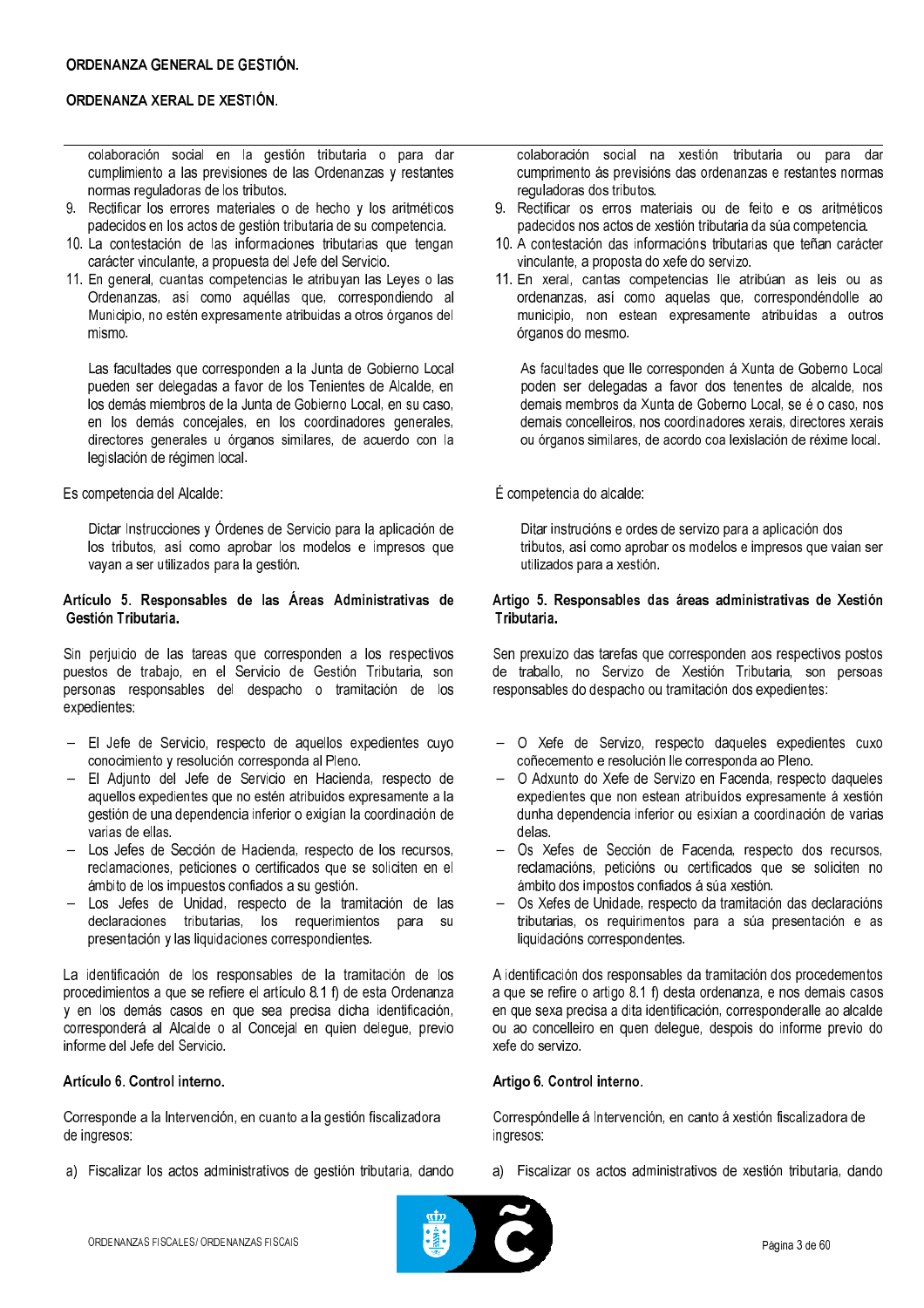colaboración social en la gestión tributaria o para dar cumplimiento a las previsiones de las Ordenanzas y restantes normas reguladoras de los tributos.

9. Rectificar los errores materiales o de hecho y los aritméticos padecidos en los actos de gestión tributaria de su competencia.
10. La contestación de las informaciones tributarias que tengan carácter vinculante, a propuesta del Jefe del Servicio.
11. En general, cuantas competencias le atribuyan las Leyes o las Ordenanzas, así como aquéllas que, correspondiendo al Municipio, no estén expresamente atribuidas a otros órganos del mismo.

Las facultades que corresponden a la Junta de Gobierno Local pueden ser delegadas a favor de los Tenientes de Alcalde, en los demás miembros de la Junta de Gobierno Local, en su caso, en los demás concejales, en los coordinadores generales, directores generales u órganos similares, de acuerdo con la legislación de régimen local.

Es competencia del Alcalde:

Dictar Instrucciones y Órdenes de Servicio para la aplicación de los tributos, así como aprobar los modelos e impresos que vayan a ser utilizados para la gestión.

**Artículo 5. Responsables de las Áreas Administrativas de Gestión Tributaria.**

Sin perjuicio de las tareas que corresponden a los respectivos puestos de trabajo, en el Servicio de Gestión Tributaria, son personas responsables del despacho o tramitación de los expedientes:

- El Jefe de Servicio, respecto de aquellos expedientes cuyo conocimiento y resolución corresponda al Pleno.
- El Adjunto del Jefe de Servicio en Hacienda, respecto de aquellos expedientes que no estén atribuidos expresamente a la gestión de una dependencia inferior o exijan la coordinación de varias de ellas.
- Los Jefes de Sección de Hacienda, respecto de los recursos, reclamaciones, peticiones o certificados que se soliciten en el ámbito de los impuestos confiados a su gestión.
- Los Jefes de Unidad, respecto de la tramitación de las declaraciones tributarias, los requerimientos para su presentación y las liquidaciones correspondientes.

La identificación de los responsables de la tramitación de los procedimientos a que se refiere el artículo 8.1 f) de esta Ordenanza y en los demás casos en que sea precisa dicha identificación, corresponderá al Alcalde o al Concejal en quien delegue, previo informe del Jefe del Servicio.

**Artículo 6. Control interno.**

Corresponde a la Intervención, en cuanto a la gestión fiscalizadora de ingresos:

a) Fiscalizar los actos administrativos de gestión tributaria, dando

colaboración social na xestión tributaria ou para dar cumprimento ás previsións das ordenanzas e restantes normas reguladoras dos tributos.

9. Rectificar os erros materiais ou de feito e os aritméticos padecidos nos actos de xestión tributaria da súa competencia.
10. A contestación das informacións tributarias que teñan carácter vinculante, a proposta do xefe do servizo.
11. En xeral, cantas competencias lle atribúan as leis ou as ordenanzas, así como aquelas que, correspondéndolle ao municipio, non estean expresamente atribuídas a outros órganos do mesmo.

As facultades que lle corresponden á Xunta de Goberno Local poden ser delegadas a favor dos tenentes de alcalde, nos demais membros da Xunta de Goberno Local, se é o caso, nos demais concelleiros, nos coordinadores xerais, directores xerais ou órganos similares, de acordo coa lexislación de réxime local.

É competencia do alcalde:

Ditar instrucións e ordes de servizo para a aplicación dos tributos, así como aprobar os modelos e impresos que vaian ser utilizados para a xestión.

**Artigo 5. Responsables das áreas administrativas de Xestión Tributaria.**

Sen prexuízo das tarefas que corresponden aos respectivos postos de traballo, no Servizo de Xestión Tributaria, son persoas responsables do despacho ou tramitación dos expedientes:

- O Xefe de Servizo, respecto daqueles expedientes cuxo coñecemento e resolución lle corresponda ao Pleno.
- O Adxunto do Xefe de Servizo en Facenda, respecto daqueles expedientes que non estean atribuídos expresamente á xestión dunha dependencia inferior ou esixían a coordinación de varias delas.
- Os Xefes de Sección de Facenda, respecto dos recursos, reclamacións, peticións ou certificados que se soliciten no ámbito dos impostos confiados á súa xestión.
- Os Xefes de Unidade, respecto da tramitación das declaracións tributarias, os requirimentos para a súa presentación e as liquidacións correspondentes.

A identificación dos responsables da tramitación dos procedementos a que se refire o artigo 8.1 f) desta ordenanza, e nos demais casos en que sexa precisa a dita identificación, corresponderalle ao alcalde ou ao concelleiro en quen delegue, despois do informe previo do xefe do servizo.

**Artigo 6. Control interno.**

Correspóndelle á Intervención, en canto á xestión fiscalizadora de ingresos:

a) Fiscalizar os actos administrativos de xestión tributaria, dando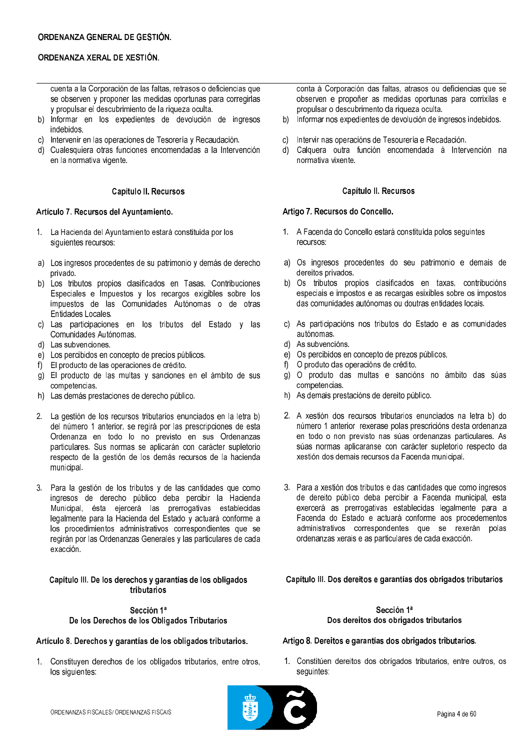cuenta a la Corporación de las faltas, retrasos o deficiencias que se observen y proponer las medidas oportunas para corregirlas y propulsar el descubrimiento de la riqueza oculta.

b) Informar en los expedientes de devolución de ingresos indebidos.
c) Intervenir en las operaciones de Tesorería y Recaudación.
d) Cualesquiera otras funciones encomendadas a la Intervención en la normativa vigente.

### Capítulo II. Recursos

#### Artículo 7. Recursos del Ayuntamiento.

1. La Hacienda del Ayuntamiento estará constituida por los siguientes recursos:

a) Los ingresos procedentes de su patrimonio y demás de derecho privado.
b) Los tributos propios clasificados en Tasas, Contribuciones Especiales e Impuestos y los recargos exigibles sobre los impuestos de las Comunidades Autónomas o de otras Entidades Locales.
c) Las participaciones en los tributos del Estado y las Comunidades Autónomas.
d) Las subvenciones.
e) Los percibidos en concepto de precios públicos.
f) El producto de las operaciones de crédito.
g) El producto de las multas y sanciones en el ámbito de sus competencias.
h) Las demás prestaciones de derecho público.

2. La gestión de los recursos tributarios enunciados en la letra b) del número 1 anterior, se regirá por las prescripciones de esta Ordenanza en todo lo no previsto en sus Ordenanzas particulares. Sus normas se aplicarán con carácter supletorio respecto de la gestión de los demás recursos de la hacienda municipal.

3. Para la gestión de los tributos y de las cantidades que como ingresos de derecho público deba percibir la Hacienda Municipal, ésta ejercerá las prerrogativas establecidas legalmente para la Hacienda del Estado y actuará conforme a los procedimientos administrativos correspondientes que se regirán por las Ordenanzas Generales y las particulares de cada exacción.

### Capítulo III. De los derechos y garantías de los obligados tributarios

#### Sección 1ª
#### De los Derechos de los Obligados Tributarios

#### Artículo 8. Derechos y garantías de los obligados tributarios.

1. Constituyen derechos de los obligados tributarios, entre otros, los siguientes:

---

conta á Corporación das faltas, atrasos ou deficiencias que se observen e propoñer as medidas oportunas para corrixilas e propulsar o descubrimento da riqueza oculta.

b) Informar nos expedientes de devolución de ingresos indebidos.
c) Intervir nas operacións de Tesourería e Recadación.
d) Calquera outra función encomendada á Intervención na normativa vixente.

### Capítulo II. Recursos

#### Artigo 7. Recursos do Concello.

1. A Facenda do Concello estará constituída polos seguintes recursos:

a) Os ingresos procedentes do seu patrimonio e demais de dereitos privados.
b) Os tributos propios clasificados en taxas, contribucións especiais e impostos e as recargas esixibles sobre os impostos das comunidades autónomas ou doutras entidades locais.
c) As participacións nos tributos do Estado e as comunidades autónomas.
d) As subvencións.
e) Os percibidos en concepto de prezos públicos.
f) O produto das operacións de crédito.
g) O produto das multas e sancións no ámbito das súas competencias.
h) As demais prestacións de dereito público.

2. A xestión dos recursos tributarios enunciados na letra b) do número 1 anterior rexerase polas prescricións desta ordenanza en todo o non previsto nas súas ordenanzas particulares. As súas normas aplicaranse con carácter supletorio respecto da xestión dos demais recursos da Facenda municipal.

3. Para a xestión dos tributos e das cantidades que como ingresos de dereito público deba percibir a Facenda municipal, esta exercerá as prerrogativas establecidas legalmente para a Facenda do Estado e actuará conforme aos procedementos administrativos correspondentes que se rexerán polas ordenanzas xerais e as particulares de cada exacción.

### Capítulo III. Dos dereitos e garantías dos obrigados tributarios

#### Sección 1ª
#### Dos dereitos dos obrigados tributarios

#### Artigo 8. Dereitos e garantías dos obrigados tributarios.

1. Constitúen dereitos dos obrigados tributarios, entre outros, os seguintes: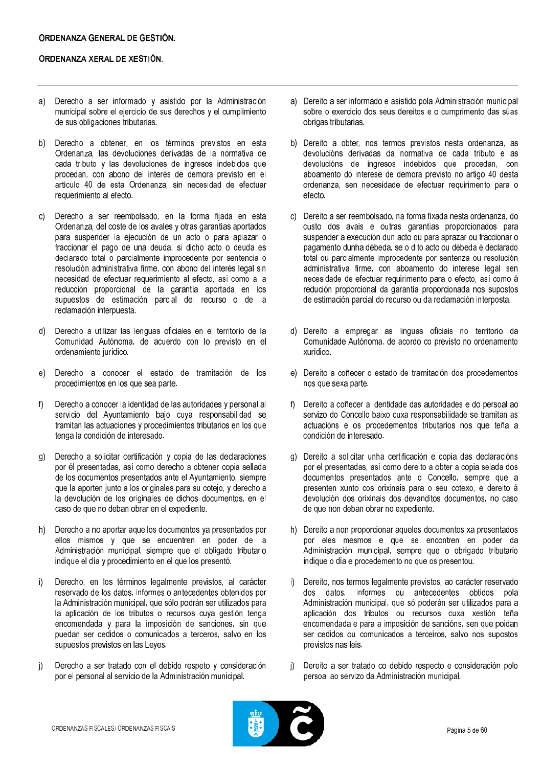a) Derecho a ser informado y asistido por la Administración municipal sobre el ejercicio de sus derechos y el cumplimiento de sus obligaciones tributarias.

b) Derecho a obtener, en los términos previstos en esta Ordenanza, las devoluciones derivadas de la normativa de cada tributo y las devoluciones de ingresos indebidos que procedan, con abono del interés de demora previsto en el artículo 40 de esta Ordenanza, sin necesidad de efectuar requerimiento al efecto.

c) Derecho a ser reembolsado, en la forma fijada en esta Ordenanza, del coste de los avales y otras garantías aportados para suspender la ejecución de un acto o para aplazar o fraccionar el pago de una deuda, si dicho acto o deuda es declarado total o parcialmente improcedente por sentencia o resolución administrativa firme, con abono del interés legal sin necesidad de efectuar requerimiento al efecto, así como a la reducción proporcional de la garantía aportada en los supuestos de estimación parcial del recurso o de la reclamación interpuesta.

d) Derecho a utilizar las lenguas oficiales en el territorio de la Comunidad Autónoma, de acuerdo con lo previsto en el ordenamiento jurídico.

e) Derecho a conocer el estado de tramitación de los procedimientos en los que sea parte.

f) Derecho a conocer la identidad de las autoridades y personal al servicio del Ayuntamiento bajo cuya responsabilidad se tramitan las actuaciones y procedimientos tributarios en los que tenga la condición de interesado.

g) Derecho a solicitar certificación y copia de las declaraciones por él presentadas, así como derecho a obtener copia sellada de los documentos presentados ante el Ayuntamiento, siempre que la aporten junto a los originales para su cotejo, y derecho a la devolución de los originales de dichos documentos, en el caso de que no deban obrar en el expediente.

h) Derecho a no aportar aquellos documentos ya presentados por ellos mismos y que se encuentren en poder de la Administración municipal, siempre que el obligado tributario indique el día y procedimiento en el que los presentó.

i) Derecho, en los términos legalmente previstos, al carácter reservado de los datos, informes o antecedentes obtenidos por la Administración municipal, que sólo podrán ser utilizados para la aplicación de los tributos o recursos cuya gestión tenga encomendada y para la imposición de sanciones, sin que puedan ser cedidos o comunicados a terceros, salvo en los supuestos previstos en las Leyes.

j) Derecho a ser tratado con el debido respeto y consideración por el personal al servicio de la Administración municipal.

a) Dereito a ser informado e asistido pola Administración municipal sobre o exercicio dos seus dereitos e o cumprimento das súas obrigas tributarias.

b) Dereito a obter, nos termos previstos nesta ordenanza, as devolucións derivadas da normativa de cada tributo e as devolucións de ingresos indebidos que procedan, con aboamento do interese de demora previsto no artigo 40 desta ordenanza, sen necesidade de efectuar requirimento para o efecto.

c) Dereito a ser reembolsado, na forma fixada nesta ordenanza, do custo dos avais e outras garantías proporcionados para suspender a execución dun acto ou para aprazar ou fraccionar o pagamento dunha débeda, se o dito acto ou débeda é declarado total ou parcialmente improcedente por sentenza ou resolución administrativa firme, con aboamento do interese legal sen necesidade de efectuar requirimento para o efecto, así como á redución proporcional da garantía proporcionada nos supostos de estimación parcial do recurso ou da reclamación interposta.

d) Dereito a empregar as linguas oficiais no territorio da Comunidade Autónoma, de acordo co previsto no ordenamento xurídico.

e) Dereito a coñecer o estado de tramitación dos procedementos nos que sexa parte.

f) Dereito a coñecer a identidade das autoridades e do persoal ao servizo do Concello baixo cuxa responsabilidade se tramitan as actuacións e os procedementos tributarios nos que teña a condición de interesado.

g) Dereito a solicitar unha certificación e copia das declaracións por el presentadas, así como dereito a obter a copia selada dos documentos presentados ante o Concello, sempre que a presenten xunto cos orixinais para o seu cotexo, e dereito á devolución dos orixinais dos devanditos documentos, no caso de que non deban obrar no expediente.

h) Dereito a non proporcionar aqueles documentos xa presentados por eles mesmos e que se encontren en poder da Administración municipal, sempre que o obrigado tributario indique o día e procedemento no que os presentou.

i) Dereito, nos termos legalmente previstos, ao carácter reservado dos datos, informes ou antecedentes obtidos pola Administración municipal, que só poderán ser utilizados para a aplicación dos tributos ou recursos cuxa xestión teña encomendada e para a imposición de sancións, sen que poidan ser cedidos ou comunicados a terceiros, salvo nos supostos previstos nas leis.

j) Dereito a ser tratado co debido respecto e consideración polo persoal ao servizo da Administración municipal.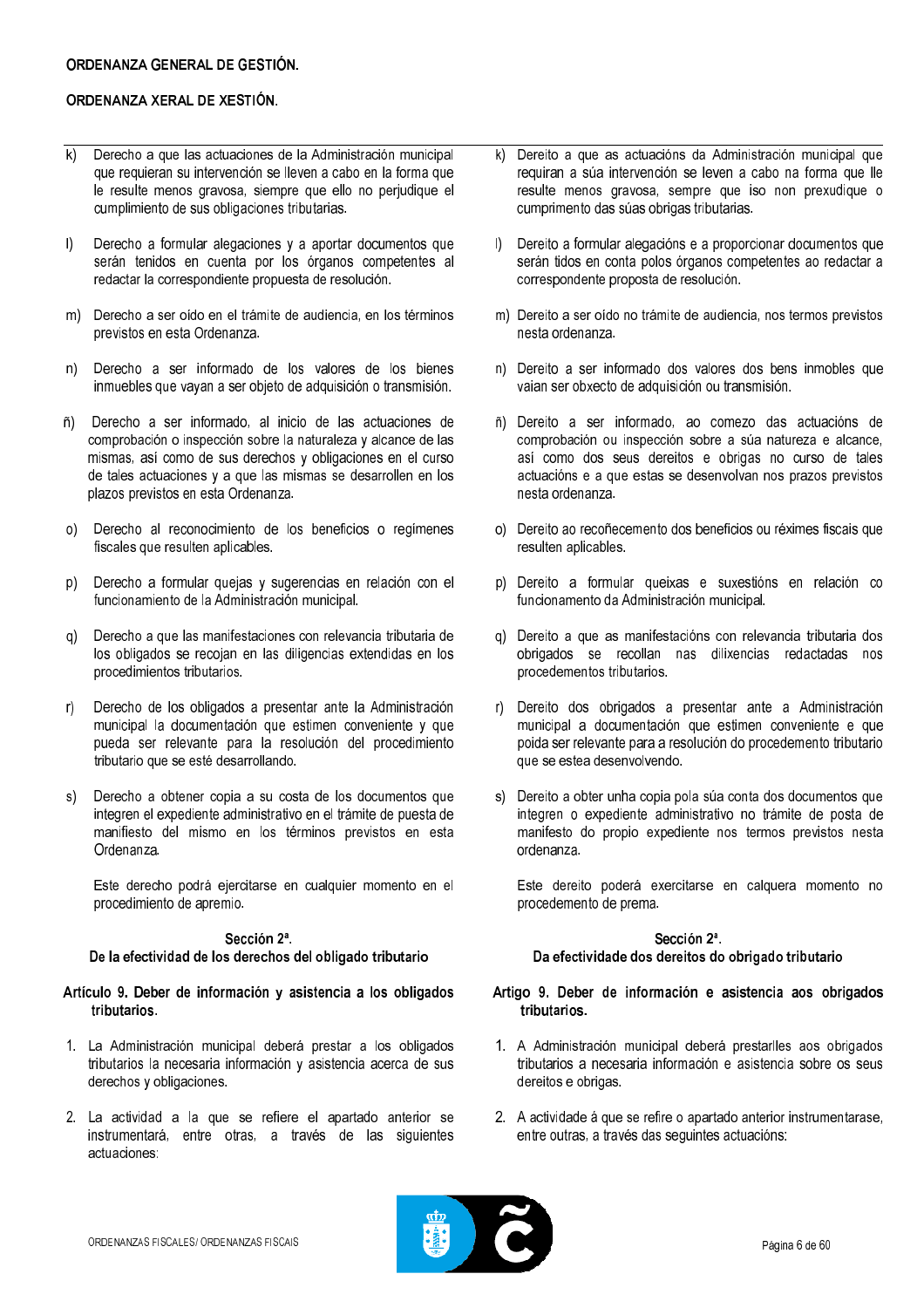k) Derecho a que las actuaciones de la Administración municipal que requieran su intervención se lleven a cabo en la forma que le resulte menos gravosa, siempre que ello no perjudique el cumplimiento de sus obligaciones tributarias.

l) Derecho a formular alegaciones y a aportar documentos que serán tenidos en cuenta por los órganos competentes al redactar la correspondiente propuesta de resolución.

m) Derecho a ser oído en el trámite de audiencia, en los términos previstos en esta Ordenanza.

n) Derecho a ser informado de los valores de los bienes inmuebles que vayan a ser objeto de adquisición o transmisión.

ñ) Derecho a ser informado, al inicio de las actuaciones de comprobación o inspección sobre la naturaleza y alcance de las mismas, así como de sus derechos y obligaciones en el curso de tales actuaciones y a que las mismas se desarrollen en los plazos previstos en esta Ordenanza.

o) Derecho al reconocimiento de los beneficios o regímenes fiscales que resulten aplicables.

p) Derecho a formular quejas y sugerencias en relación con el funcionamiento de la Administración municipal.

q) Derecho a que las manifestaciones con relevancia tributaria de los obligados se recojan en las diligencias extendidas en los procedimientos tributarios.

r) Derecho de los obligados a presentar ante la Administración municipal la documentación que estimen conveniente y que pueda ser relevante para la resolución del procedimiento tributario que se esté desarrollando.

s) Derecho a obtener copia a su costa de los documentos que integren el expediente administrativo en el trámite de puesta de manifiesto del mismo en los términos previstos en esta Ordenanza.

Este derecho podrá ejercitarse en cualquier momento en el procedimiento de apremio.

### Sección 2ª. De la efectividad de los derechos del obligado tributario

**Artículo 9. Deber de información y asistencia a los obligados tributarios.**

1. La Administración municipal deberá prestar a los obligados tributarios la necesaria información y asistencia acerca de sus derechos y obligaciones.

2. La actividad a la que se refiere el apartado anterior se instrumentará, entre otras, a través de las siguientes actuaciones:

---

k) Dereito a que as actuacións da Administración municipal que requiran a súa intervención se leven a cabo na forma que lle resulte menos gravosa, sempre que iso non prexudique o cumprimento das súas obrigas tributarias.

l) Dereito a formular alegacións e a proporcionar documentos que serán tidos en conta polos órganos competentes ao redactar a correspondente proposta de resolución.

m) Dereito a ser oído no trámite de audiencia, nos termos previstos nesta ordenanza.

n) Dereito a ser informado dos valores dos bens inmobles que vaian ser obxecto de adquisición ou transmisión.

ñ) Dereito a ser informado, ao comezo das actuacións de comprobación ou inspección sobre a súa natureza e alcance, así como dos seus dereitos e obrigas no curso de tales actuacións e a que estas se desenvolvan nos prazos previstos nesta ordenanza.

o) Dereito ao recoñecemento dos beneficios ou réximes fiscais que resulten aplicables.

p) Dereito a formular queixas e suxestións en relación co funcionamento da Administración municipal.

q) Dereito a que as manifestacións con relevancia tributaria dos obrigados se recollan nas dilixencias redactadas nos procedementos tributarios.

r) Dereito dos obrigados a presentar ante a Administración municipal a documentación que estimen conveniente e que poida ser relevante para a resolución do procedemento tributario que se estea desenvolvendo.

s) Dereito a obter unha copia pola súa conta dos documentos que integren o expediente administrativo no trámite de posta de manifesto do propio expediente nos termos previstos nesta ordenanza.

Este dereito poderá exercitarse en calquera momento no procedemento de prema.

### Sección 2ª. Da efectividade dos dereitos do obrigado tributario

**Artigo 9. Deber de información e asistencia aos obrigados tributarios.**

1. A Administración municipal deberá prestarlles aos obrigados tributarios a necesaria información e asistencia sobre os seus dereitos e obrigas.

2. A actividade á que se refire o apartado anterior instrumentarase, entre outras, a través das seguintes actuacións: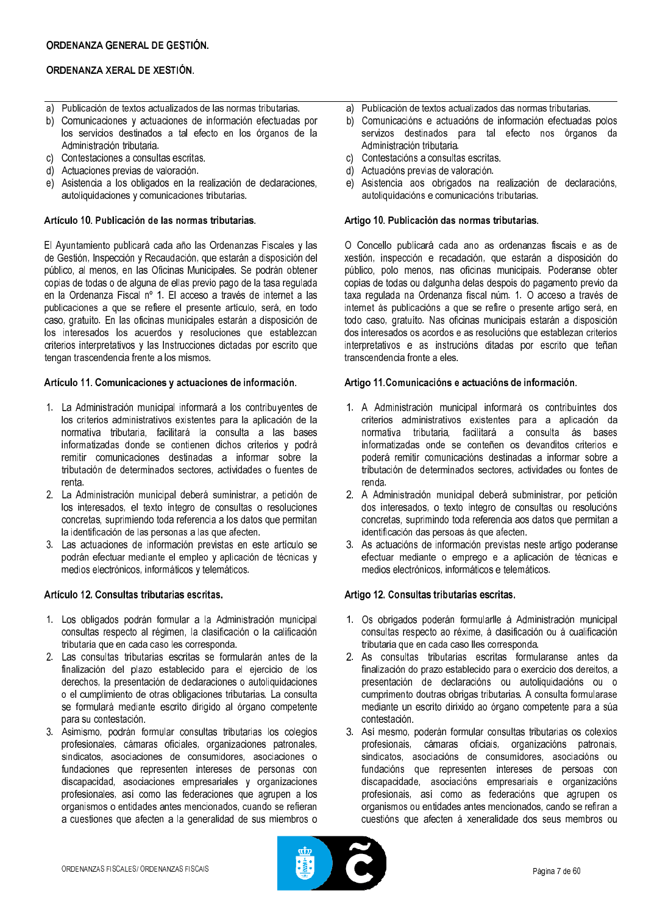a) Publicación de textos actualizados de las normas tributarias.
b) Comunicaciones y actuaciones de información efectuadas por los servicios destinados a tal efecto en los órganos de la Administración tributaria.
c) Contestaciones a consultas escritas.
d) Actuaciones previas de valoración.
e) Asistencia a los obligados en la realización de declaraciones, autoliquidaciones y comunicaciones tributarias.

### Artículo 10. Publicación de las normas tributarias.

El Ayuntamiento publicará cada año las Ordenanzas Fiscales y las de Gestión, Inspección y Recaudación, que estarán a disposición del público, al menos, en las Oficinas Municipales. Se podrán obtener copias de todas o de alguna de ellas previo pago de la tasa regulada en la Ordenanza Fiscal nº 1. El acceso a través de internet a las publicaciones a que se refiere el presente artículo, será, en todo caso, gratuito. En las oficinas municipales estarán a disposición de los interesados los acuerdos y resoluciones que establezcan criterios interpretativos y las Instrucciones dictadas por escrito que tengan trascendencia frente a los mismos.

### Artículo 11. Comunicaciones y actuaciones de información.

1. La Administración municipal informará a los contribuyentes de los criterios administrativos existentes para la aplicación de la normativa tributaria, facilitará la consulta a las bases informatizadas donde se contienen dichos criterios y podrá remitir comunicaciones destinadas a informar sobre la tributación de determinados sectores, actividades o fuentes de renta.
2. La Administración municipal deberá suministrar, a petición de los interesados, el texto íntegro de consultas o resoluciones concretas, suprimiendo toda referencia a los datos que permitan la identificación de las personas a las que afecten.
3. Las actuaciones de información previstas en este artículo se podrán efectuar mediante el empleo y aplicación de técnicas y medios electrónicos, informáticos y telemáticos.

### Artículo 12. Consultas tributarias escritas.

1. Los obligados podrán formular a la Administración municipal consultas respecto al régimen, la clasificación o la calificación tributaria que en cada caso les corresponda.
2. Las consultas tributarias escritas se formularán antes de la finalización del plazo establecido para el ejercicio de los derechos, la presentación de declaraciones o autoliquidaciones o el cumplimiento de otras obligaciones tributarias. La consulta se formulará mediante escrito dirigido al órgano competente para su contestación.
3. Asimismo, podrán formular consultas tributarias los colegios profesionales, cámaras oficiales, organizaciones patronales, sindicatos, asociaciones de consumidores, asociaciones o fundaciones que representen intereses de personas con discapacidad, asociaciones empresariales y organizaciones profesionales, así como las federaciones que agrupen a los organismos o entidades antes mencionados, cuando se refieran a cuestiones que afecten a la generalidad de sus miembros o

---

a) Publicación de textos actualizados das normas tributarias.
b) Comunicacións e actuacións de información efectuadas polos servizos destinados para tal efecto nos órganos da Administración tributaria.
c) Contestacións a consultas escritas.
d) Actuacións previas de valoración.
e) Asistencia aos obrigados na realización de declaracións, autoliquidacións e comunicacións tributarias.

### Artigo 10. Publicación das normas tributarias.

O Concello publicará cada ano as ordenanzas fiscais e as de xestión, inspección e recadación, que estarán a disposición do público, polo menos, nas oficinas municipais. Poderanse obter copias de todas ou dalgunha delas despois do pagamento previo da taxa regulada na Ordenanza fiscal núm. 1. O acceso a través de internet ás publicacións a que se refire o presente artigo será, en todo caso, gratuíto. Nas oficinas municipais estarán a disposición dos interesados os acordos e as resolucións que establezan criterios interpretativos e as instrucións ditadas por escrito que teñan transcendencia fronte a eles.

### Artigo 11.Comunicacións e actuacións de información.

1. A Administración municipal informará os contribuíntes dos criterios administrativos existentes para a aplicación da normativa tributaria, facilitará a consulta ás bases informatizadas onde se conteñen os devanditos criterios e poderá remitir comunicacións destinadas a informar sobre a tributación de determinados sectores, actividades ou fontes de renda.
2. A Administración municipal deberá subministrar, por petición dos interesados, o texto íntegro de consultas ou resolucións concretas, suprimindo toda referencia aos datos que permitan a identificación das persoas ás que afecten.
3. As actuacións de información previstas neste artigo poderanse efectuar mediante o emprego e a aplicación de técnicas e medios electrónicos, informáticos e telemáticos.

### Artigo 12. Consultas tributarias escritas.

1. Os obrigados poderán formularlle á Administración municipal consultas respecto ao réxime, á clasificación ou á cualificación tributaria que en cada caso lles corresponda.
2. As consultas tributarias escritas formularanse antes da finalización do prazo establecido para o exercicio dos dereitos, a presentación de declaracións ou autoliquidacións ou o cumprimento doutras obrigas tributarias. A consulta formularase mediante un escrito dirixido ao órgano competente para a súa contestación.
3. Así mesmo, poderán formular consultas tributarias os colexios profesionais, cámaras oficiais, organizacións patronais, sindicatos, asociacións de consumidores, asociacións ou fundacións que representen intereses de persoas con discapacidade, asociacións empresariais e organizacións profesionais, así como as federacións que agrupen os organismos ou entidades antes mencionados, cando se refiran a cuestións que afecten á xeneralidade dos seus membros ou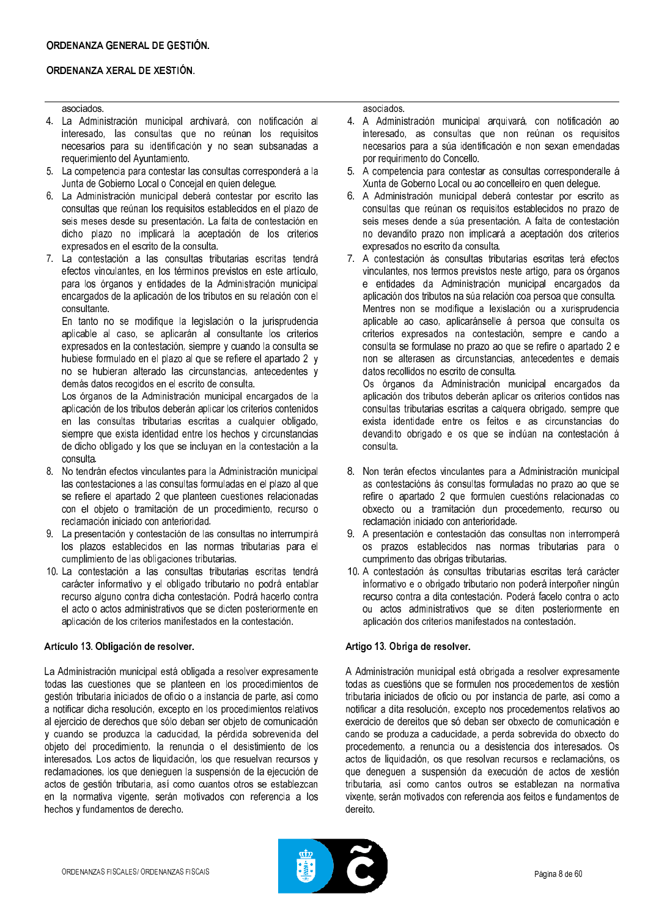asociados.

4. La Administración municipal archivará, con notificación al interesado, las consultas que no reúnan los requisitos necesarios para su identificación y no sean subsanadas a requerimiento del Ayuntamiento.
5. La competencia para contestar las consultas corresponderá a la Junta de Gobierno Local o Concejal en quien delegue.
6. La Administración municipal deberá contestar por escrito las consultas que reúnan los requisitos establecidos en el plazo de seis meses desde su presentación. La falta de contestación en dicho plazo no implicará la aceptación de los criterios expresados en el escrito de la consulta.
7. La contestación a las consultas tributarias escritas tendrá efectos vinculantes, en los términos previstos en este artículo, para los órganos y entidades de la Administración municipal encargados de la aplicación de los tributos en su relación con el consultante.

   En tanto no se modifique la legislación o la jurisprudencia aplicable al caso, se aplicarán al consultante los criterios expresados en la contestación, siempre y cuando la consulta se hubiese formulado en el plazo al que se refiere el apartado 2 y no se hubieran alterado las circunstancias, antecedentes y demás datos recogidos en el escrito de consulta.

   Los órganos de la Administración municipal encargados de la aplicación de los tributos deberán aplicar los criterios contenidos en las consultas tributarias escritas a cualquier obligado, siempre que exista identidad entre los hechos y circunstancias de dicho obligado y los que se incluyan en la contestación a la consulta.
8. No tendrán efectos vinculantes para la Administración municipal las contestaciones a las consultas formuladas en el plazo al que se refiere el apartado 2 que planteen cuestiones relacionadas con el objeto o tramitación de un procedimiento, recurso o reclamación iniciado con anterioridad.
9. La presentación y contestación de las consultas no interrumpirá los plazos establecidos en las normas tributarias para el cumplimiento de las obligaciones tributarias.
10. La contestación a las consultas tributarias escritas tendrá carácter informativo y el obligado tributario no podrá entablar recurso alguno contra dicha contestación. Podrá hacerlo contra el acto o actos administrativos que se dicten posteriormente en aplicación de los criterios manifestados en la contestación.

### Artículo 13. Obligación de resolver.

La Administración municipal está obligada a resolver expresamente todas las cuestiones que se planteen en los procedimientos de gestión tributaria iniciados de oficio o a instancia de parte, así como a notificar dicha resolución, excepto en los procedimientos relativos al ejercicio de derechos que sólo deban ser objeto de comunicación y cuando se produzca la caducidad, la pérdida sobrevenida del objeto del procedimiento, la renuncia o el desistimiento de los interesados. Los actos de liquidación, los que resuelvan recursos y reclamaciones, los que denieguen la suspensión de la ejecución de actos de gestión tributaria, así como cuantos otros se establezcan en la normativa vigente, serán motivados con referencia a los hechos y fundamentos de derecho.

asociados.

4. A Administración municipal arquivará, con notificación ao interesado, as consultas que non reúnan os requisitos necesarios para a súa identificación e non sexan emendadas por requirimento do Concello.
5. A competencia para contestar as consultas corresponderalle á Xunta de Goberno Local ou ao concelleiro en quen delegue.
6. A Administración municipal deberá contestar por escrito as consultas que reúnan os requisitos establecidos no prazo de seis meses dende a súa presentación. A falta de contestación no devandito prazo non implicará a aceptación dos criterios expresados no escrito da consulta.
7. A contestación ás consultas tributarias escritas terá efectos vinculantes, nos termos previstos neste artigo, para os órganos e entidades da Administración municipal encargados da aplicación dos tributos na súa relación coa persoa que consulta.

   Mentres non se modifique a lexislación ou a xurisprudencia aplicable ao caso, aplicaránselle á persoa que consulta os criterios expresados na contestación, sempre e cando a consulta se formulase no prazo ao que se refire o apartado 2 e non se alterasen as circunstancias, antecedentes e demais datos recollidos no escrito de consulta.

   Os órganos da Administración municipal encargados da aplicación dos tributos deberán aplicar os criterios contidos nas consultas tributarias escritas a calquera obrigado, sempre que exista identidade entre os feitos e as circunstancias do devandito obrigado e os que se inclúan na contestación á consulta.
8. Non terán efectos vinculantes para a Administración municipal as contestacións ás consultas formuladas no prazo ao que se refire o apartado 2 que formulen cuestións relacionadas co obxecto ou a tramitación dun procedemento, recurso ou reclamación iniciado con anterioridade.
9. A presentación e contestación das consultas non interromperá os prazos establecidos nas normas tributarias para o cumprimento das obrigas tributarias.
10. A contestación ás consultas tributarias escritas terá carácter informativo e o obrigado tributario non poderá interpoñer ningún recurso contra a dita contestación. Poderá facelo contra o acto ou actos administrativos que se diten posteriormente en aplicación dos criterios manifestados na contestación.

### Artigo 13. Obriga de resolver.

A Administración municipal está obrigada a resolver expresamente todas as cuestións que se formulen nos procedementos de xestión tributaria iniciados de oficio ou por instancia de parte, así como a notificar a dita resolución, excepto nos procedementos relativos ao exercicio de dereitos que só deban ser obxecto de comunicación e cando se produza a caducidade, a perda sobrevida do obxecto do procedemento, a renuncia ou a desistencia dos interesados. Os actos de liquidación, os que resolvan recursos e reclamacións, os que deneguen a suspensión da execución de actos de xestión tributaria, así como cantos outros se establezan na normativa vixente, serán motivados con referencia aos feitos e fundamentos de dereito.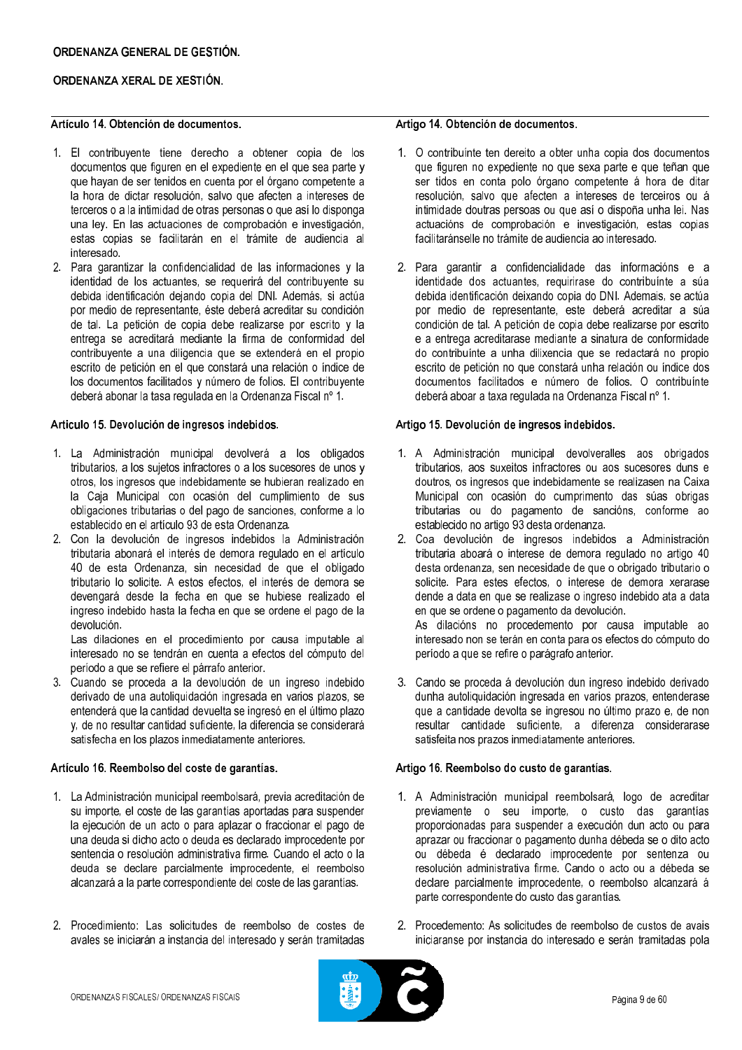ORDENANZA GENERAL DE GESTIÓN.

ORDENANZA XERAL DE XESTIÓN.

### Artículo 14. Obtención de documentos.

1. El contribuyente tiene derecho a obtener copia de los documentos que figuren en el expediente en el que sea parte y que hayan de ser tenidos en cuenta por el órgano competente a la hora de dictar resolución, salvo que afecten a intereses de terceros o a la intimidad de otras personas o que así lo disponga una ley. En las actuaciones de comprobación e investigación, estas copias se facilitarán en el trámite de audiencia al interesado.
2. Para garantizar la confidencialidad de las informaciones y la identidad de los actuantes, se requerirá del contribuyente su debida identificación dejando copia del DNI. Además, si actúa por medio de representante, éste deberá acreditar su condición de tal. La petición de copia debe realizarse por escrito y la entrega se acreditará mediante la firma de conformidad del contribuyente a una diligencia que se extenderá en el propio escrito de petición en el que constará una relación o índice de los documentos facilitados y número de folios. El contribuyente deberá abonar la tasa regulada en la Ordenanza Fiscal nº 1.

### Articulo 15. Devolución de ingresos indebidos.

1. La Administración municipal devolverá a los obligados tributarios, a los sujetos infractores o a los sucesores de unos y otros, los ingresos que indebidamente se hubieran realizado en la Caja Municipal con ocasión del cumplimiento de sus obligaciones tributarias o del pago de sanciones, conforme a lo establecido en el artículo 93 de esta Ordenanza.
2. Con la devolución de ingresos indebidos la Administración tributaria abonará el interés de demora regulado en el artículo 40 de esta Ordenanza, sin necesidad de que el obligado tributario lo solicite. A estos efectos, el interés de demora se devengará desde la fecha en que se hubiese realizado el ingreso indebido hasta la fecha en que se ordene el pago de la devolución.
   Las dilaciones en el procedimiento por causa imputable al interesado no se tendrán en cuenta a efectos del cómputo del período a que se refiere el párrafo anterior.
3. Cuando se proceda a la devolución de un ingreso indebido derivado de una autoliquidación ingresada en varios plazos, se entenderá que la cantidad devuelta se ingresó en el último plazo y, de no resultar cantidad suficiente, la diferencia se considerará satisfecha en los plazos inmediatamente anteriores.

### Artículo 16. Reembolso del coste de garantías.

1. La Administración municipal reembolsará, previa acreditación de su importe, el coste de las garantías aportadas para suspender la ejecución de un acto o para aplazar o fraccionar el pago de una deuda si dicho acto o deuda es declarado improcedente por sentencia o resolución administrativa firme. Cuando el acto o la deuda se declare parcialmente improcedente, el reembolso alcanzará a la parte correspondiente del coste de las garantías.
2. Procedimiento: Las solicitudes de reembolso de costes de avales se iniciarán a instancia del interesado y serán tramitadas

### Artigo 14. Obtención de documentos.

1. O contribuínte ten dereito a obter unha copia dos documentos que figuren no expediente no que sexa parte e que teñan que ser tidos en conta polo órgano competente á hora de ditar resolución, salvo que afecten a intereses de terceiros ou á intimidade doutras persoas ou que así o dispoña unha lei. Nas actuacións de comprobación e investigación, estas copias facilitaránselle no trámite de audiencia ao interesado.
2. Para garantir a confidencialidade das informacións e a identidade dos actuantes, requirirase do contribuínte a súa debida identificación deixando copia do DNI. Ademais, se actúa por medio de representante, este deberá acreditar a súa condición de tal. A petición de copia debe realizarse por escrito e a entrega acreditarase mediante a sinatura de conformidade do contribuínte a unha dilixencia que se redactará no propio escrito de petición no que constará unha relación ou índice dos documentos facilitados e número de folios. O contribuínte deberá aboar a taxa regulada na Ordenanza Fiscal nº 1.

### Artigo 15. Devolución de ingresos indebidos.

1. A Administración municipal devolveralles aos obrigados tributarios, aos suxeitos infractores ou aos sucesores duns e doutros, os ingresos que indebidamente se realizasen na Caixa Municipal con ocasión do cumprimento das súas obrigas tributarias ou do pagamento de sancións, conforme ao establecido no artigo 93 desta ordenanza.
2. Coa devolución de ingresos indebidos a Administración tributaria aboará o interese de demora regulado no artigo 40 desta ordenanza, sen necesidade de que o obrigado tributario o solicite. Para estes efectos, o interese de demora xerarase dende a data en que se realizase o ingreso indebido ata a data en que se ordene o pagamento da devolución.
   As dilacións no procedemento por causa imputable ao interesado non se terán en conta para os efectos do cómputo do período a que se refire o parágrafo anterior.
3. Cando se proceda á devolución dun ingreso indebido derivado dunha autoliquidación ingresada en varios prazos, entenderase que a cantidade devolta se ingresou no último prazo e, de non resultar cantidade suficiente, a diferenza considerarase satisfeita nos prazos inmediatamente anteriores.

### Artigo 16. Reembolso do custo de garantías.

1. A Administración municipal reembolsará, logo de acreditar previamente o seu importe, o custo das garantías proporcionadas para suspender a execución dun acto ou para aprazar ou fraccionar o pagamento dunha débeda se o dito acto ou débeda é declarado improcedente por sentenza ou resolución administrativa firme. Cando o acto ou a débeda se declare parcialmente improcedente, o reembolso alcanzará á parte correspondente do custo das garantías.
2. Procedemento: As solicitudes de reembolso de custos de avais iniciaranse por instancia do interesado e serán tramitadas pola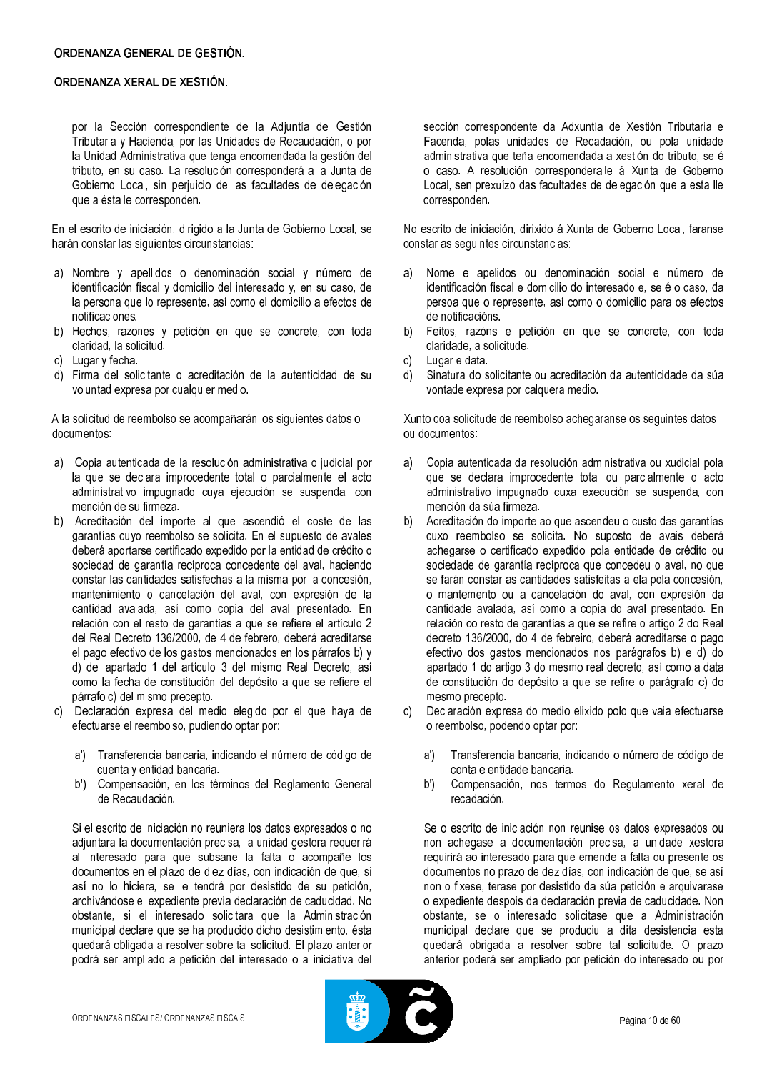por la Sección correspondiente de la Adjuntía de Gestión Tributaria y Hacienda, por las Unidades de Recaudación, o por la Unidad Administrativa que tenga encomendada la gestión del tributo, en su caso. La resolución corresponderá a la Junta de Gobierno Local, sin perjuicio de las facultades de delegación que a ésta le corresponden.

En el escrito de iniciación, dirigido a la Junta de Gobierno Local, se harán constar las siguientes circunstancias:

a) Nombre y apellidos o denominación social y número de identificación fiscal y domicilio del interesado y, en su caso, de la persona que lo represente, así como el domicilio a efectos de notificaciones.
b) Hechos, razones y petición en que se concrete, con toda claridad, la solicitud.
c) Lugar y fecha.
d) Firma del solicitante o acreditación de la autenticidad de su voluntad expresa por cualquier medio.

A la solicitud de reembolso se acompañarán los siguientes datos o documentos:

a) Copia autenticada de la resolución administrativa o judicial por la que se declara improcedente total o parcialmente el acto administrativo impugnado cuya ejecución se suspenda, con mención de su firmeza.
b) Acreditación del importe al que ascendió el coste de las garantías cuyo reembolso se solicita. En el supuesto de avales deberá aportarse certificado expedido por la entidad de crédito o sociedad de garantía recíproca concedente del aval, haciendo constar las cantidades satisfechas a la misma por la concesión, mantenimiento o cancelación del aval, con expresión de la cantidad avalada, así como copia del aval presentado. En relación con el resto de garantías a que se refiere el artículo 2 del Real Decreto 136/2000, de 4 de febrero, deberá acreditarse el pago efectivo de los gastos mencionados en los párrafos b) y d) del apartado 1 del artículo 3 del mismo Real Decreto, así como la fecha de constitución del depósito a que se refiere el párrafo c) del mismo precepto.
c) Declaración expresa del medio elegido por el que haya de efectuarse el reembolso, pudiendo optar por:
   - a') Transferencia bancaria, indicando el número de código de cuenta y entidad bancaria.
   - b') Compensación, en los términos del Reglamento General de Recaudación.

Si el escrito de iniciación no reuniera los datos expresados o no adjuntara la documentación precisa, la unidad gestora requerirá al interesado para que subsane la falta o acompañe los documentos en el plazo de diez días, con indicación de que, si así no lo hiciera, se le tendrá por desistido de su petición, archivándose el expediente previa declaración de caducidad. No obstante, si el interesado solicitara que la Administración municipal declare que se ha producido dicho desistimiento, ésta quedará obligada a resolver sobre tal solicitud. El plazo anterior podrá ser ampliado a petición del interesado o a iniciativa del

sección correspondente da Adxuntía de Xestión Tributaria e Facenda, polas unidades de Recadación, ou pola unidade administrativa que teña encomendada a xestión do tributo, se é o caso. A resolución corresponderalle á Xunta de Goberno Local, sen prexuízo das facultades de delegación que a esta lle corresponden.

No escrito de iniciación, dirixido á Xunta de Goberno Local, faranse constar as seguintes circunstancias:

a) Nome e apelidos ou denominación social e número de identificación fiscal e domicilio do interesado e, se é o caso, da persoa que o represente, así como o domicilio para os efectos de notificacións.
b) Feitos, razóns e petición en que se concrete, con toda claridade, a solicitude.
c) Lugar e data.
d) Sinatura do solicitante ou acreditación da autenticidade da súa vontade expresa por calquera medio.

Xunto coa solicitude de reembolso achegaranse os seguintes datos ou documentos:

a) Copia autenticada da resolución administrativa ou xudicial pola que se declara improcedente total ou parcialmente o acto administrativo impugnado cuxa execución se suspenda, con mención da súa firmeza.
b) Acreditación do importe ao que ascendeu o custo das garantías cuxo reembolso se solicita. No suposto de avais deberá achegarse o certificado expedido pola entidade de crédito ou sociedade de garantía recíproca que concedeu o aval, no que se farán constar as cantidades satisfeitas a ela pola concesión, o mantemento ou a cancelación do aval, con expresión da cantidade avalada, así como a copia do aval presentado. En relación co resto de garantías a que se refire o artigo 2 do Real decreto 136/2000, do 4 de febreiro, deberá acreditarse o pago efectivo dos gastos mencionados nos parágrafos b) e d) do apartado 1 do artigo 3 do mesmo real decreto, así como a data de constitución do depósito a que se refire o parágrafo c) do mesmo precepto.
c) Declaración expresa do medio elixido polo que vaia efectuarse o reembolso, podendo optar por:
   - a') Transferencia bancaria, indicando o número de código de conta e entidade bancaria.
   - b') Compensación, nos termos do Regulamento xeral de recadación.

Se o escrito de iniciación non reunise os datos expresados ou non achegase a documentación precisa, a unidade xestora requirirá ao interesado para que emende a falta ou presente os documentos no prazo de dez días, con indicación de que, se así non o fixese, terase por desistido da súa petición e arquivarase o expediente despois da declaración previa de caducidade. Non obstante, se o interesado solicitase que a Administración municipal declare que se produciu a dita desistencia esta quedará obrigada a resolver sobre tal solicitude. O prazo anterior poderá ser ampliado por petición do interesado ou por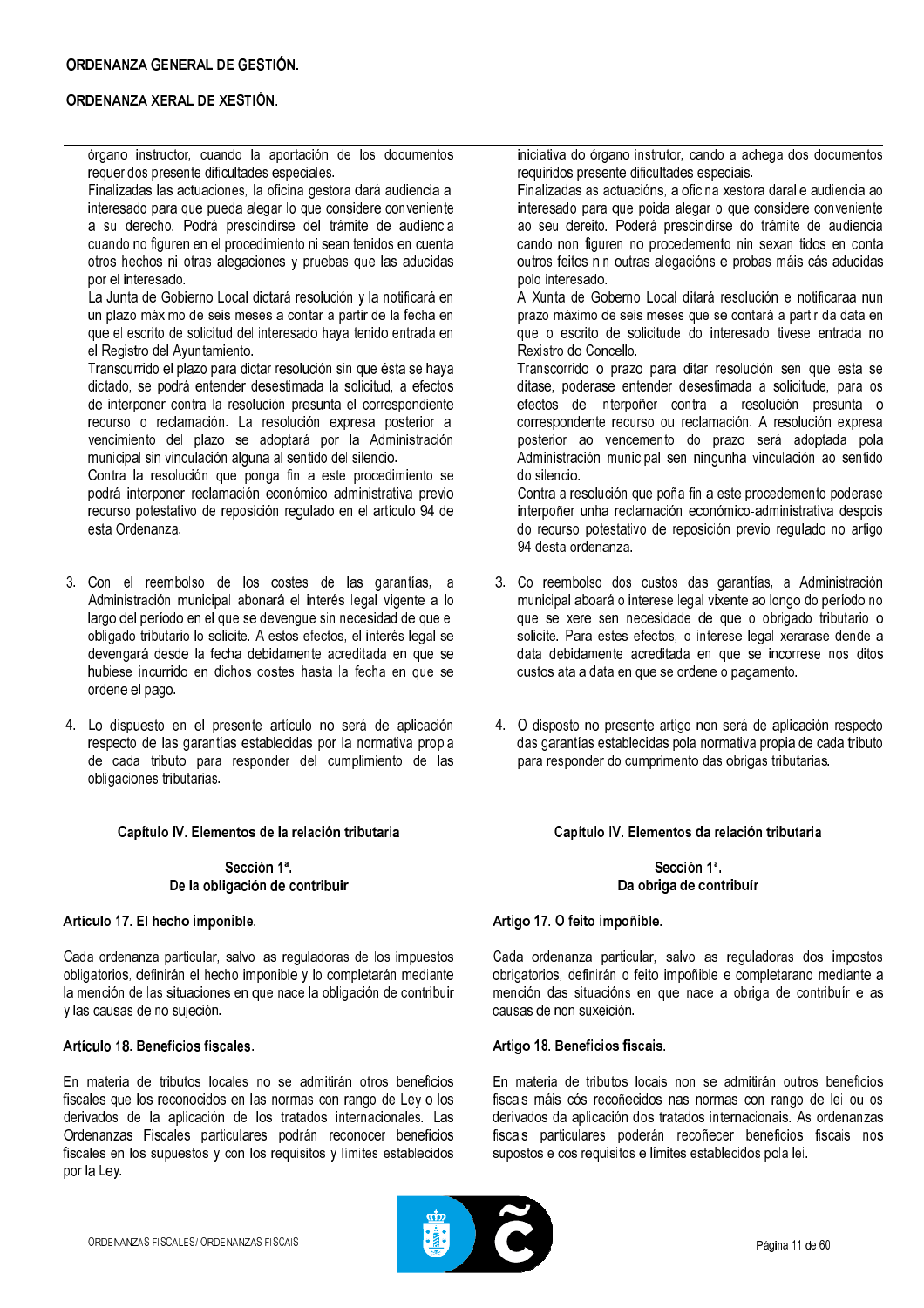órgano instructor, cuando la aportación de los documentos requeridos presente dificultades especiales.

Finalizadas las actuaciones, la oficina gestora dará audiencia al interesado para que pueda alegar lo que considere conveniente a su derecho. Podrá prescindirse del trámite de audiencia cuando no figuren en el procedimiento ni sean tenidos en cuenta otros hechos ni otras alegaciones y pruebas que las aducidas por el interesado.

La Junta de Gobierno Local dictará resolución y la notificará en un plazo máximo de seis meses a contar a partir de la fecha en que el escrito de solicitud del interesado haya tenido entrada en el Registro del Ayuntamiento.

Transcurrido el plazo para dictar resolución sin que ésta se haya dictado, se podrá entender desestimada la solicitud, a efectos de interponer contra la resolución presunta el correspondiente recurso o reclamación. La resolución expresa posterior al vencimiento del plazo se adoptará por la Administración municipal sin vinculación alguna al sentido del silencio.

Contra la resolución que ponga fin a este procedimiento se podrá interponer reclamación económico administrativa previo recurso potestativo de reposición regulado en el artículo 94 de esta Ordenanza.

3. Con el reembolso de los costes de las garantías, la Administración municipal abonará el interés legal vigente a lo largo del período en el que se devengue sin necesidad de que el obligado tributario lo solicite. A estos efectos, el interés legal se devengará desde la fecha debidamente acreditada en que se hubiese incurrido en dichos costes hasta la fecha en que se ordene el pago.

4. Lo dispuesto en el presente artículo no será de aplicación respecto de las garantías establecidas por la normativa propia de cada tributo para responder del cumplimiento de las obligaciones tributarias.

## Capítulo IV. Elementos de la relación tributaria

### Sección 1ª. De la obligación de contribuir

#### Artículo 17. El hecho imponible.

Cada ordenanza particular, salvo las reguladoras de los impuestos obligatorios, definirán el hecho imponible y lo completarán mediante la mención de las situaciones en que nace la obligación de contribuir y las causas de no sujeción.

#### Artículo 18. Beneficios fiscales.

En materia de tributos locales no se admitirán otros beneficios fiscales que los reconocidos en las normas con rango de Ley o los derivados de la aplicación de los tratados internacionales. Las Ordenanzas Fiscales particulares podrán reconocer beneficios fiscales en los supuestos y con los requisitos y límites establecidos por la Ley.

iniciativa do órgano instrutor, cando a achega dos documentos requiridos presente dificultades especiais.

Finalizadas as actuacións, a oficina xestora daralle audiencia ao interesado para que poida alegar o que considere conveniente ao seu dereito. Poderá prescindirse do trámite de audiencia cando non figuren no procedemento nin sexan tidos en conta outros feitos nin outras alegacións e probas máis cás aducidas polo interesado.

A Xunta de Goberno Local ditará resolución e notificaraa nun prazo máximo de seis meses que se contará a partir da data en que o escrito de solicitude do interesado tivese entrada no Rexistro do Concello.

Transcorrido o prazo para ditar resolución sen que esta se ditase, poderase entender desestimada a solicitude, para os efectos de interpoñer contra a resolución presunta o correspondente recurso ou reclamación. A resolución expresa posterior ao vencemento do prazo será adoptada pola Administración municipal sen ningunha vinculación ao sentido do silencio.

Contra a resolución que poña fin a este procedemento poderase interpoñer unha reclamación económico-administrativa despois do recurso potestativo de reposición previo regulado no artigo 94 desta ordenanza.

3. Co reembolso dos custos das garantías, a Administración municipal aboará o interese legal vixente ao longo do período no que se xere sen necesidade de que o obrigado tributario o solicite. Para estes efectos, o interese legal xerarase dende a data debidamente acreditada en que se incorrese nos ditos custos ata a data en que se ordene o pagamento.

4. O disposto no presente artigo non será de aplicación respecto das garantías establecidas pola normativa propia de cada tributo para responder do cumprimento das obrigas tributarias.

## Capítulo IV. Elementos da relación tributaria

### Sección 1ª. Da obriga de contribuír

#### Artigo 17. O feito impoñible.

Cada ordenanza particular, salvo as reguladoras dos impostos obrigatorios, definirán o feito impoñible e completarano mediante a mención das situacións en que nace a obriga de contribuír e as causas de non suxeición.

#### Artigo 18. Beneficios fiscais.

En materia de tributos locais non se admitirán outros beneficios fiscais máis cós recoñecidos nas normas con rango de lei ou os derivados da aplicación dos tratados internacionais. As ordenanzas fiscais particulares poderán recoñecer beneficios fiscais nos supostos e cos requisitos e límites establecidos pola lei.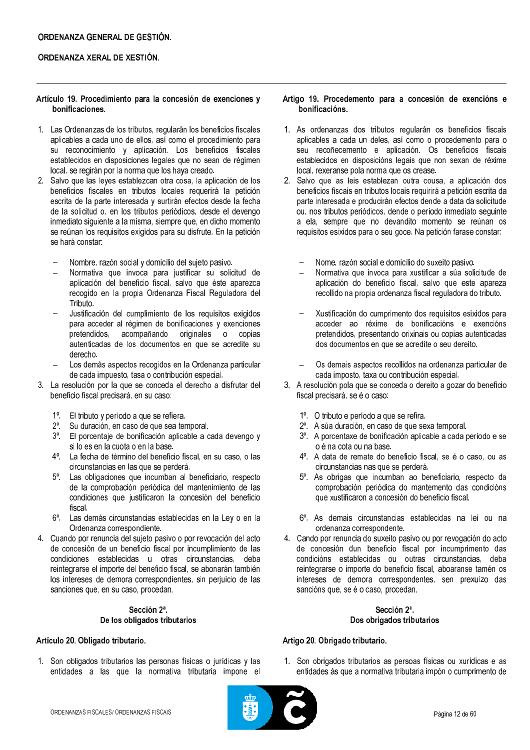ORDENANZA GENERAL DE GESTIÓN.

ORDENANZA XERAL DE XESTIÓN.

### Artículo 19. Procedimiento para la concesión de exenciones y bonificaciones.

1. Las Ordenanzas de los tributos, regularán los beneficios fiscales aplicables a cada uno de ellos, así como el procedimiento para su reconocimiento y aplicación. Los beneficios fiscales establecidos en disposiciones legales que no sean de régimen local, se regirán por la norma que los haya creado.
2. Salvo que las leyes establezcan otra cosa, la aplicación de los beneficios fiscales en tributos locales requerirá la petición escrita de la parte interesada y surtirán efectos desde la fecha de la solicitud o, en los tributos periódicos, desde el devengo inmediato siguiente a la misma, siempre que, en dicho momento se reúnan los requisitos exigidos para su disfrute. En la petición se hará constar:
   - Nombre, razón social y domicilio del sujeto pasivo.
   - Normativa que invoca para justificar su solicitud de aplicación del beneficio fiscal, salvo que éste aparezca recogido en la propia Ordenanza Fiscal Reguladora del Tributo.
   - Justificación del cumplimiento de los requisitos exigidos para acceder al régimen de bonificaciones y exenciones pretendidos, acompañando originales o copias autenticadas de los documentos en que se acredite su derecho.
   - Los demás aspectos recogidos en la Ordenanza particular de cada impuesto, tasa o contribución especial.
3. La resolución por la que se conceda el derecho a disfrutar del beneficio fiscal precisará, en su caso:
   1º. El tributo y periodo a que se refiera.
   2º. Su duración, en caso de que sea temporal.
   3º. El porcentaje de bonificación aplicable a cada devengo y si lo es en la cuota o en la base.
   4º. La fecha de término del beneficio fiscal, en su caso, o las circunstancias en las que se perderá.
   5º. Las obligaciones que incumban al beneficiario, respecto de la comprobación periódica del mantenimiento de las condiciones que justificaron la concesión del beneficio fiscal.
   6º. Las demás circunstancias establecidas en la Ley o en la Ordenanza correspondiente.
4. Cuando por renuncia del sujeto pasivo o por revocación del acto de concesión de un beneficio fiscal por incumplimiento de las condiciones establecidas u otras circunstancias, deba reintegrarse el importe del beneficio fiscal, se abonarán también los intereses de demora correspondientes, sin perjuicio de las sanciones que, en su caso, procedan.

## Sección 2ª.
## De los obligados tributarios

### Artículo 20. Obligado tributario.

1. Son obligados tributarios las personas físicas o jurídicas y las entidades a las que la normativa tributaria impone el

### Artigo 19. Procedemento para a concesión de exencións e bonificacións.

1. As ordenanzas dos tributos regularán os beneficios fiscais aplicables a cada un deles, así como o procedemento para o seu recoñecemento e aplicación. Os beneficios fiscais establecidos en disposicións legais que non sexan de réxime local, rexeranse pola norma que os crease.
2. Salvo que as leis establezan outra cousa, a aplicación dos beneficios fiscais en tributos locais requirirá a petición escrita da parte interesada e producirán efectos dende a data da solicitude ou, nos tributos periódicos, dende o período inmediato seguinte a ela, sempre que no devandito momento se reúnan os requisitos esixidos para o seu goce. Na petición farase constar:
   - Nome, razón social e domicilio do suxeito pasivo.
   - Normativa que invoca para xustificar a súa solicitude de aplicación do beneficio fiscal, salvo que este apareza recollido na propia ordenanza fiscal reguladora do tributo.
   - Xustificación do cumprimento dos requisitos esixidos para acceder ao réxime de bonificacións e exencións pretendidos, presentando orixinais ou copias autenticadas dos documentos en que se acredite o seu dereito.
   - Os demais aspectos recollidos na ordenanza particular de cada imposto, taxa ou contribución especial.
3. A resolución pola que se conceda o dereito a gozar do beneficio fiscal precisará, se é o caso:
   1º. O tributo e período a que se refira.
   2º. A súa duración, en caso de que sexa temporal.
   3º. A porcentaxe de bonificación aplicable a cada período e se o é na cota ou na base.
   4º. A data de remate do beneficio fiscal, se é o caso, ou as circunstancias nas que se perderá.
   5º. As obrigas que incumban ao beneficiario, respecto da comprobación periódica do mantemento das condicións que xustificaron a concesión do beneficio fiscal.
   6º. As demais circunstancias establecidas na lei ou na ordenanza correspondente.
4. Cando por renuncia do suxeito pasivo ou por revogación do acto de concesión dun beneficio fiscal por incumprimento das condicións establecidas ou outras circunstancias, deba reintegrarse o importe do beneficio fiscal, aboaranse tamén os intereses de demora correspondentes, sen prexuízo das sancións que, se é o caso, procedan.

## Sección 2ª.
## Dos obrigados tributarios

### Artigo 20. Obrigado tributario.

1. Son obrigados tributarios as persoas físicas ou xurídicas e as entidades ás que a normativa tributaria impón o cumprimento de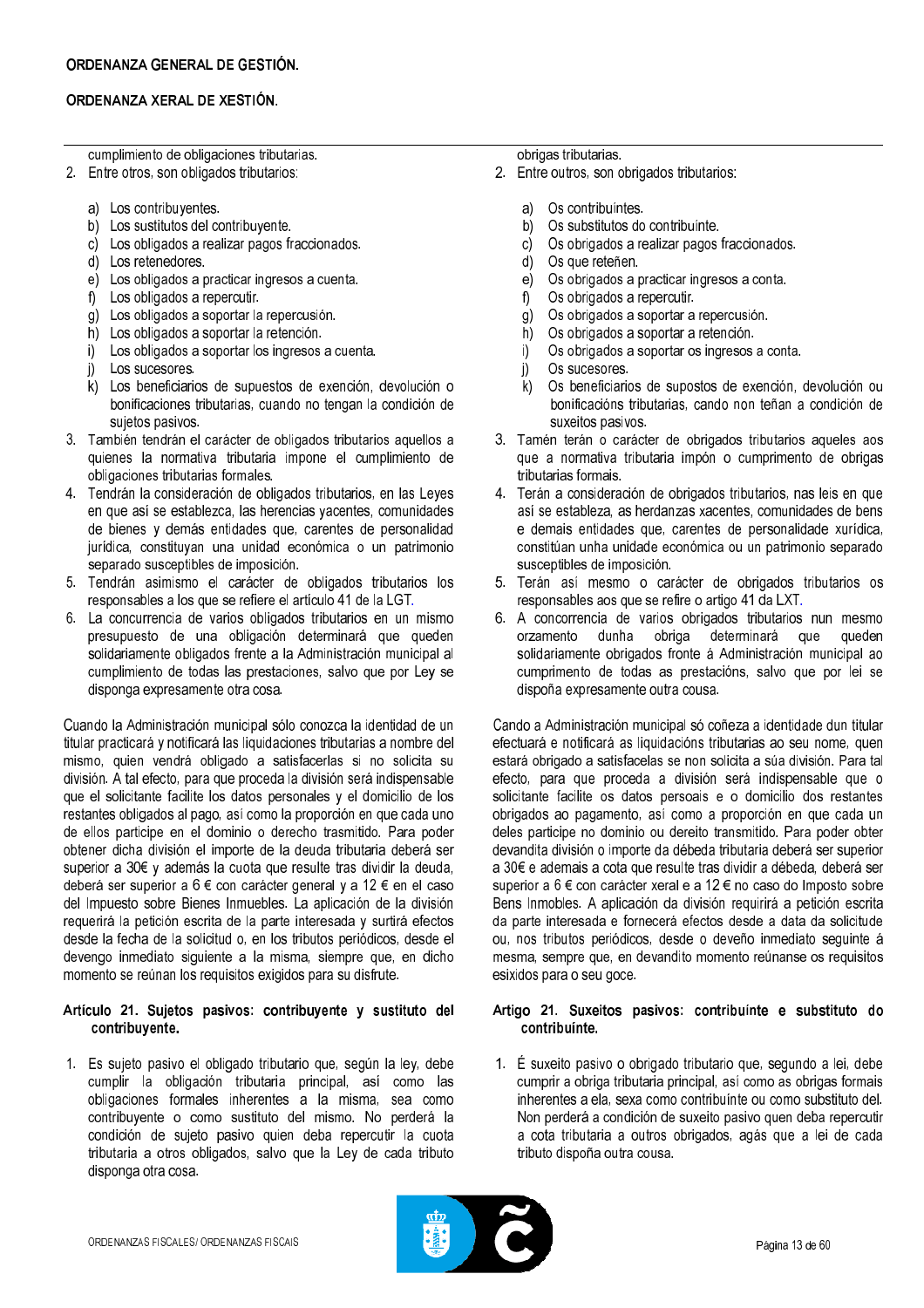cumplimiento de obligaciones tributarias.

2. Entre otros, son obligados tributarios:

   a) Los contribuyentes.
   b) Los sustitutos del contribuyente.
   c) Los obligados a realizar pagos fraccionados.
   d) Los retenedores.
   e) Los obligados a practicar ingresos a cuenta.
   f) Los obligados a repercutir.
   g) Los obligados a soportar la repercusión.
   h) Los obligados a soportar la retención.
   i) Los obligados a soportar los ingresos a cuenta.
   j) Los sucesores.
   k) Los beneficiarios de supuestos de exención, devolución o bonificaciones tributarias, cuando no tengan la condición de sujetos pasivos.

3. También tendrán el carácter de obligados tributarios aquellos a quienes la normativa tributaria impone el cumplimiento de obligaciones tributarias formales.
4. Tendrán la consideración de obligados tributarios, en las Leyes en que así se establezca, las herencias yacentes, comunidades de bienes y demás entidades que, carentes de personalidad jurídica, constituyan una unidad económica o un patrimonio separado susceptibles de imposición.
5. Tendrán asimismo el carácter de obligados tributarios los responsables a los que se refiere el artículo 41 de la LGT.
6. La concurrencia de varios obligados tributarios en un mismo presupuesto de una obligación determinará que queden solidariamente obligados frente a la Administración municipal al cumplimiento de todas las prestaciones, salvo que por Ley se disponga expresamente otra cosa.

Cuando la Administración municipal sólo conozca la identidad de un titular practicará y notificará las liquidaciones tributarias a nombre del mismo, quien vendrá obligado a satisfacerlas si no solicita su división. A tal efecto, para que proceda la división será indispensable que el solicitante facilite los datos personales y el domicilio de los restantes obligados al pago, así como la proporción en que cada uno de ellos participe en el dominio o derecho trasmitido. Para poder obtener dicha división el importe de la deuda tributaria deberá ser superior a 30€ y además la cuota que resulte tras dividir la deuda, deberá ser superior a 6 € con carácter general y a 12 € en el caso del Impuesto sobre Bienes Inmuebles. La aplicación de la división requerirá la petición escrita de la parte interesada y surtirá efectos desde la fecha de la solicitud o, en los tributos periódicos, desde el devengo inmediato siguiente a la misma, siempre que, en dicho momento se reúnan los requisitos exigidos para su disfrute.

### Artículo 21. Sujetos pasivos: contribuyente y sustituto del contribuyente.

1. Es sujeto pasivo el obligado tributario que, según la ley, debe cumplir la obligación tributaria principal, así como las obligaciones formales inherentes a la misma, sea como contribuyente o como sustituto del mismo. No perderá la condición de sujeto pasivo quien deba repercutir la cuota tributaria a otros obligados, salvo que la Ley de cada tributo disponga otra cosa.

obrigas tributarias.

2. Entre outros, son obrigados tributarios:

   a) Os contribuíntes.
   b) Os substitutos do contribuínte.
   c) Os obrigados a realizar pagos fraccionados.
   d) Os que reteñen.
   e) Os obrigados a practicar ingresos a conta.
   f) Os obrigados a repercutir.
   g) Os obrigados a soportar a repercusión.
   h) Os obrigados a soportar a retención.
   i) Os obrigados a soportar os ingresos a conta.
   j) Os sucesores.
   k) Os beneficiarios de supostos de exención, devolución ou bonificacións tributarias, cando non teñan a condición de suxeitos pasivos.

3. Tamén terán o carácter de obrigados tributarios aqueles aos que a normativa tributaria impón o cumprimento de obrigas tributarias formais.
4. Terán a consideración de obrigados tributarios, nas leis en que así se estableza, as herdanzas xacentes, comunidades de bens e demais entidades que, carentes de personalidade xurídica, constitúan unha unidade económica ou un patrimonio separado susceptibles de imposición.
5. Terán así mesmo o carácter de obrigados tributarios os responsables aos que se refire o artigo 41 da LXT.
6. A concorrencia de varios obrigados tributarios nun mesmo orzamento dunha obriga determinará que queden solidariamente obrigados fronte á Administración municipal ao cumprimento de todas as prestacións, salvo que por lei se dispoña expresamente outra cousa.

Cando a Administración municipal só coñeza a identidade dun titular efectuará e notificará as liquidacións tributarias ao seu nome, quen estará obrigado a satisfacelas se non solicita a súa división. Para tal efecto, para que proceda a división será indispensable que o solicitante facilite os datos persoais e o domicilio dos restantes obrigados ao pagamento, así como a proporción en que cada un deles participe no dominio ou dereito transmitido. Para poder obter devandita división o importe da débeda tributaria deberá ser superior a 30€ e ademais a cota que resulte tras dividir a débeda, deberá ser superior a 6 € con carácter xeral e a 12 € no caso do Imposto sobre Bens Inmobles. A aplicación da división requirirá a petición escrita da parte interesada e fornecerá efectos desde a data da solicitude ou, nos tributos periódicos, desde o deveño inmediato seguinte á mesma, sempre que, en devandito momento reúnanse os requisitos esixidos para o seu goce.

### Artigo 21. Suxeitos pasivos: contribuínte e substituto do contribuínte.

1. É suxeito pasivo o obrigado tributario que, segundo a lei, debe cumprir a obriga tributaria principal, así como as obrigas formais inherentes a ela, sexa como contribuínte ou como substituto del. Non perderá a condición de suxeito pasivo quen deba repercutir a cota tributaria a outros obrigados, agás que a lei de cada tributo dispoña outra cousa.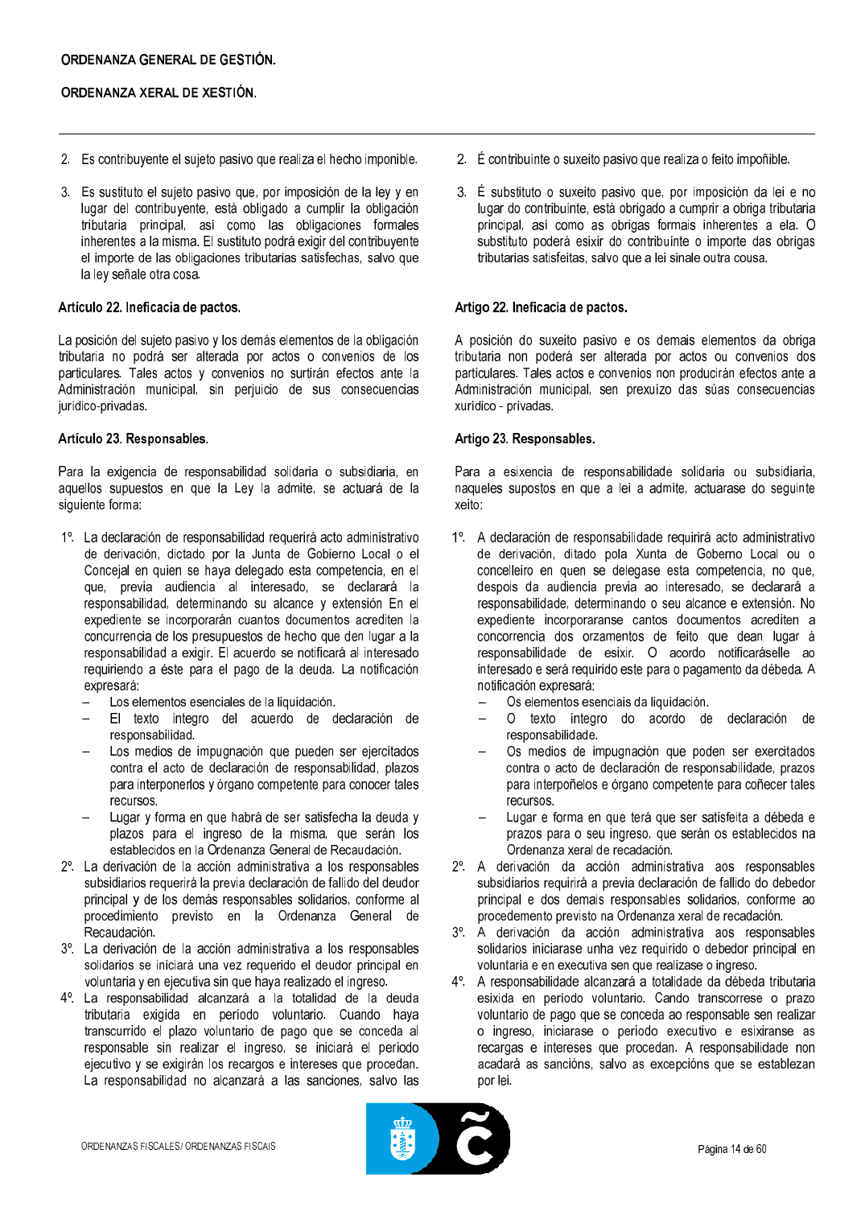2. Es contribuyente el sujeto pasivo que realiza el hecho imponible.

3. Es sustituto el sujeto pasivo que, por imposición de la ley y en lugar del contribuyente, está obligado a cumplir la obligación tributaria principal, así como las obligaciones formales inherentes a la misma. El sustituto podrá exigir del contribuyente el importe de las obligaciones tributarias satisfechas, salvo que la ley señale otra cosa.

### Artículo 22. Ineficacia de pactos.

La posición del sujeto pasivo y los demás elementos de la obligación tributaria no podrá ser alterada por actos o convenios de los particulares. Tales actos y convenios no surtirán efectos ante la Administración municipal, sin perjuicio de sus consecuencias jurídico-privadas.

### Artículo 23. Responsables.

Para la exigencia de responsabilidad solidaria o subsidiaria, en aquellos supuestos en que la Ley la admite, se actuará de la siguiente forma:

1º. La declaración de responsabilidad requerirá acto administrativo de derivación, dictado por la Junta de Gobierno Local o el Concejal en quien se haya delegado esta competencia, en el que, previa audiencia al interesado, se declarará la responsabilidad, determinando su alcance y extensión En el expediente se incorporarán cuantos documentos acrediten la concurrencia de los presupuestos de hecho que den lugar a la responsabilidad a exigir. El acuerdo se notificará al interesado requiriendo a éste para el pago de la deuda. La notificación expresará:
   - Los elementos esenciales de la liquidación.
   - El texto integro del acuerdo de declaración de responsabilidad.
   - Los medios de impugnación que pueden ser ejercitados contra el acto de declaración de responsabilidad, plazos para interponerlos y órgano competente para conocer tales recursos.
   - Lugar y forma en que habrá de ser satisfecha la deuda y plazos para el ingreso de la misma, que serán los establecidos en la Ordenanza General de Recaudación.

2º. La derivación de la acción administrativa a los responsables subsidiarios requerirá la previa declaración de fallido del deudor principal y de los demás responsables solidarios, conforme al procedimiento previsto en la Ordenanza General de Recaudación.

3º. La derivación de la acción administrativa a los responsables solidarios se iniciará una vez requerido el deudor principal en voluntaria y en ejecutiva sin que haya realizado el ingreso.

4º. La responsabilidad alcanzará a la totalidad de la deuda tributaria exigida en período voluntario. Cuando haya transcurrido el plazo voluntario de pago que se conceda al responsable sin realizar el ingreso, se iniciará el período ejecutivo y se exigirán los recargos e intereses que procedan. La responsabilidad no alcanzará a las sanciones, salvo las

2. É contribuínte o suxeito pasivo que realiza o feito impoñible.

3. É substituto o suxeito pasivo que, por imposición da lei e no lugar do contribuínte, está obrigado a cumprir a obriga tributaria principal, así como as obrigas formais inherentes a ela. O substituto poderá esixir do contribuínte o importe das obrigas tributarias satisfeitas, salvo que a lei sinale outra cousa.

### Artigo 22. Ineficacia de pactos.

A posición do suxeito pasivo e os demais elementos da obriga tributaria non poderá ser alterada por actos ou convenios dos particulares. Tales actos e convenios non producirán efectos ante a Administración municipal, sen prexuízo das súas consecuencias xurídico - privadas.

### Artigo 23. Responsables.

Para a esixencia de responsabilidade solidaria ou subsidiaria, naqueles supostos en que a lei a admite, actuarase do seguinte xeito:

1º. A declaración de responsabilidade requirirá acto administrativo de derivación, ditado pola Xunta de Goberno Local ou o concelleiro en quen se delegase esta competencia, no que, despois da audiencia previa ao interesado, se declarará a responsabilidade, determinando o seu alcance e extensión. No expediente incorporaranse cantos documentos acrediten a concorrencia dos orzamentos de feito que dean lugar á responsabilidade de esixir. O acordo notificaráselle ao interesado e será requirido este para o pagamento da débeda. A notificación expresará:
   - Os elementos esenciais da liquidación.
   - O texto íntegro do acordo de declaración de responsabilidade.
   - Os medios de impugnación que poden ser exercitados contra o acto de declaración de responsabilidade, prazos para interpoñelos e órgano competente para coñecer tales recursos.
   - Lugar e forma en que terá que ser satisfeita a débeda e prazos para o seu ingreso, que serán os establecidos na Ordenanza xeral de recadación.

2º. A derivación da acción administrativa aos responsables subsidiarios requirirá a previa declaración de fallido do debedor principal e dos demais responsables solidarios, conforme ao procedemento previsto na Ordenanza xeral de recadación.

3º. A derivación da acción administrativa aos responsables solidarios iniciarase unha vez requirido o debedor principal en voluntaria e en executiva sen que realizase o ingreso.

4º. A responsabilidade alcanzará a totalidade da débeda tributaria esixida en período voluntario. Cando transcorrese o prazo voluntario de pago que se conceda ao responsable sen realizar o ingreso, iniciarase o período executivo e esixiranse as recargas e intereses que procedan. A responsabilidade non acadará as sancións, salvo as excepcións que se establezan por lei.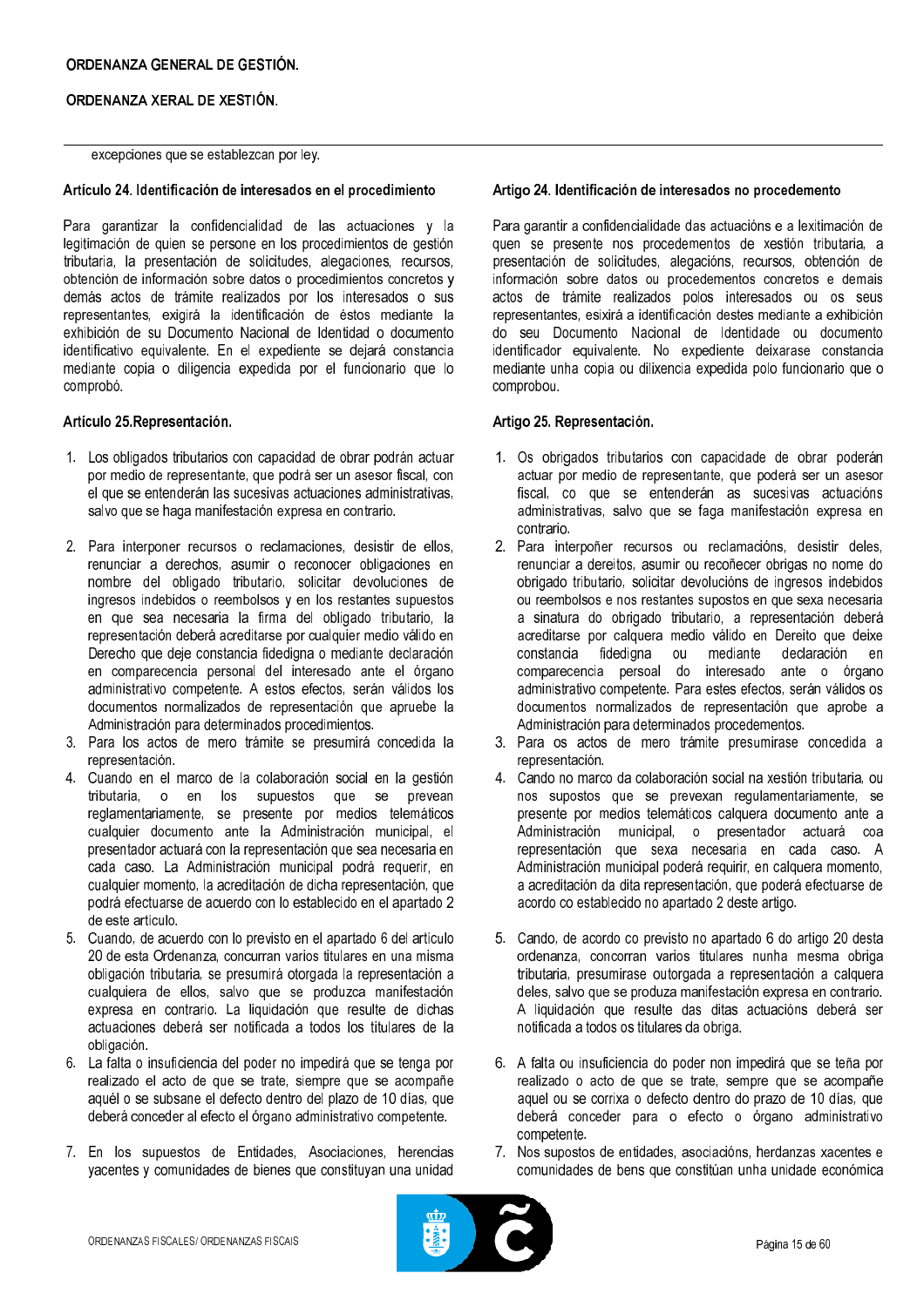excepciones que se establezcan por ley.

### Artículo 24. Identificación de interesados en el procedimiento

Para garantizar la confidencialidad de las actuaciones y la legitimación de quien se persone en los procedimientos de gestión tributaria, la presentación de solicitudes, alegaciones, recursos, obtención de información sobre datos o procedimientos concretos y demás actos de trámite realizados por los interesados o sus representantes, exigirá la identificación de éstos mediante la exhibición de su Documento Nacional de Identidad o documento identificativo equivalente. En el expediente se dejará constancia mediante copia o diligencia expedida por el funcionario que lo comprobó.

### Artículo 25.Representación.

1. Los obligados tributarios con capacidad de obrar podrán actuar por medio de representante, que podrá ser un asesor fiscal, con el que se entenderán las sucesivas actuaciones administrativas, salvo que se haga manifestación expresa en contrario.
2. Para interponer recursos o reclamaciones, desistir de ellos, renunciar a derechos, asumir o reconocer obligaciones en nombre del obligado tributario, solicitar devoluciones de ingresos indebidos o reembolsos y en los restantes supuestos en que sea necesaria la firma del obligado tributario, la representación deberá acreditarse por cualquier medio válido en Derecho que deje constancia fidedigna o mediante declaración en comparecencia personal del interesado ante el órgano administrativo competente. A estos efectos, serán válidos los documentos normalizados de representación que apruebe la Administración para determinados procedimientos.
3. Para los actos de mero trámite se presumirá concedida la representación.
4. Cuando en el marco de la colaboración social en la gestión tributaria, o en los supuestos que se prevean reglamentariamente, se presente por medios telemáticos cualquier documento ante la Administración municipal, el presentador actuará con la representación que sea necesaria en cada caso. La Administración municipal podrá requerir, en cualquier momento, la acreditación de dicha representación, que podrá efectuarse de acuerdo con lo establecido en el apartado 2 de este artículo.
5. Cuando, de acuerdo con lo previsto en el apartado 6 del artículo 20 de esta Ordenanza, concurran varios titulares en una misma obligación tributaria, se presumirá otorgada la representación a cualquiera de ellos, salvo que se produzca manifestación expresa en contrario. La liquidación que resulte de dichas actuaciones deberá ser notificada a todos los titulares de la obligación.
6. La falta o insuficiencia del poder no impedirá que se tenga por realizado el acto de que se trate, siempre que se acompañe aquél o se subsane el defecto dentro del plazo de 10 días, que deberá conceder al efecto el órgano administrativo competente.
7. En los supuestos de Entidades, Asociaciones, herencias yacentes y comunidades de bienes que constituyan una unidad

### Artigo 24. Identificación de interesados no procedemento

Para garantir a confidencialidade das actuacións e a lexitimación de quen se presente nos procedementos de xestión tributaria, a presentación de solicitudes, alegacións, recursos, obtención de información sobre datos ou procedementos concretos e demais actos de trámite realizados polos interesados ou os seus representantes, esixirá a identificación destes mediante a exhibición do seu Documento Nacional de Identidade ou documento identificador equivalente. No expediente deixarase constancia mediante unha copia ou dilixencia expedida polo funcionario que o comprobou.

### Artigo 25. Representación.

1. Os obrigados tributarios con capacidade de obrar poderán actuar por medio de representante, que poderá ser un asesor fiscal, co que se entenderán as sucesivas actuacións administrativas, salvo que se faga manifestación expresa en contrario.
2. Para interpoñer recursos ou reclamacións, desistir deles, renunciar a dereitos, asumir ou recoñecer obrigas no nome do obrigado tributario, solicitar devolucións de ingresos indebidos ou reembolsos e nos restantes supostos en que sexa necesaria a sinatura do obrigado tributario, a representación deberá acreditarse por calquera medio válido en Dereito que deixe constancia fidedigna ou mediante declaración en comparecencia persoal do interesado ante o órgano administrativo competente. Para estes efectos, serán válidos os documentos normalizados de representación que aprobe a Administración para determinados procedementos.
3. Para os actos de mero trámite presumirase concedida a representación.
4. Cando no marco da colaboración social na xestión tributaria, ou nos supostos que se prevexan regulamentariamente, se presente por medios telemáticos calquera documento ante a Administración municipal, o presentador actuará coa representación que sexa necesaria en cada caso. A Administración municipal poderá requirir, en calquera momento, a acreditación da dita representación, que poderá efectuarse de acordo co establecido no apartado 2 deste artigo.
5. Cando, de acordo co previsto no apartado 6 do artigo 20 desta ordenanza, concorran varios titulares nunha mesma obriga tributaria, presumirase outorgada a representación a calquera deles, salvo que se produza manifestación expresa en contrario. A liquidación que resulte das ditas actuacións deberá ser notificada a todos os titulares da obriga.
6. A falta ou insuficiencia do poder non impedirá que se teña por realizado o acto de que se trate, sempre que se acompañe aquel ou se corrixa o defecto dentro do prazo de 10 días, que deberá conceder para o efecto o órgano administrativo competente.
7. Nos supostos de entidades, asociacións, herdanzas xacentes e comunidades de bens que constitúan unha unidade económica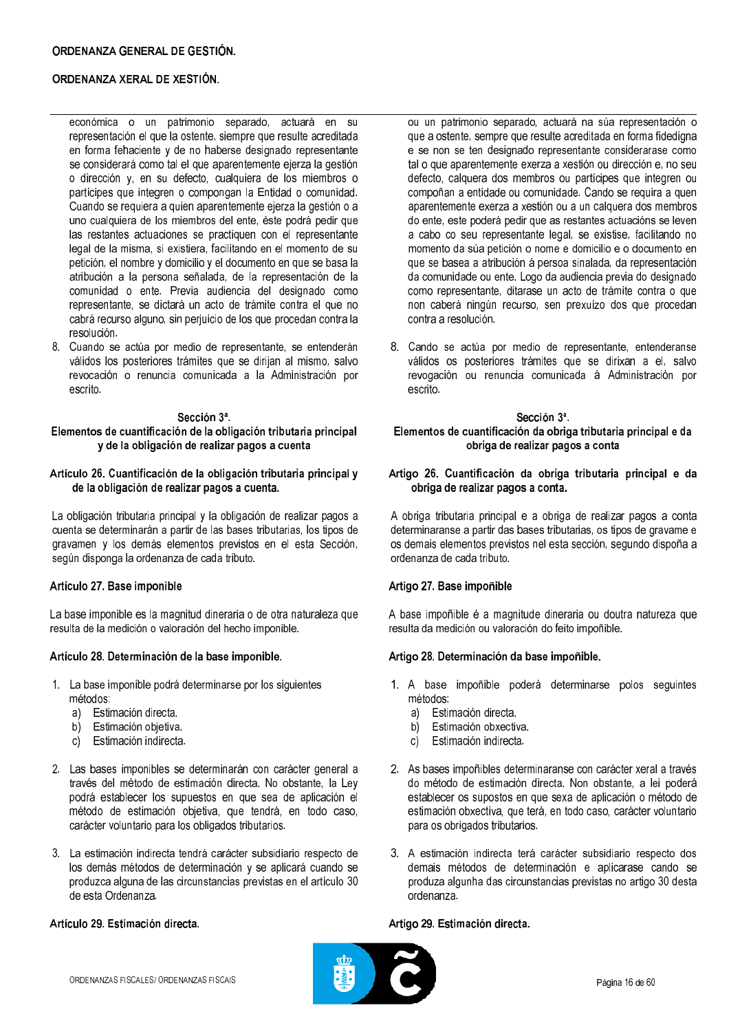económica o un patrimonio separado, actuará en su representación el que la ostente, siempre que resulte acreditada en forma fehaciente y de no haberse designado representante se considerará como tal el que aparentemente ejerza la gestión o dirección y, en su defecto, cualquiera de los miembros o partícipes que integren o compongan la Entidad o comunidad. Cuando se requiera a quien aparentemente ejerza la gestión o a uno cualquiera de los miembros del ente, éste podrá pedir que las restantes actuaciones se practiquen con el representante legal de la misma, si existiera, facilitando en el momento de su petición, el nombre y domicilio y el documento en que se basa la atribución a la persona señalada, de la representación de la comunidad o ente. Previa audiencia del designado como representante, se dictará un acto de trámite contra el que no cabrá recurso alguno, sin perjuicio de los que procedan contra la resolución.

8. Cuando se actúa por medio de representante, se entenderán válidos los posteriores trámites que se dirijan al mismo, salvo revocación o renuncia comunicada a la Administración por escrito.

### Sección 3ª.
### Elementos de cuantificación de la obligación tributaria principal y de la obligación de realizar pagos a cuenta

#### Artículo 26. Cuantificación de la obligación tributaria principal y de la obligación de realizar pagos a cuenta.

La obligación tributaria principal y la obligación de realizar pagos a cuenta se determinarán a partir de las bases tributarias, los tipos de gravamen y los demás elementos previstos en el esta Sección, según disponga la ordenanza de cada tributo.

#### Artículo 27. Base imponible

La base imponible es la magnitud dineraria o de otra naturaleza que resulta de la medición o valoración del hecho imponible.

#### Artículo 28. Determinación de la base imponible.

1. La base imponible podrá determinarse por los siguientes métodos:
   a) Estimación directa.
   b) Estimación objetiva.
   c) Estimación indirecta.

2. Las bases imponibles se determinarán con carácter general a través del método de estimación directa. No obstante, la Ley podrá establecer los supuestos en que sea de aplicación el método de estimación objetiva, que tendrá, en todo caso, carácter voluntario para los obligados tributarios.

3. La estimación indirecta tendrá carácter subsidiario respecto de los demás métodos de determinación y se aplicará cuando se produzca alguna de las circunstancias previstas en el artículo 30 de esta Ordenanza.

#### Artículo 29. Estimación directa.

---

ou un patrimonio separado, actuará na súa representación o que a ostente, sempre que resulte acreditada en forma fidedigna e se non se ten designado representante considerarase como tal o que aparentemente exerza a xestión ou dirección e, no seu defecto, calquera dos membros ou partícipes que integren ou compoñan a entidade ou comunidade. Cando se requira a quen aparentemente exerza a xestión ou a un calquera dos membros do ente, este poderá pedir que as restantes actuacións se leven a cabo co seu representante legal, se existise, facilitando no momento da súa petición o nome e domicilio e o documento en que se basea a atribución á persoa sinalada, da representación da comunidade ou ente. Logo da audiencia previa do designado como representante, ditarase un acto de trámite contra o que non caberá ningún recurso, sen prexuízo dos que procedan contra a resolución.

8. Cando se actúa por medio de representante, entenderanse válidos os posteriores trámites que se dirixan a el, salvo revogación ou renuncia comunicada á Administración por escrito.

### Sección 3ª.
### Elementos de cuantificación da obriga tributaria principal e da obriga de realizar pagos a conta

#### Artigo 26. Cuantificación da obriga tributaria principal e da obriga de realizar pagos a conta.

A obriga tributaria principal e a obriga de realizar pagos a conta determinaranse a partir das bases tributarias, os tipos de gravame e os demais elementos previstos nel esta sección, segundo dispoña a ordenanza de cada tributo.

#### Artigo 27. Base impoñible

A base impoñible é a magnitude dineraria ou doutra natureza que resulta da medición ou valoración do feito impoñible.

#### Artigo 28. Determinación da base impoñible.

1. A base impoñible poderá determinarse polos seguintes métodos:
   a) Estimación directa.
   b) Estimación obxectiva.
   c) Estimación indirecta.

2. As bases impoñibles determinaranse con carácter xeral a través do método de estimación directa. Non obstante, a lei poderá establecer os supostos en que sexa de aplicación o método de estimación obxectiva, que terá, en todo caso, carácter voluntario para os obrigados tributarios.

3. A estimación indirecta terá carácter subsidiario respecto dos demais métodos de determinación e aplicarase cando se produza algunha das circunstancias previstas no artigo 30 desta ordenanza.

#### Artigo 29. Estimación directa.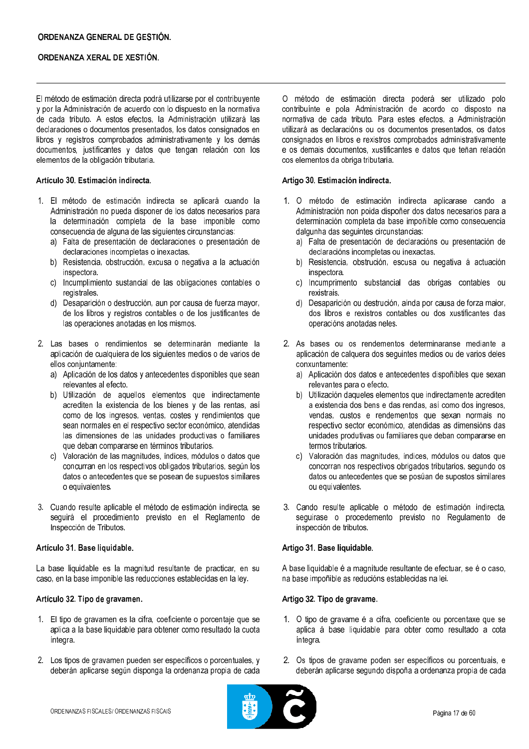El método de estimación directa podrá utilizarse por el contribuyente y por la Administración de acuerdo con lo dispuesto en la normativa de cada tributo. A estos efectos, la Administración utilizará las declaraciones o documentos presentados, los datos consignados en libros y registros comprobados administrativamente y los demás documentos, justificantes y datos que tengan relación con los elementos de la obligación tributaria.

### Artículo 30. Estimación indirecta.

1. El método de estimación indirecta se aplicará cuando la Administración no pueda disponer de los datos necesarios para la determinación completa de la base imponible como consecuencia de alguna de las siguientes circunstancias:
   a) Falta de presentación de declaraciones o presentación de declaraciones incompletas o inexactas.
   b) Resistencia, obstrucción, excusa o negativa a la actuación inspectora.
   c) Incumplimiento sustancial de las obligaciones contables o registrales.
   d) Desaparición o destrucción, aun por causa de fuerza mayor, de los libros y registros contables o de los justificantes de las operaciones anotadas en los mismos.

2. Las bases o rendimientos se determinarán mediante la aplicación de cualquiera de los siguientes medios o de varios de ellos conjuntamente:
   a) Aplicación de los datos y antecedentes disponibles que sean relevantes al efecto.
   b) Utilización de aquellos elementos que indirectamente acrediten la existencia de los bienes y de las rentas, así como de los ingresos, ventas, costes y rendimientos que sean normales en el respectivo sector económico, atendidas las dimensiones de las unidades productivas o familiares que deban compararse en términos tributarios.
   c) Valoración de las magnitudes, índices, módulos o datos que concurran en los respectivos obligados tributarios, según los datos o antecedentes que se posean de supuestos similares o equivalentes.

3. Cuando resulte aplicable el método de estimación indirecta, se seguirá el procedimiento previsto en el Reglamento de Inspección de Tributos.

### Artículo 31. Base liquidable.

La base liquidable es la magnitud resultante de practicar, en su caso, en la base imponible las reducciones establecidas en la ley.

### Artículo 32. Tipo de gravamen.

1. El tipo de gravamen es la cifra, coeficiente o porcentaje que se aplica a la base liquidable para obtener como resultado la cuota íntegra.

2. Los tipos de gravamen pueden ser específicos o porcentuales, y deberán aplicarse según disponga la ordenanza propia de cada

---

O método de estimación directa poderá ser utilizado polo contribuínte e pola Administración de acordo co disposto na normativa de cada tributo. Para estes efectos, a Administración utilizará as declaracións ou os documentos presentados, os datos consignados en libros e rexistros comprobados administrativamente e os demais documentos, xustificantes e datos que teñan relación cos elementos da obriga tributaria.

### Artigo 30. Estimación indirecta.

1. O método de estimación indirecta aplicarase cando a Administración non poida dispoñer dos datos necesarios para a determinación completa da base impoñible como consecuencia dalgunha das seguintes circunstancias:
   a) Falta de presentación de declaracións ou presentación de declaracións incompletas ou inexactas.
   b) Resistencia, obstrución, escusa ou negativa á actuación inspectora.
   c) Incumprimento substancial das obrigas contables ou rexistrais.
   d) Desaparición ou destrución, aínda por causa de forza maior, dos libros e rexistros contables ou dos xustificantes das operacións anotadas neles.

2. As bases ou os rendementos determinaranse mediante a aplicación de calquera dos seguintes medios ou de varios deles conxuntamente:
   a) Aplicación dos datos e antecedentes dispoñibles que sexan relevantes para o efecto.
   b) Utilización daqueles elementos que indirectamente acrediten a existencia dos bens e das rendas, así como dos ingresos, vendas, custos e rendementos que sexan normais no respectivo sector económico, atendidas as dimensións das unidades produtivas ou familiares que deban compararse en termos tributarios.
   c) Valoración das magnitudes, índices, módulos ou datos que concorran nos respectivos obrigados tributarios, segundo os datos ou antecedentes que se posúan de supostos similares ou equivalentes.

3. Cando resulte aplicable o método de estimación indirecta, seguirase o procedemento previsto no Regulamento de inspección de tributos.

### Artigo 31. Base liquidable.

A base liquidable é a magnitude resultante de efectuar, se é o caso, na base impoñible as redución establecidas na lei.

### Artigo 32. Tipo de gravame.

1. O tipo de gravame é a cifra, coeficiente ou porcentaxe que se aplica á base liquidable para obter como resultado a cota íntegra.

2. Os tipos de gravame poden ser específicos ou porcentuais, e deberán aplicarse segundo dispoña a ordenanza propia de cada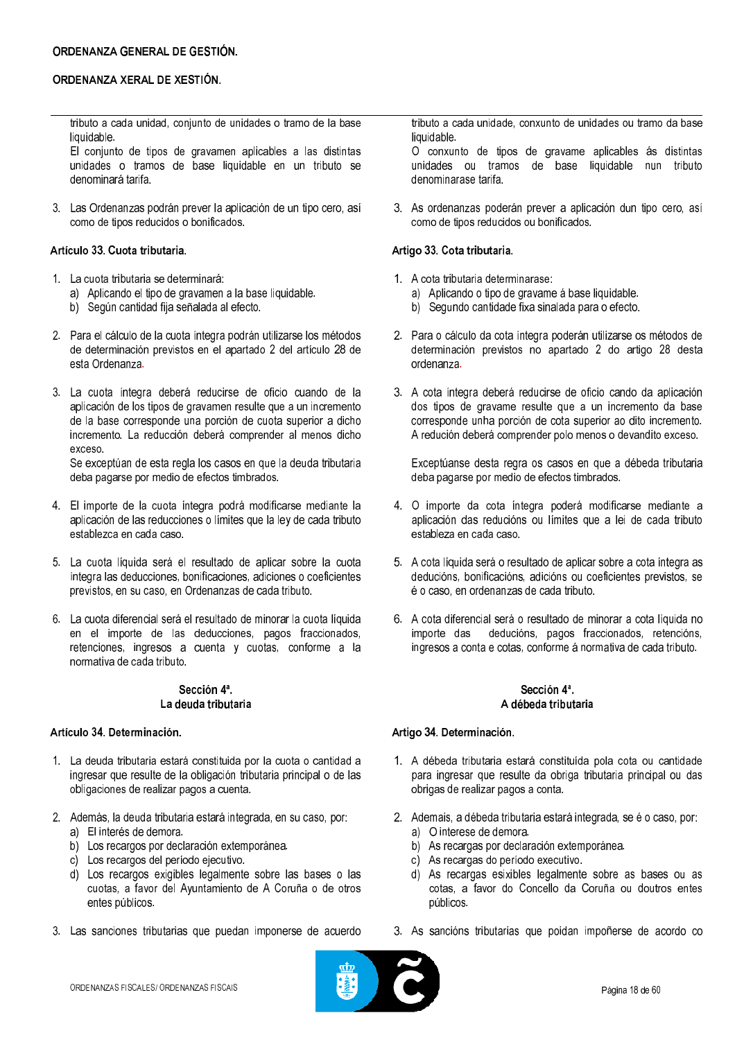tributo a cada unidad, conjunto de unidades o tramo de la base liquidable.
El conjunto de tipos de gravamen aplicables a las distintas unidades o tramos de base liquidable en un tributo se denominará tarifa.

3. Las Ordenanzas podrán prever la aplicación de un tipo cero, así como de tipos reducidos o bonificados.

### Artículo 33. Cuota tributaria.

1. La cuota tributaria se determinará:
   a) Aplicando el tipo de gravamen a la base liquidable.
   b) Según cantidad fija señalada al efecto.

2. Para el cálculo de la cuota íntegra podrán utilizarse los métodos de determinación previstos en el apartado 2 del artículo 28 de esta Ordenanza.

3. La cuota íntegra deberá reducirse de oficio cuando de la aplicación de los tipos de gravamen resulte que a un incremento de la base corresponde una porción de cuota superior a dicho incremento. La reducción deberá comprender al menos dicho exceso.
   Se exceptúan de esta regla los casos en que la deuda tributaria deba pagarse por medio de efectos timbrados.

4. El importe de la cuota íntegra podrá modificarse mediante la aplicación de las reducciones o límites que la ley de cada tributo establezca en cada caso.

5. La cuota líquida será el resultado de aplicar sobre la cuota íntegra las deducciones, bonificaciones, adiciones o coeficientes previstos, en su caso, en Ordenanzas de cada tributo.

6. La cuota diferencial será el resultado de minorar la cuota líquida en el importe de las deducciones, pagos fraccionados, retenciones, ingresos a cuenta y cuotas, conforme a la normativa de cada tributo.

## Sección 4ª. La deuda tributaria

### Artículo 34. Determinación.

1. La deuda tributaria estará constituida por la cuota o cantidad a ingresar que resulte de la obligación tributaria principal o de las obligaciones de realizar pagos a cuenta.

2. Además, la deuda tributaria estará integrada, en su caso, por:
   a) El interés de demora.
   b) Los recargos por declaración extemporánea.
   c) Los recargos del período ejecutivo.
   d) Los recargos exigibles legalmente sobre las bases o las cuotas, a favor del Ayuntamiento de A Coruña o de otros entes públicos.

3. Las sanciones tributarias que puedan imponerse de acuerdo

---

tributo a cada unidade, conxunto de unidades ou tramo da base liquidable.
O conxunto de tipos de gravame aplicables ás distintas unidades ou tramos de base liquidable nun tributo denominarase tarifa.

3. As ordenanzas poderán prever a aplicación dun tipo cero, así como de tipos reducidos ou bonificados.

### Artigo 33. Cota tributaria.

1. A cota tributaria determinarase:
   a) Aplicando o tipo de gravame á base liquidable.
   b) Segundo cantidade fixa sinalada para o efecto.

2. Para o cálculo da cota íntegra poderán utilizarse os métodos de determinación previstos no apartado 2 do artigo 28 desta ordenanza.

3. A cota íntegra deberá reducirse de oficio cando da aplicación dos tipos de gravame resulte que a un incremento da base corresponde unha porción de cota superior ao dito incremento. A redución deberá comprender polo menos o devandito exceso.

   Exceptúanse desta regra os casos en que a débeda tributaria deba pagarse por medio de efectos timbrados.

4. O importe da cota íntegra poderá modificarse mediante a aplicación das reducións ou límites que a lei de cada tributo estableza en cada caso.

5. A cota líquida será o resultado de aplicar sobre a cota íntegra as deducións, bonificacións, adicións ou coeficientes previstos, se é o caso, en ordenanzas de cada tributo.

6. A cota diferencial será o resultado de minorar a cota líquida no importe das deducións, pagos fraccionados, retencións, ingresos a conta e cotas, conforme á normativa de cada tributo.

## Sección 4ª. A débeda tributaria

### Artigo 34. Determinación.

1. A débeda tributaria estará constituída pola cota ou cantidade para ingresar que resulte da obriga tributaria principal ou das obrigas de realizar pagos a conta.

2. Ademais, a débeda tributaria estará integrada, se é o caso, por:
   a) O interese de demora.
   b) As recargas por declaración extemporánea.
   c) As recargas do período executivo.
   d) As recargas esixibles legalmente sobre as bases ou as cotas, a favor do Concello da Coruña ou doutros entes públicos.

3. As sancións tributarias que poidan impoñerse de acordo co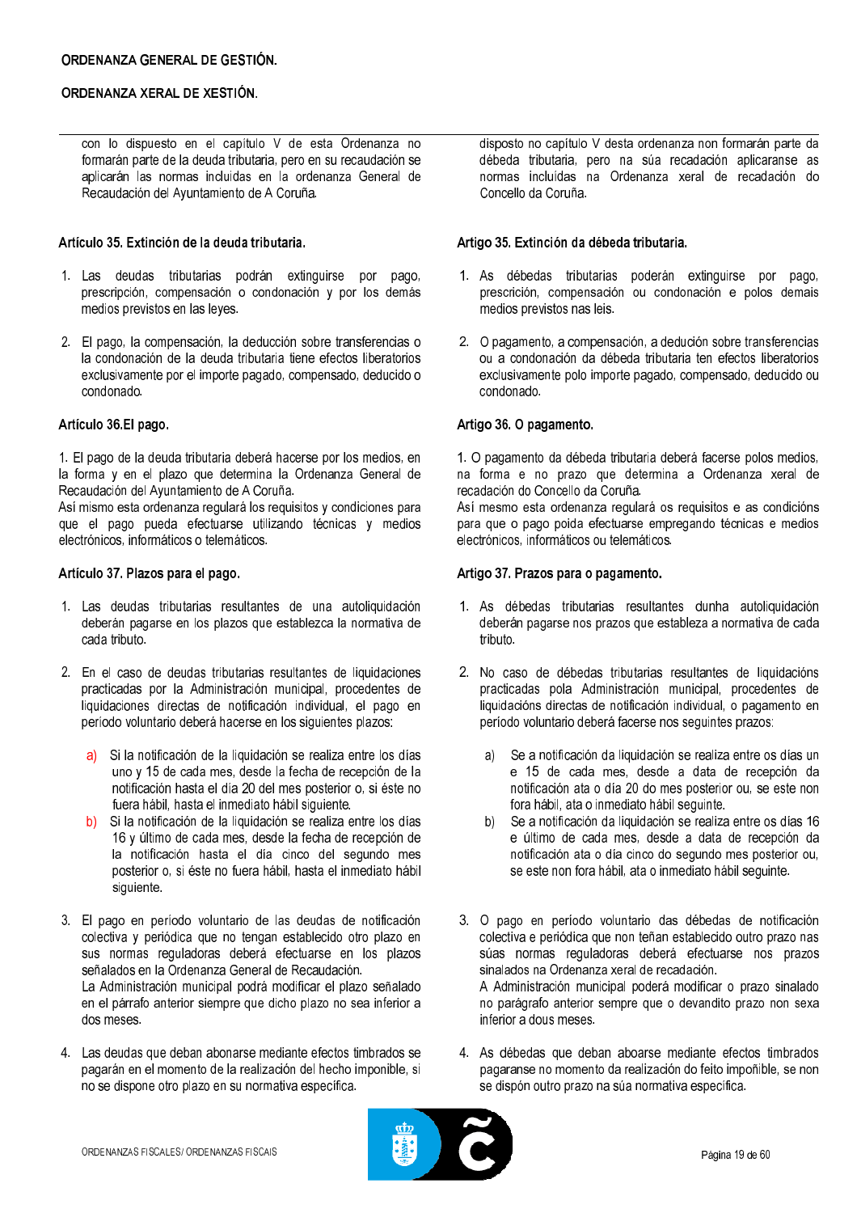con lo dispuesto en el capítulo V de esta Ordenanza no formarán parte de la deuda tributaria, pero en su recaudación se aplicarán las normas incluidas en la ordenanza General de Recaudación del Ayuntamiento de A Coruña.

### Artículo 35. Extinción de la deuda tributaria.

1. Las deudas tributarias podrán extinguirse por pago, prescripción, compensación o condonación y por los demás medios previstos en las leyes.

2. El pago, la compensación, la deducción sobre transferencias o la condonación de la deuda tributaria tiene efectos liberatorios exclusivamente por el importe pagado, compensado, deducido o condonado.

### Artículo 36.El pago.

1. El pago de la deuda tributaria deberá hacerse por los medios, en la forma y en el plazo que determina la Ordenanza General de Recaudación del Ayuntamiento de A Coruña.
Así mismo esta ordenanza regulará los requisitos y condiciones para que el pago pueda efectuarse utilizando técnicas y medios electrónicos, informáticos o telemáticos.

### Artículo 37. Plazos para el pago.

1. Las deudas tributarias resultantes de una autoliquidación deberán pagarse en los plazos que establezca la normativa de cada tributo.

2. En el caso de deudas tributarias resultantes de liquidaciones practicadas por la Administración municipal, procedentes de liquidaciones directas de notificación individual, el pago en período voluntario deberá hacerse en los siguientes plazos:

   a) Si la notificación de la liquidación se realiza entre los días uno y 15 de cada mes, desde la fecha de recepción de la notificación hasta el día 20 del mes posterior o, si éste no fuera hábil, hasta el inmediato hábil siguiente.
   b) Si la notificación de la liquidación se realiza entre los días 16 y último de cada mes, desde la fecha de recepción de la notificación hasta el día cinco del segundo mes posterior o, si éste no fuera hábil, hasta el inmediato hábil siguiente.

3. El pago en período voluntario de las deudas de notificación colectiva y periódica que no tengan establecido otro plazo en sus normas reguladoras deberá efectuarse en los plazos señalados en la Ordenanza General de Recaudación.
La Administración municipal podrá modificar el plazo señalado en el párrafo anterior siempre que dicho plazo no sea inferior a dos meses.

4. Las deudas que deban abonarse mediante efectos timbrados se pagarán en el momento de la realización del hecho imponible, si no se dispone otro plazo en su normativa específica.

disposto no capítulo V desta ordenanza non formarán parte da débeda tributaria, pero na súa recadación aplicaranse as normas incluídas na Ordenanza xeral de recadación do Concello da Coruña.

### Artigo 35. Extinción da débeda tributaria.

1. As débedas tributarias poderán extinguirse por pago, prescrición, compensación ou condonación e polos demais medios previstos nas leis.

2. O pagamento, a compensación, a dedución sobre transferencias ou a condonación da débeda tributaria ten efectos liberatorios exclusivamente polo importe pagado, compensado, deducido ou condonado.

### Artigo 36. O pagamento.

1. O pagamento da débeda tributaria deberá facerse polos medios, na forma e no prazo que determina a Ordenanza xeral de recadación do Concello da Coruña.
Así mesmo esta ordenanza regulará os requisitos e as condicións para que o pago poida efectuarse empregando técnicas e medios electrónicos, informáticos ou telemáticos.

### Artigo 37. Prazos para o pagamento.

1. As débedas tributarias resultantes dunha autoliquidación deberán pagarse nos prazos que estableza a normativa de cada tributo.

2. No caso de débedas tributarias resultantes de liquidacións practicadas pola Administración municipal, procedentes de liquidacións directas de notificación individual, o pagamento en período voluntario deberá facerse nos seguintes prazos:

   a) Se a notificación da liquidación se realiza entre os días un e 15 de cada mes, desde a data de recepción da notificación ata o día 20 do mes posterior ou, se este non fora hábil, ata o inmediato hábil seguinte.
   b) Se a notificación da liquidación se realiza entre os días 16 e último de cada mes, desde a data de recepción da notificación ata o día cinco do segundo mes posterior ou, se este non fora hábil, ata o inmediato hábil seguinte.

3. O pago en período voluntario das débedas de notificación colectiva e periódica que non teñan establecido outro prazo nas súas normas reguladoras deberá efectuarse nos prazos sinalados na Ordenanza xeral de recadación.
A Administración municipal poderá modificar o prazo sinalado no parágrafo anterior sempre que o devandito prazo non sexa inferior a dous meses.

4. As débedas que deban aboarse mediante efectos timbrados pagaranse no momento da realización do feito impoñible, se non se dispón outro prazo na súa normativa específica.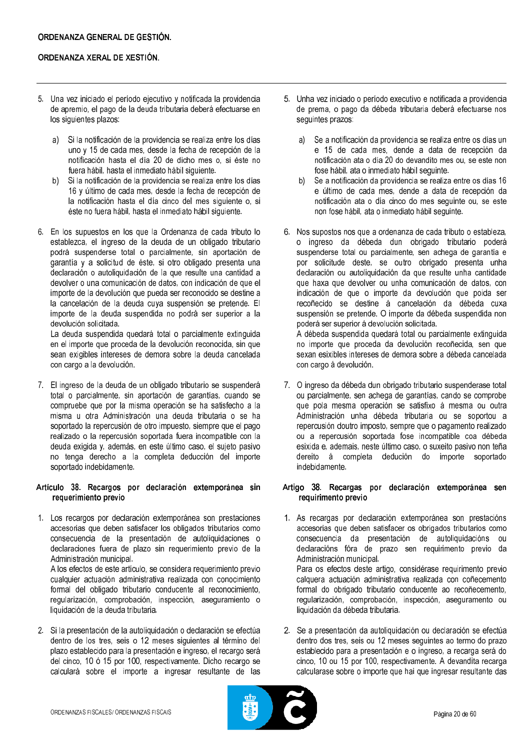5. Una vez iniciado el período ejecutivo y notificada la providencia de apremio, el pago de la deuda tributaria deberá efectuarse en los siguientes plazos:

   a) Si la notificación de la providencia se realiza entre los días uno y 15 de cada mes, desde la fecha de recepción de la notificación hasta el día 20 de dicho mes o, si éste no fuera hábil, hasta el inmediato hábil siguiente.
   b) Si la notificación de la providencia se realiza entre los días 16 y último de cada mes, desde la fecha de recepción de la notificación hasta el día cinco del mes siguiente o, si éste no fuera hábil, hasta el inmediato hábil siguiente.

6. En los supuestos en los que la Ordenanza de cada tributo lo establezca, el ingreso de la deuda de un obligado tributario podrá suspenderse total o parcialmente, sin aportación de garantía y a solicitud de éste, si otro obligado presenta una declaración o autoliquidación de la que resulte una cantidad a devolver o una comunicación de datos, con indicación de que el importe de la devolución que pueda ser reconocido se destine a la cancelación de la deuda cuya suspensión se pretende. El importe de la deuda suspendida no podrá ser superior a la devolución solicitada.
   La deuda suspendida quedará total o parcialmente extinguida en el importe que proceda de la devolución reconocida, sin que sean exigibles intereses de demora sobre la deuda cancelada con cargo a la devolución.

7. El ingreso de la deuda de un obligado tributario se suspenderá total o parcialmente, sin aportación de garantías, cuando se compruebe que por la misma operación se ha satisfecho a la misma u otra Administración una deuda tributaria o se ha soportado la repercusión de otro impuesto, siempre que el pago realizado o la repercusión soportada fuera incompatible con la deuda exigida y, además, en este último caso, el sujeto pasivo no tenga derecho a la completa deducción del importe soportado indebidamente.

**Artículo 38. Recargos por declaración extemporánea sin requerimiento previo**

1. Los recargos por declaración extemporánea son prestaciones accesorias que deben satisfacer los obligados tributarios como consecuencia de la presentación de autoliquidaciones o declaraciones fuera de plazo sin requerimiento previo de la Administración municipal.
   A los efectos de este artículo, se considera requerimiento previo cualquier actuación administrativa realizada con conocimiento formal del obligado tributario conducente al reconocimiento, regularización, comprobación, inspección, aseguramiento o liquidación de la deuda tributaria.

2. Si la presentación de la autoliquidación o declaración se efectúa dentro de los tres, seis o 12 meses siguientes al término del plazo establecido para la presentación e ingreso, el recargo será del cinco, 10 ó 15 por 100, respectivamente. Dicho recargo se calculará sobre el importe a ingresar resultante de las

5. Unha vez iniciado o período executivo e notificada a providencia de prema, o pago da débeda tributaria deberá efectuarse nos seguintes prazos:

   a) Se a notificación da providencia se realiza entre os días un e 15 de cada mes, dende a data de recepción da notificación ata o día 20 do devandito mes ou, se este non fose hábil, ata o inmediato hábil seguinte.
   b) Se a notificación da providencia se realiza entre os días 16 e último de cada mes, dende a data de recepción da notificación ata o día cinco do mes seguinte ou, se este non fose hábil, ata o inmediato hábil seguinte.

6. Nos supostos nos que a ordenanza de cada tributo o estableza, o ingreso da débeda dun obrigado tributario poderá suspenderse total ou parcialmente, sen achega de garantía e por solicitude deste, se outro obrigado presenta unha declaración ou autoliquidación da que resulte unha cantidade que haxa que devolver ou unha comunicación de datos, con indicación de que o importe da devolución que poida ser recoñecido se destine á cancelación da débeda cuxa suspensión se pretende. O importe da débeda suspendida non poderá ser superior á devolución solicitada.
   A débeda suspendida quedará total ou parcialmente extinguida no importe que proceda da devolución recoñecida, sen que sexan esixibles intereses de demora sobre a débeda cancelada con cargo á devolución.

7. O ingreso da débeda dun obrigado tributario suspenderase total ou parcialmente, sen achega de garantías, cando se comprobe que pola mesma operación se satisfixo á mesma ou outra Administración unha débeda tributaria ou se soportou a repercusión doutro imposto, sempre que o pagamento realizado ou a repercusión soportada fose incompatible coa débeda esixida e, ademais, neste último caso, o suxeito pasivo non teña dereito á completa dedución do importe soportado indebidamente.

**Artigo 38. Recargas por declaración extemporánea sen requirimento previo**

1. As recargas por declaración extemporánea son prestacións accesorias que deben satisfacer os obrigados tributarios como consecuencia da presentación de autoliquidacións ou declaracións fóra de prazo sen requirimento previo da Administración municipal.
   Para os efectos deste artigo, considérase requirimento previo calquera actuación administrativa realizada con coñecemento formal do obrigado tributario conducente ao recoñecemento, regularización, comprobación, inspección, aseguramento ou liquidación da débeda tributaria.

2. Se a presentación da autoliquidación ou declaración se efectúa dentro dos tres, seis ou 12 meses seguintes ao termo do prazo establecido para a presentación e o ingreso, a recarga será do cinco, 10 ou 15 por 100, respectivamente. A devandita recarga calcularase sobre o importe que hai que ingresar resultante das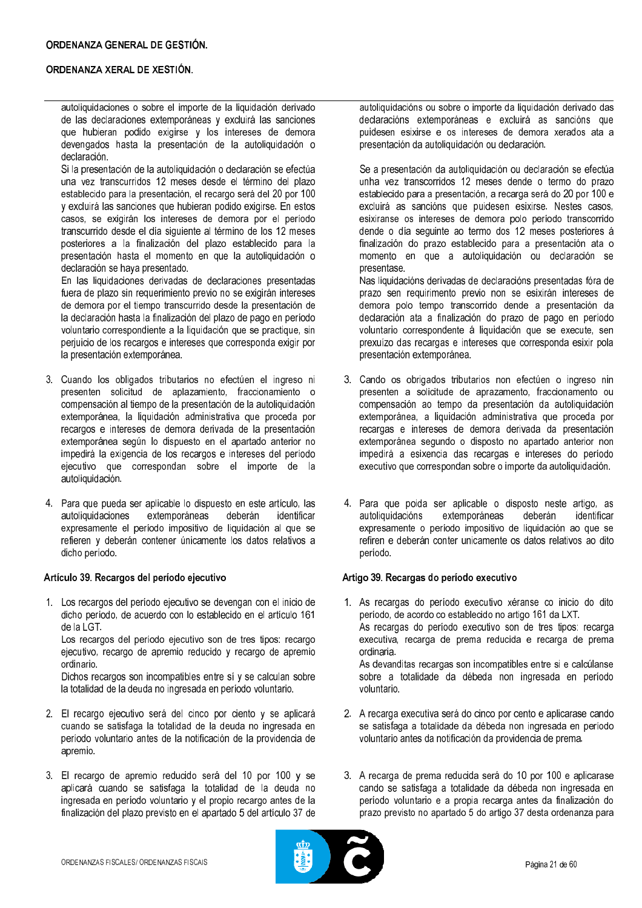autoliquidaciones o sobre el importe de la liquidación derivado de las declaraciones extemporáneas y excluirá las sanciones que hubieran podido exigirse y los intereses de demora devengados hasta la presentación de la autoliquidación o declaración.

Si la presentación de la autoliquidación o declaración se efectúa una vez transcurridos 12 meses desde el término del plazo establecido para la presentación, el recargo será del 20 por 100 y excluirá las sanciones que hubieran podido exigirse. En estos casos, se exigirán los intereses de demora por el período transcurrido desde el día siguiente al término de los 12 meses posteriores a la finalización del plazo establecido para la presentación hasta el momento en que la autoliquidación o declaración se haya presentado.

En las liquidaciones derivadas de declaraciones presentadas fuera de plazo sin requerimiento previo no se exigirán intereses de demora por el tiempo transcurrido desde la presentación de la declaración hasta la finalización del plazo de pago en período voluntario correspondiente a la liquidación que se practique, sin perjuicio de los recargos e intereses que corresponda exigir por la presentación extemporánea.

3. Cuando los obligados tributarios no efectúen el ingreso ni presenten solicitud de aplazamiento, fraccionamiento o compensación al tiempo de la presentación de la autoliquidación extemporánea, la liquidación administrativa que proceda por recargos e intereses de demora derivada de la presentación extemporánea según lo dispuesto en el apartado anterior no impedirá la exigencia de los recargos e intereses del período ejecutivo que correspondan sobre el importe de la autoliquidación.

4. Para que pueda ser aplicable lo dispuesto en este artículo, las autoliquidaciones extemporáneas deberán identificar expresamente el período impositivo de liquidación al que se refieren y deberán contener únicamente los datos relativos a dicho período.

### Artículo 39. Recargos del período ejecutivo

1. Los recargos del período ejecutivo se devengan con el inicio de dicho período, de acuerdo con lo establecido en el artículo 161 de la LGT.

   Los recargos del período ejecutivo son de tres tipos: recargo ejecutivo, recargo de apremio reducido y recargo de apremio ordinario.

   Dichos recargos son incompatibles entre sí y se calculan sobre la totalidad de la deuda no ingresada en período voluntario.

2. El recargo ejecutivo será del cinco por ciento y se aplicará cuando se satisfaga la totalidad de la deuda no ingresada en período voluntario antes de la notificación de la providencia de apremio.

3. El recargo de apremio reducido será del 10 por 100 y se aplicará cuando se satisfaga la totalidad de la deuda no ingresada en período voluntario y el propio recargo antes de la finalización del plazo previsto en el apartado 5 del artículo 37 de

---

autoliquidacións ou sobre o importe da liquidación derivado das declaracións extemporáneas e excluirá as sancións que puidesen esixirse e os intereses de demora xerados ata a presentación da autoliquidación ou declaración.

Se a presentación da autoliquidación ou declaración se efectúa unha vez transcorridos 12 meses dende o termo do prazo establecido para a presentación, a recarga será do 20 por 100 e excluirá as sancións que puidesen esixirse. Nestes casos, esixiranse os intereses de demora polo período transcorrido dende o día seguinte ao termo dos 12 meses posteriores á finalización do prazo establecido para a presentación ata o momento en que a autoliquidación ou declaración se presentase.

Nas liquidacións derivadas de declaracións presentadas fóra de prazo sen requirimento previo non se esixirán intereses de demora polo tempo transcorrido dende a presentación da declaración ata a finalización do prazo de pago en período voluntario correspondente á liquidación que se execute, sen prexuízo das recargas e intereses que corresponda esixir pola presentación extemporánea.

3. Cando os obrigados tributarios non efectúen o ingreso nin presenten a solicitude de aprazamento, fraccionamento ou compensación ao tempo da presentación da autoliquidación extemporánea, a liquidación administrativa que proceda por recargas e intereses de demora derivada da presentación extemporánea segundo o disposto no apartado anterior non impedirá a esixencia das recargas e intereses do período executivo que correspondan sobre o importe da autoliquidación.

4. Para que poida ser aplicable o disposto neste artigo, as autoliquidacións extemporáneas deberán identificar expresamente o período impositivo de liquidación ao que se refiren e deberán conter unicamente os datos relativos ao dito período.

### Artigo 39. Recargas do período executivo

1. As recargas do período executivo xéranse co inicio do dito período, de acordo co establecido no artigo 161 da LXT.

   As recargas do período executivo son de tres tipos: recarga executiva, recarga de prema reducida e recarga de prema ordinaria.

   As devanditas recargas son incompatibles entre si e calcúlanse sobre a totalidade da débeda non ingresada en período voluntario.

2. A recarga executiva será do cinco por cento e aplicarase cando se satisfaga a totalidade da débeda non ingresada en período voluntario antes da notificación da providencia de prema.

3. A recarga de prema reducida será do 10 por 100 e aplicarase cando se satisfaga a totalidade da débeda non ingresada en período voluntario e a propia recarga antes da finalización do prazo previsto no apartado 5 do artigo 37 desta ordenanza para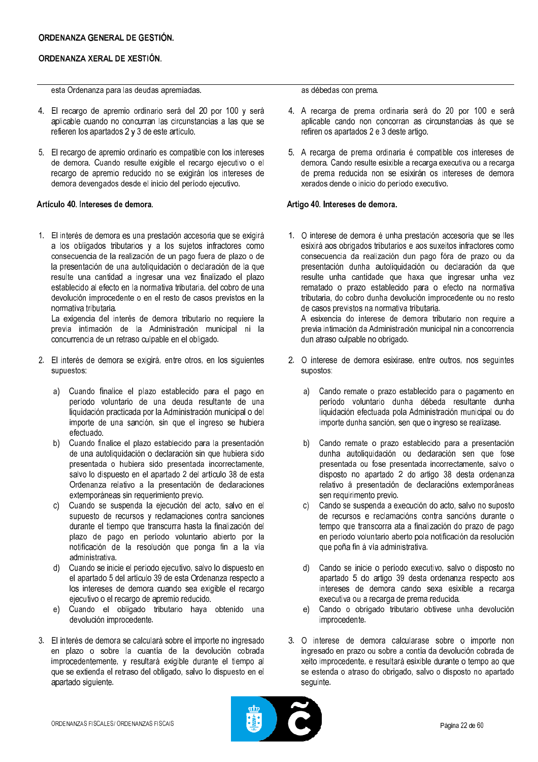esta Ordenanza para las deudas apremiadas.

4. El recargo de apremio ordinario será del 20 por 100 y será aplicable cuando no concurran las circunstancias a las que se refieren los apartados 2 y 3 de este artículo.

5. El recargo de apremio ordinario es compatible con los intereses de demora. Cuando resulte exigible el recargo ejecutivo o el recargo de apremio reducido no se exigirán los intereses de demora devengados desde el inicio del período ejecutivo.

### Artículo 40. Intereses de demora.

1. El interés de demora es una prestación accesoria que se exigirá a los obligados tributarios y a los sujetos infractores como consecuencia de la realización de un pago fuera de plazo o de la presentación de una autoliquidación o declaración de la que resulte una cantidad a ingresar una vez finalizado el plazo establecido al efecto en la normativa tributaria, del cobro de una devolución improcedente o en el resto de casos previstos en la normativa tributaria.
   La exigencia del interés de demora tributario no requiere la previa intimación de la Administración municipal ni la concurrencia de un retraso culpable en el obligado.

2. El interés de demora se exigirá, entre otros, en los siguientes supuestos:

   a) Cuando finalice el plazo establecido para el pago en período voluntario de una deuda resultante de una liquidación practicada por la Administración municipal o del importe de una sanción, sin que el ingreso se hubiera efectuado.
   b) Cuando finalice el plazo establecido para la presentación de una autoliquidación o declaración sin que hubiera sido presentada o hubiera sido presentada incorrectamente, salvo lo dispuesto en el apartado 2 del artículo 38 de esta Ordenanza relativo a la presentación de declaraciones extemporáneas sin requerimiento previo.
   c) Cuando se suspenda la ejecución del acto, salvo en el supuesto de recursos y reclamaciones contra sanciones durante el tiempo que transcurra hasta la finalización del plazo de pago en período voluntario abierto por la notificación de la resolución que ponga fin a la vía administrativa.
   d) Cuando se inicie el periodo ejecutivo, salvo lo dispuesto en el apartado 5 del artículo 39 de esta Ordenanza respecto a los intereses de demora cuando sea exigible el recargo ejecutivo o el recargo de apremio reducido.
   e) Cuando el obligado tributario haya obtenido una devolución improcedente.

3. El interés de demora se calculará sobre el importe no ingresado en plazo o sobre la cuantía de la devolución cobrada improcedentemente, y resultará exigible durante el tiempo al que se extienda el retraso del obligado, salvo lo dispuesto en el apartado siguiente.

as débedas con prema.

4. A recarga de prema ordinaria será do 20 por 100 e será aplicable cando non concorran as circunstancias ás que se refiren os apartados 2 e 3 deste artigo.

5. A recarga de prema ordinaria é compatible cos intereses de demora. Cando resulte esixible a recarga executiva ou a recarga de prema reducida non se esixirán os intereses de demora xerados dende o inicio do período executivo.

### Artigo 40. Intereses de demora.

1. O interese de demora é unha prestación accesoria que se lles esixirá aos obrigados tributarios e aos suxeitos infractores como consecuencia da realización dun pago fóra de prazo ou da presentación dunha autoliquidación ou declaración da que resulte unha cantidade que haxa que ingresar unha vez rematado o prazo establecido para o efecto na normativa tributaria, do cobro dunha devolución improcedente ou no resto de casos previstos na normativa tributaria.
   A esixencia do interese de demora tributario non require a previa intimación da Administración municipal nin a concorrencia dun atraso culpable no obrigado.

2. O interese de demora esixirase, entre outros, nos seguintes supostos:

   a) Cando remate o prazo establecido para o pagamento en período voluntario dunha débeda resultante dunha liquidación efectuada pola Administración municipal ou do importe dunha sanción, sen que o ingreso se realizase.

   b) Cando remate o prazo establecido para a presentación dunha autoliquidación ou declaración sen que fose presentada ou fose presentada incorrectamente, salvo o disposto no apartado 2 do artigo 38 desta ordenanza relativo á presentación de declaracións extemporáneas sen requirimento previo.
   c) Cando se suspenda a execución do acto, salvo no suposto de recursos e reclamacións contra sancións durante o tempo que transcorra ata a finalización do prazo de pago en período voluntario aberto pola notificación da resolución que poña fin á vía administrativa.

   d) Cando se inicie o período executivo, salvo o disposto no apartado 5 do artigo 39 desta ordenanza respecto aos intereses de demora cando sexa esixible a recarga executiva ou a recarga de prema reducida.
   e) Cando o obrigado tributario obtivese unha devolución improcedente.

3. O interese de demora calcularase sobre o importe non ingresado en prazo ou sobre a contía da devolución cobrada de xeito improcedente, e resultará esixible durante o tempo ao que se estenda o atraso do obrigado, salvo o disposto no apartado seguinte.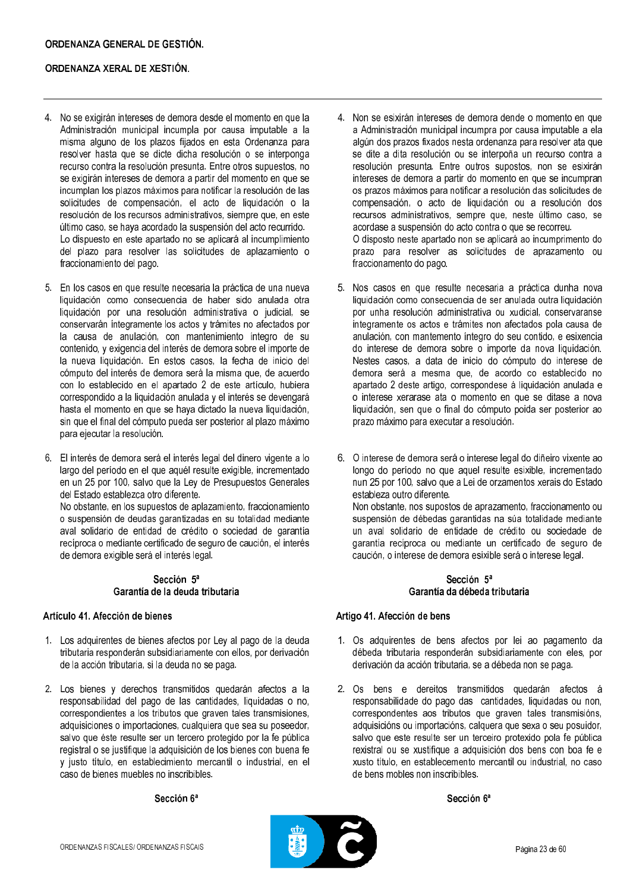4. No se exigirán intereses de demora desde el momento en que la Administración municipal incumpla por causa imputable a la misma alguno de los plazos fijados en esta Ordenanza para resolver hasta que se dicte dicha resolución o se interponga recurso contra la resolución presunta. Entre otros supuestos, no se exigirán intereses de demora a partir del momento en que se incumplan los plazos máximos para notificar la resolución de las solicitudes de compensación, el acto de liquidación o la resolución de los recursos administrativos, siempre que, en este último caso, se haya acordado la suspensión del acto recurrido.
   Lo dispuesto en este apartado no se aplicará al incumplimiento del plazo para resolver las solicitudes de aplazamiento o fraccionamiento del pago.

5. En los casos en que resulte necesaria la práctica de una nueva liquidación como consecuencia de haber sido anulada otra liquidación por una resolución administrativa o judicial, se conservarán íntegramente los actos y trámites no afectados por la causa de anulación, con mantenimiento íntegro de su contenido, y exigencia del interés de demora sobre el importe de la nueva liquidación. En estos casos, la fecha de inicio del cómputo del interés de demora será la misma que, de acuerdo con lo establecido en el apartado 2 de este artículo, hubiera correspondido a la liquidación anulada y el interés se devengará hasta el momento en que se haya dictado la nueva liquidación, sin que el final del cómputo pueda ser posterior al plazo máximo para ejecutar la resolución.

6. El interés de demora será el interés legal del dinero vigente a lo largo del período en el que aquél resulte exigible, incrementado en un 25 por 100, salvo que la Ley de Presupuestos Generales del Estado establezca otro diferente.
   No obstante, en los supuestos de aplazamiento, fraccionamiento o suspensión de deudas garantizadas en su totalidad mediante aval solidario de entidad de crédito o sociedad de garantía recíproca o mediante certificado de seguro de caución, el interés de demora exigible será el interés legal.

### Sección 5ª
### Garantía de la deuda tributaria

#### Artículo 41. Afección de bienes

1. Los adquirentes de bienes afectos por Ley al pago de la deuda tributaria responderán subsidiariamente con ellos, por derivación de la acción tributaria, si la deuda no se paga.

2. Los bienes y derechos transmitidos quedarán afectos a la responsabilidad del pago de las cantidades, liquidadas o no, correspondientes a los tributos que graven tales transmisiones, adquisiciones o importaciones, cualquiera que sea su poseedor, salvo que éste resulte ser un tercero protegido por la fe pública registral o se justifique la adquisición de los bienes con buena fe y justo título, en establecimiento mercantil o industrial, en el caso de bienes muebles no inscribibles.

### Sección 6ª

4. Non se esixirán intereses de demora dende o momento en que a Administración municipal incumpra por causa imputable a ela algún dos prazos fixados nesta ordenanza para resolver ata que se dite a dita resolución ou se interpoña un recurso contra a resolución presunta. Entre outros supostos, non se esixirán intereses de demora a partir do momento en que se incumpran os prazos máximos para notificar a resolución das solicitudes de compensación, o acto de liquidación ou a resolución dos recursos administrativos, sempre que, neste último caso, se acordase a suspensión do acto contra o que se recorreu.
   O disposto neste apartado non se aplicará ao incumprimento do prazo para resolver as solicitudes de aprazamento ou fraccionamento do pago.

5. Nos casos en que resulte necesaria a práctica dunha nova liquidación como consecuencia de ser anulada outra liquidación por unha resolución administrativa ou xudicial, conservaranse integramente os actos e trámites non afectados pola causa de anulación, con mantemento íntegro do seu contido, e esixencia do interese de demora sobre o importe da nova liquidación. Nestes casos, a data de inicio do cómputo do interese de demora será a mesma que, de acordo co establecido no apartado 2 deste artigo, correspondese á liquidación anulada e o interese xerarase ata o momento en que se ditase a nova liquidación, sen que o final do cómputo poida ser posterior ao prazo máximo para executar a resolución.

6. O interese de demora será o interese legal do diñeiro vixente ao longo do período no que aquel resulte esixible, incrementado nun 25 por 100, salvo que a Lei de orzamentos xerais do Estado estableza outro diferente.
   Non obstante, nos supostos de aprazamento, fraccionamento ou suspensión de débedas garantidas na súa totalidade mediante un aval solidario de entidade de crédito ou sociedade de garantía recíproca ou mediante un certificado de seguro de caución, o interese de demora esixible será o interese legal.

### Sección 5ª
### Garantía da débeda tributaria

#### Artigo 41. Afección de bens

1. Os adquirentes de bens afectos por lei ao pagamento da débeda tributaria responderán subsidiariamente con eles, por derivación da acción tributaria, se a débeda non se paga.

2. Os bens e dereitos transmitidos quedarán afectos á responsabilidade do pago das cantidades, liquidadas ou non, correspondentes aos tributos que graven tales transmisións, adquisicións ou importacións, calquera que sexa o seu posuidor, salvo que este resulte ser un terceiro protexido pola fe pública rexistral ou se xustifique a adquisición dos bens con boa fe e xusto título, en establecemento mercantil ou industrial, no caso de bens mobles non inscribibles.

### Sección 6ª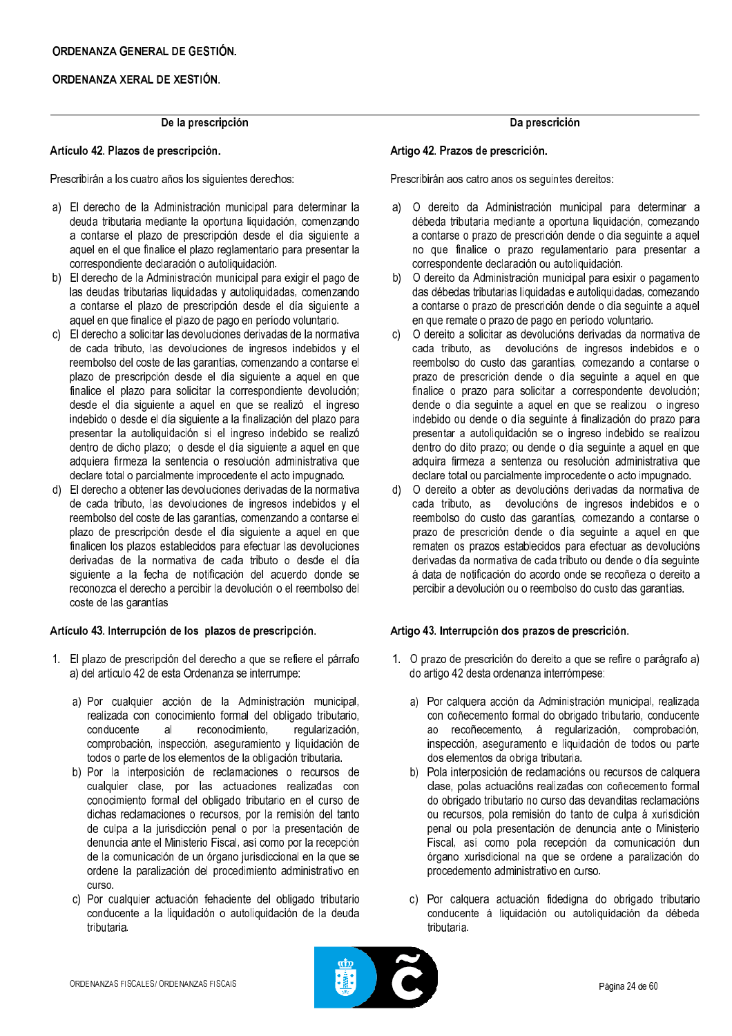De la prescripción

### Artículo 42. Plazos de prescripción.

Prescribirán a los cuatro años los siguientes derechos:

a) El derecho de la Administración municipal para determinar la deuda tributaria mediante la oportuna liquidación, comenzando a contarse el plazo de prescripción desde el día siguiente a aquel en el que finalice el plazo reglamentario para presentar la correspondiente declaración o autoliquidación.
b) El derecho de la Administración municipal para exigir el pago de las deudas tributarias liquidadas y autoliquidadas, comenzando a contarse el plazo de prescripción desde el día siguiente a aquel en que finalice el plazo de pago en período voluntario.
c) El derecho a solicitar las devoluciones derivadas de la normativa de cada tributo, las devoluciones de ingresos indebidos y el reembolso del coste de las garantías, comenzando a contarse el plazo de prescripción desde el día siguiente a aquel en que finalice el plazo para solicitar la correspondiente devolución; desde el día siguiente a aquel en que se realizó el ingreso indebido o desde el día siguiente a la finalización del plazo para presentar la autoliquidación si el ingreso indebido se realizó dentro de dicho plazo; o desde el día siguiente a aquel en que adquiera firmeza la sentencia o resolución administrativa que declare total o parcialmente improcedente el acto impugnado.
d) El derecho a obtener las devoluciones derivadas de la normativa de cada tributo, las devoluciones de ingresos indebidos y el reembolso del coste de las garantías, comenzando a contarse el plazo de prescripción desde el día siguiente a aquel en que finalicen los plazos establecidos para efectuar las devoluciones derivadas de la normativa de cada tributo o desde el día siguiente a la fecha de notificación del acuerdo donde se reconozca el derecho a percibir la devolución o el reembolso del coste de las garantías

### Artículo 43. Interrupción de los plazos de prescripción.

1. El plazo de prescripción del derecho a que se refiere el párrafo a) del artículo 42 de esta Ordenanza se interrumpe:

   a) Por cualquier acción de la Administración municipal, realizada con conocimiento formal del obligado tributario, conducente al reconocimiento, regularización, comprobación, inspección, aseguramiento y liquidación de todos o parte de los elementos de la obligación tributaria.
   b) Por la interposición de reclamaciones o recursos de cualquier clase, por las actuaciones realizadas con conocimiento formal del obligado tributario en el curso de dichas reclamaciones o recursos, por la remisión del tanto de culpa a la jurisdicción penal o por la presentación de denuncia ante el Ministerio Fiscal, así como por la recepción de la comunicación de un órgano jurisdiccional en la que se ordene la paralización del procedimiento administrativo en curso.
   c) Por cualquier actuación fehaciente del obligado tributario conducente a la liquidación o autoliquidación de la deuda tributaria.

Da prescrición

### Artigo 42. Prazos de prescrición.

Prescribirán aos catro anos os seguintes dereitos:

a) O dereito da Administración municipal para determinar a débeda tributaria mediante a oportuna liquidación, comezando a contarse o prazo de prescrición dende o día seguinte a aquel no que finalice o prazo regulamentario para presentar a correspondente declaración ou autoliquidación.
b) O dereito da Administración municipal para esixir o pagamento das débedas tributarias liquidadas e autoliquidadas, comezando a contarse o prazo de prescrición dende o día seguinte a aquel en que remate o prazo de pago en período voluntario.
c) O dereito a solicitar as devolucións derivadas da normativa de cada tributo, as devolucións de ingresos indebidos e o reembolso do custo das garantías, comezando a contarse o prazo de prescrición dende o día seguinte a aquel en que finalice o prazo para solicitar a correspondente devolución; dende o día seguinte a aquel en que se realizou o ingreso indebido ou dende o día seguinte á finalización do prazo para presentar a autoliquidación se o ingreso indebido se realizou dentro do dito prazo; ou dende o día seguinte a aquel en que adquira firmeza a sentenza ou resolución administrativa que declare total ou parcialmente improcedente o acto impugnado.
d) O dereito a obter as devolucións derivadas da normativa de cada tributo, as devolucións de ingresos indebidos e o reembolso do custo das garantías, comezando a contarse o prazo de prescrición dende o día seguinte a aquel en que rematen os prazos establecidos para efectuar as devolucións derivadas da normativa de cada tributo ou dende o día seguinte á data de notificación do acordo onde se recoñeza o dereito a percibir a devolución ou o reembolso do custo das garantías.

### Artigo 43. Interrupción dos prazos de prescrición.

1. O prazo de prescrición do dereito a que se refire o parágrafo a) do artigo 42 desta ordenanza interrómpese:

   a) Por calquera acción da Administración municipal, realizada con coñecemento formal do obrigado tributario, conducente ao recoñecemento, á regularización, comprobación, inspección, aseguramento e liquidación de todos ou parte dos elementos da obriga tributaria.
   b) Pola interposición de reclamacións ou recursos de calquera clase, polas actuacións realizadas con coñecemento formal do obrigado tributario no curso das devanditas reclamacións ou recursos, pola remisión do tanto de culpa á xurisdición penal ou pola presentación de denuncia ante o Ministerio Fiscal, así como pola recepción da comunicación dun órgano xurisdicional na que se ordene a paralización do procedemento administrativo en curso.
   c) Por calquera actuación fidedigna do obrigado tributario conducente á liquidación ou autoliquidación da débeda tributaria.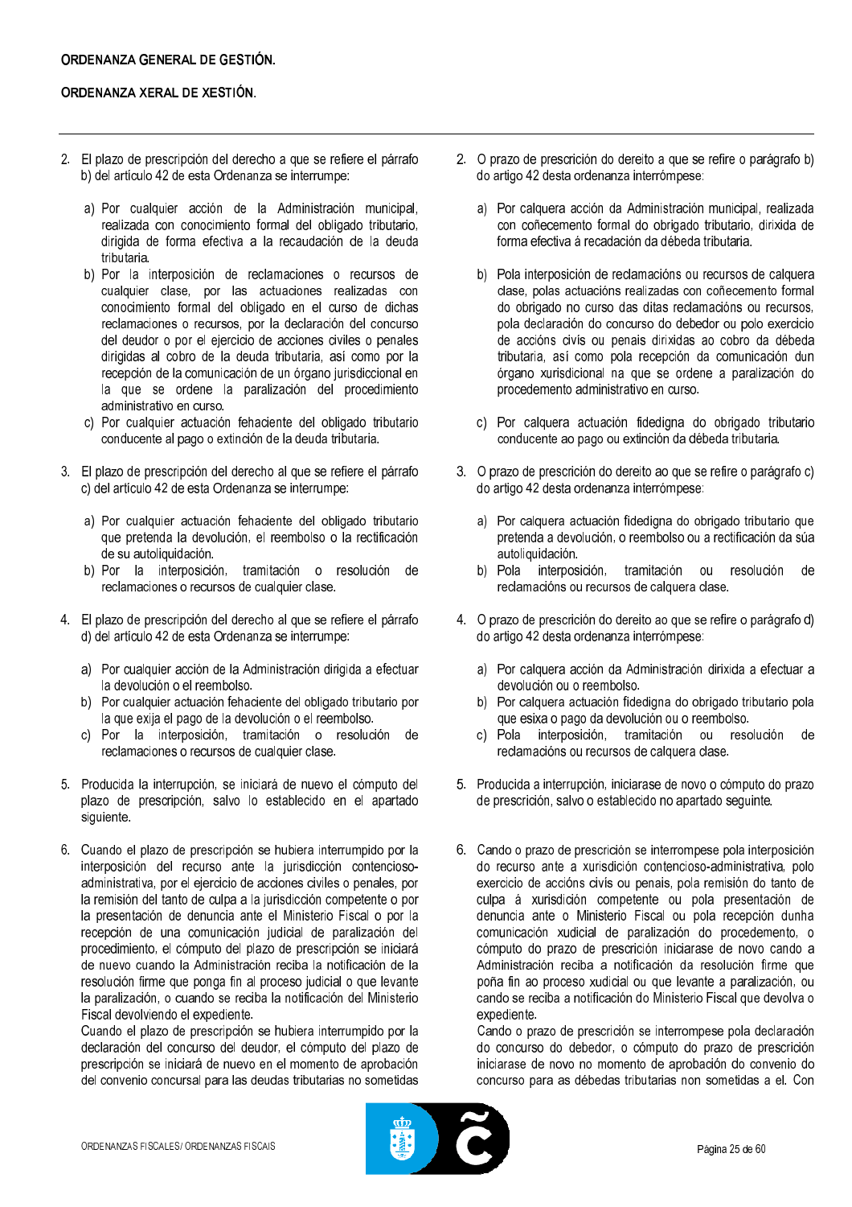2. El plazo de prescripción del derecho a que se refiere el párrafo b) del artículo 42 de esta Ordenanza se interrumpe:

   a) Por cualquier acción de la Administración municipal, realizada con conocimiento formal del obligado tributario, dirigida de forma efectiva a la recaudación de la deuda tributaria.
   b) Por la interposición de reclamaciones o recursos de cualquier clase, por las actuaciones realizadas con conocimiento formal del obligado en el curso de dichas reclamaciones o recursos, por la declaración del concurso del deudor o por el ejercicio de acciones civiles o penales dirigidas al cobro de la deuda tributaria, así como por la recepción de la comunicación de un órgano jurisdiccional en la que se ordene la paralización del procedimiento administrativo en curso.
   c) Por cualquier actuación fehaciente del obligado tributario conducente al pago o extinción de la deuda tributaria.

3. El plazo de prescripción del derecho al que se refiere el párrafo c) del artículo 42 de esta Ordenanza se interrumpe:

   a) Por cualquier actuación fehaciente del obligado tributario que pretenda la devolución, el reembolso o la rectificación de su autoliquidación.
   b) Por la interposición, tramitación o resolución de reclamaciones o recursos de cualquier clase.

4. El plazo de prescripción del derecho al que se refiere el párrafo d) del artículo 42 de esta Ordenanza se interrumpe:

   a) Por cualquier acción de la Administración dirigida a efectuar la devolución o el reembolso.
   b) Por cualquier actuación fehaciente del obligado tributario por la que exija el pago de la devolución o el reembolso.
   c) Por la interposición, tramitación o resolución de reclamaciones o recursos de cualquier clase.

5. Producida la interrupción, se iniciará de nuevo el cómputo del plazo de prescripción, salvo lo establecido en el apartado siguiente.

6. Cuando el plazo de prescripción se hubiera interrumpido por la interposición del recurso ante la jurisdicción contencioso-administrativa, por el ejercicio de acciones civiles o penales, por la remisión del tanto de culpa a la jurisdicción competente o por la presentación de denuncia ante el Ministerio Fiscal o por la recepción de una comunicación judicial de paralización del procedimiento, el cómputo del plazo de prescripción se iniciará de nuevo cuando la Administración reciba la notificación de la resolución firme que ponga fin al proceso judicial o que levante la paralización, o cuando se reciba la notificación del Ministerio Fiscal devolviendo el expediente.
   Cuando el plazo de prescripción se hubiera interrumpido por la declaración del concurso del deudor, el cómputo del plazo de prescripción se iniciará de nuevo en el momento de aprobación del convenio concursal para las deudas tributarias no sometidas

2. O prazo de prescrición do dereito a que se refire o parágrafo b) do artigo 42 desta ordenanza interrómpese:

   a) Por calquera acción da Administración municipal, realizada con coñecemento formal do obrigado tributario, dirixida de forma efectiva á recadación da débeda tributaria.
   b) Pola interposición de reclamacións ou recursos de calquera clase, polas actuacións realizadas con coñecemento formal do obrigado no curso das ditas reclamacións ou recursos, pola declaración do concurso do debedor ou polo exercicio de accións civís ou penais dirixidas ao cobro da débeda tributaria, así como pola recepción da comunicación dun órgano xurisdicional na que se ordene a paralización do procedemento administrativo en curso.
   c) Por calquera actuación fidedigna do obrigado tributario conducente ao pago ou extinción da débeda tributaria.

3. O prazo de prescrición do dereito ao que se refire o parágrafo c) do artigo 42 desta ordenanza interrómpese:

   a) Por calquera actuación fidedigna do obrigado tributario que pretenda a devolución, o reembolso ou a rectificación da súa autoliquidación.
   b) Pola interposición, tramitación ou resolución de reclamacións ou recursos de calquera clase.

4. O prazo de prescrición do dereito ao que se refire o parágrafo d) do artigo 42 desta ordenanza interrómpese:

   a) Por calquera acción da Administración dirixida a efectuar a devolución ou o reembolso.
   b) Por calquera actuación fidedigna do obrigado tributario pola que esixa o pago da devolución ou o reembolso.
   c) Pola interposición, tramitación ou resolución de reclamacións ou recursos de calquera clase.

5. Producida a interrupción, iniciarase de novo o cómputo do prazo de prescrición, salvo o establecido no apartado seguinte.

6. Cando o prazo de prescrición se interrompese pola interposición do recurso ante a xurisdición contencioso-administrativa, polo exercicio de accións civís ou penais, pola remisión do tanto de culpa á xurisdición competente ou pola presentación de denuncia ante o Ministerio Fiscal ou pola recepción dunha comunicación xudicial de paralización do procedemento, o cómputo do prazo de prescrición iniciarase de novo cando a Administración reciba a notificación da resolución firme que poña fin ao proceso xudicial ou que levante a paralización, ou cando se reciba a notificación do Ministerio Fiscal que devolva o expediente.
   Cando o prazo de prescrición se interrompese pola declaración do concurso do debedor, o cómputo do prazo de prescrición iniciarase de novo no momento de aprobación do convenio do concurso para as débedas tributarias non sometidas a el. Con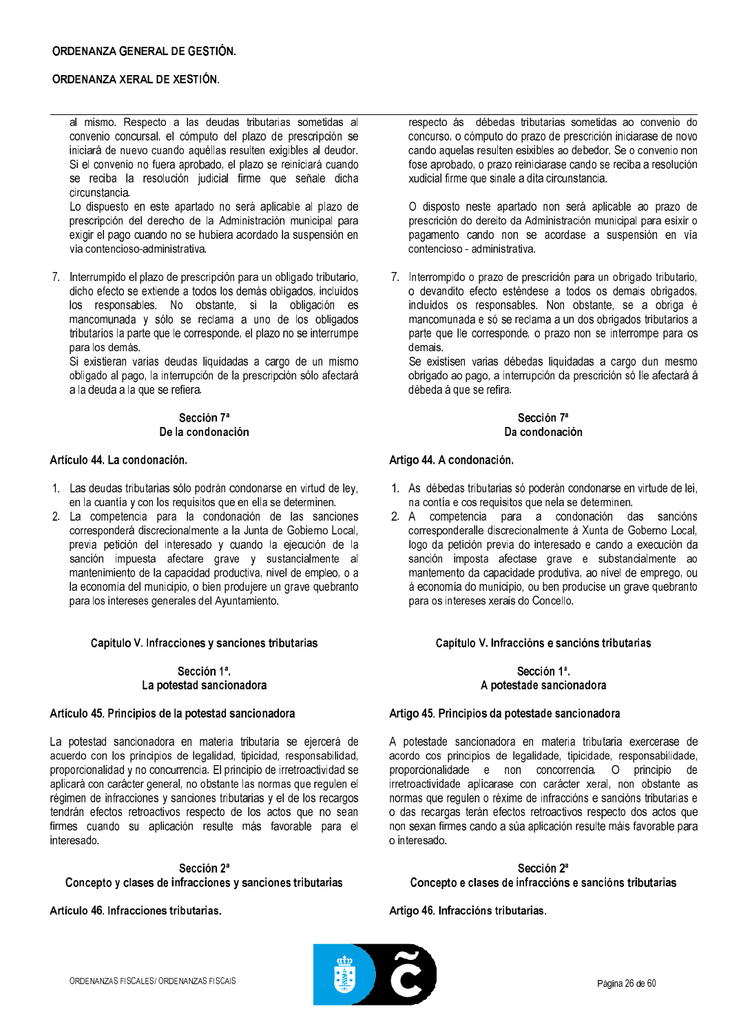al mismo. Respecto a las deudas tributarias sometidas al convenio concursal, el cómputo del plazo de prescripción se iniciará de nuevo cuando aquéllas resulten exigibles al deudor. Si el convenio no fuera aprobado, el plazo se reiniciará cuando se reciba la resolución judicial firme que señale dicha circunstancia.

Lo dispuesto en este apartado no será aplicable al plazo de prescripción del derecho de la Administración municipal para exigir el pago cuando no se hubiera acordado la suspensión en vía contencioso-administrativa.

7. Interrumpido el plazo de prescripción para un obligado tributario, dicho efecto se extiende a todos los demás obligados, incluidos los responsables. No obstante, si la obligación es mancomunada y sólo se reclama a uno de los obligados tributarios la parte que le corresponde, el plazo no se interrumpe para los demás.

   Si existieran varias deudas liquidadas a cargo de un mismo obligado al pago, la interrupción de la prescripción sólo afectará a la deuda a la que se refiera.

## Sección 7ª
## De la condonación

### Artículo 44. La condonación.

1. Las deudas tributarias sólo podrán condonarse en virtud de ley, en la cuantía y con los requisitos que en ella se determinen.
2. La competencia para la condonación de las sanciones corresponderá discrecionalmente a la Junta de Gobierno Local, previa petición del interesado y cuando la ejecución de la sanción impuesta afectare grave y sustancialmente al mantenimiento de la capacidad productiva, nivel de empleo, o a la economía del municipio, o bien produjere un grave quebranto para los intereses generales del Ayuntamiento.

## Capítulo V. Infracciones y sanciones tributarias

## Sección 1ª.
## La potestad sancionadora

### Artículo 45. Principios de la potestad sancionadora

La potestad sancionadora en materia tributaria se ejercerá de acuerdo con los principios de legalidad, tipicidad, responsabilidad, proporcionalidad y no concurrencia. El principio de irretroactividad se aplicará con carácter general, no obstante las normas que regulen el régimen de infracciones y sanciones tributarias y el de los recargos tendrán efectos retroactivos respecto de los actos que no sean firmes cuando su aplicación resulte más favorable para el interesado.

## Sección 2ª
## Concepto y clases de infracciones y sanciones tributarias

### Artículo 46. Infracciones tributarias.

---

respecto ás débedas tributarias sometidas ao convenio do concurso, o cómputo do prazo de prescrición iniciarase de novo cando aquelas resulten esixibles ao debedor. Se o convenio non fose aprobado, o prazo reiniciarase cando se reciba a resolución xudicial firme que sinale a dita circunstancia.

O disposto neste apartado non será aplicable ao prazo de prescrición do dereito da Administración municipal para esixir o pagamento cando non se acordase a suspensión en vía contencioso - administrativa.

7. Interrompido o prazo de prescrición para un obrigado tributario, o devandito efecto esténdese a todos os demais obrigados, incluídos os responsables. Non obstante, se a obriga é mancomunada e só se reclama a un dos obrigados tributarios a parte que lle corresponde, o prazo non se interrompe para os demais.

   Se existisen varias débedas liquidadas a cargo dun mesmo obrigado ao pago, a interrupción da prescrición só lle afectará á débeda á que se refira.

## Sección 7ª
## Da condonación

### Artigo 44. A condonación.

1. As débedas tributarias só poderán condonarse en virtude de lei, na contía e cos requisitos que nela se determinen.
2. A competencia para a condonación das sancións corresponderalle discrecionalmente á Xunta de Goberno Local, logo da petición previa do interesado e cando a execución da sanción imposta afectase grave e substancialmente ao mantemento da capacidade produtiva, ao nivel de emprego, ou á economía do municipio, ou ben producise un grave quebranto para os intereses xerais do Concello.

## Capítulo V. Infraccións e sancións tributarias

## Sección 1ª.
## A potestade sancionadora

### Artigo 45. Principios da potestade sancionadora

A potestade sancionadora en materia tributaria exercerase de acordo cos principios de legalidade, tipicidade, responsabilidade, proporcionalidade e non concorrencia. O principio de irretroactividade aplicarase con carácter xeral, non obstante as normas que regulen o réxime de infraccións e sancións tributarias e o das recargas terán efectos retroactivos respecto dos actos que non sexan firmes cando a súa aplicación resulte máis favorable para o interesado.

## Sección 2ª
## Concepto e clases de infraccións e sancións tributarias

### Artigo 46. Infraccións tributarias.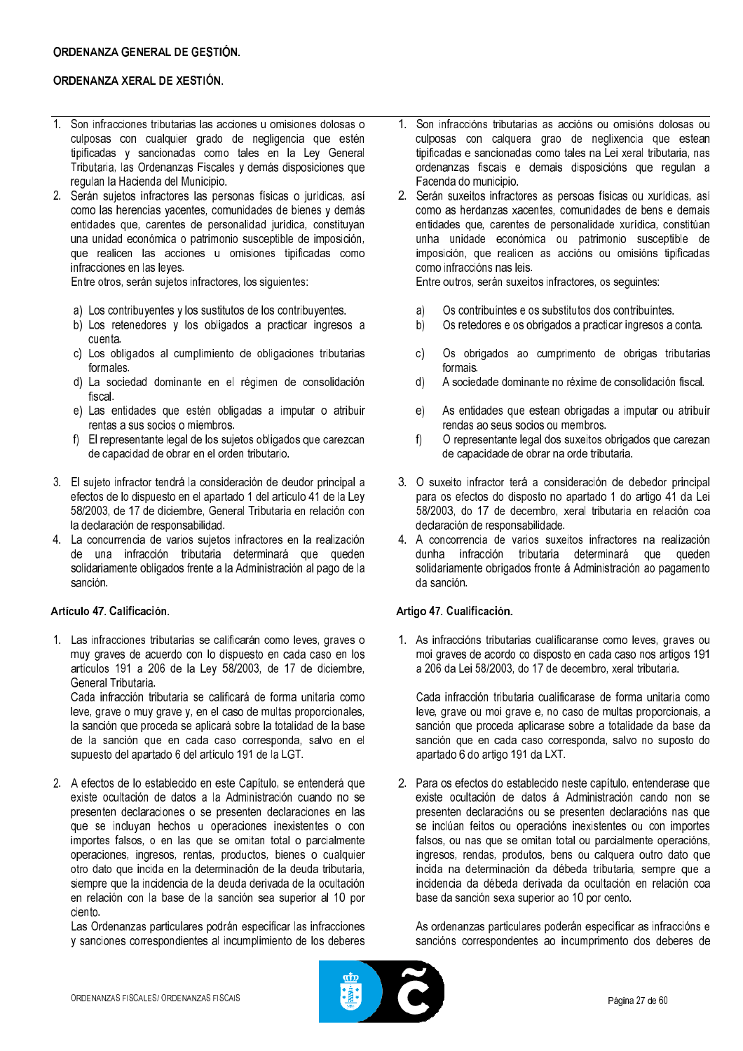ORDENANZA GENERAL DE GESTIÓN.

ORDENANZA XERAL DE XESTIÓN.

1. Son infracciones tributarias las acciones u omisiones dolosas o culposas con cualquier grado de negligencia que estén tipificadas y sancionadas como tales en la Ley General Tributaria, las Ordenanzas Fiscales y demás disposiciones que regulan la Hacienda del Municipio.
2. Serán sujetos infractores las personas físicas o jurídicas, así como las herencias yacentes, comunidades de bienes y demás entidades que, carentes de personalidad jurídica, constituyan una unidad económica o patrimonio susceptible de imposición, que realicen las acciones u omisiones tipificadas como infracciones en las leyes.

   Entre otros, serán sujetos infractores, los siguientes:

   a) Los contribuyentes y los sustitutos de los contribuyentes.
   b) Los retenedores y los obligados a practicar ingresos a cuenta.
   c) Los obligados al cumplimiento de obligaciones tributarias formales.
   d) La sociedad dominante en el régimen de consolidación fiscal.
   e) Las entidades que estén obligadas a imputar o atribuir rentas a sus socios o miembros.
   f) El representante legal de los sujetos obligados que carezcan de capacidad de obrar en el orden tributario.

3. El sujeto infractor tendrá la consideración de deudor principal a efectos de lo dispuesto en el apartado 1 del artículo 41 de la Ley 58/2003, de 17 de diciembre, General Tributaria en relación con la declaración de responsabilidad.
4. La concurrencia de varios sujetos infractores en la realización de una infracción tributaria determinará que queden solidariamente obligados frente a la Administración al pago de la sanción.

### Artículo 47. Calificación.

1. Las infracciones tributarias se calificarán como leves, graves o muy graves de acuerdo con lo dispuesto en cada caso en los artículos 191 a 206 de la Ley 58/2003, de 17 de diciembre, General Tributaria.

   Cada infracción tributaria se calificará de forma unitaria como leve, grave o muy grave y, en el caso de multas proporcionales, la sanción que proceda se aplicará sobre la totalidad de la base de la sanción que en cada caso corresponda, salvo en el supuesto del apartado 6 del artículo 191 de la LGT.

2. A efectos de lo establecido en este Capítulo, se entenderá que existe ocultación de datos a la Administración cuando no se presenten declaraciones o se presenten declaraciones en las que se incluyan hechos u operaciones inexistentes o con importes falsos, o en las que se omitan total o parcialmente operaciones, ingresos, rentas, productos, bienes o cualquier otro dato que incida en la determinación de la deuda tributaria, siempre que la incidencia de la deuda derivada de la ocultación en relación con la base de la sanción sea superior al 10 por ciento.

   Las Ordenanzas particulares podrán especificar las infracciones y sanciones correspondientes al incumplimiento de los deberes

---

1. Son infraccións tributarias as accións ou omisións dolosas ou culposas con calquera grao de neglixencia que estean tipificadas e sancionadas como tales na Lei xeral tributaria, nas ordenanzas fiscais e demais disposicións que regulan a Facenda do municipio.
2. Serán suxeitos infractores as persoas físicas ou xurídicas, así como as herdanzas xacentes, comunidades de bens e demais entidades que, carentes de personalidade xurídica, constitúan unha unidade económica ou patrimonio susceptible de imposición, que realicen as accións ou omisións tipificadas como infraccións nas leis.

   Entre outros, serán suxeitos infractores, os seguintes:

   a) Os contribuíntes e os substitutos dos contribuíntes.
   b) Os retedores e os obrigados a practicar ingresos a conta.
   c) Os obrigados ao cumprimento de obrigas tributarias formais.
   d) A sociedade dominante no réxime de consolidación fiscal.
   e) As entidades que estean obrigadas a imputar ou atribuír rendas ao seus socios ou membros.
   f) O representante legal dos suxeitos obrigados que carezan de capacidade de obrar na orde tributaria.

3. O suxeito infractor terá a consideración de debedor principal para os efectos do disposto no apartado 1 do artigo 41 da Lei 58/2003, do 17 de decembro, xeral tributaria en relación coa declaración de responsabilidade.
4. A concorrencia de varios suxeitos infractores na realización dunha infracción tributaria determinará que queden solidariamente obrigados fronte á Administración ao pagamento da sanción.

### Artigo 47. Cualificación.

1. As infraccións tributarias cualificaranse como leves, graves ou moi graves de acordo co disposto en cada caso nos artigos 191 a 206 da Lei 58/2003, do 17 de decembro, xeral tributaria.

   Cada infracción tributaria cualificarase de forma unitaria como leve, grave ou moi grave e, no caso de multas proporcionais, a sanción que proceda aplicarase sobre a totalidade da base da sanción que en cada caso corresponda, salvo no suposto do apartado 6 do artigo 191 da LXT.

2. Para os efectos do establecido neste capítulo, entenderase que existe ocultación de datos á Administración cando non se presenten declaracións ou se presenten declaracións nas que se inclúan feitos ou operacións inexistentes ou con importes falsos, ou nas que se omitan total ou parcialmente operacións, ingresos, rendas, produtos, bens ou calquera outro dato que incida na determinación da débeda tributaria, sempre que a incidencia da débeda derivada da ocultación en relación coa base da sanción sexa superior ao 10 por cento.

   As ordenanzas particulares poderán especificar as infraccións e sancións correspondentes ao incumprimento dos deberes de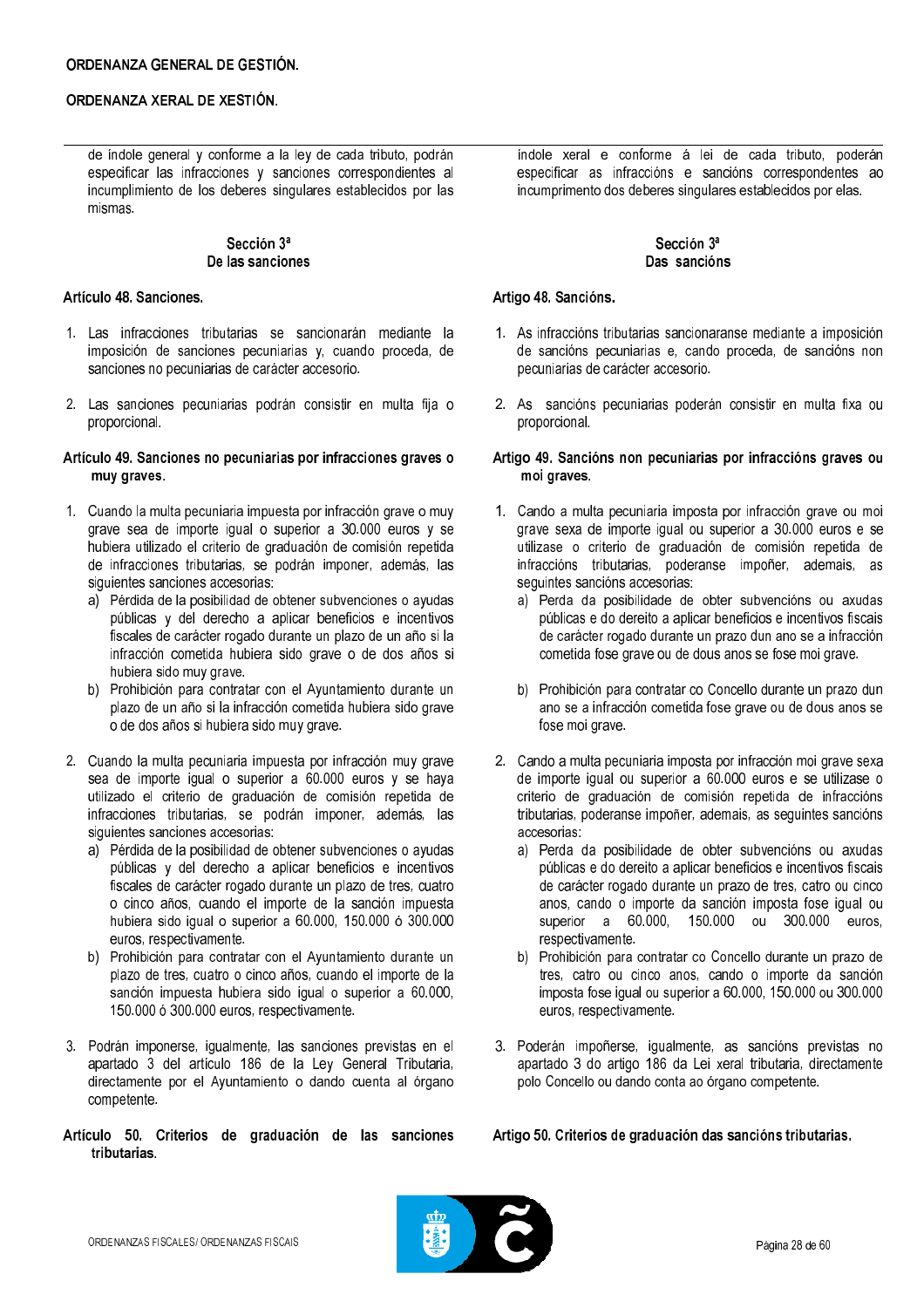de índole general y conforme a la ley de cada tributo, podrán especificar las infracciones y sanciones correspondientes al incumplimiento de los deberes singulares establecidos por las mismas.

### Sección 3ª
### De las sanciones

**Artículo 48. Sanciones.**

1. Las infracciones tributarias se sancionarán mediante la imposición de sanciones pecuniarias y, cuando proceda, de sanciones no pecuniarias de carácter accesorio.

2. Las sanciones pecuniarias podrán consistir en multa fija o proporcional.

**Artículo 49. Sanciones no pecuniarias por infracciones graves o muy graves.**

1. Cuando la multa pecuniaria impuesta por infracción grave o muy grave sea de importe igual o superior a 30.000 euros y se hubiera utilizado el criterio de graduación de comisión repetida de infracciones tributarias, se podrán imponer, además, las siguientes sanciones accesorias:
   a) Pérdida de la posibilidad de obtener subvenciones o ayudas públicas y del derecho a aplicar beneficios e incentivos fiscales de carácter rogado durante un plazo de un año si la infracción cometida hubiera sido grave o de dos años si hubiera sido muy grave.
   b) Prohibición para contratar con el Ayuntamiento durante un plazo de un año si la infracción cometida hubiera sido grave o de dos años si hubiera sido muy grave.

2. Cuando la multa pecuniaria impuesta por infracción muy grave sea de importe igual o superior a 60.000 euros y se haya utilizado el criterio de graduación de comisión repetida de infracciones tributarias, se podrán imponer, además, las siguientes sanciones accesorias:
   a) Pérdida de la posibilidad de obtener subvenciones o ayudas públicas y del derecho a aplicar beneficios e incentivos fiscales de carácter rogado durante un plazo de tres, cuatro o cinco años, cuando el importe de la sanción impuesta hubiera sido igual o superior a 60.000, 150.000 ó 300.000 euros, respectivamente.
   b) Prohibición para contratar con el Ayuntamiento durante un plazo de tres, cuatro o cinco años, cuando el importe de la sanción impuesta hubiera sido igual o superior a 60.000, 150.000 ó 300.000 euros, respectivamente.

3. Podrán imponerse, igualmente, las sanciones previstas en el apartado 3 del artículo 186 de la Ley General Tributaria, directamente por el Ayuntamiento o dando cuenta al órgano competente.

**Artículo 50. Criterios de graduación de las sanciones tributarias.**

índole xeral e conforme á lei de cada tributo, poderán especificar as infraccións e sancións correspondentes ao incumprimento dos deberes singulares establecidos por elas.

### Sección 3ª
### Das sancións

**Artigo 48. Sancións.**

1. As infraccións tributarias sancionaranse mediante a imposición de sancións pecuniarias e, cando proceda, de sancións non pecuniarias de carácter accesorio.

2. As sancións pecuniarias poderán consistir en multa fixa ou proporcional.

**Artigo 49. Sancións non pecuniarias por infraccións graves ou moi graves.**

1. Cando a multa pecuniaria imposta por infracción grave ou moi grave sexa de importe igual ou superior a 30.000 euros e se utilizase o criterio de graduación de comisión repetida de infraccións tributarias, poderanse impoñer, ademais, as seguintes sancións accesorias:
   a) Perda da posibilidade de obter subvencións ou axudas públicas e do dereito a aplicar beneficios e incentivos fiscais de carácter rogado durante un prazo dun ano se a infracción cometida fose grave ou de dous anos se fose moi grave.
   b) Prohibición para contratar co Concello durante un prazo dun ano se a infracción cometida fose grave ou de dous anos se fose moi grave.

2. Cando a multa pecuniaria imposta por infracción moi grave sexa de importe igual ou superior a 60.000 euros e se utilizase o criterio de graduación de comisión repetida de infraccións tributarias, poderanse impoñer, ademais, as seguintes sancións accesorias:
   a) Perda da posibilidade de obter subvencións ou axudas públicas e do dereito a aplicar beneficios e incentivos fiscais de carácter rogado durante un prazo de tres, catro ou cinco anos, cando o importe da sanción imposta fose igual ou superior a 60.000, 150.000 ou 300.000 euros, respectivamente.
   b) Prohibición para contratar co Concello durante un prazo de tres, catro ou cinco anos, cando o importe da sanción imposta fose igual ou superior a 60.000, 150.000 ou 300.000 euros, respectivamente.

3. Poderán impoñerse, igualmente, as sancións previstas no apartado 3 do artigo 186 da Lei xeral tributaria, directamente polo Concello ou dando conta ao órgano competente.

**Artigo 50. Criterios de graduación das sancións tributarias.**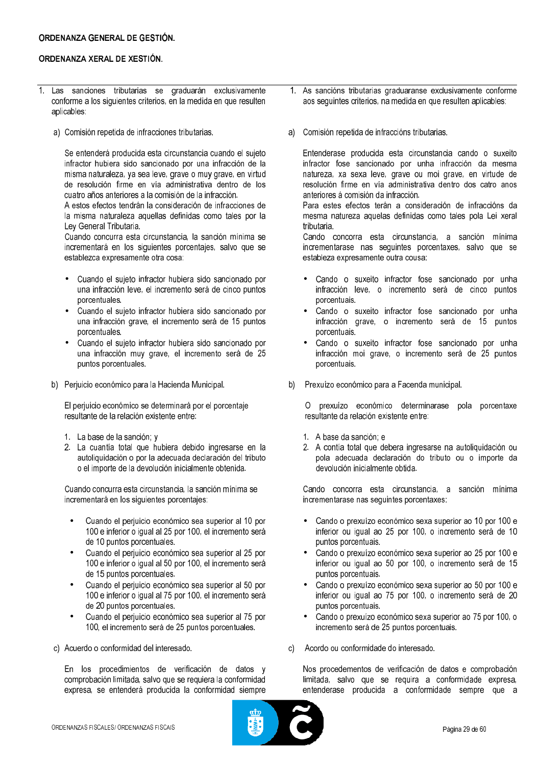1. Las sanciones tributarias se graduarán exclusivamente conforme a los siguientes criterios, en la medida en que resulten aplicables:

   a) Comisión repetida de infracciones tributarias.

      Se entenderá producida esta circunstancia cuando el sujeto infractor hubiera sido sancionado por una infracción de la misma naturaleza, ya sea leve, grave o muy grave, en virtud de resolución firme en vía administrativa dentro de los cuatro años anteriores a la comisión de la infracción.
      A estos efectos tendrán la consideración de infracciones de la misma naturaleza aquellas definidas como tales por la Ley General Tributaria.
      Cuando concurra esta circunstancia, la sanción mínima se incrementará en los siguientes porcentajes, salvo que se establezca expresamente otra cosa:

      - Cuando el sujeto infractor hubiera sido sancionado por una infracción leve, el incremento será de cinco puntos porcentuales.
      - Cuando el sujeto infractor hubiera sido sancionado por una infracción grave, el incremento será de 15 puntos porcentuales.
      - Cuando el sujeto infractor hubiera sido sancionado por una infracción muy grave, el incremento será de 25 puntos porcentuales.

   b) Perjuicio económico para la Hacienda Municipal.

      El perjuicio económico se determinará por el porcentaje resultante de la relación existente entre:

      1. La base de la sanción; y
      2. La cuantía total que hubiera debido ingresarse en la autoliquidación o por la adecuada declaración del tributo o el importe de la devolución inicialmente obtenida.

      Cuando concurra esta circunstancia, la sanción mínima se incrementará en los siguientes porcentajes:

      - Cuando el perjuicio económico sea superior al 10 por 100 e inferior o igual al 25 por 100, el incremento será de 10 puntos porcentuales.
      - Cuando el perjuicio económico sea superior al 25 por 100 e inferior o igual al 50 por 100, el incremento será de 15 puntos porcentuales.
      - Cuando el perjuicio económico sea superior al 50 por 100 e inferior o igual al 75 por 100, el incremento será de 20 puntos porcentuales.
      - Cuando el perjuicio económico sea superior al 75 por 100, el incremento será de 25 puntos porcentuales.

   c) Acuerdo o conformidad del interesado.

      En los procedimientos de verificación de datos y comprobación limitada, salvo que se requiera la conformidad expresa, se entenderá producida la conformidad siempre

---

1. As sancións tributarias graduaranse exclusivamente conforme aos seguintes criterios, na medida en que resulten aplicables:

   a) Comisión repetida de infraccións tributarias.

      Entenderase producida esta circunstancia cando o suxeito infractor fose sancionado por unha infracción da mesma natureza, xa sexa leve, grave ou moi grave, en virtude de resolución firme en vía administrativa dentro dos catro anos anteriores á comisión da infracción.
      Para estes efectos terán a consideración de infraccións da mesma natureza aquelas definidas como tales pola Lei xeral tributaria.
      Cando concorra esta circunstancia, a sanción mínima incrementarase nas seguintes porcentaxes, salvo que se estableza expresamente outra cousa:

      - Cando o suxeito infractor fose sancionado por unha infracción leve, o incremento será de cinco puntos porcentuais.
      - Cando o suxeito infractor fose sancionado por unha infracción grave, o incremento será de 15 puntos porcentuais.
      - Cando o suxeito infractor fose sancionado por unha infracción moi grave, o incremento será de 25 puntos porcentuais.

   b) Prexuízo económico para a Facenda municipal.

      O prexuízo económico determinarase pola porcentaxe resultante da relación existente entre:

      1. A base da sanción; e
      2. A contía total que debera ingresarse na autoliquidación ou pola adecuada declaración do tributo ou o importe da devolución inicialmente obtida.

      Cando concorra esta circunstancia, a sanción mínima incrementarase nas seguintes porcentaxes:

      - Cando o prexuízo económico sexa superior ao 10 por 100 e inferior ou igual ao 25 por 100, o incremento será de 10 puntos porcentuais.
      - Cando o prexuízo económico sexa superior ao 25 por 100 e inferior ou igual ao 50 por 100, o incremento será de 15 puntos porcentuais.
      - Cando o prexuízo económico sexa superior ao 50 por 100 e inferior ou igual ao 75 por 100, o incremento será de 20 puntos porcentuais.
      - Cando o prexuízo económico sexa superior ao 75 por 100, o incremento será de 25 puntos porcentuais.

   c) Acordo ou conformidade do interesado.

      Nos procedementos de verificación de datos e comprobación limitada, salvo que se requira a conformidade expresa, entenderase producida a conformidade sempre que a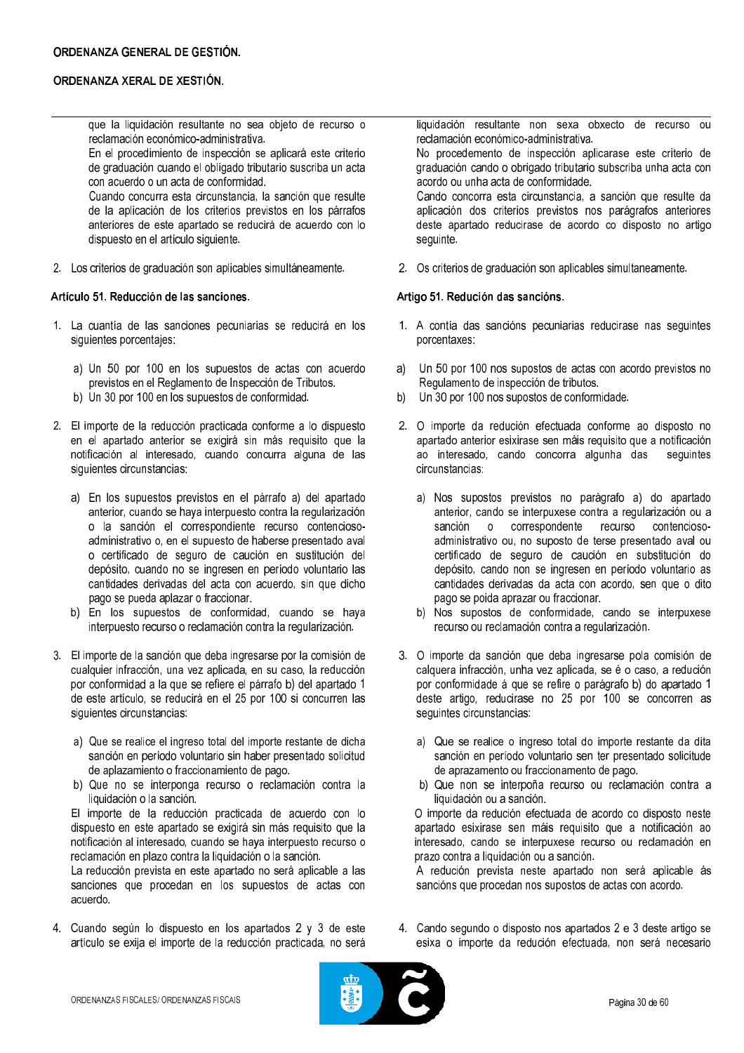que la liquidación resultante no sea objeto de recurso o reclamación económico-administrativa.

En el procedimiento de inspección se aplicará este criterio de graduación cuando el obligado tributario suscriba un acta con acuerdo o un acta de conformidad.

Cuando concurra esta circunstancia, la sanción que resulte de la aplicación de los criterios previstos en los párrafos anteriores de este apartado se reducirá de acuerdo con lo dispuesto en el artículo siguiente.

2. Los criterios de graduación son aplicables simultáneamente.

### Artículo 51. Reducción de las sanciones.

1. La cuantía de las sanciones pecuniarias se reducirá en los siguientes porcentajes:

   a) Un 50 por 100 en los supuestos de actas con acuerdo previstos en el Reglamento de Inspección de Tributos.
   b) Un 30 por 100 en los supuestos de conformidad.

2. El importe de la reducción practicada conforme a lo dispuesto en el apartado anterior se exigirá sin más requisito que la notificación al interesado, cuando concurra alguna de las siguientes circunstancias:

   a) En los supuestos previstos en el párrafo a) del apartado anterior, cuando se haya interpuesto contra la regularización o la sanción el correspondiente recurso contencioso-administrativo o, en el supuesto de haberse presentado aval o certificado de seguro de caución en sustitución del depósito, cuando no se ingresen en período voluntario las cantidades derivadas del acta con acuerdo, sin que dicho pago se pueda aplazar o fraccionar.
   b) En los supuestos de conformidad, cuando se haya interpuesto recurso o reclamación contra la regularización.

3. El importe de la sanción que deba ingresarse por la comisión de cualquier infracción, una vez aplicada, en su caso, la reducción por conformidad a la que se refiere el párrafo b) del apartado 1 de este artículo, se reducirá en el 25 por 100 si concurren las siguientes circunstancias:

   a) Que se realice el ingreso total del importe restante de dicha sanción en período voluntario sin haber presentado solicitud de aplazamiento o fraccionamiento de pago.
   b) Que no se interponga recurso o reclamación contra la liquidación o la sanción.

   El importe de la reducción practicada de acuerdo con lo dispuesto en este apartado se exigirá sin más requisito que la notificación al interesado, cuando se haya interpuesto recurso o reclamación en plazo contra la liquidación o la sanción.

   La reducción prevista en este apartado no será aplicable a las sanciones que procedan en los supuestos de actas con acuerdo.

4. Cuando según lo dispuesto en los apartados 2 y 3 de este artículo se exija el importe de la reducción practicada, no será

---

liquidación resultante non sexa obxecto de recurso ou reclamación económico-administrativa.

No procedemento de inspección aplicarase este criterio de graduación cando o obrigado tributario subscriba unha acta con acordo ou unha acta de conformidade.

Cando concorra esta circunstancia, a sanción que resulte da aplicación dos criterios previstos nos parágrafos anteriores deste apartado reducirase de acordo co disposto no artigo seguinte.

2. Os criterios de graduación son aplicables simultaneamente.

### Artigo 51. Redución das sancións.

1. A contía das sancións pecuniarias reducirase nas seguintes porcentaxes:

   a) Un 50 por 100 nos supostos de actas con acordo previstos no Regulamento de inspección de tributos.
   b) Un 30 por 100 nos supostos de conformidade.

2. O importe da redución efectuada conforme ao disposto no apartado anterior esixirase sen máis requisito que a notificación ao interesado, cando concorra algunha das seguintes circunstancias:

   a) Nos supostos previstos no parágrafo a) do apartado anterior, cando se interpuxese contra a regularización ou a sanción o correspondente recurso contencioso-administrativo ou, no suposto de terse presentado aval ou certificado de seguro de caución en substitución do depósito, cando non se ingresen en período voluntario as cantidades derivadas da acta con acordo, sen que o dito pago se poida aprazar ou fraccionar.
   b) Nos supostos de conformidade, cando se interpuxese recurso ou reclamación contra a regularización.

3. O importe da sanción que deba ingresarse pola comisión de calquera infracción, unha vez aplicada, se é o caso, a redución por conformidade á que se refire o parágrafo b) do apartado 1 deste artigo, reducirase no 25 por 100 se concorren as seguintes circunstancias:

   a) Que se realice o ingreso total do importe restante da dita sanción en período voluntario sen ter presentado solicitude de aprazamento ou fraccionamento de pago.
   b) Que non se interpoña recurso ou reclamación contra a liquidación ou a sanción.

   O importe da redución efectuada de acordo co disposto neste apartado esixirase sen máis requisito que a notificación ao interesado, cando se interpuxese recurso ou reclamación en prazo contra a liquidación ou a sanción.

   A redución prevista neste apartado non será aplicable ás sancións que procedan nos supostos de actas con acordo.

4. Cando segundo o disposto nos apartados 2 e 3 deste artigo se esixa o importe da redución efectuada, non será necesario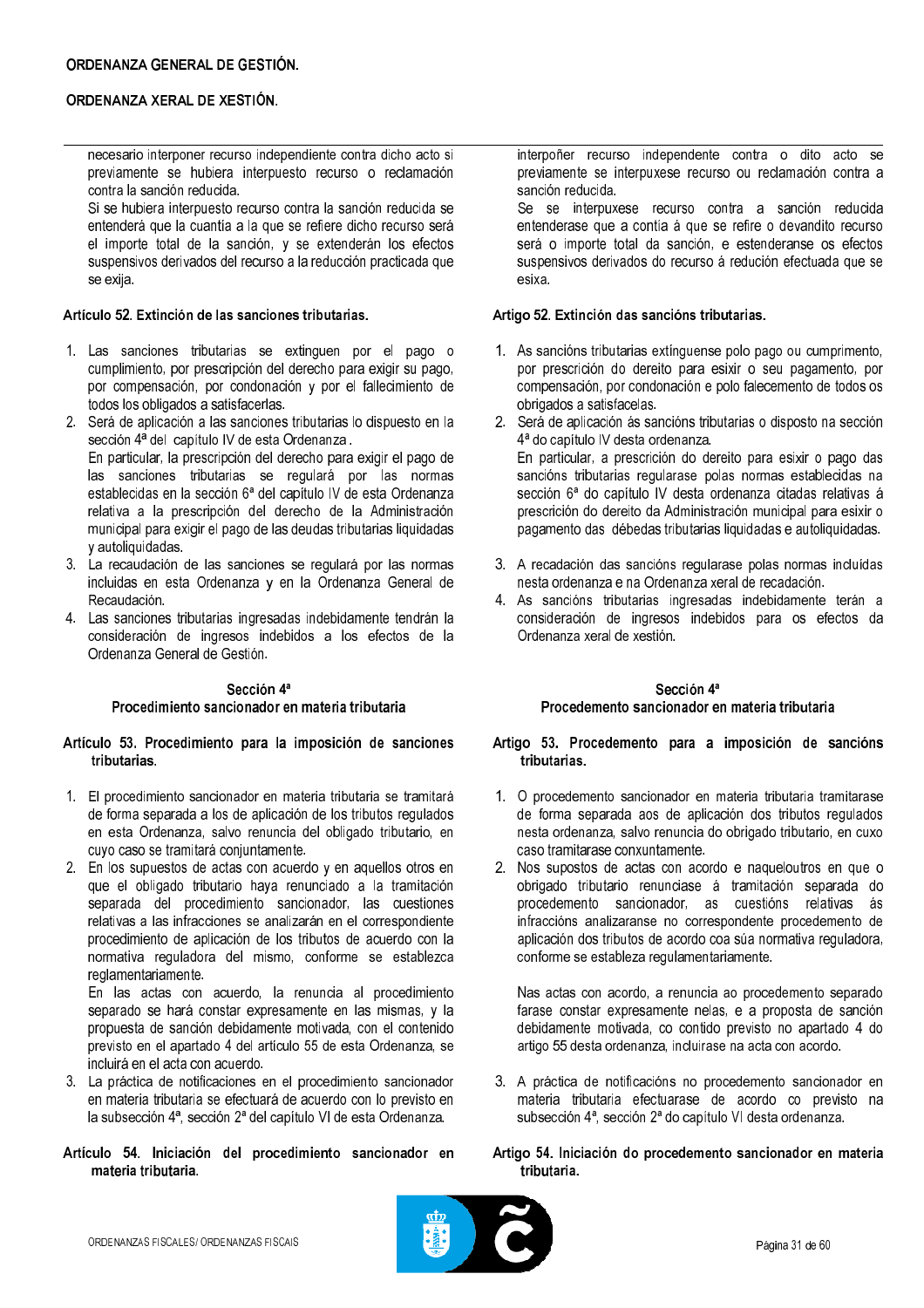necesario interponer recurso independiente contra dicho acto si previamente se hubiera interpuesto recurso o reclamación contra la sanción reducida.

Si se hubiera interpuesto recurso contra la sanción reducida se entenderá que la cuantía a la que se refiere dicho recurso será el importe total de la sanción, y se extenderán los efectos suspensivos derivados del recurso a la reducción practicada que se exija.

**Artículo 52. Extinción de las sanciones tributarias.**

1. Las sanciones tributarias se extinguen por el pago o cumplimiento, por prescripción del derecho para exigir su pago, por compensación, por condonación y por el fallecimiento de todos los obligados a satisfacerlas.
2. Será de aplicación a las sanciones tributarias lo dispuesto en la sección 4ª del capítulo IV de esta Ordenanza.
   En particular, la prescripción del derecho para exigir el pago de las sanciones tributarias se regulará por las normas establecidas en la sección 6ª del capítulo IV de esta Ordenanza relativa a la prescripción del derecho de la Administración municipal para exigir el pago de las deudas tributarias liquidadas y autoliquidadas.
3. La recaudación de las sanciones se regulará por las normas incluidas en esta Ordenanza y en la Ordenanza General de Recaudación.
4. Las sanciones tributarias ingresadas indebidamente tendrán la consideración de ingresos indebidos a los efectos de la Ordenanza General de Gestión.

**Sección 4ª**
**Procedimiento sancionador en materia tributaria**

**Artículo 53. Procedimiento para la imposición de sanciones tributarias.**

1. El procedimiento sancionador en materia tributaria se tramitará de forma separada a los de aplicación de los tributos regulados en esta Ordenanza, salvo renuncia del obligado tributario, en cuyo caso se tramitará conjuntamente.
2. En los supuestos de actas con acuerdo y en aquellos otros en que el obligado tributario haya renunciado a la tramitación separada del procedimiento sancionador, las cuestiones relativas a las infracciones se analizarán en el correspondiente procedimiento de aplicación de los tributos de acuerdo con la normativa reguladora del mismo, conforme se establezca reglamentariamente.
   En las actas con acuerdo, la renuncia al procedimiento separado se hará constar expresamente en las mismas, y la propuesta de sanción debidamente motivada, con el contenido previsto en el apartado 4 del artículo 55 de esta Ordenanza, se incluirá en el acta con acuerdo.
3. La práctica de notificaciones en el procedimiento sancionador en materia tributaria se efectuará de acuerdo con lo previsto en la subsección 4ª, sección 2ª del capítulo VI de esta Ordenanza.

**Artículo 54. Iniciación del procedimiento sancionador en materia tributaria.**

interpoñer recurso independente contra o dito acto se previamente se interpuxese recurso ou reclamación contra a sanción reducida.

Se se interpuxese recurso contra a sanción reducida entenderase que a contía á que se refire o devandito recurso será o importe total da sanción, e estenderanse os efectos suspensivos derivados do recurso á redución efectuada que se esixa.

**Artigo 52. Extinción das sancións tributarias.**

1. As sancións tributarias extínguense polo pago ou cumprimento, por prescrición do dereito para esixir o seu pagamento, por compensación, por condonación e polo falecemento de todos os obrigados a satisfacelas.
2. Será de aplicación ás sancións tributarias o disposto na sección 4ª do capítulo IV desta ordenanza.
   En particular, a prescrición do dereito para esixir o pago das sancións tributarias regularase polas normas establecidas na sección 6ª do capítulo IV desta ordenanza citadas relativas á prescrición do dereito da Administración municipal para esixir o pagamento das débedas tributarias liquidadas e autoliquidadas.
3. A recadación das sancións regularase polas normas incluídas nesta ordenanza e na Ordenanza xeral de recadación.
4. As sancións tributarias ingresadas indebidamente terán a consideración de ingresos indebidos para os efectos da Ordenanza xeral de xestión.

**Sección 4ª**
**Procedemento sancionador en materia tributaria**

**Artigo 53. Procedemento para a imposición de sancións tributarias.**

1. O procedemento sancionador en materia tributaria tramitarase de forma separada aos de aplicación dos tributos regulados nesta ordenanza, salvo renuncia do obrigado tributario, en cuxo caso tramitarase conxuntamente.
2. Nos supostos de actas con acordo e naqueloutros en que o obrigado tributario renunciase á tramitación separada do procedemento sancionador, as cuestións relativas ás infraccións analizaranse no correspondente procedemento de aplicación dos tributos de acordo coa súa normativa reguladora, conforme se estableza regulamentariamente.

   Nas actas con acordo, a renuncia ao procedemento separado farase constar expresamente nelas, e a proposta de sanción debidamente motivada, co contido previsto no apartado 4 do artigo 55 desta ordenanza, incluirase na acta con acordo.

3. A práctica de notificacións no procedemento sancionador en materia tributaria efectuarase de acordo co previsto na subsección 4ª, sección 2ª do capítulo VI desta ordenanza.

**Artigo 54. Iniciación do procedemento sancionador en materia tributaria.**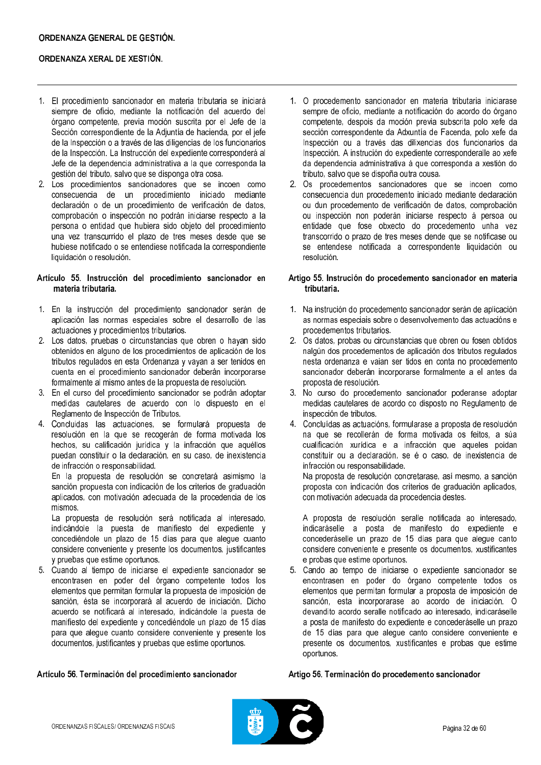1. El procedimiento sancionador en materia tributaria se iniciará siempre de oficio, mediante la notificación del acuerdo del órgano competente, previa moción suscrita por el Jefe de la Sección correspondiente de la Adjuntía de hacienda, por el jefe de la Inspección o a través de las diligencias de los funcionarios de la Inspección. La Instrucción del expediente corresponderá al Jefe de la dependencia administrativa a la que corresponda la gestión del tributo, salvo que se disponga otra cosa.
2. Los procedimientos sancionadores que se incoen como consecuencia de un procedimiento iniciado mediante declaración o de un procedimiento de verificación de datos, comprobación o inspección no podrán iniciarse respecto a la persona o entidad que hubiera sido objeto del procedimiento una vez transcurrido el plazo de tres meses desde que se hubiese notificado o se entendiese notificada la correspondiente liquidación o resolución.

### Artículo 55. Instrucción del procedimiento sancionador en materia tributaria.

1. En la instrucción del procedimiento sancionador serán de aplicación las normas especiales sobre el desarrollo de las actuaciones y procedimientos tributarios.
2. Los datos, pruebas o circunstancias que obren o hayan sido obtenidos en alguno de los procedimientos de aplicación de los tributos regulados en esta Ordenanza y vayan a ser tenidos en cuenta en el procedimiento sancionador deberán incorporarse formalmente al mismo antes de la propuesta de resolución.
3. En el curso del procedimiento sancionador se podrán adoptar medidas cautelares de acuerdo con lo dispuesto en el Reglamento de Inspección de Tributos.
4. Concluidas las actuaciones, se formulará propuesta de resolución en la que se recogerán de forma motivada los hechos, su calificación jurídica y la infracción que aquéllos puedan constituir o la declaración, en su caso, de inexistencia de infracción o responsabilidad.

   En la propuesta de resolución se concretará asimismo la sanción propuesta con indicación de los criterios de graduación aplicados, con motivación adecuada de la procedencia de los mismos.

   La propuesta de resolución será notificada al interesado, indicándole la puesta de manifiesto del expediente y concediéndole un plazo de 15 días para que alegue cuanto considere conveniente y presente los documentos, justificantes y pruebas que estime oportunos.
5. Cuando al tiempo de iniciarse el expediente sancionador se encontrasen en poder del órgano competente todos los elementos que permitan formular la propuesta de imposición de sanción, ésta se incorporará al acuerdo de iniciación. Dicho acuerdo se notificará al interesado, indicándole la puesta de manifiesto del expediente y concediéndole un plazo de 15 días para que alegue cuanto considere conveniente y presente los documentos, justificantes y pruebas que estime oportunos.

### Artículo 56. Terminación del procedimiento sancionador

1. O procedemento sancionador en materia tributaria iniciarase sempre de oficio, mediante a notificación do acordo do órgano competente, despois da moción previa subscrita polo xefe da sección correspondente da Adxuntía de Facenda, polo xefe da Inspección ou a través das dilixencias dos funcionarios da Inspección. A instrución do expediente corresponderalle ao xefe da dependencia administrativa á que corresponda a xestión do tributo, salvo que se dispoña outra cousa.
2. Os procedementos sancionadores que se incoen como consecuencia dun procedemento iniciado mediante declaración ou dun procedemento de verificación de datos, comprobación ou inspección non poderán iniciarse respecto á persoa ou entidade que fose obxecto do procedemento unha vez transcorrido o prazo de tres meses dende que se notificase ou se entendese notificada a correspondente liquidación ou resolución.

### Artigo 55. Instrución do procedemento sancionador en materia tributaria.

1. Na instrución do procedemento sancionador serán de aplicación as normas especiais sobre o desenvolvemento das actuacións e procedementos tributarios.
2. Os datos, probas ou circunstancias que obren ou fosen obtidos nalgún dos procedementos de aplicación dos tributos regulados nesta ordenanza e vaian ser tidos en conta no procedemento sancionador deberán incorporarse formalmente a el antes da proposta de resolución.
3. No curso do procedemento sancionador poderanse adoptar medidas cautelares de acordo co disposto no Regulamento de inspección de tributos.
4. Concluídas as actuacións, formularase a proposta de resolución na que se recollerán de forma motivada os feitos, a súa cualificación xurídica e a infracción que aqueles poidan constituír ou a declaración, se é o caso, de inexistencia de infracción ou responsabilidade.

   Na proposta de resolución concretarase, así mesmo, a sanción proposta con indicación dos criterios de graduación aplicados, con motivación adecuada da procedencia destes.

   A proposta de resolución seralle notificada ao interesado, indicaráselle a posta de manifesto do expediente e concederáselle un prazo de 15 días para que alegue canto considere conveniente e presente os documentos, xustificantes e probas que estime oportunos.
5. Cando ao tempo de iniciarse o expediente sancionador se encontrasen en poder do órgano competente todos os elementos que permitan formular a proposta de imposición de sanción, esta incorporarase ao acordo de iniciación. O devandito acordo seralle notificado ao interesado, indicaráselle a posta de manifesto do expediente e concederáselle un prazo de 15 días para que alegue canto considere conveniente e presente os documentos, xustificantes e probas que estime oportunos.

### Artigo 56. Terminación do procedemento sancionador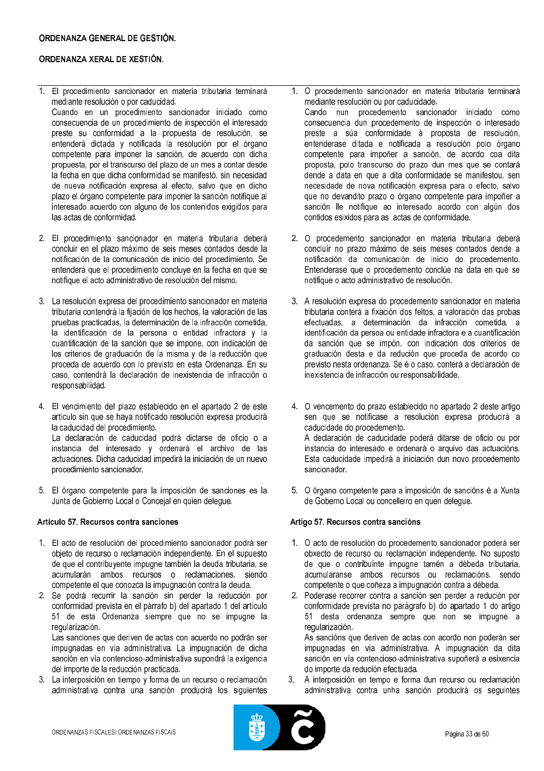1. El procedimiento sancionador en materia tributaria terminará mediante resolución o por caducidad.
   Cuando en un procedimiento sancionador iniciado como consecuencia de un procedimiento de inspección el interesado preste su conformidad a la propuesta de resolución, se entenderá dictada y notificada la resolución por el órgano competente para imponer la sanción, de acuerdo con dicha propuesta, por el transcurso del plazo de un mes a contar desde la fecha en que dicha conformidad se manifestó, sin necesidad de nueva notificación expresa al efecto, salvo que en dicho plazo el órgano competente para imponer la sanción notifique al interesado acuerdo con alguno de los contenidos exigidos para las actas de conformidad.

2. El procedimiento sancionador en materia tributaria deberá concluir en el plazo máximo de seis meses contados desde la notificación de la comunicación de inicio del procedimiento. Se entenderá que el procedimiento concluye en la fecha en que se notifique el acto administrativo de resolución del mismo.

3. La resolución expresa del procedimiento sancionador en materia tributaria contendrá la fijación de los hechos, la valoración de las pruebas practicadas, la determinación de la infracción cometida, la identificación de la persona o entidad infractora y la cuantificación de la sanción que se impone, con indicación de los criterios de graduación de la misma y de la reducción que proceda de acuerdo con lo previsto en esta Ordenanza. En su caso, contendrá la declaración de inexistencia de infracción o responsabilidad.

4. El vencimiento del plazo establecido en el apartado 2 de este artículo sin que se haya notificado resolución expresa producirá la caducidad del procedimiento.
   La declaración de caducidad podrá dictarse de oficio o a instancia del interesado y ordenará el archivo de las actuaciones. Dicha caducidad impedirá la iniciación de un nuevo procedimiento sancionador.

5. El órgano competente para la imposición de sanciones es la Junta de Gobierno Local o Concejal en quien delegue.

**Artículo 57. Recursos contra sanciones**

1. El acto de resolución del procedimiento sancionador podrá ser objeto de recurso o reclamación independiente. En el supuesto de que el contribuyente impugne también la deuda tributaria, se acumularán ambos recursos o reclamaciones, siendo competente el que conozca la impugnación contra la deuda.
2. Se podrá recurrir la sanción sin perder la reducción por conformidad prevista en el párrafo b) del apartado 1 del artículo 51 de esta Ordenanza siempre que no se impugne la regularización.
   Las sanciones que deriven de actas con acuerdo no podrán ser impugnadas en vía administrativa. La impugnación de dicha sanción en vía contencioso-administrativa supondrá la exigencia del importe de la reducción practicada.
3. La interposición en tiempo y forma de un recurso o reclamación administrativa contra una sanción producirá los siguientes

1. O procedemento sancionador en materia tributaria terminará mediante resolución ou por caducidade.
   Cando nun procedemento sancionador iniciado como consecuencia dun procedemento de inspección o interesado preste a súa conformidade á proposta de resolución, entenderase ditada e notificada a resolución polo órgano competente para impoñer a sanción, de acordo coa dita proposta, polo transcurso do prazo dun mes que se contará dende a data en que a dita conformidade se manifestou, sen necesidade de nova notificación expresa para o efecto, salvo que no devandito prazo o órgano competente para impoñer a sanción lle notifique ao interesado acordo con algún dos contidos esixidos para as actas de conformidade.

2. O procedemento sancionador en materia tributaria deberá concluír no prazo máximo de seis meses contados dende a notificación da comunicación de inicio do procedemento. Entenderase que o procedemento conclúe na data en que se notifique o acto administrativo de resolución.

3. A resolución expresa do procedemento sancionador en materia tributaria conterá a fixación dos feitos, a valoración das probas efectuadas, a determinación da infracción cometida, a identificación da persoa ou entidade infractora e a cuantificación da sanción que se impón, con indicación dos criterios de graduación desta e da redución que proceda de acordo co previsto nesta ordenanza. Se é o caso, conterá a declaración de inexistencia de infracción ou responsabilidade.

4. O vencemento do prazo establecido no apartado 2 deste artigo sen que se notificase a resolución expresa producirá a caducidade do procedemento.
   A declaración de caducidade poderá ditarse de oficio ou por instancia do interesado e ordenará o arquivo das actuacións. Esta caducidade impedirá a iniciación dun novo procedemento sancionador.

5. O órgano competente para a imposición de sancións é a Xunta de Goberno Local ou concelleiro en quen delegue.

**Artigo 57. Recursos contra sancións**

1. O acto de resolución do procedemento sancionador poderá ser obxecto de recurso ou reclamación independente. No suposto de que o contribuínte impugne tamén a débeda tributaria, acumularanse ambos recursos ou reclamacións, sendo competente o que coñeza a impugnación contra a débeda.
2. Poderase recorrer contra a sanción sen perder a redución por conformidade prevista no parágrafo b) do apartado 1 do artigo 51 desta ordenanza sempre que non se impugne a regularización.
   As sancións que deriven de actas con acordo non poderán ser impugnadas en vía administrativa. A impugnación da dita sanción en vía contencioso-administrativa supoñerá a esixencia do importe da redución efectuada.
3. A interposición en tempo e forma dun recurso ou reclamación administrativa contra unha sanción producirá os seguintes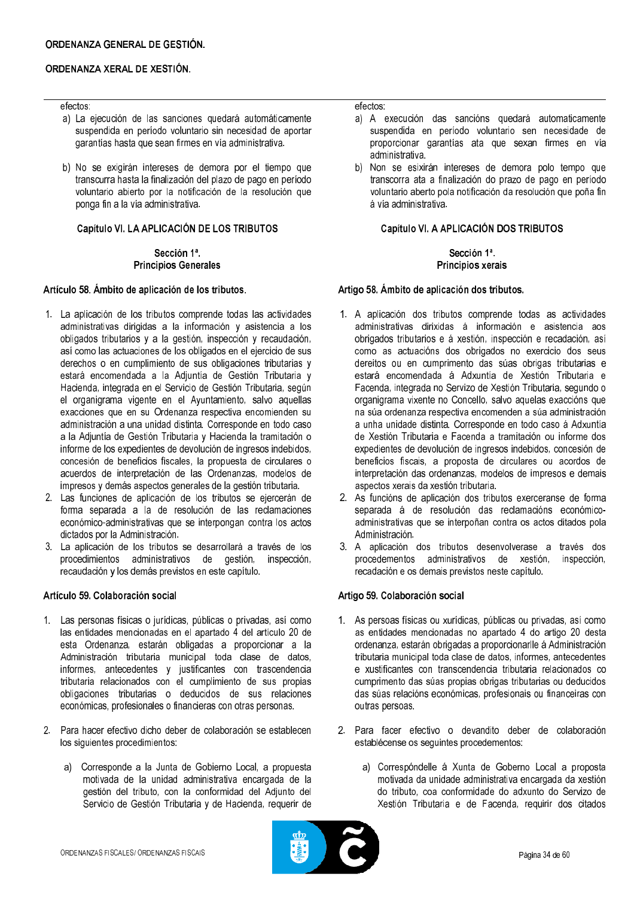efectos:

a) La ejecución de las sanciones quedará automáticamente suspendida en período voluntario sin necesidad de aportar garantías hasta que sean firmes en vía administrativa.

b) No se exigirán intereses de demora por el tiempo que transcurra hasta la finalización del plazo de pago en período voluntario abierto por la notificación de la resolución que ponga fin a la vía administrativa.

### Capítulo VI. LA APLICACIÓN DE LOS TRIBUTOS

#### Sección 1ª. Principios Generales

**Artículo 58. Ámbito de aplicación de los tributos.**

1. La aplicación de los tributos comprende todas las actividades administrativas dirigidas a la información y asistencia a los obligados tributarios y a la gestión, inspección y recaudación, así como las actuaciones de los obligados en el ejercicio de sus derechos o en cumplimiento de sus obligaciones tributarias y estará encomendada a la Adjuntía de Gestión Tributaria y Hacienda, integrada en el Servicio de Gestión Tributaria, según el organigrama vigente en el Ayuntamiento, salvo aquellas exacciones que en su Ordenanza respectiva encomienden su administración a una unidad distinta. Corresponde en todo caso a la Adjuntía de Gestión Tributaria y Hacienda la tramitación o informe de los expedientes de devolución de ingresos indebidos, concesión de beneficios fiscales, la propuesta de circulares o acuerdos de interpretación de las Ordenanzas, modelos de impresos y demás aspectos generales de la gestión tributaria.
2. Las funciones de aplicación de los tributos se ejercerán de forma separada a la de resolución de las reclamaciones económico-administrativas que se interpongan contra los actos dictados por la Administración.
3. La aplicación de los tributos se desarrollará a través de los procedimientos administrativos de gestión, inspección, recaudación y los demás previstos en este capítulo.

**Artículo 59. Colaboración social**

1. Las personas físicas o jurídicas, públicas o privadas, así como las entidades mencionadas en el apartado 4 del artículo 20 de esta Ordenanza, estarán obligadas a proporcionar a la Administración tributaria municipal toda clase de datos, informes, antecedentes y justificantes con trascendencia tributaria relacionados con el cumplimiento de sus propias obligaciones tributarias o deducidos de sus relaciones económicas, profesionales o financieras con otras personas.

2. Para hacer efectivo dicho deber de colaboración se establecen los siguientes procedimientos:

   a) Corresponde a la Junta de Gobierno Local, a propuesta motivada de la unidad administrativa encargada de la gestión del tributo, con la conformidad del Adjunto del Servicio de Gestión Tributaria y de Hacienda, requerir de

efectos:

a) A execución das sancións quedará automaticamente suspendida en período voluntario sen necesidade de proporcionar garantías ata que sexan firmes en vía administrativa.

b) Non se esixirán intereses de demora polo tempo que transcorra ata a finalización do prazo de pago en período voluntario aberto pola notificación da resolución que poña fin á vía administrativa.

### Capítulo VI. A APLICACIÓN DOS TRIBUTOS

#### Sección 1ª. Principios xerais

**Artigo 58. Ámbito de aplicación dos tributos.**

1. A aplicación dos tributos comprende todas as actividades administrativas dirixidas á información e asistencia aos obrigados tributarios e á xestión, inspección e recadación, así como as actuacións dos obrigados no exercicio dos seus dereitos ou en cumprimento das súas obrigas tributarias e estará encomendada á Adxuntía de Xestión Tributaria e Facenda, integrada no Servizo de Xestión Tributaria, segundo o organigrama vixente no Concello, salvo aquelas exaccións que na súa ordenanza respectiva encomenden a súa administración a unha unidade distinta. Corresponde en todo caso á Adxuntía de Xestión Tributaria e Facenda a tramitación ou informe dos expedientes de devolución de ingresos indebidos, concesión de beneficios fiscais, a proposta de circulares ou acordos de interpretación das ordenanzas, modelos de impresos e demais aspectos xerais da xestión tributaria.
2. As funcións de aplicación dos tributos exerceranse de forma separada á de resolución das reclamacións económico-administrativas que se interpoñan contra os actos ditados pola Administración.
3. A aplicación dos tributos desenvolverase a través dos procedementos administrativos de xestión, inspección, recadación e os demais previstos neste capítulo.

**Artigo 59. Colaboración social**

1. As persoas físicas ou xurídicas, públicas ou privadas, así como as entidades mencionadas no apartado 4 do artigo 20 desta ordenanza, estarán obrigadas a proporcionarlle á Administración tributaria municipal toda clase de datos, informes, antecedentes e xustificantes con transcendencia tributaria relacionados co cumprimento das súas propias obrigas tributarias ou deducidos das súas relacións económicas, profesionais ou financeiras con outras persoas.

2. Para facer efectivo o devandito deber de colaboración establécense os seguintes procedementos:

   a) Correspóndelle á Xunta de Goberno Local a proposta motivada da unidade administrativa encargada da xestión do tributo, coa conformidade do adxunto do Servizo de Xestión Tributaria e de Facenda, requirir dos citados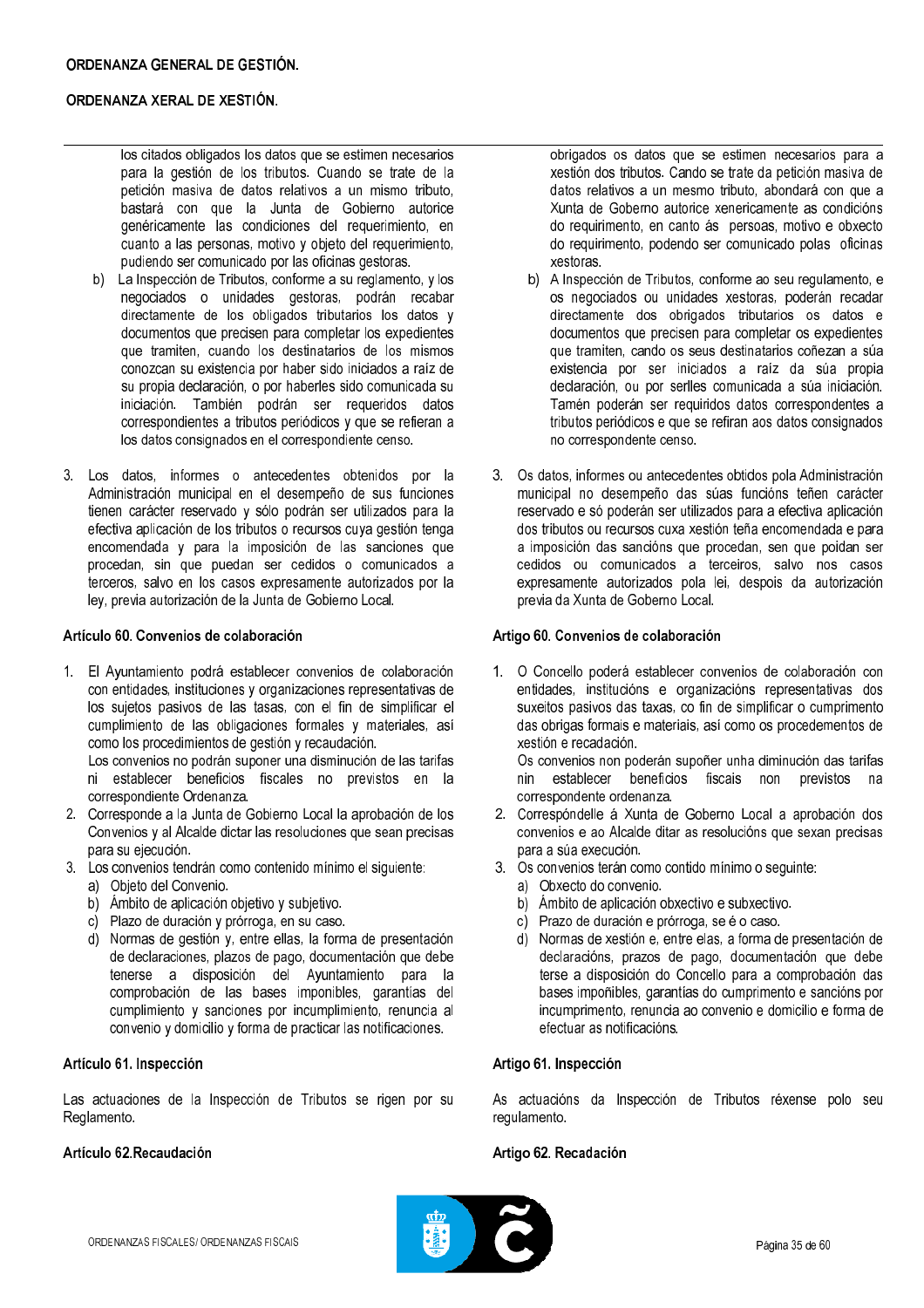los citados obligados los datos que se estimen necesarios para la gestión de los tributos. Cuando se trate de la petición masiva de datos relativos a un mismo tributo, bastará con que la Junta de Gobierno autorice genéricamente las condiciones del requerimiento, en cuanto a las personas, motivo y objeto del requerimiento, pudiendo ser comunicado por las oficinas gestoras.

b) La Inspección de Tributos, conforme a su reglamento, y los negociados o unidades gestoras, podrán recabar directamente de los obligados tributarios los datos y documentos que precisen para completar los expedientes que tramiten, cuando los destinatarios de los mismos conozcan su existencia por haber sido iniciados a raíz de su propia declaración, o por haberles sido comunicada su iniciación. También podrán ser requeridos datos correspondientes a tributos periódicos y que se refieran a los datos consignados en el correspondiente censo.

3. Los datos, informes o antecedentes obtenidos por la Administración municipal en el desempeño de sus funciones tienen carácter reservado y sólo podrán ser utilizados para la efectiva aplicación de los tributos o recursos cuya gestión tenga encomendada y para la imposición de las sanciones que procedan, sin que puedan ser cedidos o comunicados a terceros, salvo en los casos expresamente autorizados por la ley, previa autorización de la Junta de Gobierno Local.

### Artículo 60. Convenios de colaboración

1. El Ayuntamiento podrá establecer convenios de colaboración con entidades, instituciones y organizaciones representativas de los sujetos pasivos de las tasas, con el fin de simplificar el cumplimiento de las obligaciones formales y materiales, así como los procedimientos de gestión y recaudación.
   Los convenios no podrán suponer una disminución de las tarifas ni establecer beneficios fiscales no previstos en la correspondiente Ordenanza.
2. Corresponde a la Junta de Gobierno Local la aprobación de los Convenios y al Alcalde dictar las resoluciones que sean precisas para su ejecución.
3. Los convenios tendrán como contenido mínimo el siguiente:
   a) Objeto del Convenio.
   b) Ámbito de aplicación objetivo y subjetivo.
   c) Plazo de duración y prórroga, en su caso.
   d) Normas de gestión y, entre ellas, la forma de presentación de declaraciones, plazos de pago, documentación que debe tenerse a disposición del Ayuntamiento para la comprobación de las bases imponibles, garantías del cumplimiento y sanciones por incumplimiento, renuncia al convenio y domicilio y forma de practicar las notificaciones.

### Artículo 61. Inspección

Las actuaciones de la Inspección de Tributos se rigen por su Reglamento.

### Artículo 62.Recaudación

obrigados os datos que se estimen necesarios para a xestión dos tributos. Cando se trate da petición masiva de datos relativos a un mesmo tributo, abondará con que a Xunta de Goberno autorice xenericamente as condicións do requirimento, en canto ás persoas, motivo e obxecto do requirimento, podendo ser comunicado polas oficinas xestoras.

b) A Inspección de Tributos, conforme ao seu regulamento, e os negociados ou unidades xestoras, poderán recadar directamente dos obrigados tributarios os datos e documentos que precisen para completar os expedientes que tramiten, cando os seus destinatarios coñezan a súa existencia por ser iniciados a raíz da súa propia declaración, ou por serlles comunicada a súa iniciación. Tamén poderán ser requiridos datos correspondentes a tributos periódicos e que se refiran aos datos consignados no correspondente censo.

3. Os datos, informes ou antecedentes obtidos pola Administración municipal no desempeño das súas funcións teñen carácter reservado e só poderán ser utilizados para a efectiva aplicación dos tributos ou recursos cuxa xestión teña encomendada e para a imposición das sancións que procedan, sen que poidan ser cedidos ou comunicados a terceiros, salvo nos casos expresamente autorizados pola lei, despois da autorización previa da Xunta de Goberno Local.

### Artigo 60. Convenios de colaboración

1. O Concello poderá establecer convenios de colaboración con entidades, institucións e organizacións representativas dos suxeitos pasivos das taxas, co fin de simplificar o cumprimento das obrigas formais e materiais, así como os procedementos de xestión e recadación.
   Os convenios non poderán supoñer unha diminución das tarifas nin establecer beneficios fiscais non previstos na correspondente ordenanza.
2. Correspóndelle á Xunta de Goberno Local a aprobación dos convenios e ao Alcalde ditar as resolucións que sexan precisas para a súa execución.
3. Os convenios terán como contido mínimo o seguinte:
   a) Obxecto do convenio.
   b) Ámbito de aplicación obxectivo e subxectivo.
   c) Prazo de duración e prórroga, se é o caso.
   d) Normas de xestión e, entre elas, a forma de presentación de declaracións, prazos de pago, documentación que debe terse a disposición do Concello para a comprobación das bases impoñibles, garantías do cumprimento e sancións por incumprimento, renuncia ao convenio e domicilio e forma de efectuar as notificacións.

### Artigo 61. Inspección

As actuacións da Inspección de Tributos réxense polo seu regulamento.

### Artigo 62. Recadación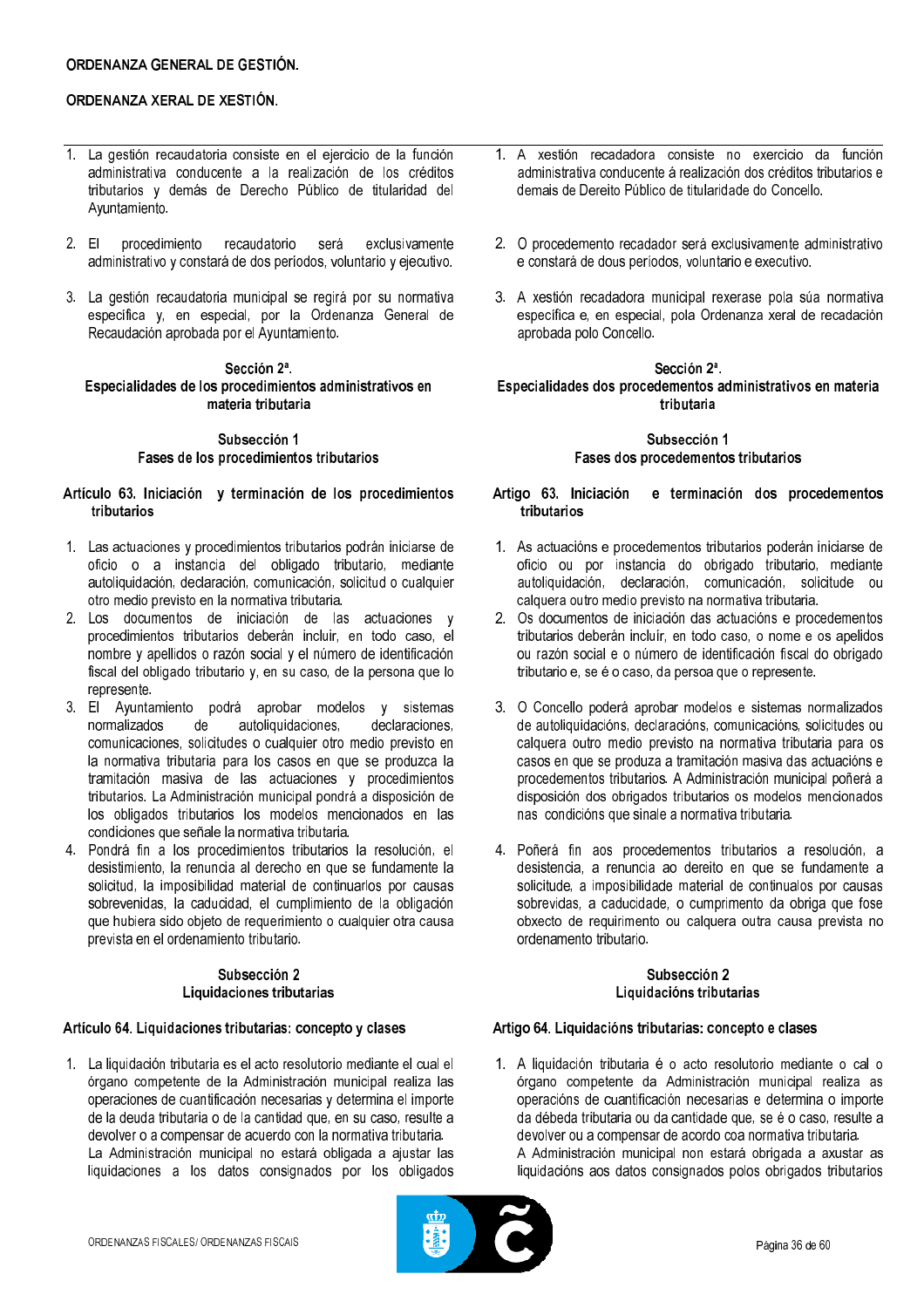1. La gestión recaudatoria consiste en el ejercicio de la función administrativa conducente a la realización de los créditos tributarios y demás de Derecho Público de titularidad del Ayuntamiento.

2. El procedimiento recaudatorio será exclusivamente administrativo y constará de dos períodos, voluntario y ejecutivo.

3. La gestión recaudatoria municipal se regirá por su normativa específica y, en especial, por la Ordenanza General de Recaudación aprobada por el Ayuntamiento.

### Sección 2ª. Especialidades de los procedimientos administrativos en materia tributaria

#### Subsección 1 Fases de los procedimientos tributarios

**Artículo 63. Iniciación y terminación de los procedimientos tributarios**

1. Las actuaciones y procedimientos tributarios podrán iniciarse de oficio o a instancia del obligado tributario, mediante autoliquidación, declaración, comunicación, solicitud o cualquier otro medio previsto en la normativa tributaria.
2. Los documentos de iniciación de las actuaciones y procedimientos tributarios deberán incluir, en todo caso, el nombre y apellidos o razón social y el número de identificación fiscal del obligado tributario y, en su caso, de la persona que lo represente.
3. El Ayuntamiento podrá aprobar modelos y sistemas normalizados de autoliquidaciones, declaraciones, comunicaciones, solicitudes o cualquier otro medio previsto en la normativa tributaria para los casos en que se produzca la tramitación masiva de las actuaciones y procedimientos tributarios. La Administración municipal pondrá a disposición de los obligados tributarios los modelos mencionados en las condiciones que señale la normativa tributaria.
4. Pondrá fin a los procedimientos tributarios la resolución, el desistimiento, la renuncia al derecho en que se fundamente la solicitud, la imposibilidad material de continuarlos por causas sobrevenidas, la caducidad, el cumplimiento de la obligación que hubiera sido objeto de requerimiento o cualquier otra causa prevista en el ordenamiento tributario.

#### Subsección 2 Liquidaciones tributarias

**Artículo 64. Liquidaciones tributarias: concepto y clases**

1. La liquidación tributaria es el acto resolutorio mediante el cual el órgano competente de la Administración municipal realiza las operaciones de cuantificación necesarias y determina el importe de la deuda tributaria o de la cantidad que, en su caso, resulte a devolver o a compensar de acuerdo con la normativa tributaria.
   La Administración municipal no estará obligada a ajustar las liquidaciones a los datos consignados por los obligados

---

1. A xestión recadadora consiste no exercicio da función administrativa conducente á realización dos créditos tributarios e demais de Dereito Público de titularidade do Concello.

2. O procedemento recadador será exclusivamente administrativo e constará de dous períodos, voluntario e executivo.

3. A xestión recadadora municipal rexerase pola súa normativa específica e, en especial, pola Ordenanza xeral de recadación aprobada polo Concello.

### Sección 2ª. Especialidades dos procedementos administrativos en materia tributaria

#### Subsección 1 Fases dos procedementos tributarios

**Artigo 63. Iniciación e terminación dos procedementos tributarios**

1. As actuacións e procedementos tributarios poderán iniciarse de oficio ou por instancia do obrigado tributario, mediante autoliquidación, declaración, comunicación, solicitude ou calquera outro medio previsto na normativa tributaria.
2. Os documentos de iniciación das actuacións e procedementos tributarios deberán incluír, en todo caso, o nome e os apelidos ou razón social e o número de identificación fiscal do obrigado tributario e, se é o caso, da persoa que o represente.
3. O Concello poderá aprobar modelos e sistemas normalizados de autoliquidacións, declaracións, comunicacións, solicitudes ou calquera outro medio previsto na normativa tributaria para os casos en que se produza a tramitación masiva das actuacións e procedementos tributarios. A Administración municipal porá a disposición dos obrigados tributarios os modelos mencionados nas condicións que sinale a normativa tributaria.
4. Porá fin aos procedementos tributarios a resolución, a desistencia, a renuncia ao dereito en que se fundamente a solicitude, a imposibilidade material de continualos por causas sobrevidas, a caducidade, o cumprimento da obriga que fose obxecto de requirimento ou calquera outra causa prevista no ordenamento tributario.

#### Subsección 2 Liquidacións tributarias

**Artigo 64. Liquidacións tributarias: concepto e clases**

1. A liquidación tributaria é o acto resolutorio mediante o cal o órgano competente da Administración municipal realiza as operacións de cuantificación necesarias e determina o importe da débeda tributaria ou da cantidade que, se é o caso, resulte a devolver ou a compensar de acordo coa normativa tributaria.
   A Administración municipal non estará obrigada a axustar as liquidacións aos datos consignados polos obrigados tributarios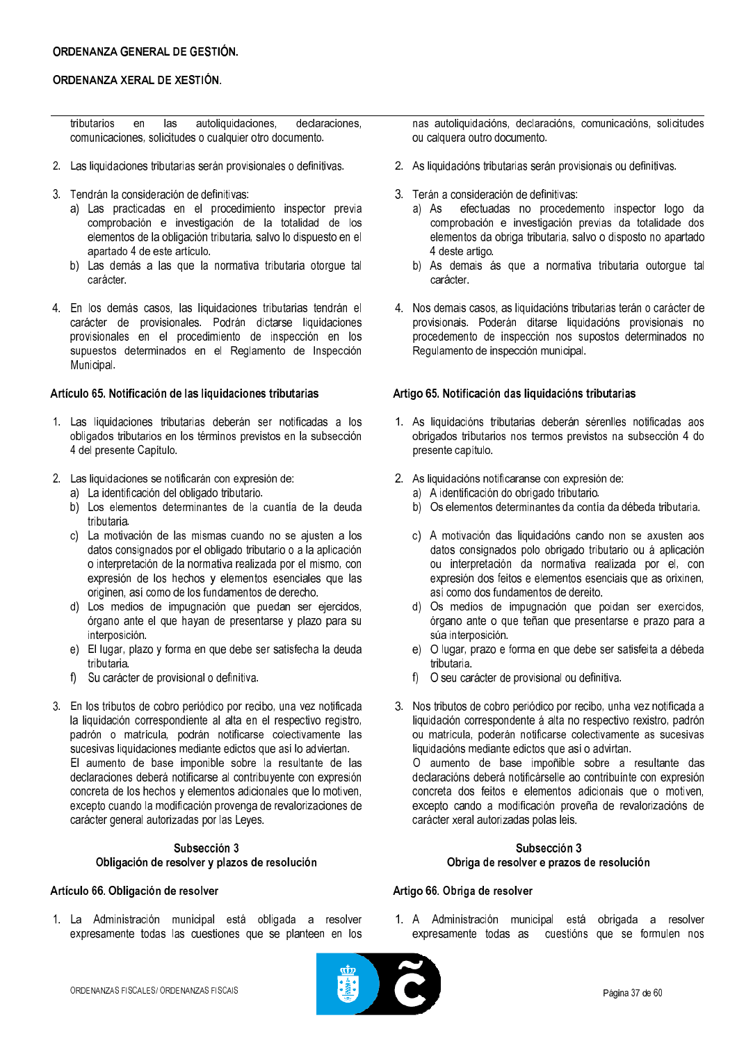tributarios en las autoliquidaciones, declaraciones, comunicaciones, solicitudes o cualquier otro documento.

2. Las liquidaciones tributarias serán provisionales o definitivas.

3. Tendrán la consideración de definitivas:
   a) Las practicadas en el procedimiento inspector previa comprobación e investigación de la totalidad de los elementos de la obligación tributaria, salvo lo dispuesto en el apartado 4 de este artículo.
   b) Las demás a las que la normativa tributaria otorgue tal carácter.

4. En los demás casos, las liquidaciones tributarias tendrán el carácter de provisionales. Podrán dictarse liquidaciones provisionales en el procedimiento de inspección en los supuestos determinados en el Reglamento de Inspección Municipal.

### Artículo 65. Notificación de las liquidaciones tributarias

1. Las liquidaciones tributarias deberán ser notificadas a los obligados tributarios en los términos previstos en la subsección 4 del presente Capítulo.

2. Las liquidaciones se notificarán con expresión de:
   a) La identificación del obligado tributario.
   b) Los elementos determinantes de la cuantía de la deuda tributaria.
   c) La motivación de las mismas cuando no se ajusten a los datos consignados por el obligado tributario o a la aplicación o interpretación de la normativa realizada por el mismo, con expresión de los hechos y elementos esenciales que las originen, así como de los fundamentos de derecho.
   d) Los medios de impugnación que puedan ser ejercidos, órgano ante el que hayan de presentarse y plazo para su interposición.
   e) El lugar, plazo y forma en que debe ser satisfecha la deuda tributaria.
   f) Su carácter de provisional o definitiva.

3. En los tributos de cobro periódico por recibo, una vez notificada la liquidación correspondiente al alta en el respectivo registro, padrón o matrícula, podrán notificarse colectivamente las sucesivas liquidaciones mediante edictos que así lo adviertan.
   El aumento de base imponible sobre la resultante de las declaraciones deberá notificarse al contribuyente con expresión concreta de los hechos y elementos adicionales que lo motiven, excepto cuando la modificación provenga de revalorizaciones de carácter general autorizadas por las Leyes.

## Subsección 3
## Obligación de resolver y plazos de resolución

### Artículo 66. Obligación de resolver

1. La Administración municipal está obligada a resolver expresamente todas las cuestiones que se planteen en los

---

nas autoliquidacións, declaracións, comunicacións, solicitudes ou calquera outro documento.

2. As liquidacións tributarias serán provisionais ou definitivas.

3. Terán a consideración de definitivas:
   a) As efectuadas no procedemento inspector logo da comprobación e investigación previas da totalidade dos elementos da obriga tributaria, salvo o disposto no apartado 4 deste artigo.
   b) As demais ás que a normativa tributaria outorgue tal carácter.

4. Nos demais casos, as liquidacións tributarias terán o carácter de provisionais. Poderán ditarse liquidacións provisionais no procedemento de inspección nos supostos determinados no Regulamento de inspección municipal.

### Artigo 65. Notificación das liquidacións tributarias

1. As liquidacións tributarias deberán sérenlles notificadas aos obrigados tributarios nos termos previstos na subsección 4 do presente capítulo.

2. As liquidacións notificaranse con expresión de:
   a) A identificación do obrigado tributario.
   b) Os elementos determinantes da contía da débeda tributaria.
   c) A motivación das liquidacións cando non se axusten aos datos consignados polo obrigado tributario ou á aplicación ou interpretación da normativa realizada por el, con expresión dos feitos e elementos esenciais que as orixinen, así como dos fundamentos de dereito.
   d) Os medios de impugnación que poidan ser exercidos, órgano ante o que teñan que presentarse e prazo para a súa interposición.
   e) O lugar, prazo e forma en que debe ser satisfeita a débeda tributaria.
   f) O seu carácter de provisional ou definitiva.

3. Nos tributos de cobro periódico por recibo, unha vez notificada a liquidación correspondente á alta no respectivo rexistro, padrón ou matrícula, poderán notificarse colectivamente as sucesivas liquidacións mediante edictos que así o advirtan.
   O aumento de base impoñible sobre a resultante das declaracións deberá notificárselle ao contribuínte con expresión concreta dos feitos e elementos adicionais que o motiven, excepto cando a modificación proveña de revalorizacións de carácter xeral autorizadas polas leis.

## Subsección 3
## Obriga de resolver e prazos de resolución

### Artigo 66. Obriga de resolver

1. A Administración municipal está obrigada a resolver expresamente todas as cuestións que se formulen nos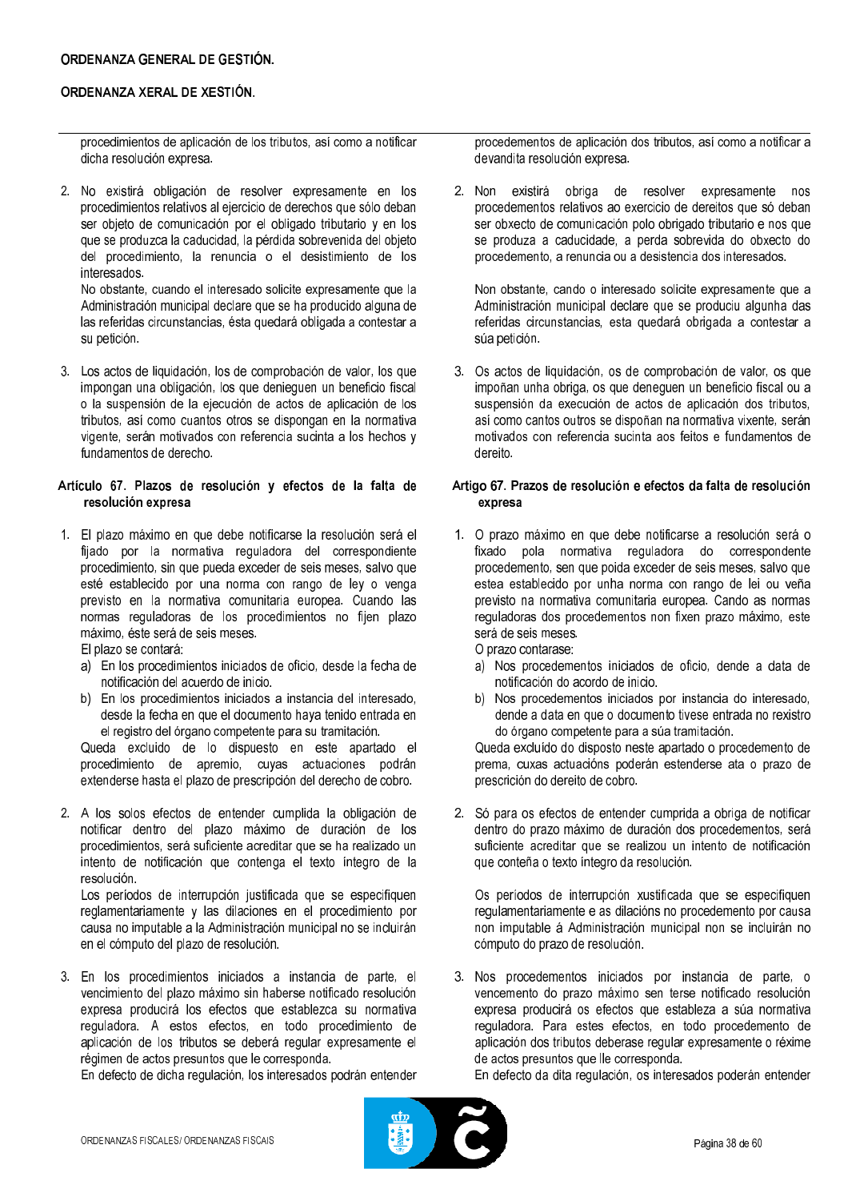procedimientos de aplicación de los tributos, así como a notificar dicha resolución expresa.

2. No existirá obligación de resolver expresamente en los procedimientos relativos al ejercicio de derechos que sólo deban ser objeto de comunicación por el obligado tributario y en los que se produzca la caducidad, la pérdida sobrevenida del objeto del procedimiento, la renuncia o el desistimiento de los interesados.
   No obstante, cuando el interesado solicite expresamente que la Administración municipal declare que se ha producido alguna de las referidas circunstancias, ésta quedará obligada a contestar a su petición.

3. Los actos de liquidación, los de comprobación de valor, los que impongan una obligación, los que denieguen un beneficio fiscal o la suspensión de la ejecución de actos de aplicación de los tributos, así como cuantos otros se dispongan en la normativa vigente, serán motivados con referencia sucinta a los hechos y fundamentos de derecho.

### Artículo 67. Plazos de resolución y efectos de la falta de resolución expresa

1. El plazo máximo en que debe notificarse la resolución será el fijado por la normativa reguladora del correspondiente procedimiento, sin que pueda exceder de seis meses, salvo que esté establecido por una norma con rango de ley o venga previsto en la normativa comunitaria europea. Cuando las normas reguladoras de los procedimientos no fijen plazo máximo, éste será de seis meses.
   El plazo se contará:
   a) En los procedimientos iniciados de oficio, desde la fecha de notificación del acuerdo de inicio.
   b) En los procedimientos iniciados a instancia del interesado, desde la fecha en que el documento haya tenido entrada en el registro del órgano competente para su tramitación.
   
   Queda excluido de lo dispuesto en este apartado el procedimiento de apremio, cuyas actuaciones podrán extenderse hasta el plazo de prescripción del derecho de cobro.

2. A los solos efectos de entender cumplida la obligación de notificar dentro del plazo máximo de duración de los procedimientos, será suficiente acreditar que se ha realizado un intento de notificación que contenga el texto íntegro de la resolución.
   Los períodos de interrupción justificada que se especifiquen reglamentariamente y las dilaciones en el procedimiento por causa no imputable a la Administración municipal no se incluirán en el cómputo del plazo de resolución.

3. En los procedimientos iniciados a instancia de parte, el vencimiento del plazo máximo sin haberse notificado resolución expresa producirá los efectos que establezca su normativa reguladora. A estos efectos, en todo procedimiento de aplicación de los tributos se deberá regular expresamente el régimen de actos presuntos que le corresponda.
   En defecto de dicha regulación, los interesados podrán entender

---

procedementos de aplicación dos tributos, así como a notificar a devandita resolución expresa.

2. Non existirá obriga de resolver expresamente nos procedementos relativos ao exercicio de dereitos que só deban ser obxecto de comunicación polo obrigado tributario e nos que se produza a caducidade, a perda sobrevida do obxecto do procedemento, a renuncia ou a desistencia dos interesados.

   Non obstante, cando o interesado solicite expresamente que a Administración municipal declare que se produciu algunha das referidas circunstancias, esta quedará obrigada a contestar a súa petición.

3. Os actos de liquidación, os de comprobación de valor, os que impoñan unha obriga, os que deneguen un beneficio fiscal ou a suspensión da execución de actos de aplicación dos tributos, así como cantos outros se dispoñan na normativa vixente, serán motivados con referencia sucinta aos feitos e fundamentos de dereito.

### Artigo 67. Prazos de resolución e efectos da falta de resolución expresa

1. O prazo máximo en que debe notificarse a resolución será o fixado pola normativa reguladora do correspondente procedemento, sen que poida exceder de seis meses, salvo que estea establecido por unha norma con rango de lei ou veña previsto na normativa comunitaria europea. Cando as normas reguladoras dos procedementos non fixen prazo máximo, este será de seis meses.
   O prazo contarase:
   a) Nos procedementos iniciados de oficio, dende a data de notificación do acordo de inicio.
   b) Nos procedementos iniciados por instancia do interesado, dende a data en que o documento tivese entrada no rexistro do órgano competente para súa tramitación.
   
   Queda excluído do disposto neste apartado o procedemento de prema, cuxas actuacións poderán estenderse ata o prazo de prescrición do dereito de cobro.

2. Só para os efectos de entender cumprida a obriga de notificar dentro do prazo máximo de duración dos procedementos, será suficiente acreditar que se realizou un intento de notificación que conteña o texto íntegro da resolución.

   Os períodos de interrupción xustificada que se especifiquen regulamentariamente e as dilacións no procedemento por causa non imputable á Administración municipal non se incluirán no cómputo do prazo de resolución.

3. Nos procedementos iniciados por instancia de parte, o vencemento do prazo máximo sen terse notificado resolución expresa producirá os efectos que estableza a súa normativa reguladora. Para estes efectos, en todo procedemento de aplicación dos tributos deberase regular expresamente o réxime de actos presuntos que lle corresponda.
   En defecto da dita regulación, os interesados poderán entender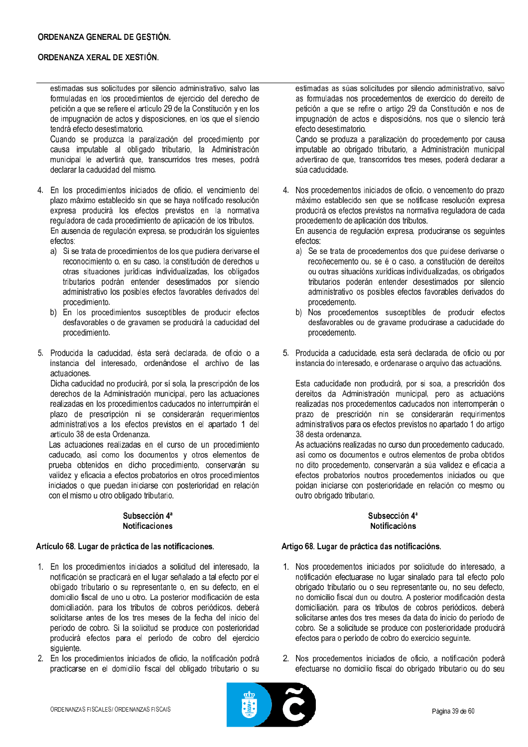estimadas sus solicitudes por silencio administrativo, salvo las formuladas en los procedimientos de ejercicio del derecho de petición a que se refiere el artículo 29 de la Constitución y en los de impugnación de actos y disposiciones, en los que el silencio tendrá efecto desestimatorio.

Cuando se produzca la paralización del procedimiento por causa imputable al obligado tributario, la Administración municipal le advertirá que, transcurridos tres meses, podrá declarar la caducidad del mismo.

4. En los procedimientos iniciados de oficio, el vencimiento del plazo máximo establecido sin que se haya notificado resolución expresa producirá los efectos previstos en la normativa reguladora de cada procedimiento de aplicación de los tributos.

   En ausencia de regulación expresa, se producirán los siguientes efectos:

   a) Si se trata de procedimientos de los que pudiera derivarse el reconocimiento o, en su caso, la constitución de derechos u otras situaciones jurídicas individualizadas, los obligados tributarios podrán entender desestimados por silencio administrativo los posibles efectos favorables derivados del procedimiento.
   b) En los procedimientos susceptibles de producir efectos desfavorables o de gravamen se producirá la caducidad del procedimiento.

5. Producida la caducidad, ésta será declarada, de oficio o a instancia del interesado, ordenándose el archivo de las actuaciones.

   Dicha caducidad no producirá, por sí sola, la prescripción de los derechos de la Administración municipal, pero las actuaciones realizadas en los procedimientos caducados no interrumpirán el plazo de prescripción ni se considerarán requerimientos administrativos a los efectos previstos en el apartado 1 del artículo 38 de esta Ordenanza.

   Las actuaciones realizadas en el curso de un procedimiento caducado, así como los documentos y otros elementos de prueba obtenidos en dicho procedimiento, conservarán su validez y eficacia a efectos probatorios en otros procedimientos iniciados o que puedan iniciarse con posterioridad en relación con el mismo u otro obligado tributario.

### Subsección 4ª
### Notificaciones

#### Artículo 68. Lugar de práctica de las notificaciones.

1. En los procedimientos iniciados a solicitud del interesado, la notificación se practicará en el lugar señalado a tal efecto por el obligado tributario o su representante o, en su defecto, en el domicilio fiscal de uno u otro. La posterior modificación de esta domiciliación, para los tributos de cobros periódicos, deberá solicitarse antes de los tres meses de la fecha del inicio del periodo de cobro. Si la solicitud se produce con posterioridad producirá efectos para el periodo de cobro del ejercicio siguiente.
2. En los procedimientos iniciados de oficio, la notificación podrá practicarse en el domicilio fiscal del obligado tributario o su

estimadas as súas solicitudes por silencio administrativo, salvo as formuladas nos procedementos de exercicio do dereito de petición a que se refire o artigo 29 da Constitución e nos de impugnación de actos e disposicións, nos que o silencio terá efecto desestimatorio.

Cando se produza a paralización do procedemento por causa imputable ao obrigado tributario, a Administración municipal advertirao de que, transcorridos tres meses, poderá declarar a súa caducidade.

4. Nos procedementos iniciados de oficio, o vencemento do prazo máximo establecido sen que se notificase resolución expresa producirá os efectos previstos na normativa reguladora de cada procedemento de aplicación dos tributos.

   En ausencia de regulación expresa, produciranse os seguintes efectos:

   a) Se se trata de procedementos dos que puidese derivarse o recoñecemento ou, se é o caso, a constitución de dereitos ou outras situacións xurídicas individualizadas, os obrigados tributarios poderán entender desestimados por silencio administrativo os posibles efectos favorables derivados do procedemento.
   b) Nos procedementos susceptibles de producir efectos desfavorables ou de gravame producirase a caducidade do procedemento.

5. Producida a caducidade, esta será declarada, de oficio ou por instancia do interesado, e ordenarase o arquivo das actuacións.

   Esta caducidade non producirá, por si soa, a prescrición dos dereitos da Administración municipal, pero as actuacións realizadas nos procedementos caducados non interromperán o prazo de prescrición nin se considerarán requirimentos administrativos para os efectos previstos no apartado 1 do artigo 38 desta ordenanza.

   As actuacións realizadas no curso dun procedemento caducado, así como os documentos e outros elementos de proba obtidos no dito procedemento, conservarán a súa validez e eficacia a efectos probatorios noutros procedementos iniciados ou que poidan iniciarse con posterioridade en relación co mesmo ou outro obrigado tributario.

### Subsección 4ª
### Notificacións

#### Artigo 68. Lugar de práctica das notificacións.

1. Nos procedementos iniciados por solicitude do interesado, a notificación efectuarase no lugar sinalado para tal efecto polo obrigado tributario ou o seu representante ou, no seu defecto, no domicilio fiscal dun ou doutro. A posterior modificación desta domiciliación, para os tributos de cobros periódicos, deberá solicitarse antes dos tres meses da data do inicio do período de cobro. Se a solicitude se produce con posterioridade producirá efectos para o período de cobro do exercicio seguinte.
2. Nos procedementos iniciados de oficio, a notificación poderá efectuarse no domicilio fiscal do obrigado tributario ou do seu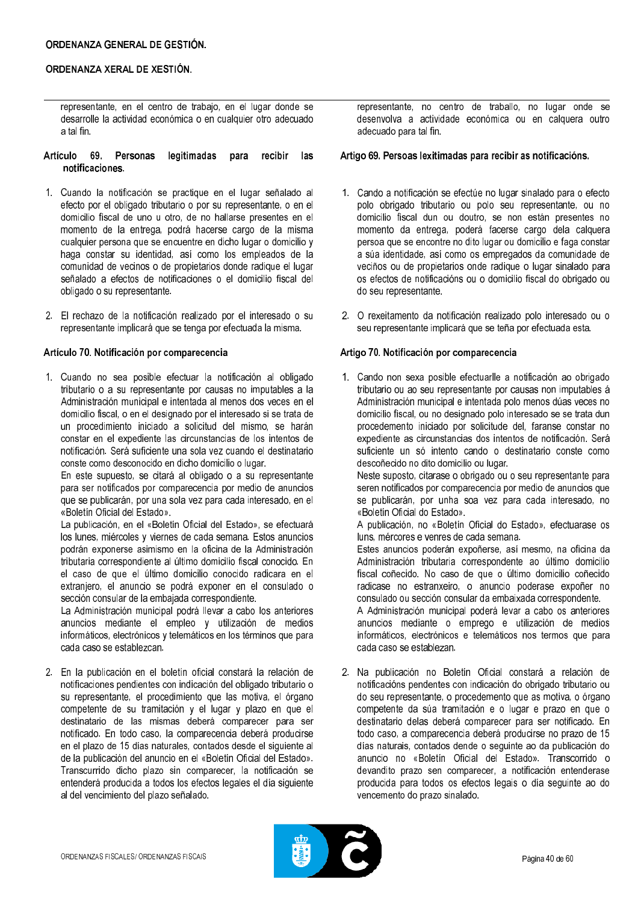representante, en el centro de trabajo, en el lugar donde se desarrolle la actividad económica o en cualquier otro adecuado a tal fin.

### Artículo 69. Personas legitimadas para recibir las notificaciones.

1. Cuando la notificación se practique en el lugar señalado al efecto por el obligado tributario o por su representante, o en el domicilio fiscal de uno u otro, de no hallarse presentes en el momento de la entrega, podrá hacerse cargo de la misma cualquier persona que se encuentre en dicho lugar o domicilio y haga constar su identidad, así como los empleados de la comunidad de vecinos o de propietarios donde radique el lugar señalado a efectos de notificaciones o el domicilio fiscal del obligado o su representante.

2. El rechazo de la notificación realizado por el interesado o su representante implicará que se tenga por efectuada la misma.

### Artículo 70. Notificación por comparecencia

1. Cuando no sea posible efectuar la notificación al obligado tributario o a su representante por causas no imputables a la Administración municipal e intentada al menos dos veces en el domicilio fiscal, o en el designado por el interesado si se trata de un procedimiento iniciado a solicitud del mismo, se harán constar en el expediente las circunstancias de los intentos de notificación. Será suficiente una sola vez cuando el destinatario conste como desconocido en dicho domicilio o lugar.
   En este supuesto, se citará al obligado o a su representante para ser notificados por comparecencia por medio de anuncios que se publicarán, por una sola vez para cada interesado, en el «Boletín Oficial del Estado».
   La publicación, en el «Boletín Oficial del Estado», se efectuará los lunes, miércoles y viernes de cada semana. Estos anuncios podrán exponerse asimismo en la oficina de la Administración tributaria correspondiente al último domicilio fiscal conocido. En el caso de que el último domicilio conocido radicara en el extranjero, el anuncio se podrá exponer en el consulado o sección consular de la embajada correspondiente.
   La Administración municipal podrá llevar a cabo los anteriores anuncios mediante el empleo y utilización de medios informáticos, electrónicos y telemáticos en los términos que para cada caso se establezcan.

2. En la publicación en el boletín oficial constará la relación de notificaciones pendientes con indicación del obligado tributario o su representante, el procedimiento que las motiva, el órgano competente de su tramitación y el lugar y plazo en que el destinatario de las mismas deberá comparecer para ser notificado. En todo caso, la comparecencia deberá producirse en el plazo de 15 días naturales, contados desde el siguiente al de la publicación del anuncio en el «Boletín Oficial del Estado». Transcurrido dicho plazo sin comparecer, la notificación se entenderá producida a todos los efectos legales el día siguiente al del vencimiento del plazo señalado.

representante, no centro de traballo, no lugar onde se desenvolva a actividade económica ou en calquera outro adecuado para tal fin.

### Artigo 69. Persoas lexitimadas para recibir as notificacións.

1. Cando a notificación se efectúe no lugar sinalado para o efecto polo obrigado tributario ou polo seu representante, ou no domicilio fiscal dun ou doutro, se non están presentes no momento da entrega, poderá facerse cargo dela calquera persoa que se encontre no dito lugar ou domicilio e faga constar a súa identidade, así como os empregados da comunidade de veciños ou de propietarios onde radique o lugar sinalado para os efectos de notificacións ou o domicilio fiscal do obrigado ou do seu representante.

2. O rexeitamento da notificación realizado polo interesado ou o seu representante implicará que se teña por efectuada esta.

### Artigo 70. Notificación por comparecencia

1. Cando non sexa posible efectuarlle a notificación ao obrigado tributario ou ao seu representante por causas non imputables á Administración municipal e intentada polo menos dúas veces no domicilio fiscal, ou no designado polo interesado se se trata dun procedemento iniciado por solicitude del, faranse constar no expediente as circunstancias dos intentos de notificación. Será suficiente un só intento cando o destinatario conste como descoñecido no dito domicilio ou lugar.
   Neste suposto, citarase o obrigado ou o seu representante para seren notificados por comparecencia por medio de anuncios que se publicarán, por unha soa vez para cada interesado, no «Boletín Oficial do Estado».
   A publicación, no «Boletín Oficial do Estado», efectuarase os luns, mércores e venres de cada semana.
   Estes anuncios poderán expoñerse, así mesmo, na oficina da Administración tributaria correspondente ao último domicilio fiscal coñecido. No caso de que o último domicilio coñecido radicase no estranxeiro, o anuncio poderase expoñer no consulado ou sección consular da embaixada correspondente.
   A Administración municipal poderá levar a cabo os anteriores anuncios mediante o emprego e utilización de medios informáticos, electrónicos e telemáticos nos termos que para cada caso se establezan.

2. Na publicación no Boletín Oficial constará a relación de notificacións pendentes con indicación do obrigado tributario ou do seu representante, o procedemento que as motiva, o órgano competente da súa tramitación e o lugar e prazo en que o destinatario delas deberá comparecer para ser notificado. En todo caso, a comparecencia deberá producirse no prazo de 15 días naturais, contados dende o seguinte ao da publicación do anuncio no «Boletín Oficial del Estado». Transcorrido o devandito prazo sen comparecer, a notificación entenderase producida para todos os efectos legais o día seguinte ao do vencemento do prazo sinalado.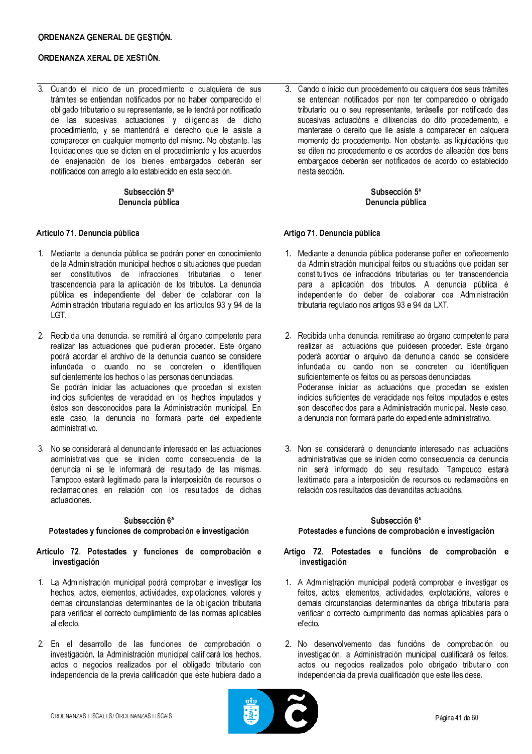3. Cuando el inicio de un procedimiento o cualquiera de sus trámites se entiendan notificados por no haber comparecido el obligado tributario o su representante, se le tendrá por notificado de las sucesivas actuaciones y diligencias de dicho procedimiento, y se mantendrá el derecho que le asiste a comparecer en cualquier momento del mismo. No obstante, las liquidaciones que se dicten en el procedimiento y los acuerdos de enajenación de los bienes embargados deberán ser notificados con arreglo a lo establecido en esta sección.

### Subsección 5ª
### Denuncia pública

#### Artículo 71. Denuncia pública

1. Mediante la denuncia pública se podrán poner en conocimiento de la Administración municipal hechos o situaciones que puedan ser constitutivos de infracciones tributarias o tener trascendencia para la aplicación de los tributos. La denuncia pública es independiente del deber de colaborar con la Administración tributaria regulado en los artículos 93 y 94 de la LGT.

2. Recibida una denuncia, se remitirá al órgano competente para realizar las actuaciones que pudieran proceder. Este órgano podrá acordar el archivo de la denuncia cuando se considere infundada o cuando no se concreten o identifiquen suficientemente los hechos o las personas denunciadas.
Se podrán iniciar las actuaciones que procedan si existen indicios suficientes de veracidad en los hechos imputados y éstos son desconocidos para la Administración municipal. En este caso, la denuncia no formará parte del expediente administrativo.

3. No se considerará al denunciante interesado en las actuaciones administrativas que se inicien como consecuencia de la denuncia ni se le informará del resultado de las mismas. Tampoco estará legitimado para la interposición de recursos o reclamaciones en relación con los resultados de dichas actuaciones.

### Subsección 6ª
### Potestades y funciones de comprobación e investigación

#### Artículo 72. Potestades y funciones de comprobación e investigación

1. La Administración municipal podrá comprobar e investigar los hechos, actos, elementos, actividades, explotaciones, valores y demás circunstancias determinantes de la obligación tributaria para verificar el correcto cumplimiento de las normas aplicables al efecto.

2. En el desarrollo de las funciones de comprobación o investigación, la Administración municipal calificará los hechos, actos o negocios realizados por el obligado tributario con independencia de la previa calificación que éste hubiera dado a

---

3. Cando o inicio dun procedemento ou calquera dos seus trámites se entendan notificados por non ter comparecido o obrigado tributario ou o seu representante, teráselle por notificado das sucesivas actuacións e dilixencias do dito procedemento, e manterase o dereito que lle asiste a comparecer en calquera momento do procedemento. Non obstante, as liquidacións que se diten no procedemento e os acordos de alleación dos bens embargados deberán ser notificados de acordo co establecido nesta sección.

### Subsección 5ª
### Denuncia pública

#### Artigo 71. Denuncia pública

1. Mediante a denuncia pública poderanse poñer en coñecemento da Administración municipal feitos ou situacións que poidan ser constitutivos de infraccións tributarias ou ter transcendencia para a aplicación dos tributos. A denuncia pública é independente do deber de colaborar coa Administración tributaria regulado nos artigos 93 e 94 da LXT.

2. Recibida unha denuncia, remitirase ao órgano competente para realizar as actuacións que puidesen proceder. Este órgano poderá acordar o arquivo da denuncia cando se considere infundada ou cando non se concreten ou identifiquen suficientemente os feitos ou as persoas denunciadas.
Poderanse iniciar as actuacións que procedan se existen indicios suficientes de veracidade nos feitos imputados e estes son descoñecidos para a Administración municipal. Neste caso, a denuncia non formará parte do expediente administrativo.

3. Non se considerará o denunciante interesado nas actuacións administrativas que se inicien como consecuencia da denuncia nin será informado do seu resultado. Tampouco estará lexitimado para a interposición de recursos ou reclamacións en relación cos resultados das devanditas actuacións.

### Subsección 6ª
### Potestades e funcións de comprobación e investigación

#### Artigo 72. Potestades e funcións de comprobación e investigación

1. A Administración municipal poderá comprobar e investigar os feitos, actos, elementos, actividades, explotacións, valores e demais circunstancias determinantes da obriga tributaria para verificar o correcto cumprimento das normas aplicables para o efecto.

2. No desenvolvemento das funcións de comprobación ou investigación, a Administración municipal cualificará os feitos, actos ou negocios realizados polo obrigado tributario con independencia da previa cualificación que este lles dese.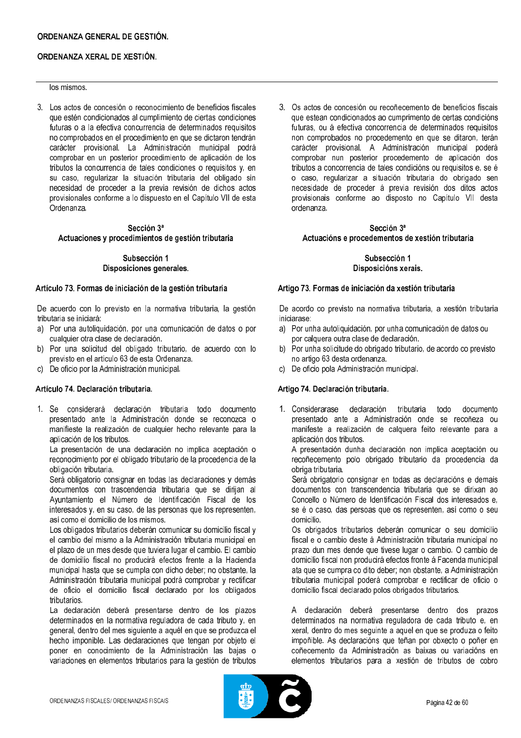los mismos.

3. Los actos de concesión o reconocimiento de beneficios fiscales que estén condicionados al cumplimiento de ciertas condiciones futuras o a la efectiva concurrencia de determinados requisitos no comprobados en el procedimiento en que se dictaron tendrán carácter provisional. La Administración municipal podrá comprobar en un posterior procedimiento de aplicación de los tributos la concurrencia de tales condiciones o requisitos y, en su caso, regularizar la situación tributaria del obligado sin necesidad de proceder a la previa revisión de dichos actos provisionales conforme a lo dispuesto en el Capítulo VII de esta Ordenanza.

## Sección 3ª
## Actuaciones y procedimientos de gestión tributaria

### Subsección 1
### Disposiciones generales.

#### Artículo 73. Formas de iniciación de la gestión tributaria

De acuerdo con lo previsto en la normativa tributaria, la gestión tributaria se iniciará:

a) Por una autoliquidación, por una comunicación de datos o por cualquier otra clase de declaración.
b) Por una solicitud del obligado tributario, de acuerdo con lo previsto en el artículo 63 de esta Ordenanza.
c) De oficio por la Administración municipal.

#### Artículo 74. Declaración tributaria.

1. Se considerará declaración tributaria todo documento presentado ante la Administración donde se reconozca o manifieste la realización de cualquier hecho relevante para la aplicación de los tributos.
   La presentación de una declaración no implica aceptación o reconocimiento por el obligado tributario de la procedencia de la obligación tributaria.
   Será obligatorio consignar en todas las declaraciones y demás documentos con trascendencia tributaria que se dirijan al Ayuntamiento el Número de Identificación Fiscal de los interesados y, en su caso, de las personas que los representen, así como el domicilio de los mismos.
   Los obligados tributarios deberán comunicar su domicilio fiscal y el cambio del mismo a la Administración tributaria municipal en el plazo de un mes desde que tuviera lugar el cambio. El cambio de domicilio fiscal no producirá efectos frente a la Hacienda municipal hasta que se cumpla con dicho deber; no obstante, la Administración tributaria municipal podrá comprobar y rectificar de oficio el domicilio fiscal declarado por los obligados tributarios.
   La declaración deberá presentarse dentro de los plazos determinados en la normativa reguladora de cada tributo y, en general, dentro del mes siguiente a aquél en que se produzca el hecho imponible. Las declaraciones que tengan por objeto el poner en conocimiento de la Administración las bajas o variaciones en elementos tributarios para la gestión de tributos

---

3. Os actos de concesión ou recoñecemento de beneficios fiscais que estean condicionados ao cumprimento de certas condicións futuras, ou á efectiva concorrencia de determinados requisitos non comprobados no procedemento en que se ditaron, terán carácter provisional. A Administración municipal poderá comprobar nun posterior procedemento de aplicación dos tributos a concorrencia de tales condicións ou requisitos e, se é o caso, regularizar a situación tributaria do obrigado sen necesidade de proceder á previa revisión dos ditos actos provisionais conforme ao disposto no Capítulo VII desta ordenanza.

## Sección 3ª
## Actuacións e procedementos de xestión tributaria

### Subsección 1
### Disposicións xerais.

#### Artigo 73. Formas de iniciación da xestión tributaria

De acordo co previsto na normativa tributaria, a xestión tributaria iniciarase:

a) Por unha autoliquidación, por unha comunicación de datos ou por calquera outra clase de declaración.
b) Por unha solicitude do obrigado tributario, de acordo co previsto no artigo 63 desta ordenanza.
c) De oficio pola Administración municipal.

#### Artigo 74. Declaración tributaria.

1. Considerarase declaración tributaria todo documento presentado ante a Administración onde se recoñeza ou manifeste a realización de calquera feito relevante para a aplicación dos tributos.
   A presentación dunha declaración non implica aceptación ou recoñecemento polo obrigado tributario da procedencia da obriga tributaria.
   Será obrigatorio consignar en todas as declaracións e demais documentos con transcendencia tributaria que se dirixan ao Concello o Número de Identificación Fiscal dos interesados e, se é o caso, das persoas que os representen, así como o seu domicilio.
   Os obrigados tributarios deberán comunicar o seu domicilio fiscal e o cambio deste á Administración tributaria municipal no prazo dun mes dende que tivese lugar o cambio. O cambio de domicilio fiscal non producirá efectos fronte á Facenda municipal ata que se cumpra co dito deber; non obstante, a Administración tributaria municipal poderá comprobar e rectificar de oficio o domicilio fiscal declarado polos obrigados tributarios.

   A declaración deberá presentarse dentro dos prazos determinados na normativa reguladora de cada tributo e, en xeral, dentro do mes seguinte a aquel en que se produza o feito impoñible. As declaracións que teñan por obxecto o poñer en coñecemento da Administración as baixas ou variacións en elementos tributarios para a xestión de tributos de cobro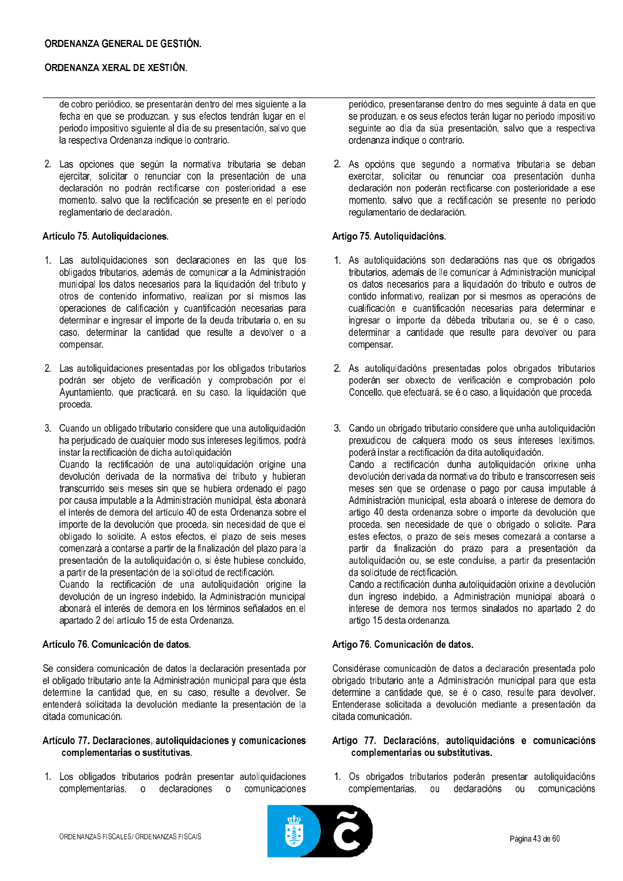de cobro periódico, se presentarán dentro del mes siguiente a la fecha en que se produzcan, y sus efectos tendrán lugar en el periodo impositivo siguiente al día de su presentación, salvo que la respectiva Ordenanza indique lo contrario.

2. Las opciones que según la normativa tributaria se deban ejercitar, solicitar o renunciar con la presentación de una declaración no podrán rectificarse con posterioridad a ese momento, salvo que la rectificación se presente en el período reglamentario de declaración.

### Artículo 75. Autoliquidaciones.

1. Las autoliquidaciones son declaraciones en las que los obligados tributarios, además de comunicar a la Administración municipal los datos necesarios para la liquidación del tributo y otros de contenido informativo, realizan por sí mismos las operaciones de calificación y cuantificación necesarias para determinar e ingresar el importe de la deuda tributaria o, en su caso, determinar la cantidad que resulte a devolver o a compensar.

2. Las autoliquidaciones presentadas por los obligados tributarios podrán ser objeto de verificación y comprobación por el Ayuntamiento, que practicará, en su caso, la liquidación que proceda.

3. Cuando un obligado tributario considere que una autoliquidación ha perjudicado de cualquier modo sus intereses legítimos, podrá instar la rectificación de dicha autoliquidación
Cuando la rectificación de una autoliquidación origine una devolución derivada de la normativa del tributo y hubieran transcurrido seis meses sin que se hubiera ordenado el pago por causa imputable a la Administración municipal, ésta abonará el interés de demora del artículo 40 de esta Ordenanza sobre el importe de la devolución que proceda, sin necesidad de que el obligado lo solicite. A estos efectos, el plazo de seis meses comenzará a contarse a partir de la finalización del plazo para la presentación de la autoliquidación o, si éste hubiese concluido, a partir de la presentación de la solicitud de rectificación.
Cuando la rectificación de una autoliquidación origine la devolución de un ingreso indebido, la Administración municipal abonará el interés de demora en los términos señalados en el apartado 2 del artículo 15 de esta Ordenanza.

### Artículo 76. Comunicación de datos.

Se considera comunicación de datos la declaración presentada por el obligado tributario ante la Administración municipal para que ésta determine la cantidad que, en su caso, resulte a devolver. Se entenderá solicitada la devolución mediante la presentación de la citada comunicación.

### Artículo 77. Declaraciones, autoliquidaciones y comunicaciones complementarias o sustitutivas.

1. Los obligados tributarios podrán presentar autoliquidaciones complementarias, o declaraciones o comunicaciones

periódico, presentaranse dentro do mes seguinte á data en que se produzan, e os seus efectos terán lugar no período impositivo seguinte ao día da súa presentación, salvo que a respectiva ordenanza indique o contrario.

2. As opcións que segundo a normativa tributaria se deban exercitar, solicitar ou renunciar coa presentación dunha declaración non poderán rectificarse con posterioridade a ese momento, salvo que a rectificación se presente no período regulamentario de declaración.

### Artigo 75. Autoliquidacións.

1. As autoliquidacións son declaracións nas que os obrigados tributarios, ademais de lle comunicar á Administración municipal os datos necesarios para a liquidación do tributo e outros de contido informativo, realizan por si mesmos as operacións de cualificación e cuantificación necesarias para determinar e ingresar o importe da débeda tributaria ou, se é o caso, determinar a cantidade que resulte para devolver ou para compensar.

2. As autoliquidacións presentadas polos obrigados tributarios poderán ser obxecto de verificación e comprobación polo Concello, que efectuará, se é o caso, a liquidación que proceda.

3. Cando un obrigado tributario considere que unha autoliquidación prexudicou de calquera modo os seus intereses lexítimos, poderá instar a rectificación da dita autoliquidación.
Cando a rectificación dunha autoliquidación orixine unha devolución derivada da normativa do tributo e transcorresen seis meses sen que se ordenase o pago por causa imputable á Administración municipal, esta aboará o interese de demora do artigo 40 desta ordenanza sobre o importe da devolución que proceda, sen necesidade de que o obrigado o solicite. Para estes efectos, o prazo de seis meses comezará a contarse a partir da finalización do prazo para a presentación da autoliquidación ou, se este concluíse, a partir da presentación da solicitude de rectificación.
Cando a rectificación dunha autoliquidación orixine a devolución dun ingreso indebido, a Administración municipal aboará o interese de demora nos termos sinalados no apartado 2 do artigo 15 desta ordenanza.

### Artigo 76. Comunicación de datos.

Considérase comunicación de datos a declaración presentada polo obrigado tributario ante a Administración municipal para que esta determine a cantidade que, se é o caso, resulte para devolver. Entenderase solicitada a devolución mediante a presentación da citada comunicación.

### Artigo 77. Declaracións, autoliquidacións e comunicacións complementarias ou substitutivas.

1. Os obrigados tributarios poderán presentar autoliquidacións complementarias, ou declaracións ou comunicacións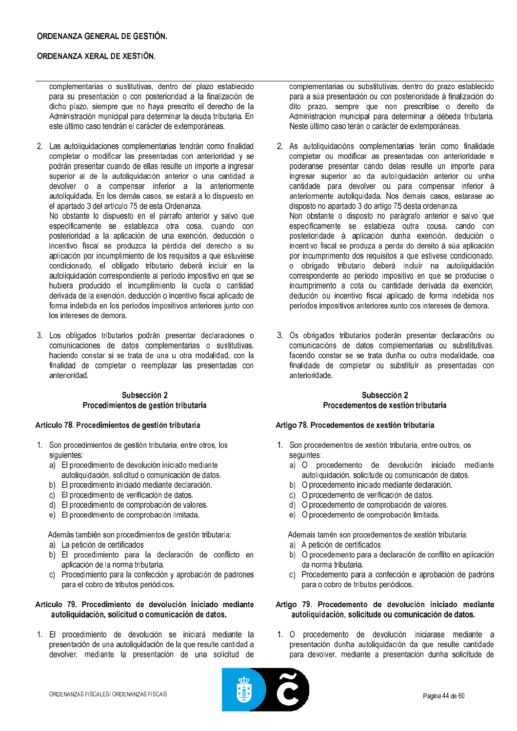complementarias o sustitutivas, dentro del plazo establecido para su presentación o con posterioridad a la finalización de dicho plazo, siempre que no haya prescrito el derecho de la Administración municipal para determinar la deuda tributaria. En este último caso tendrán el carácter de extemporáneas.

2. Las autoliquidaciones complementarias tendrán como finalidad completar o modificar las presentadas con anterioridad y se podrán presentar cuando de ellas resulte un importe a ingresar superior al de la autoliquidación anterior o una cantidad a devolver o a compensar inferior a la anteriormente autoliquidada. En los demás casos, se estará a lo dispuesto en el apartado 3 del artículo 75 de esta Ordenanza.
   No obstante lo dispuesto en el párrafo anterior y salvo que específicamente se establezca otra cosa, cuando con posterioridad a la aplicación de una exención, deducción o incentivo fiscal se produzca la pérdida del derecho a su aplicación por incumplimiento de los requisitos a que estuviese condicionado, el obligado tributario deberá incluir en la autoliquidación correspondiente al período impositivo en que se hubiera producido el incumplimiento la cuota o cantidad derivada de la exención, deducción o incentivo fiscal aplicado de forma indebida en los períodos impositivos anteriores junto con los intereses de demora.

3. Los obligados tributarios podrán presentar declaraciones o comunicaciones de datos complementarias o sustitutivas, haciendo constar si se trata de una u otra modalidad, con la finalidad de completar o reemplazar las presentadas con anterioridad.

### Subsección 2
### Procedimientos de gestión tributaria

#### Artículo 78. Procedimientos de gestión tributaria

1. Son procedimientos de gestión tributaria, entre otros, los siguientes:
   a) El procedimiento de devolución iniciado mediante autoliquidación, solicitud o comunicación de datos.
   b) El procedimiento iniciado mediante declaración.
   c) El procedimiento de verificación de datos.
   d) El procedimiento de comprobación de valores.
   e) El procedimiento de comprobación limitada.

   Además también son procedimientos de gestión tributaria:
   a) La petición de certificados
   b) El procedimiento para la declaración de conflicto en aplicación de la norma tributaria.
   c) Procedimiento para la confección y aprobación de padrones para el cobro de tributos periódicos.

#### Artículo 79. Procedimiento de devolución iniciado mediante autoliquidación, solicitud o comunicación de datos.

1. El procedimiento de devolución se iniciará mediante la presentación de una autoliquidación de la que resulte cantidad a devolver, mediante la presentación de una solicitud de

---

complementarias ou substitutivas, dentro do prazo establecido para a súa presentación ou con posterioridade á finalización do dito prazo, sempre que non prescribise o dereito da Administración municipal para determinar a débeda tributaria. Neste último caso terán o carácter de extemporáneas.

2. As autoliquidacións complementarias terán como finalidade completar ou modificar as presentadas con anterioridade e poderanse presentar cando delas resulte un importe para ingresar superior ao da autoliquidación anterior ou unha cantidade para devolver ou para compensar inferior á anteriormente autoliquidada. Nos demais casos, estarase ao disposto no apartado 3 do artigo 75 desta ordenanza.
   Non obstante o disposto no parágrafo anterior e salvo que especificamente se estableza outra cousa, cando con posterioridade á aplicación dunha exención, dedución o incentivo fiscal se produza a perda do dereito á súa aplicación por incumprimento dos requisitos a que estivese condicionado, o obrigado tributario deberá incluír na autoliquidación correspondente ao período impositivo en que se producise o incumprimento a cota ou cantidade derivada da exención, dedución ou incentivo fiscal aplicado de forma indebida nos períodos impositivos anteriores xunto cos intereses de demora.

3. Os obrigados tributarios poderán presentar declaracións ou comunicacións de datos complementarias ou substitutivas, facendo constar se se trata dunha ou outra modalidade, coa finalidade de completar ou substituír as presentadas con anterioridade.

### Subsección 2
### Procedementos de xestión tributaria

#### Artigo 78. Procedementos de xestión tributaria

1. Son procedementos de xestión tributaria, entre outros, os seguintes:
   a) O procedemento de devolución iniciado mediante autoliquidación, solicitude ou comunicación de datos.
   b) O procedemento iniciado mediante declaración.
   c) O procedemento de verificación de datos.
   d) O procedemento de comprobación de valores.
   e) O procedemento de comprobación limitada.

   Ademais tamén son procedementos de xestión tributaria:
   a) A petición de certificados
   b) O procedemento para a declaración de conflito en aplicación da norma tributaria.
   c) Procedemento para a confección e aprobación de padróns para o cobro de tributos periódicos.

#### Artigo 79. Procedemento de devolución iniciado mediante autoliquidación, solicitude ou comunicación de datos.

1. O procedemento de devolución iniciarase mediante a presentación dunha autoliquidación da que resulte cantidade para devolver, mediante a presentación dunha solicitude de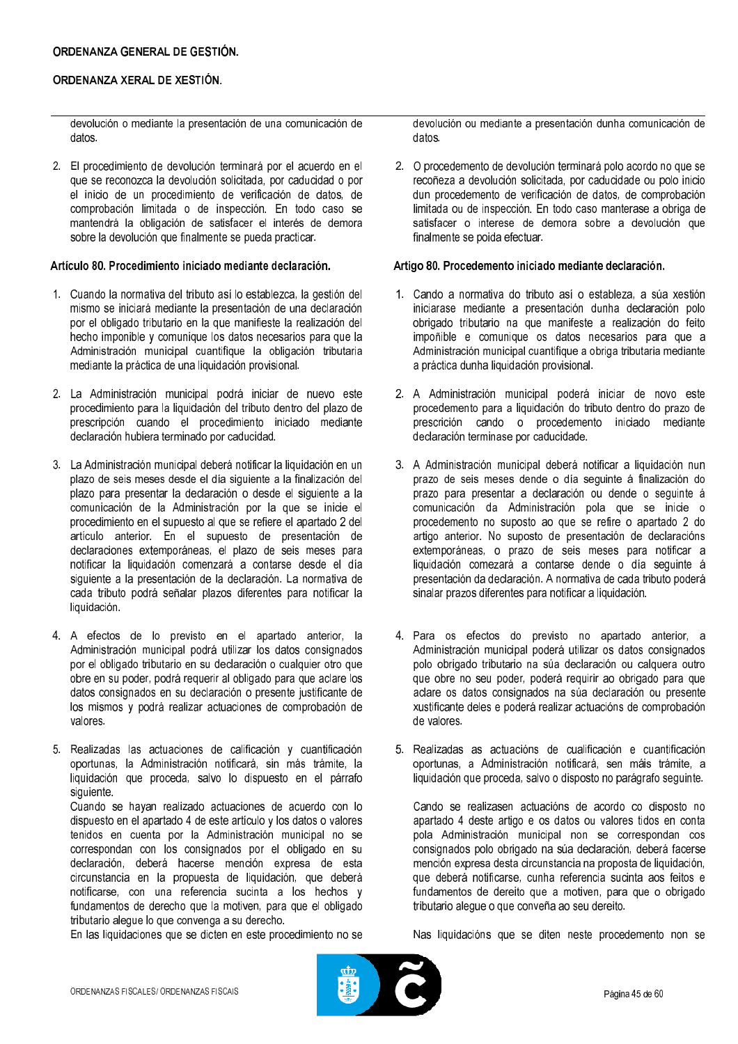devolución o mediante la presentación de una comunicación de datos.

2. El procedimiento de devolución terminará por el acuerdo en el que se reconozca la devolución solicitada, por caducidad o por el inicio de un procedimiento de verificación de datos, de comprobación limitada o de inspección. En todo caso se mantendrá la obligación de satisfacer el interés de demora sobre la devolución que finalmente se pueda practicar.

**Artículo 80. Procedimiento iniciado mediante declaración.**

1. Cuando la normativa del tributo así lo establezca, la gestión del mismo se iniciará mediante la presentación de una declaración por el obligado tributario en la que manifieste la realización del hecho imponible y comunique los datos necesarios para que la Administración municipal cuantifique la obligación tributaria mediante la práctica de una liquidación provisional.

2. La Administración municipal podrá iniciar de nuevo este procedimiento para la liquidación del tributo dentro del plazo de prescripción cuando el procedimiento iniciado mediante declaración hubiera terminado por caducidad.

3. La Administración municipal deberá notificar la liquidación en un plazo de seis meses desde el día siguiente a la finalización del plazo para presentar la declaración o desde el siguiente a la comunicación de la Administración por la que se inicie el procedimiento en el supuesto al que se refiere el apartado 2 del artículo anterior. En el supuesto de presentación de declaraciones extemporáneas, el plazo de seis meses para notificar la liquidación comenzará a contarse desde el día siguiente a la presentación de la declaración. La normativa de cada tributo podrá señalar plazos diferentes para notificar la liquidación.

4. A efectos de lo previsto en el apartado anterior, la Administración municipal podrá utilizar los datos consignados por el obligado tributario en su declaración o cualquier otro que obre en su poder, podrá requerir al obligado para que aclare los datos consignados en su declaración o presente justificante de los mismos y podrá realizar actuaciones de comprobación de valores.

5. Realizadas las actuaciones de calificación y cuantificación oportunas, la Administración notificará, sin más trámite, la liquidación que proceda, salvo lo dispuesto en el párrafo siguiente.
   Cuando se hayan realizado actuaciones de acuerdo con lo dispuesto en el apartado 4 de este artículo y los datos o valores tenidos en cuenta por la Administración municipal no se correspondan con los consignados por el obligado en su declaración, deberá hacerse mención expresa de esta circunstancia en la propuesta de liquidación, que deberá notificarse, con una referencia sucinta a los hechos y fundamentos de derecho que la motiven, para que el obligado tributario alegue lo que convenga a su derecho.
   En las liquidaciones que se dicten en este procedimiento no se

devolución ou mediante a presentación dunha comunicación de datos.

2. O procedemento de devolución terminará polo acordo no que se recoñeza a devolución solicitada, por caducidade ou polo inicio dun procedemento de verificación de datos, de comprobación limitada ou de inspección. En todo caso manterase a obriga de satisfacer o interese de demora sobre a devolución que finalmente se poida efectuar.

**Artigo 80. Procedemento iniciado mediante declaración.**

1. Cando a normativa do tributo así o estableza, a súa xestión iniciarase mediante a presentación dunha declaración polo obrigado tributario na que manifeste a realización do feito impoñible e comunique os datos necesarios para que a Administración municipal cuantifique a obriga tributaria mediante a práctica dunha liquidación provisional.

2. A Administración municipal poderá iniciar de novo este procedemento para a liquidación do tributo dentro do prazo de prescrición cando o procedemento iniciado mediante declaración terminase por caducidade.

3. A Administración municipal deberá notificar a liquidación nun prazo de seis meses dende o día seguinte á finalización do prazo para presentar a declaración ou dende o seguinte á comunicación da Administración pola que se inicie o procedemento no suposto ao que se refire o apartado 2 do artigo anterior. No suposto de presentación de declaracións extemporáneas, o prazo de seis meses para notificar a liquidación comezará a contarse dende o día seguinte á presentación da declaración. A normativa de cada tributo poderá sinalar prazos diferentes para notificar a liquidación.

4. Para os efectos do previsto no apartado anterior, a Administración municipal poderá utilizar os datos consignados polo obrigado tributario na súa declaración ou calquera outro que obre no seu poder, poderá requirir ao obrigado para que aclare os datos consignados na súa declaración ou presente xustificante deles e poderá realizar actuacións de comprobación de valores.

5. Realizadas as actuacións de cualificación e cuantificación oportunas, a Administración notificará, sen máis trámite, a liquidación que proceda, salvo o disposto no parágrafo seguinte.

   Cando se realizasen actuacións de acordo co disposto no apartado 4 deste artigo e os datos ou valores tidos en conta pola Administración municipal non se correspondan cos consignados polo obrigado na súa declaración, deberá facerse mención expresa desta circunstancia na proposta de liquidación, que deberá notificarse, cunha referencia sucinta aos feitos e fundamentos de dereito que a motiven, para que o obrigado tributario alegue o que conveña ao seu dereito.

   Nas liquidacións que se diten neste procedemento non se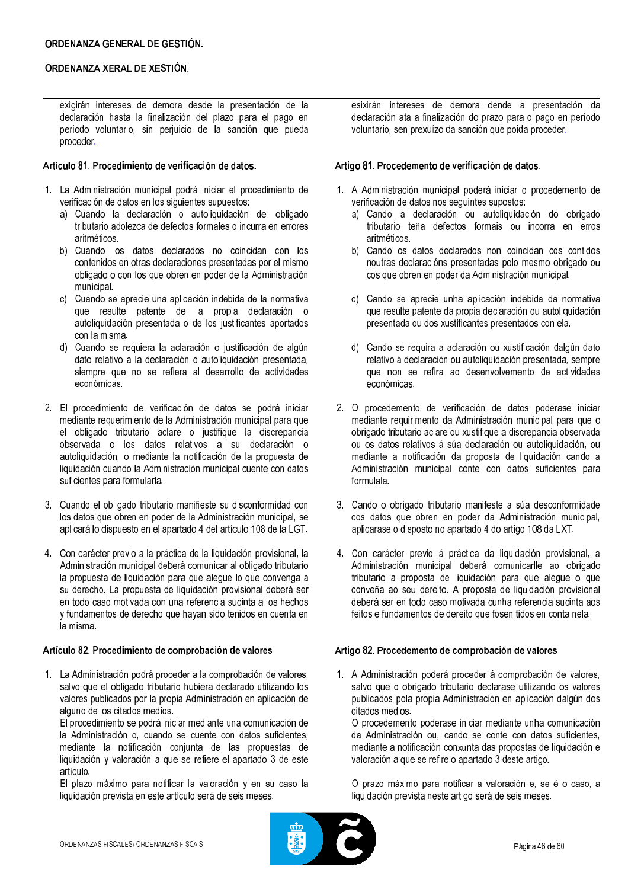exigirán intereses de demora desde la presentación de la declaración hasta la finalización del plazo para el pago en período voluntario, sin perjuicio de la sanción que pueda proceder.

### Artículo 81. Procedimiento de verificación de datos.

1. La Administración municipal podrá iniciar el procedimiento de verificación de datos en los siguientes supuestos:
   a) Cuando la declaración o autoliquidación del obligado tributario adolezca de defectos formales o incurra en errores aritméticos.
   b) Cuando los datos declarados no coincidan con los contenidos en otras declaraciones presentadas por el mismo obligado o con los que obren en poder de la Administración municipal.
   c) Cuando se aprecie una aplicación indebida de la normativa que resulte patente de la propia declaración o autoliquidación presentada o de los justificantes aportados con la misma.
   d) Cuando se requiera la aclaración o justificación de algún dato relativo a la declaración o autoliquidación presentada, siempre que no se refiera al desarrollo de actividades económicas.

2. El procedimiento de verificación de datos se podrá iniciar mediante requerimiento de la Administración municipal para que el obligado tributario aclare o justifique la discrepancia observada o los datos relativos a su declaración o autoliquidación, o mediante la notificación de la propuesta de liquidación cuando la Administración municipal cuente con datos suficientes para formularla.

3. Cuando el obligado tributario manifieste su disconformidad con los datos que obren en poder de la Administración municipal, se aplicará lo dispuesto en el apartado 4 del artículo 108 de la LGT.

4. Con carácter previo a la práctica de la liquidación provisional, la Administración municipal deberá comunicar al obligado tributario la propuesta de liquidación para que alegue lo que convenga a su derecho. La propuesta de liquidación provisional deberá ser en todo caso motivada con una referencia sucinta a los hechos y fundamentos de derecho que hayan sido tenidos en cuenta en la misma.

### Artículo 82. Procedimiento de comprobación de valores

1. La Administración podrá proceder a la comprobación de valores, salvo que el obligado tributario hubiera declarado utilizando los valores publicados por la propia Administración en aplicación de alguno de los citados medios.
   El procedimiento se podrá iniciar mediante una comunicación de la Administración o, cuando se cuente con datos suficientes, mediante la notificación conjunta de las propuestas de liquidación y valoración a que se refiere el apartado 3 de este artículo.
   El plazo máximo para notificar la valoración y en su caso la liquidación prevista en este artículo será de seis meses.

---

esixirán intereses de demora dende a presentación da declaración ata a finalización do prazo para o pago en período voluntario, sen prexuízo da sanción que poida proceder.

### Artigo 81. Procedemento de verificación de datos.

1. A Administración municipal poderá iniciar o procedemento de verificación de datos nos seguintes supostos:
   a) Cando a declaración ou autoliquidación do obrigado tributario teña defectos formais ou incorra en erros aritméticos.
   b) Cando os datos declarados non coincidan cos contidos noutras declaracións presentadas polo mesmo obrigado ou cos que obren en poder da Administración municipal.
   c) Cando se aprecie unha aplicación indebida da normativa que resulte patente da propia declaración ou autoliquidación presentada ou dos xustificantes presentados con ela.
   d) Cando se requira a aclaración ou xustificación dalgún dato relativo á declaración ou autoliquidación presentada, sempre que non se refira ao desenvolvemento de actividades económicas.

2. O procedemento de verificación de datos poderase iniciar mediante requirimento da Administración municipal para que o obrigado tributario aclare ou xustifique a discrepancia observada ou os datos relativos á súa declaración ou autoliquidación, ou mediante a notificación da proposta de liquidación cando a Administración municipal conte con datos suficientes para formulala.

3. Cando o obrigado tributario manifeste a súa desconformidade cos datos que obren en poder da Administración municipal, aplicarase o disposto no apartado 4 do artigo 108 da LXT.

4. Con carácter previo á práctica da liquidación provisional, a Administración municipal deberá comunicarlle ao obrigado tributario a proposta de liquidación para que alegue o que conveña ao seu dereito. A proposta de liquidación provisional deberá ser en todo caso motivada cunha referencia sucinta aos feitos e fundamentos de dereito que fosen tidos en conta nela.

### Artigo 82. Procedemento de comprobación de valores

1. A Administración poderá proceder á comprobación de valores, salvo que o obrigado tributario declarase utilizando os valores publicados pola propia Administración en aplicación dalgún dos citados medios.
   O procedemento poderase iniciar mediante unha comunicación da Administración ou, cando se conte con datos suficientes, mediante a notificación conxunta das propostas de liquidación e valoración a que se refire o apartado 3 deste artigo.
   O prazo máximo para notificar a valoración e, se é o caso, a liquidación prevista neste artigo será de seis meses.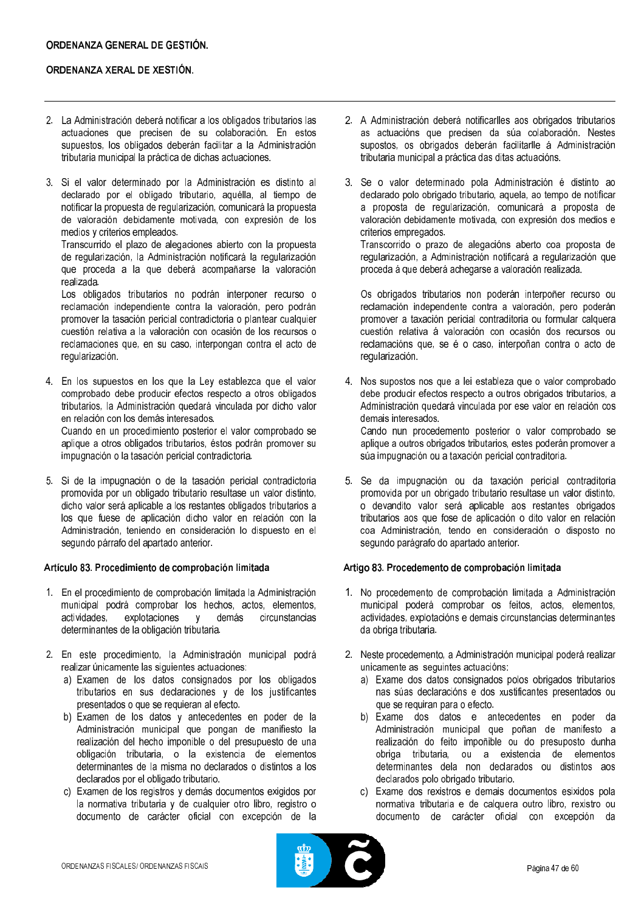2. La Administración deberá notificar a los obligados tributarios las actuaciones que precisen de su colaboración. En estos supuestos, los obligados deberán facilitar a la Administración tributaria municipal la práctica de dichas actuaciones.

3. Si el valor determinado por la Administración es distinto al declarado por el obligado tributario, aquélla, al tiempo de notificar la propuesta de regularización, comunicará la propuesta de valoración debidamente motivada, con expresión de los medios y criterios empleados.
Transcurrido el plazo de alegaciones abierto con la propuesta de regularización, la Administración notificará la regularización que proceda a la que deberá acompañarse la valoración realizada.
Los obligados tributarios no podrán interponer recurso o reclamación independiente contra la valoración, pero podrán promover la tasación pericial contradictoria o plantear cualquier cuestión relativa a la valoración con ocasión de los recursos o reclamaciones que, en su caso, interpongan contra el acto de regularización.

4. En los supuestos en los que la Ley establezca que el valor comprobado debe producir efectos respecto a otros obligados tributarios, la Administración quedará vinculada por dicho valor en relación con los demás interesados.
Cuando en un procedimiento posterior el valor comprobado se aplique a otros obligados tributarios, éstos podrán promover su impugnación o la tasación pericial contradictoria.

5. Si de la impugnación o de la tasación pericial contradictoria promovida por un obligado tributario resultase un valor distinto, dicho valor será aplicable a los restantes obligados tributarios a los que fuese de aplicación dicho valor en relación con la Administración, teniendo en consideración lo dispuesto en el segundo párrafo del apartado anterior.

### Artículo 83. Procedimiento de comprobación limitada

1. En el procedimiento de comprobación limitada la Administración municipal podrá comprobar los hechos, actos, elementos, actividades, explotaciones y demás circunstancias determinantes de la obligación tributaria.

2. En este procedimiento, la Administración municipal podrá realizar únicamente las siguientes actuaciones:
   a) Examen de los datos consignados por los obligados tributarios en sus declaraciones y de los justificantes presentados o que se requieran al efecto.
   b) Examen de los datos y antecedentes en poder de la Administración municipal que pongan de manifiesto la realización del hecho imponible o del presupuesto de una obligación tributaria, o la existencia de elementos determinantes de la misma no declarados o distintos a los declarados por el obligado tributario.
   c) Examen de los registros y demás documentos exigidos por la normativa tributaria y de cualquier otro libro, registro o documento de carácter oficial con excepción de la

2. A Administración deberá notificarlles aos obrigados tributarios as actuacións que precisen da súa colaboración. Nestes supostos, os obrigados deberán facilitarlle á Administración tributaria municipal a práctica das ditas actuacións.

3. Se o valor determinado pola Administración é distinto ao declarado polo obrigado tributario, aquela, ao tempo de notificar a proposta de regularización, comunicará a proposta de valoración debidamente motivada, con expresión dos medios e criterios empregados.
Transcorrido o prazo de alegacións aberto coa proposta de regularización, a Administración notificará a regularización que proceda á que deberá achegarse a valoración realizada.

   Os obrigados tributarios non poderán interpoñer recurso ou reclamación independente contra a valoración, pero poderán promover a taxación pericial contraditoria ou formular calquera cuestión relativa á valoración con ocasión dos recursos ou reclamacións que, se é o caso, interpoñan contra o acto de regularización.

4. Nos supostos nos que a lei estableza que o valor comprobado debe producir efectos respecto a outros obrigados tributarios, a Administración quedará vinculada por ese valor en relación cos demais interesados.
Cando nun procedemento posterior o valor comprobado se aplique a outros obrigados tributarios, estes poderán promover a súa impugnación ou a taxación pericial contraditoria.

5. Se da impugnación ou da taxación pericial contraditoria promovida por un obrigado tributario resultase un valor distinto, o devandito valor será aplicable aos restantes obrigados tributarios aos que fose de aplicación o dito valor en relación coa Administración, tendo en consideración o disposto no segundo parágrafo do apartado anterior.

### Artigo 83. Procedemento de comprobación limitada

1. No procedemento de comprobación limitada a Administración municipal poderá comprobar os feitos, actos, elementos, actividades, explotacións e demais circunstancias determinantes da obriga tributaria.

2. Neste procedemento, a Administración municipal poderá realizar unicamente as seguintes actuacións:
   a) Exame dos datos consignados polos obrigados tributarios nas súas declaracións e dos xustificantes presentados ou que se requiran para o efecto.
   b) Exame dos datos e antecedentes en poder da Administración municipal que poñan de manifesto a realización do feito impoñible ou do presuposto dunha obriga tributaria, ou a existencia de elementos determinantes dela non declarados ou distintos aos declarados polo obrigado tributario.
   c) Exame dos rexistros e demais documentos esixidos pola normativa tributaria e de calquera outro libro, rexistro ou documento de carácter oficial con excepción da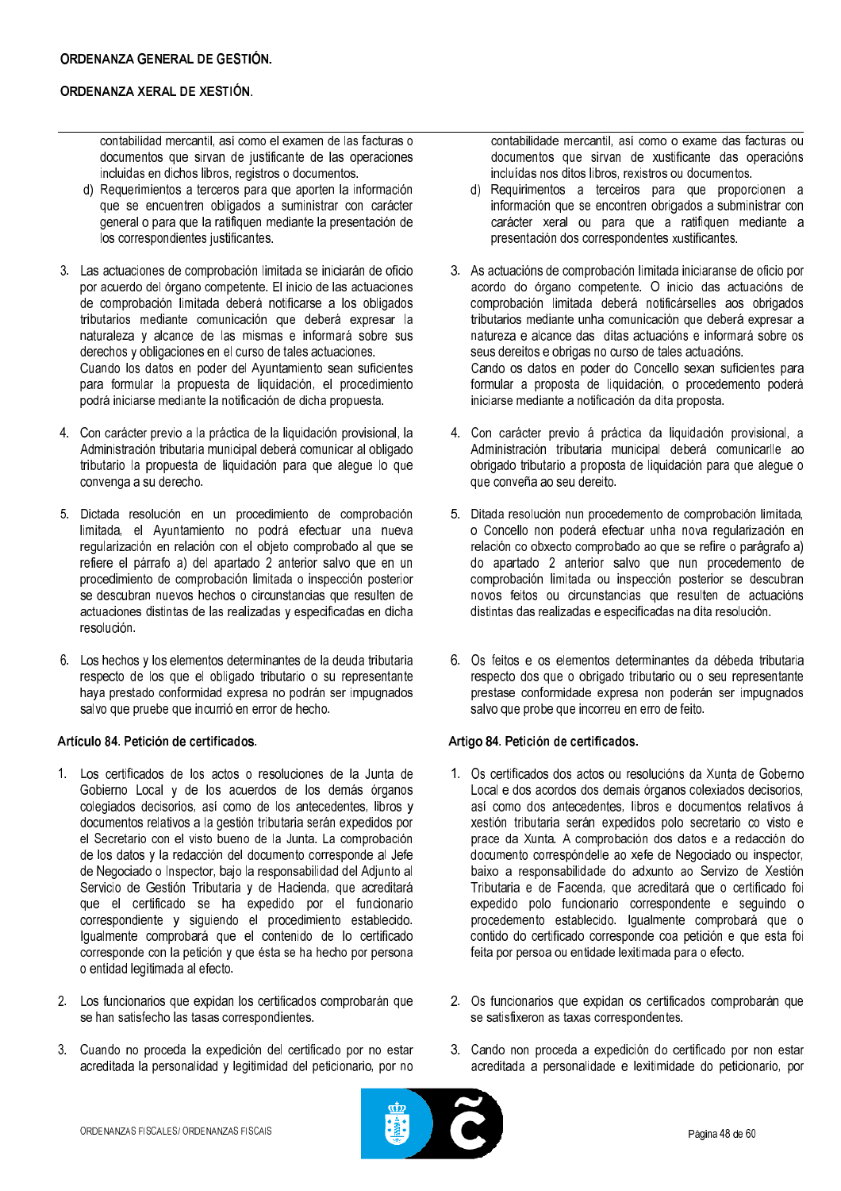contabilidad mercantil, así como el examen de las facturas o documentos que sirvan de justificante de las operaciones incluidas en dichos libros, registros o documentos.

d) Requerimientos a terceros para que aporten la información que se encuentren obligados a suministrar con carácter general o para que la ratifiquen mediante la presentación de los correspondientes justificantes.

3. Las actuaciones de comprobación limitada se iniciarán de oficio por acuerdo del órgano competente. El inicio de las actuaciones de comprobación limitada deberá notificarse a los obligados tributarios mediante comunicación que deberá expresar la naturaleza y alcance de las mismas e informará sobre sus derechos y obligaciones en el curso de tales actuaciones.
Cuando los datos en poder del Ayuntamiento sean suficientes para formular la propuesta de liquidación, el procedimiento podrá iniciarse mediante la notificación de dicha propuesta.

4. Con carácter previo a la práctica de la liquidación provisional, la Administración tributaria municipal deberá comunicar al obligado tributario la propuesta de liquidación para que alegue lo que convenga a su derecho.

5. Dictada resolución en un procedimiento de comprobación limitada, el Ayuntamiento no podrá efectuar una nueva regularización en relación con el objeto comprobado al que se refiere el párrafo a) del apartado 2 anterior salvo que en un procedimiento de comprobación limitada o inspección posterior se descubran nuevos hechos o circunstancias que resulten de actuaciones distintas de las realizadas y especificadas en dicha resolución.

6. Los hechos y los elementos determinantes de la deuda tributaria respecto de los que el obligado tributario o su representante haya prestado conformidad expresa no podrán ser impugnados salvo que pruebe que incurrió en error de hecho.

### Artículo 84. Petición de certificados.

1. Los certificados de los actos o resoluciones de la Junta de Gobierno Local y de los acuerdos de los demás órganos colegiados decisorios, así como de los antecedentes, libros y documentos relativos a la gestión tributaria serán expedidos por el Secretario con el visto bueno de la Junta. La comprobación de los datos y la redacción del documento corresponde al Jefe de Negociado o Inspector, bajo la responsabilidad del Adjunto al Servicio de Gestión Tributaria y de Hacienda, que acreditará que el certificado se ha expedido por el funcionario correspondiente y siguiendo el procedimiento establecido. Igualmente comprobará que el contenido de lo certificado corresponde con la petición y que ésta se ha hecho por persona o entidad legitimada al efecto.

2. Los funcionarios que expidan los certificados comprobarán que se han satisfecho las tasas correspondientes.

3. Cuando no proceda la expedición del certificado por no estar acreditada la personalidad y legitimidad del peticionario, por no

---

contabilidade mercantil, así como o exame das facturas ou documentos que sirvan de xustificante das operacións incluídas nos ditos libros, rexistros ou documentos.

d) Requirimentos a terceiros para que proporcionen a información que se encontren obrigados a subministrar con carácter xeral ou para que a ratifiquen mediante a presentación dos correspondentes xustificantes.

3. As actuacións de comprobación limitada iniciaranse de oficio por acordo do órgano competente. O inicio das actuacións de comprobación limitada deberá notificárselles aos obrigados tributarios mediante unha comunicación que deberá expresar a natureza e alcance das ditas actuacións e informará sobre os seus dereitos e obrigas no curso de tales actuacións.
Cando os datos en poder do Concello sexan suficientes para formular a proposta de liquidación, o procedemento poderá iniciarse mediante a notificación da dita proposta.

4. Con carácter previo á práctica da liquidación provisional, a Administración tributaria municipal deberá comunicarlle ao obrigado tributario a proposta de liquidación para que alegue o que conveña ao seu dereito.

5. Ditada resolución nun procedemento de comprobación limitada, o Concello non poderá efectuar unha nova regularización en relación co obxecto comprobado ao que se refire o parágrafo a) do apartado 2 anterior salvo que nun procedemento de comprobación limitada ou inspección posterior se descubran novos feitos ou circunstancias que resulten de actuacións distintas das realizadas e especificadas na dita resolución.

6. Os feitos e os elementos determinantes da débeda tributaria respecto dos que o obrigado tributario ou o seu representante prestase conformidade expresa non poderán ser impugnados salvo que probe que incorreu en erro de feito.

### Artigo 84. Petición de certificados.

1. Os certificados dos actos ou resolucións da Xunta de Goberno Local e dos acordos dos demais órganos colexiados decisorios, así como dos antecedentes, libros e documentos relativos á xestión tributaria serán expedidos polo secretario co visto e prace da Xunta. A comprobación dos datos e a redacción do documento correspóndelle ao xefe de Negociado ou inspector, baixo a responsabilidade do adxunto ao Servizo de Xestión Tributaria e de Facenda, que acreditará que o certificado foi expedido polo funcionario correspondente e seguindo o procedemento establecido. Igualmente comprobará que o contido do certificado corresponde coa petición e que esta foi feita por persoa ou entidade lexitimada para o efecto.

2. Os funcionarios que expidan os certificados comprobarán que se satisfixeron as taxas correspondentes.

3. Cando non proceda a expedición do certificado por non estar acreditada a personalidade e lexitimidade do peticionario, por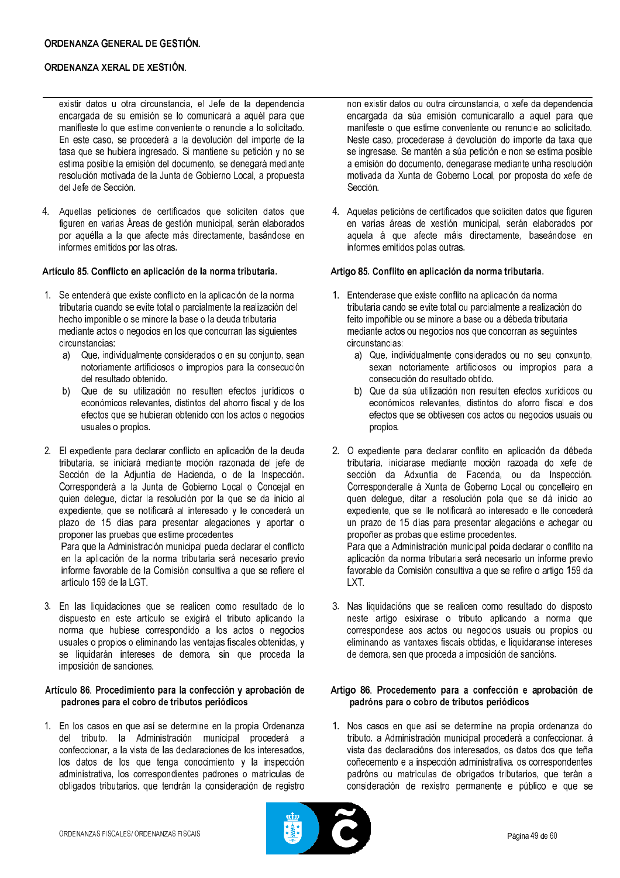existir datos u otra circunstancia, el Jefe de la dependencia encargada de su emisión se lo comunicará a aquél para que manifieste lo que estime conveniente o renuncie a lo solicitado. En este caso, se procederá a la devolución del importe de la tasa que se hubiera ingresado. Si mantiene su petición y no se estima posible la emisión del documento, se denegará mediante resolución motivada de la Junta de Gobierno Local, a propuesta del Jefe de Sección.

4. Aquellas peticiones de certificados que soliciten datos que figuren en varias Áreas de gestión municipal, serán elaborados por aquélla a la que afecte más directamente, basándose en informes emitidos por las otras.

### Artículo 85. Conflicto en aplicación de la norma tributaria.

1. Se entenderá que existe conflicto en la aplicación de la norma tributaria cuando se evite total o parcialmente la realización del hecho imponible o se minore la base o la deuda tributaria mediante actos o negocios en los que concurran las siguientes circunstancias:
   a) Que, individualmente considerados o en su conjunto, sean notoriamente artificiosos o impropios para la consecución del resultado obtenido.
   b) Que de su utilización no resulten efectos jurídicos o económicos relevantes, distintos del ahorro fiscal y de los efectos que se hubieran obtenido con los actos o negocios usuales o propios.

2. El expediente para declarar conflicto en aplicación de la deuda tributaria, se iniciará mediante moción razonada del jefe de Sección de la Adjuntía de Hacienda, o de la Inspección. Corresponderá a la Junta de Gobierno Local o Concejal en quien delegue, dictar la resolución por la que se da inicio al expediente, que se notificará al interesado y se concederá un plazo de 15 días para presentar alegaciones y aportar o proponer las pruebas que estime procedentes

   Para que la Administración municipal pueda declarar el conflicto en la aplicación de la norma tributaria será necesario previo informe favorable de la Comisión consultiva a que se refiere el artículo 159 de la LGT.

3. En las liquidaciones que se realicen como resultado de lo dispuesto en este artículo se exigirá el tributo aplicando la norma que hubiese correspondido a los actos o negocios usuales o propios o eliminando las ventajas fiscales obtenidas, y se liquidarán intereses de demora, sin que proceda la imposición de sanciones.

### Artículo 86. Procedimiento para la confección y aprobación de padrones para el cobro de tributos periódicos

1. En los casos en que así se determine en la propia Ordenanza del tributo, la Administración municipal procederá a confeccionar, a la vista de las declaraciones de los interesados, los datos de los que tenga conocimiento y la inspección administrativa, los correspondientes padrones o matrículas de obligados tributarios, que tendrán la consideración de registro

non existir datos ou outra circunstancia, o xefe da dependencia encargada da súa emisión comunicarallo a aquel para que manifeste o que estime conveniente ou renuncie ao solicitado. Neste caso, procederase á devolución do importe da taxa que se ingresase. Se mantén a súa petición e non se estima posible a emisión do documento, denegarase mediante unha resolución motivada da Xunta de Goberno Local, por proposta do xefe de Sección.

4. Aquelas peticións de certificados que soliciten datos que figuren en varias áreas de xestión municipal, serán elaborados por aquela á que afecte máis directamente, baseándose en informes emitidos polas outras.

### Artigo 85. Conflito en aplicación da norma tributaria.

1. Entenderase que existe conflito na aplicación da norma tributaria cando se evite total ou parcialmente a realización do feito impoñible ou se minore a base ou a débeda tributaria mediante actos ou negocios nos que concorran as seguintes circunstancias:
   a) Que, individualmente considerados ou no seu conxunto, sexan notoriamente artificiosos ou impropios para a consecución do resultado obtido.
   b) Que da súa utilización non resulten efectos xurídicos ou económicos relevantes, distintos do aforro fiscal e dos efectos que se obtivesen cos actos ou negocios usuais ou propios.

2. O expediente para declarar conflito en aplicación da débeda tributaria, iniciarase mediante moción razoada do xefe de sección da Adxuntía de Facenda, ou da Inspección. Corresponderalle á Xunta de Goberno Local ou concelleiro en quen delegue, ditar a resolución pola que se dá inicio ao expediente, que se lle notificará ao interesado e lle concederá un prazo de 15 días para presentar alegacións e achegar ou propoñer as probas que estime procedentes.

   Para que a Administración municipal poida declarar o conflito na aplicación da norma tributaria será necesario un informe previo favorable da Comisión consultiva a que se refire o artigo 159 da LXT.

3. Nas liquidacións que se realicen como resultado do disposto neste artigo esixirase o tributo aplicando a norma que correspondese aos actos ou negocios usuais ou propios ou eliminando as vantaxes fiscais obtidas, e liquidaranse intereses de demora, sen que proceda a imposición de sancións.

### Artigo 86. Procedemento para a confección e aprobación de padróns para o cobro de tributos periódicos

1. Nos casos en que así se determine na propia ordenanza do tributo, a Administración municipal procederá a confeccionar, á vista das declaracións dos interesados, os datos dos que teña coñecemento e a inspección administrativa, os correspondentes padróns ou matrículas de obrigados tributarios, que terán a consideración de rexistro permanente e público e que se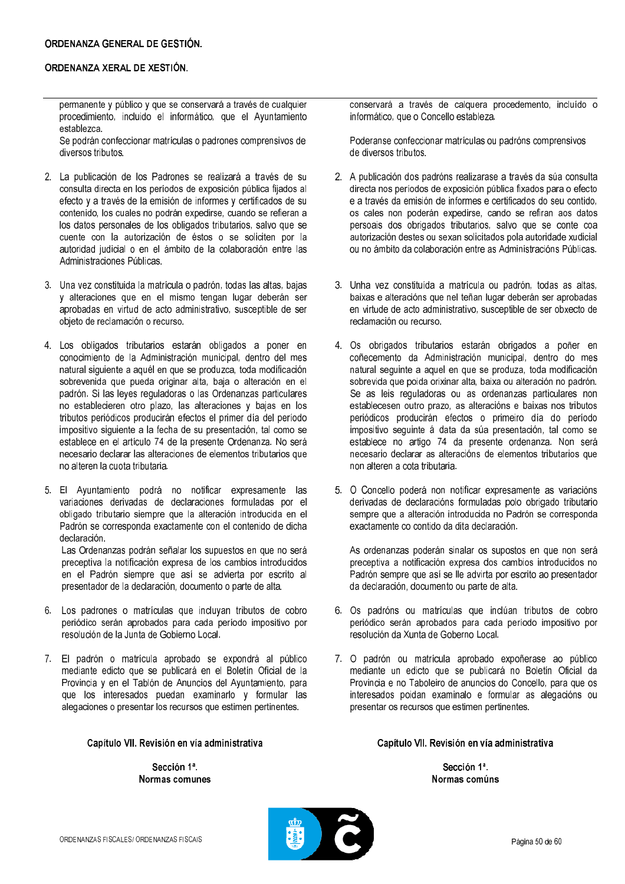permanente y público y que se conservará a través de cualquier procedimiento, incluido el informático, que el Ayuntamiento establezca.
Se podrán confeccionar matrículas o padrones comprensivos de diversos tributos.

2. La publicación de los Padrones se realizará a través de su consulta directa en los períodos de exposición pública fijados al efecto y a través de la emisión de informes y certificados de su contenido, los cuales no podrán expedirse, cuando se refieran a los datos personales de los obligados tributarios, salvo que se cuente con la autorización de éstos o se soliciten por la autoridad judicial o en el ámbito de la colaboración entre las Administraciones Públicas.

3. Una vez constituida la matrícula o padrón, todas las altas, bajas y alteraciones que en el mismo tengan lugar deberán ser aprobadas en virtud de acto administrativo, susceptible de ser objeto de reclamación o recurso.

4. Los obligados tributarios estarán obligados a poner en conocimiento de la Administración municipal, dentro del mes natural siguiente a aquél en que se produzca, toda modificación sobrevenida que pueda originar alta, baja o alteración en el padrón. Si las leyes reguladoras o las Ordenanzas particulares no establecieren otro plazo, las alteraciones y bajas en los tributos periódicos producirán efectos el primer día del período impositivo siguiente a la fecha de su presentación, tal como se establece en el artículo 74 de la presente Ordenanza. No será necesario declarar las alteraciones de elementos tributarios que no alteren la cuota tributaria.

5. El Ayuntamiento podrá no notificar expresamente las variaciones derivadas de declaraciones formuladas por el obligado tributario siempre que la alteración introducida en el Padrón se corresponda exactamente con el contenido de dicha declaración.
Las Ordenanzas podrán señalar los supuestos en que no será preceptiva la notificación expresa de los cambios introducidos en el Padrón siempre que así se advierta por escrito al presentador de la declaración, documento o parte de alta.

6. Los padrones o matrículas que incluyan tributos de cobro periódico serán aprobados para cada período impositivo por resolución de la Junta de Gobierno Local.

7. El padrón o matrícula aprobado se expondrá al público mediante edicto que se publicará en el Boletín Oficial de la Provincia y en el Tablón de Anuncios del Ayuntamiento, para que los interesados puedan examinarlo y formular las alegaciones o presentar los recursos que estimen pertinentes.

## Capítulo VII. Revisión en vía administrativa

### Sección 1ª. Normas comunes

conservará a través de calquera procedemento, incluído o informático, que o Concello estableza.

Poderanse confeccionar matrículas ou padróns comprensivos de diversos tributos.

2. A publicación dos padróns realizarase a través da súa consulta directa nos períodos de exposición pública fixados para o efecto e a través da emisión de informes e certificados do seu contido, os cales non poderán expedirse, cando se refiran aos datos persoais dos obrigados tributarios, salvo que se conte coa autorización destes ou sexan solicitados pola autoridade xudicial ou no ámbito da colaboración entre as Administracións Públicas.

3. Unha vez constituída a matrícula ou padrón, todas as altas, baixas e alteracións que nel teñan lugar deberán ser aprobadas en virtude de acto administrativo, susceptible de ser obxecto de reclamación ou recurso.

4. Os obrigados tributarios estarán obrigados a poñer en coñecemento da Administración municipal, dentro do mes natural seguinte a aquel en que se produza, toda modificación sobrevida que poida orixinar alta, baixa ou alteración no padrón. Se as leis reguladoras ou as ordenanzas particulares non establecesen outro prazo, as alteracións e baixas nos tributos periódicos producirán efectos o primeiro día do período impositivo seguinte á data da súa presentación, tal como se establece no artigo 74 da presente ordenanza. Non será necesario declarar as alteracións de elementos tributarios que non alteren a cota tributaria.

5. O Concello poderá non notificar expresamente as variacións derivadas de declaracións formuladas polo obrigado tributario sempre que a alteración introducida no Padrón se corresponda exactamente co contido da dita declaración.

As ordenanzas poderán sinalar os supostos en que non será preceptiva a notificación expresa dos cambios introducidos no Padrón sempre que así se lle advirta por escrito ao presentador da declaración, documento ou parte de alta.

6. Os padróns ou matrículas que inclúan tributos de cobro periódico serán aprobados para cada período impositivo por resolución da Xunta de Goberno Local.

7. O padrón ou matrícula aprobado expoñerase ao público mediante un edicto que se publicará no Boletín Oficial da Provincia e no Taboleiro de anuncios do Concello, para que os interesados poidan examinalo e formular as alegacións ou presentar os recursos que estimen pertinentes.

## Capítulo VII. Revisión en vía administrativa

### Sección 1ª. Normas comúns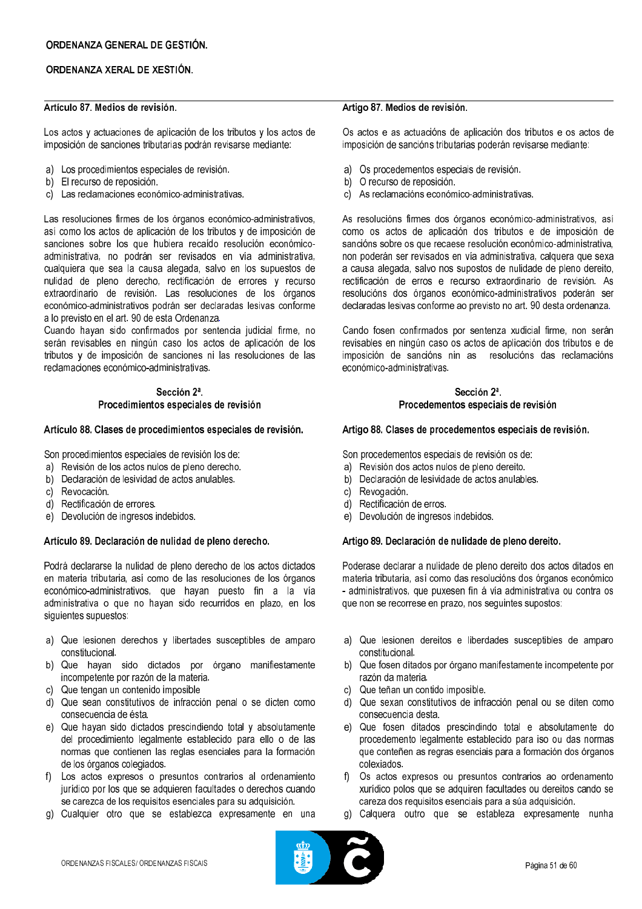ORDENANZA GENERAL DE GESTIÓN.

ORDENANZA XERAL DE XESTIÓN.

### Artículo 87. Medios de revisión.

Los actos y actuaciones de aplicación de los tributos y los actos de imposición de sanciones tributarias podrán revisarse mediante:

a) Los procedimientos especiales de revisión.
b) El recurso de reposición.
c) Las reclamaciones económico-administrativas.

Las resoluciones firmes de los órganos económico-administrativos, así como los actos de aplicación de los tributos y de imposición de sanciones sobre los que hubiera recaído resolución económico-administrativa, no podrán ser revisados en vía administrativa, cualquiera que sea la causa alegada, salvo en los supuestos de nulidad de pleno derecho, rectificación de errores y recurso extraordinario de revisión. Las resoluciones de los órganos económico-administrativos podrán ser declaradas lesivas conforme a lo previsto en el art. 90 de esta Ordenanza.

Cuando hayan sido confirmados por sentencia judicial firme, no serán revisables en ningún caso los actos de aplicación de los tributos y de imposición de sanciones ni las resoluciones de las reclamaciones económico-administrativas.

## Sección 2ª.
## Procedimientos especiales de revisión

### Artículo 88. Clases de procedimientos especiales de revisión.

Son procedimientos especiales de revisión los de:

a) Revisión de los actos nulos de pleno derecho.
b) Declaración de lesividad de actos anulables.
c) Revocación.
d) Rectificación de errores.
e) Devolución de ingresos indebidos.

### Artículo 89. Declaración de nulidad de pleno derecho.

Podrá declararse la nulidad de pleno derecho de los actos dictados en materia tributaria, así como de las resoluciones de los órganos económico-administrativos, que hayan puesto fin a la vía administrativa o que no hayan sido recurridos en plazo, en los siguientes supuestos:

a) Que lesionen derechos y libertades susceptibles de amparo constitucional.
b) Que hayan sido dictados por órgano manifiestamente incompetente por razón de la materia.
c) Que tengan un contenido imposible
d) Que sean constitutivos de infracción penal o se dicten como consecuencia de ésta.
e) Que hayan sido dictados prescindiendo total y absolutamente del procedimiento legalmente establecido para ello o de las normas que contienen las reglas esenciales para la formación de los órganos colegiados.
f) Los actos expresos o presuntos contrarios al ordenamiento jurídico por los que se adquieren facultades o derechos cuando se carezca de los requisitos esenciales para su adquisición.
g) Cualquier otro que se establezca expresamente en una

### Artigo 87. Medios de revisión.

Os actos e as actuacións de aplicación dos tributos e os actos de imposición de sancións tributarias poderán revisarse mediante:

a) Os procedementos especiais de revisión.
b) O recurso de reposición.
c) As reclamacións económico-administrativas.

As resolucións firmes dos órganos económico-administrativos, así como os actos de aplicación dos tributos e de imposición de sancións sobre os que recaese resolución económico-administrativa, non poderán ser revisados en vía administrativa, calquera que sexa a causa alegada, salvo nos supostos de nulidade de pleno dereito, rectificación de erros e recurso extraordinario de revisión. As resolucións dos órganos económico-administrativos poderán ser declaradas lesivas conforme ao previsto no art. 90 desta ordenanza.

Cando fosen confirmados por sentenza xudicial firme, non serán revisables en ningún caso os actos de aplicación dos tributos e de imposición de sancións nin as resolucións das reclamacións económico-administrativas.

## Sección 2ª.
## Procedementos especiais de revisión

### Artigo 88. Clases de procedementos especiais de revisión.

Son procedementos especiais de revisión os de:

a) Revisión dos actos nulos de pleno dereito.
b) Declaración de lesividade de actos anulables.
c) Revogación.
d) Rectificación de erros.
e) Devolución de ingresos indebidos.

### Artigo 89. Declaración de nulidade de pleno dereito.

Poderase declarar a nulidade de pleno dereito dos actos ditados en materia tributaria, así como das resolucións dos órganos económico - administrativos, que puxesen fin á vía administrativa ou contra os que non se recorrese en prazo, nos seguintes supostos:

a) Que lesionen dereitos e liberdades susceptibles de amparo constitucional.
b) Que fosen ditados por órgano manifestamente incompetente por razón da materia.
c) Que teñan un contido imposible.
d) Que sexan constitutivos de infracción penal ou se diten como consecuencia desta.
e) Que fosen ditados prescindindo total e absolutamente do procedemento legalmente establecido para iso ou das normas que conteñen as regras esenciais para a formación dos órganos colexiados.
f) Os actos expresos ou presuntos contrarios ao ordenamento xurídico polos que se adquiren facultades ou dereitos cando se careza dos requisitos esenciais para a súa adquisición.
g) Calquera outro que se estableza expresamente nunha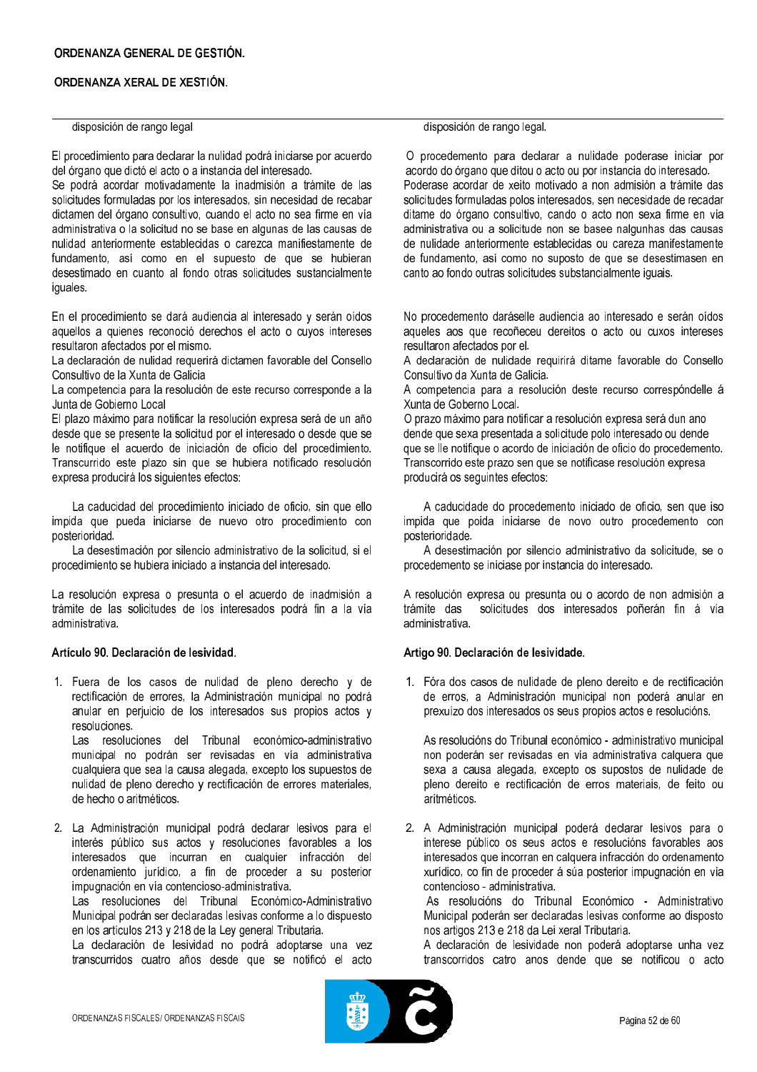disposición de rango legal

El procedimiento para declarar la nulidad podrá iniciarse por acuerdo del órgano que dictó el acto o a instancia del interesado.
Se podrá acordar motivadamente la inadmisión a trámite de las solicitudes formuladas por los interesados, sin necesidad de recabar dictamen del órgano consultivo, cuando el acto no sea firme en vía administrativa o la solicitud no se base en algunas de las causas de nulidad anteriormente establecidas o carezca manifiestamente de fundamento, así como en el supuesto de que se hubieran desestimado en cuanto al fondo otras solicitudes sustancialmente iguales.

En el procedimiento se dará audiencia al interesado y serán oídos aquellos a quienes reconoció derechos el acto o cuyos intereses resultaron afectados por el mismo.
La declaración de nulidad requerirá dictamen favorable del Consello Consultivo de la Xunta de Galicia
La competencia para la resolución de este recurso corresponde a la Junta de Gobierno Local
El plazo máximo para notificar la resolución expresa será de un año desde que se presente la solicitud por el interesado o desde que se le notifique el acuerdo de iniciación de oficio del procedimiento. Transcurrido este plazo sin que se hubiera notificado resolución expresa producirá los siguientes efectos:

La caducidad del procedimiento iniciado de oficio, sin que ello impida que pueda iniciarse de nuevo otro procedimiento con posterioridad.
La desestimación por silencio administrativo de la solicitud, si el procedimiento se hubiera iniciado a instancia del interesado.

La resolución expresa o presunta o el acuerdo de inadmisión a trámite de las solicitudes de los interesados podrá fin a la vía administrativa.

### Artículo 90. Declaración de lesividad.

1. Fuera de los casos de nulidad de pleno derecho y de rectificación de errores, la Administración municipal no podrá anular en perjuicio de los interesados sus propios actos y resoluciones.
   Las resoluciones del Tribunal económico-administrativo municipal no podrán ser revisadas en vía administrativa cualquiera que sea la causa alegada, excepto los supuestos de nulidad de pleno derecho y rectificación de errores materiales, de hecho o aritméticos.

2. La Administración municipal podrá declarar lesivos para el interés público sus actos y resoluciones favorables a los interesados que incurran en cualquier infracción del ordenamiento jurídico, a fin de proceder a su posterior impugnación en vía contencioso-administrativa.
   Las resoluciones del Tribunal Económico-Administrativo Municipal podrán ser declaradas lesivas conforme a lo dispuesto en los artículos 213 y 218 de la Ley general Tributaria.
   La declaración de lesividad no podrá adoptarse una vez transcurridos cuatro años desde que se notificó el acto

disposición de rango legal.

O procedemento para declarar a nulidade poderase iniciar por acordo do órgano que ditou o acto ou por instancia do interesado.
Poderase acordar de xeito motivado a non admisión a trámite das solicitudes formuladas polos interesados, sen necesidade de recadar ditame do órgano consultivo, cando o acto non sexa firme en vía administrativa ou a solicitude non se basee nalgunhas das causas de nulidade anteriormente establecidas ou careza manifestamente de fundamento, así como no suposto de que se desestimasen en canto ao fondo outras solicitudes substancialmente iguais.

No procedemento daráselle audiencia ao interesado e serán oídos aqueles aos que recoñeceu dereitos o acto ou cuxos intereses resultaron afectados por el.
A declaración de nulidade requirirá ditame favorable do Consello Consultivo da Xunta de Galicia.
A competencia para a resolución deste recurso correspóndelle á Xunta de Goberno Local.
O prazo máximo para notificar a resolución expresa será dun ano dende que sexa presentada a solicitude polo interesado ou dende que se lle notifique o acordo de iniciación de oficio do procedemento. Transcorrido este prazo sen que se notificase resolución expresa producirá os seguintes efectos:

A caducidade do procedemento iniciado de oficio, sen que iso impida que poida iniciarse de novo outro procedemento con posterioridade.
A desestimación por silencio administrativo da solicitude, se o procedemento se iniciase por instancia do interesado.

A resolución expresa ou presunta ou o acordo de non admisión a trámite das solicitudes dos interesados poñerán fin á vía administrativa.

### Artigo 90. Declaración de lesividade.

1. Fóra dos casos de nulidade de pleno dereito e de rectificación de erros, a Administración municipal non poderá anular en prexuízo dos interesados os seus propios actos e resolucións.

   As resolucións do Tribunal económico - administrativo municipal non poderán ser revisadas en vía administrativa calquera que sexa a causa alegada, excepto os supostos de nulidade de pleno dereito e rectificación de erros materiais, de feito ou aritméticos.

2. A Administración municipal poderá declarar lesivos para o interese público os seus actos e resolucións favorables aos interesados que incorran en calquera infracción do ordenamento xurídico, co fin de proceder á súa posterior impugnación en vía contencioso - administrativa.
   As resolucións do Tribunal Económico - Administrativo Municipal poderán ser declaradas lesivas conforme ao disposto nos artigos 213 e 218 da Lei xeral Tributaria.
   A declaración de lesividade non poderá adoptarse unha vez transcorridos catro anos dende que se notificou o acto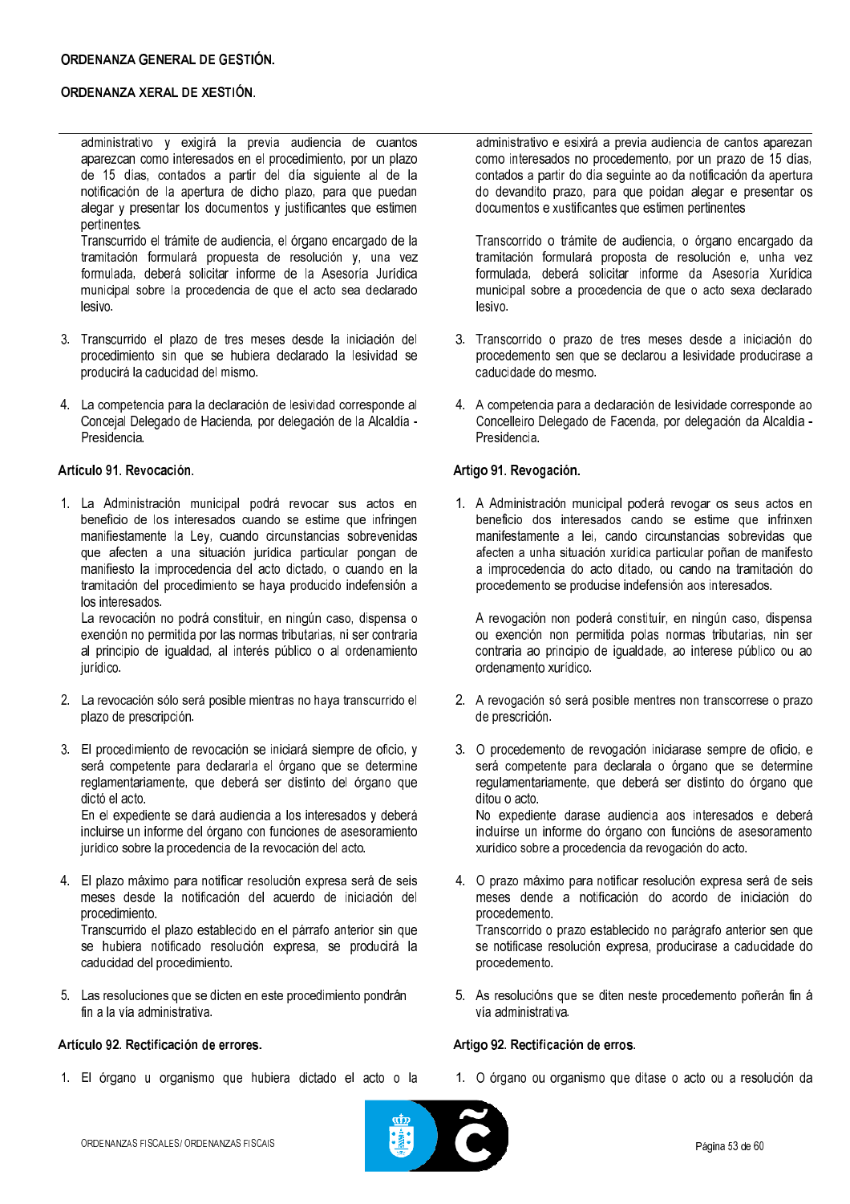administrativo y exigirá la previa audiencia de cuantos aparezcan como interesados en el procedimiento, por un plazo de 15 días, contados a partir del día siguiente al de la notificación de la apertura de dicho plazo, para que puedan alegar y presentar los documentos y justificantes que estimen pertinentes.

Transcurrido el trámite de audiencia, el órgano encargado de la tramitación formulará propuesta de resolución y, una vez formulada, deberá solicitar informe de la Asesoría Jurídica municipal sobre la procedencia de que el acto sea declarado lesivo.

3. Transcurrido el plazo de tres meses desde la iniciación del procedimiento sin que se hubiera declarado la lesividad se producirá la caducidad del mismo.

4. La competencia para la declaración de lesividad corresponde al Concejal Delegado de Hacienda, por delegación de la Alcaldía - Presidencia.

### Artículo 91. Revocación.

1. La Administración municipal podrá revocar sus actos en beneficio de los interesados cuando se estime que infringen manifiestamente la Ley, cuando circunstancias sobrevenidas que afecten a una situación jurídica particular pongan de manifiesto la improcedencia del acto dictado, o cuando en la tramitación del procedimiento se haya producido indefensión a los interesados.

   La revocación no podrá constituir, en ningún caso, dispensa o exención no permitida por las normas tributarias, ni ser contraria al principio de igualdad, al interés público o al ordenamiento jurídico.

2. La revocación sólo será posible mientras no haya transcurrido el plazo de prescripción.

3. El procedimiento de revocación se iniciará siempre de oficio, y será competente para declararla el órgano que se determine reglamentariamente, que deberá ser distinto del órgano que dictó el acto.

   En el expediente se dará audiencia a los interesados y deberá incluirse un informe del órgano con funciones de asesoramiento jurídico sobre la procedencia de la revocación del acto.

4. El plazo máximo para notificar resolución expresa será de seis meses desde la notificación del acuerdo de iniciación del procedimiento.

   Transcurrido el plazo establecido en el párrafo anterior sin que se hubiera notificado resolución expresa, se producirá la caducidad del procedimiento.

5. Las resoluciones que se dicten en este procedimiento pondrán fin a la vía administrativa.

### Artículo 92. Rectificación de errores.

1. El órgano u organismo que hubiera dictado el acto o la

administrativo e esixirá a previa audiencia de cantos aparezan como interesados no procedemento, por un prazo de 15 días, contados a partir do día seguinte ao da notificación da apertura do devandito prazo, para que poidan alegar e presentar os documentos e xustificantes que estimen pertinentes

Transcorrido o trámite de audiencia, o órgano encargado da tramitación formulará proposta de resolución e, unha vez formulada, deberá solicitar informe da Asesoría Xurídica municipal sobre a procedencia de que o acto sexa declarado lesivo.

3. Transcorrido o prazo de tres meses desde a iniciación do procedemento sen que se declarou a lesividade producirase a caducidade do mesmo.

4. A competencia para a declaración de lesividade corresponde ao Concelleiro Delegado de Facenda, por delegación da Alcaldía - Presidencia.

### Artigo 91. Revogación.

1. A Administración municipal poderá revogar os seus actos en beneficio dos interesados cando se estime que infrinxen manifestamente a lei, cando circunstancias sobrevidas que afecten a unha situación xurídica particular poñan de manifesto a improcedencia do acto ditado, ou cando na tramitación do procedemento se producise indefensión aos interesados.

   A revogación non poderá constituír, en ningún caso, dispensa ou exención non permitida polas normas tributarias, nin ser contraria ao principio de igualdade, ao interese público ou ao ordenamento xurídico.

2. A revogación só será posible mentres non transcorrese o prazo de prescrición.

3. O procedemento de revogación iniciarase sempre de oficio, e será competente para declarala o órgano que se determine regulamentariamente, que deberá ser distinto do órgano que ditou o acto.

   No expediente darase audiencia aos interesados e deberá incluírse un informe do órgano con funcións de asesoramento xurídico sobre a procedencia da revogación do acto.

4. O prazo máximo para notificar resolución expresa será de seis meses dende a notificación do acordo de iniciación do procedemento.

   Transcorrido o prazo establecido no parágrafo anterior sen que se notificase resolución expresa, producirase a caducidade do procedemento.

5. As resolucións que se diten neste procedemento poñerán fin á vía administrativa.

### Artigo 92. Rectificación de erros.

1. O órgano ou organismo que ditase o acto ou a resolución da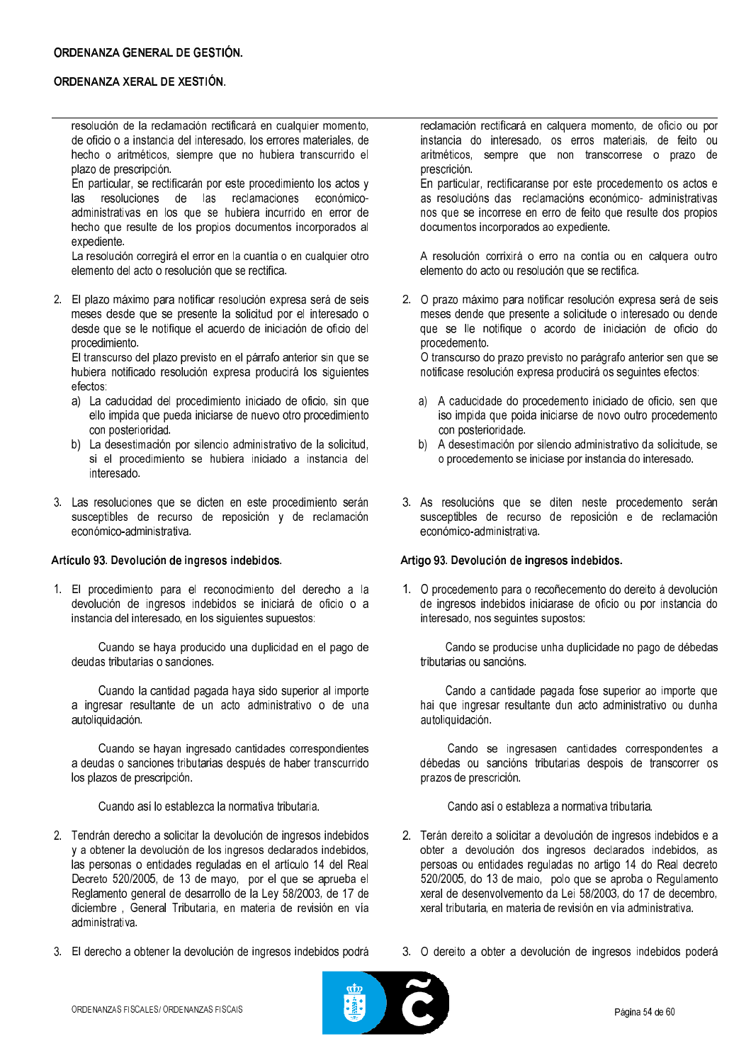resolución de la reclamación rectificará en cualquier momento, de oficio o a instancia del interesado, los errores materiales, de hecho o aritméticos, siempre que no hubiera transcurrido el plazo de prescripción.
En particular, se rectificarán por este procedimiento los actos y las resoluciones de las reclamaciones económico-administrativas en los que se hubiera incurrido en error de hecho que resulte de los propios documentos incorporados al expediente.
La resolución corregirá el error en la cuantía o en cualquier otro elemento del acto o resolución que se rectifica.

2. El plazo máximo para notificar resolución expresa será de seis meses desde que se presente la solicitud por el interesado o desde que se le notifique el acuerdo de iniciación de oficio del procedimiento.
El transcurso del plazo previsto en el párrafo anterior sin que se hubiera notificado resolución expresa producirá los siguientes efectos:
   a) La caducidad del procedimiento iniciado de oficio, sin que ello impida que pueda iniciarse de nuevo otro procedimiento con posterioridad.
   b) La desestimación por silencio administrativo de la solicitud, si el procedimiento se hubiera iniciado a instancia del interesado.

3. Las resoluciones que se dicten en este procedimiento serán susceptibles de recurso de reposición y de reclamación económico-administrativa.

### Artículo 93. Devolución de ingresos indebidos.

1. El procedimiento para el reconocimiento del derecho a la devolución de ingresos indebidos se iniciará de oficio o a instancia del interesado, en los siguientes supuestos:

Cuando se haya producido una duplicidad en el pago de deudas tributarias o sanciones.

Cuando la cantidad pagada haya sido superior al importe a ingresar resultante de un acto administrativo o de una autoliquidación.

Cuando se hayan ingresado cantidades correspondientes a deudas o sanciones tributarias después de haber transcurrido los plazos de prescripción.

Cuando así lo establezca la normativa tributaria.

2. Tendrán derecho a solicitar la devolución de ingresos indebidos y a obtener la devolución de los ingresos declarados indebidos, las personas o entidades reguladas en el artículo 14 del Real Decreto 520/2005, de 13 de mayo, por el que se aprueba el Reglamento general de desarrollo de la Ley 58/2003, de 17 de diciembre , General Tributaria, en materia de revisión en vía administrativa.

3. El derecho a obtener la devolución de ingresos indebidos podrá

reclamación rectificará en calquera momento, de oficio ou por instancia do interesado, os erros materiais, de feito ou aritméticos, sempre que non transcorrese o prazo de prescrición.
En particular, rectificaranse por este procedemento os actos e as resolucións das reclamacións económico- administrativas nos que se incorrese en erro de feito que resulte dos propios documentos incorporados ao expediente.

A resolución corrixirá o erro na contía ou en calquera outro elemento do acto ou resolución que se rectifica.

2. O prazo máximo para notificar resolución expresa será de seis meses dende que presente a solicitude o interesado ou dende que se lle notifique o acordo de iniciación de oficio do procedemento.
O transcurso do prazo previsto no parágrafo anterior sen que se notificase resolución expresa producirá os seguintes efectos:
   a) A caducidade do procedemento iniciado de oficio, sen que iso impida que poida iniciarse de novo outro procedemento con posterioridade.
   b) A desestimación por silencio administrativo da solicitude, se o procedemento se iniciase por instancia do interesado.

3. As resolucións que se diten neste procedemento serán susceptibles de recurso de reposición e de reclamación económico-administrativa.

### Artigo 93. Devolución de ingresos indebidos.

1. O procedemento para o recoñecemento do dereito á devolución de ingresos indebidos iniciarase de oficio ou por instancia do interesado, nos seguintes supostos:

Cando se producise unha duplicidade no pago de débedas tributarias ou sancións.

Cando a cantidade pagada fose superior ao importe que hai que ingresar resultante dun acto administrativo ou dunha autoliquidación.

Cando se ingresasen cantidades correspondentes a débedas ou sancións tributarias despois de transcorrer os prazos de prescrición.

Cando así o estableza a normativa tributaria.

2. Terán dereito a solicitar a devolución de ingresos indebidos e a obter a devolución dos ingresos declarados indebidos, as persoas ou entidades reguladas no artigo 14 do Real decreto 520/2005, do 13 de maio, polo que se aproba o Regulamento xeral de desenvolvemento da Lei 58/2003, do 17 de decembro, xeral tributaria, en materia de revisión en vía administrativa.

3. O dereito a obter a devolución de ingresos indebidos poderá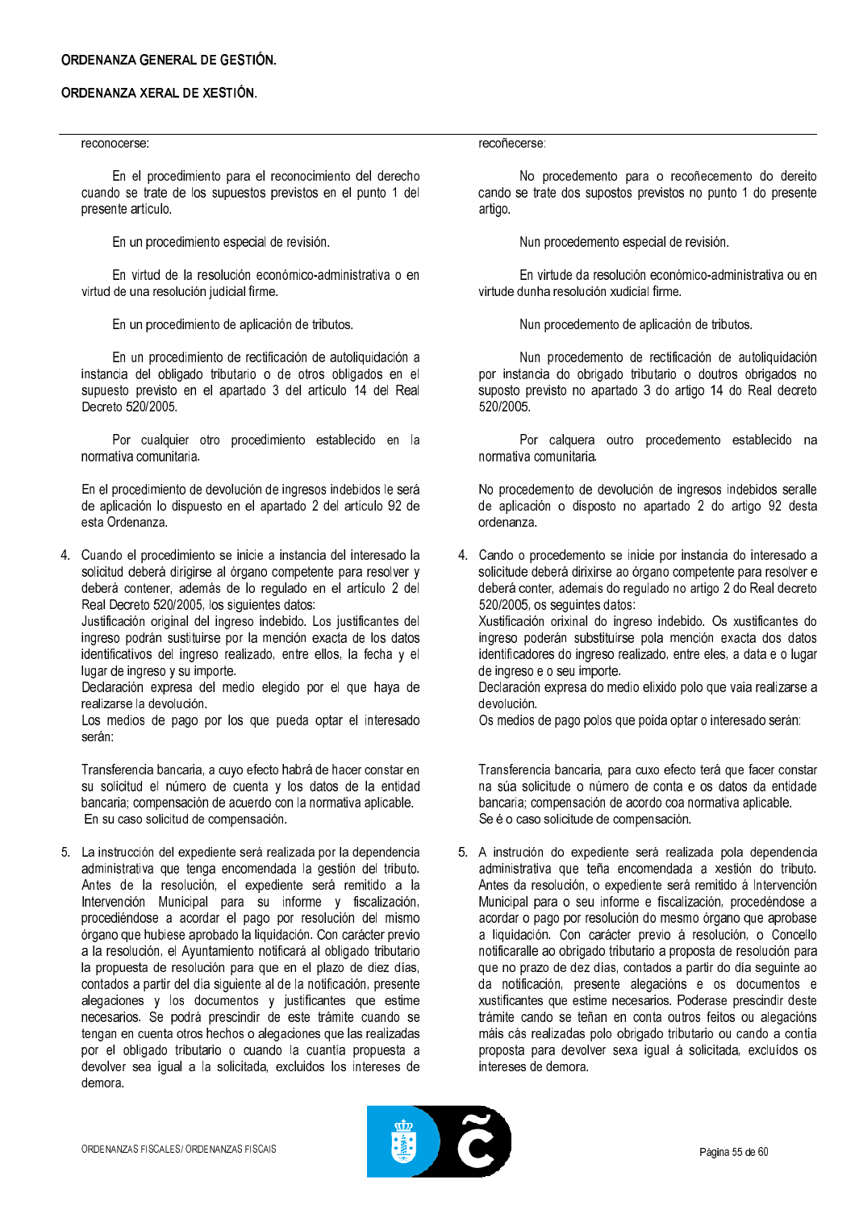reconocerse:

En el procedimiento para el reconocimiento del derecho cuando se trate de los supuestos previstos en el punto 1 del presente artículo.

En un procedimiento especial de revisión.

En virtud de la resolución económico-administrativa o en virtud de una resolución judicial firme.

En un procedimiento de aplicación de tributos.

En un procedimiento de rectificación de autoliquidación a instancia del obligado tributario o de otros obligados en el supuesto previsto en el apartado 3 del artículo 14 del Real Decreto 520/2005.

Por cualquier otro procedimiento establecido en la normativa comunitaria.

En el procedimiento de devolución de ingresos indebidos le será de aplicación lo dispuesto en el apartado 2 del artículo 92 de esta Ordenanza.

4. Cuando el procedimiento se inicie a instancia del interesado la solicitud deberá dirigirse al órgano competente para resolver y deberá contener, además de lo regulado en el artículo 2 del Real Decreto 520/2005, los siguientes datos:
   Justificación original del ingreso indebido. Los justificantes del ingreso podrán sustituirse por la mención exacta de los datos identificativos del ingreso realizado, entre ellos, la fecha y el lugar de ingreso y su importe.
   Declaración expresa del medio elegido por el que haya de realizarse la devolución.
   Los medios de pago por los que pueda optar el interesado serán:

   Transferencia bancaria, a cuyo efecto habrá de hacer constar en su solicitud el número de cuenta y los datos de la entidad bancaria; compensación de acuerdo con la normativa aplicable.
   En su caso solicitud de compensación.

5. La instrucción del expediente será realizada por la dependencia administrativa que tenga encomendada la gestión del tributo. Antes de la resolución, el expediente será remitido a la Intervención Municipal para su informe y fiscalización, procediéndose a acordar el pago por resolución del mismo órgano que hubiese aprobado la liquidación. Con carácter previo a la resolución, el Ayuntamiento notificará al obligado tributario la propuesta de resolución para que en el plazo de diez días, contados a partir del día siguiente al de la notificación, presente alegaciones y los documentos y justificantes que estime necesarios. Se podrá prescindir de este trámite cuando se tengan en cuenta otros hechos o alegaciones que las realizadas por el obligado tributario o cuando la cuantía propuesta a devolver sea igual a la solicitada, excluidos los intereses de demora.

recoñecerse:

No procedemento para o recoñecemento do dereito cando se trate dos supostos previstos no punto 1 do presente artigo.

Nun procedemento especial de revisión.

En virtude da resolución económico-administrativa ou en virtude dunha resolución xudicial firme.

Nun procedemento de aplicación de tributos.

Nun procedemento de rectificación de autoliquidación por instancia do obrigado tributario o doutros obrigados no suposto previsto no apartado 3 do artigo 14 do Real decreto 520/2005.

Por calquera outro procedemento establecido na normativa comunitaria.

No procedemento de devolución de ingresos indebidos seralle de aplicación o disposto no apartado 2 do artigo 92 desta ordenanza.

4. Cando o procedemento se inicie por instancia do interesado a solicitude deberá dirixirse ao órgano competente para resolver e deberá conter, ademais do regulado no artigo 2 do Real decreto 520/2005, os seguintes datos:
   Xustificación orixinal do ingreso indebido. Os xustificantes do ingreso poderán substituírse pola mención exacta dos datos identificadores do ingreso realizado, entre eles, a data e o lugar de ingreso e o seu importe.
   Declaración expresa do medio elixido polo que vaia realizarse a devolución.
   Os medios de pago polos que poida optar o interesado serán:

   Transferencia bancaria, para cuxo efecto terá que facer constar na súa solicitude o número de conta e os datos da entidade bancaria; compensación de acordo coa normativa aplicable.
   Se é o caso solicitude de compensación.

5. A instrución do expediente será realizada pola dependencia administrativa que teña encomendada a xestión do tributo. Antes da resolución, o expediente será remitido á Intervención Municipal para o seu informe e fiscalización, procedéndose a acordar o pago por resolución do mesmo órgano que aprobase a liquidación. Con carácter previo á resolución, o Concello notificaralle ao obrigado tributario a proposta de resolución para que no prazo de dez días, contados a partir do día seguinte ao da notificación, presente alegacións e os documentos e xustificantes que estime necesarios. Poderase prescindir deste trámite cando se teñan en conta outros feitos ou alegacións máis cás realizadas polo obrigado tributario ou cando a contía proposta para devolver sexa igual á solicitada, excluídos os intereses de demora.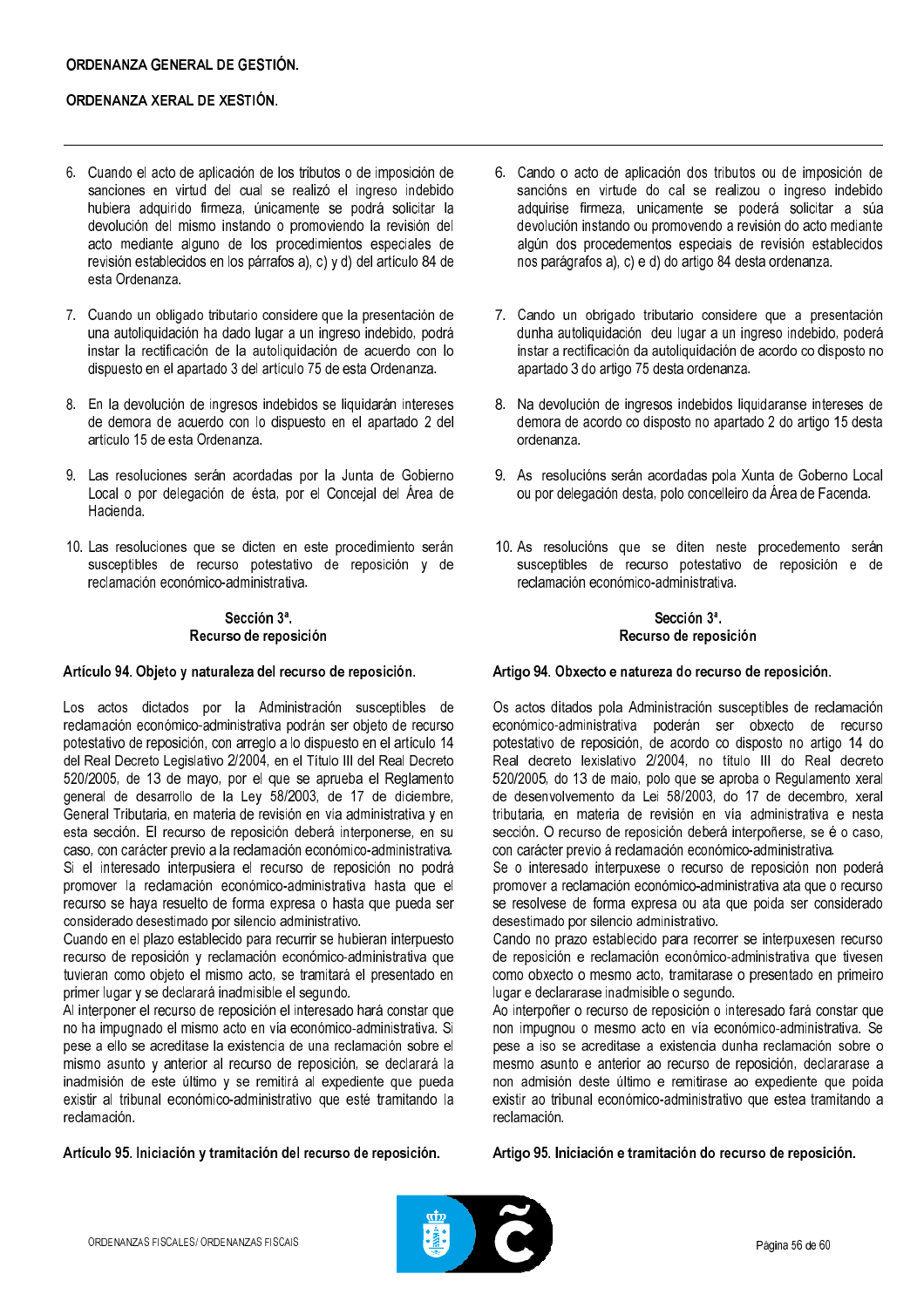6. Cuando el acto de aplicación de los tributos o de imposición de sanciones en virtud del cual se realizó el ingreso indebido hubiera adquirido firmeza, únicamente se podrá solicitar la devolución del mismo instando o promoviendo la revisión del acto mediante alguno de los procedimientos especiales de revisión establecidos en los párrafos a), c) y d) del artículo 84 de esta Ordenanza.

7. Cuando un obligado tributario considere que la presentación de una autoliquidación ha dado lugar a un ingreso indebido, podrá instar la rectificación de la autoliquidación de acuerdo con lo dispuesto en el apartado 3 del artículo 75 de esta Ordenanza.

8. En la devolución de ingresos indebidos se liquidarán intereses de demora de acuerdo con lo dispuesto en el apartado 2 del artículo 15 de esta Ordenanza.

9. Las resoluciones serán acordadas por la Junta de Gobierno Local o por delegación de ésta, por el Concejal del Área de Hacienda.

10. Las resoluciones que se dicten en este procedimiento serán susceptibles de recurso potestativo de reposición y de reclamación económico-administrativa.

### Sección 3ª. Recurso de reposición

#### Artículo 94. Objeto y naturaleza del recurso de reposición.

Los actos dictados por la Administración susceptibles de reclamación económico-administrativa podrán ser objeto de recurso potestativo de reposición, con arreglo a lo dispuesto en el artículo 14 del Real Decreto Legislativo 2/2004, en el Título III del Real Decreto 520/2005, de 13 de mayo, por el que se aprueba el Reglamento general de desarrollo de la Ley 58/2003, de 17 de diciembre, General Tributaria, en materia de revisión en vía administrativa y en esta sección. El recurso de reposición deberá interponerse, en su caso, con carácter previo a la reclamación económico-administrativa.

Si el interesado interpusiera el recurso de reposición no podrá promover la reclamación económico-administrativa hasta que el recurso se haya resuelto de forma expresa o hasta que pueda ser considerado desestimado por silencio administrativo.

Cuando en el plazo establecido para recurrir se hubieran interpuesto recurso de reposición y reclamación económico-administrativa que tuvieran como objeto el mismo acto, se tramitará el presentado en primer lugar y se declarará inadmisible el segundo.

Al interponer el recurso de reposición el interesado hará constar que no ha impugnado el mismo acto en vía económico-administrativa. Si pese a ello se acreditase la existencia de una reclamación sobre el mismo asunto y anterior al recurso de reposición, se declarará la inadmisión de este último y se remitirá al expediente que pueda existir al tribunal económico-administrativo que esté tramitando la reclamación.

#### Artículo 95. Iniciación y tramitación del recurso de reposición.

---

6. Cando o acto de aplicación dos tributos ou de imposición de sancións en virtude do cal se realizou o ingreso indebido adquirise firmeza, unicamente se poderá solicitar a súa devolución instando ou promovendo a revisión do acto mediante algún dos procedementos especiais de revisión establecidos nos parágrafos a), c) e d) do artigo 84 desta ordenanza.

7. Cando un obrigado tributario considere que a presentación dunha autoliquidación deu lugar a un ingreso indebido, poderá instar a rectificación da autoliquidación de acordo co disposto no apartado 3 do artigo 75 desta ordenanza.

8. Na devolución de ingresos indebidos liquidaranse intereses de demora de acordo co disposto no apartado 2 do artigo 15 desta ordenanza.

9. As resolucións serán acordadas pola Xunta de Goberno Local ou por delegación desta, polo concelleiro da Área de Facenda.

10. As resolucións que se diten neste procedemento serán susceptibles de recurso potestativo de reposición e de reclamación económico-administrativa.

### Sección 3ª. Recurso de reposición

#### Artigo 94. Obxecto e natureza do recurso de reposición.

Os actos ditados pola Administración susceptibles de reclamación económico-administrativa poderán ser obxecto de recurso potestativo de reposición, de acordo co disposto no artigo 14 do Real decreto lexislativo 2/2004, no título III do Real decreto 520/2005, do 13 de maio, polo que se aproba o Regulamento xeral de desenvolvemento da Lei 58/2003, do 17 de decembro, xeral tributaria, en materia de revisión en vía administrativa e nesta sección. O recurso de reposición deberá interpoñerse, se é o caso, con carácter previo á reclamación económico-administrativa.

Se o interesado interpuxese o recurso de reposición non poderá promover a reclamación económico-administrativa ata que o recurso se resolvese de forma expresa ou ata que poida ser considerado desestimado por silencio administrativo.

Cando no prazo establecido para recorrer se interpuxesen recurso de reposición e reclamación económico-administrativa que tivesen como obxecto o mesmo acto, tramitarase o presentado en primeiro lugar e declararase inadmisible o segundo.

Ao interpoñer o recurso de reposición o interesado fará constar que non impugnou o mesmo acto en vía económico-administrativa. Se pese a iso se acreditase a existencia dunha reclamación sobre o mesmo asunto e anterior ao recurso de reposición, declararase a non admisión deste último e remitirase ao expediente que poida existir ao tribunal económico-administrativo que estea tramitando a reclamación.

#### Artigo 95. Iniciación e tramitación do recurso de reposición.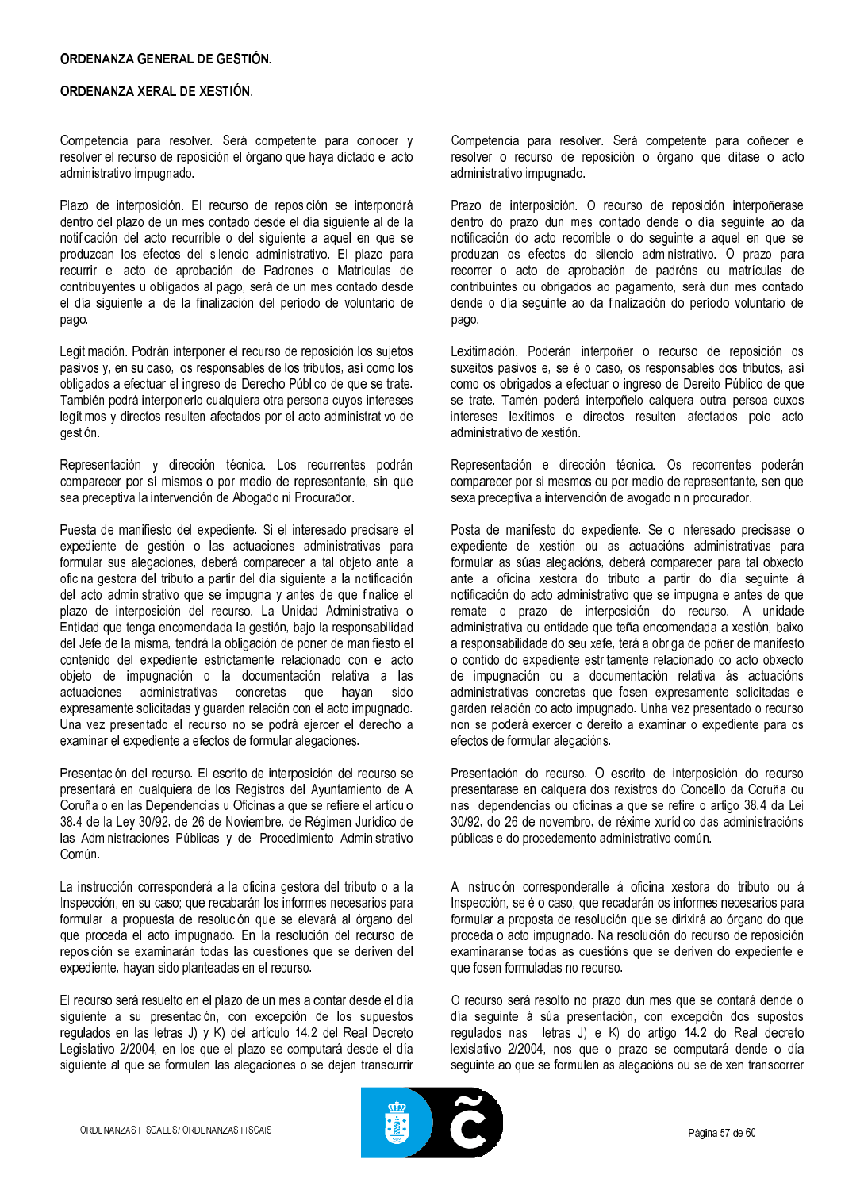Competencia para resolver. Será competente para conocer y resolver el recurso de reposición el órgano que haya dictado el acto administrativo impugnado.

Plazo de interposición. El recurso de reposición se interpondrá dentro del plazo de un mes contado desde el día siguiente al de la notificación del acto recurrible o del siguiente a aquel en que se produzcan los efectos del silencio administrativo. El plazo para recurrir el acto de aprobación de Padrones o Matrículas de contribuyentes u obligados al pago, será de un mes contado desde el día siguiente al de la finalización del período de voluntario de pago.

Legitimación. Podrán interponer el recurso de reposición los sujetos pasivos y, en su caso, los responsables de los tributos, así como los obligados a efectuar el ingreso de Derecho Público de que se trate. También podrá interponerlo cualquiera otra persona cuyos intereses legítimos y directos resulten afectados por el acto administrativo de gestión.

Representación y dirección técnica. Los recurrentes podrán comparecer por sí mismos o por medio de representante, sin que sea preceptiva la intervención de Abogado ni Procurador.

Puesta de manifiesto del expediente. Si el interesado precisare el expediente de gestión o las actuaciones administrativas para formular sus alegaciones, deberá comparecer a tal objeto ante la oficina gestora del tributo a partir del día siguiente a la notificación del acto administrativo que se impugna y antes de que finalice el plazo de interposición del recurso. La Unidad Administrativa o Entidad que tenga encomendada la gestión, bajo la responsabilidad del Jefe de la misma, tendrá la obligación de poner de manifiesto el contenido del expediente estrictamente relacionado con el acto objeto de impugnación o la documentación relativa a las actuaciones administrativas concretas que hayan sido expresamente solicitadas y guarden relación con el acto impugnado. Una vez presentado el recurso no se podrá ejercer el derecho a examinar el expediente a efectos de formular alegaciones.

Presentación del recurso. El escrito de interposición del recurso se presentará en cualquiera de los Registros del Ayuntamiento de A Coruña o en las Dependencias u Oficinas a que se refiere el artículo 38.4 de la Ley 30/92, de 26 de Noviembre, de Régimen Jurídico de las Administraciones Públicas y del Procedimiento Administrativo Común.

La instrucción corresponderá a la oficina gestora del tributo o a la Inspección, en su caso; que recabarán los informes necesarios para formular la propuesta de resolución que se elevará al órgano del que proceda el acto impugnado. En la resolución del recurso de reposición se examinarán todas las cuestiones que se deriven del expediente, hayan sido planteadas en el recurso.

El recurso será resuelto en el plazo de un mes a contar desde el día siguiente a su presentación, con excepción de los supuestos regulados en las letras J) y K) del artículo 14.2 del Real Decreto Legislativo 2/2004, en los que el plazo se computará desde el día siguiente al que se formulen las alegaciones o se dejen transcurrir

Competencia para resolver. Será competente para coñecer e resolver o recurso de reposición o órgano que ditase o acto administrativo impugnado.

Prazo de interposición. O recurso de reposición interpoñerase dentro do prazo dun mes contado dende o día seguinte ao da notificación do acto recorrible o do seguinte a aquel en que se produzan os efectos do silencio administrativo. O prazo para recorrer o acto de aprobación de padróns ou matrículas de contribuíntes ou obrigados ao pagamento, será dun mes contado dende o día seguinte ao da finalización do período voluntario de pago.

Lexitimación. Poderán interpoñer o recurso de reposición os suxeitos pasivos e, se é o caso, os responsables dos tributos, así como os obrigados a efectuar o ingreso de Dereito Público de que se trate. Tamén poderá interpoñelo calquera outra persoa cuxos intereses lexítimos e directos resulten afectados polo acto administrativo de xestión.

Representación e dirección técnica. Os recorrentes poderán comparecer por si mesmos ou por medio de representante, sen que sexa preceptiva a intervención de avogado nin procurador.

Posta de manifesto do expediente. Se o interesado precisase o expediente de xestión ou as actuacións administrativas para formular as súas alegacións, deberá comparecer para tal obxecto ante a oficina xestora do tributo a partir do día seguinte á notificación do acto administrativo que se impugna e antes de que remate o prazo de interposición do recurso. A unidade administrativa ou entidade que teña encomendada a xestión, baixo a responsabilidade do seu xefe, terá a obriga de poñer de manifesto o contido do expediente estritamente relacionado co acto obxecto de impugnación ou a documentación relativa ás actuacións administrativas concretas que fosen expresamente solicitadas e garden relación co acto impugnado. Unha vez presentado o recurso non se poderá exercer o dereito a examinar o expediente para os efectos de formular alegacións.

Presentación do recurso. O escrito de interposición do recurso presentarase en calquera dos rexistros do Concello da Coruña ou nas dependencias ou oficinas a que se refire o artigo 38.4 da Lei 30/92, do 26 de novembro, de réxime xurídico das administracións públicas e do procedemento administrativo común.

A instrución corresponderalle á oficina xestora do tributo ou á Inspección, se é o caso, que recadarán os informes necesarios para formular a proposta de resolución que se dirixirá ao órgano do que proceda o acto impugnado. Na resolución do recurso de reposición examinaranse todas as cuestións que se deriven do expediente e que fosen formuladas no recurso.

O recurso será resolto no prazo dun mes que se contará dende o día seguinte á súa presentación, con excepción dos supostos regulados nas letras J) e K) do artigo 14.2 do Real decreto lexislativo 2/2004, nos que o prazo se computará dende o día seguinte ao que se formulen as alegacións ou se deixen transcorrer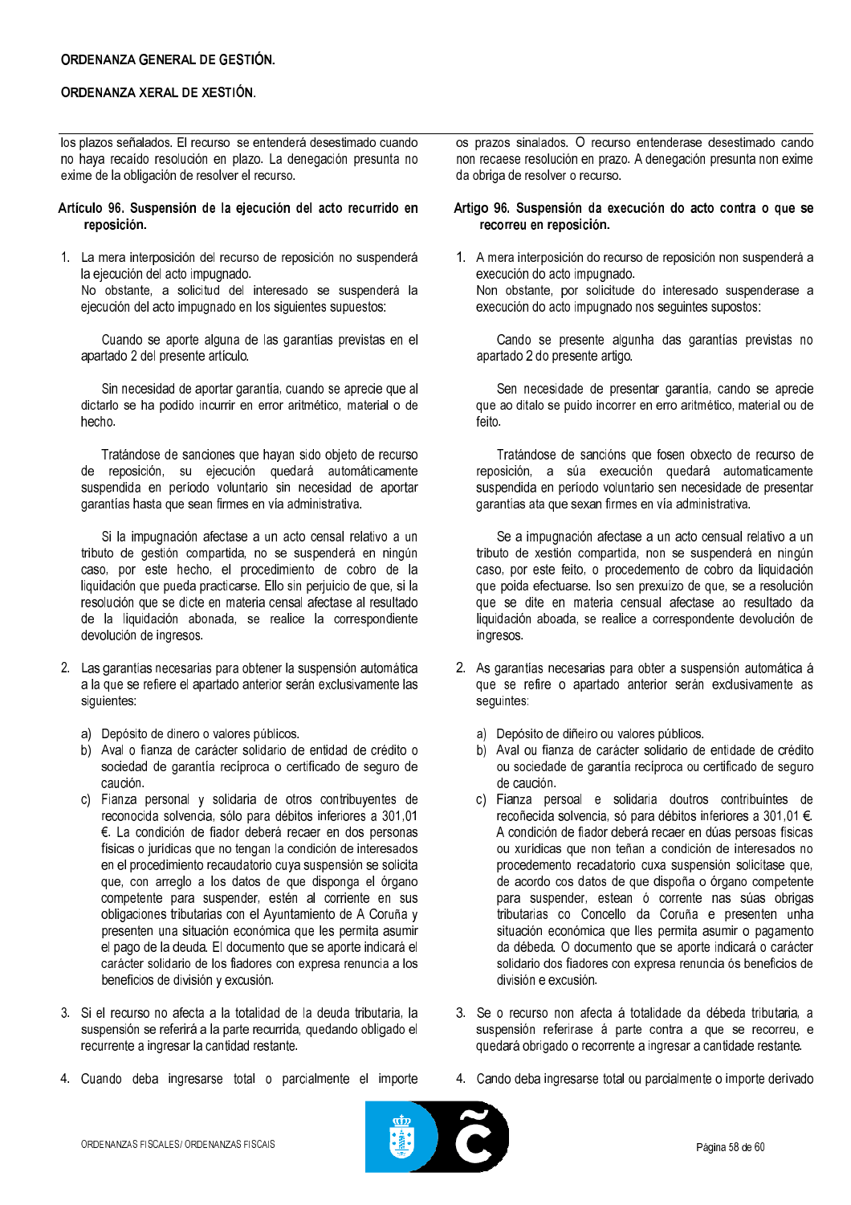los plazos señalados. El recurso se entenderá desestimado cuando no haya recaído resolución en plazo. La denegación presunta no exime de la obligación de resolver el recurso.

### Artículo 96. Suspensión de la ejecución del acto recurrido en reposición.

1. La mera interposición del recurso de reposición no suspenderá la ejecución del acto impugnado.
   No obstante, a solicitud del interesado se suspenderá la ejecución del acto impugnado en los siguientes supuestos:

   Cuando se aporte alguna de las garantías previstas en el apartado 2 del presente artículo.

   Sin necesidad de aportar garantía, cuando se aprecie que al dictarlo se ha podido incurrir en error aritmético, material o de hecho.

   Tratándose de sanciones que hayan sido objeto de recurso de reposición, su ejecución quedará automáticamente suspendida en período voluntario sin necesidad de aportar garantías hasta que sean firmes en vía administrativa.

   Si la impugnación afectase a un acto censal relativo a un tributo de gestión compartida, no se suspenderá en ningún caso, por este hecho, el procedimiento de cobro de la liquidación que pueda practicarse. Ello sin perjuicio de que, si la resolución que se dicte en materia censal afectase al resultado de la liquidación abonada, se realice la correspondiente devolución de ingresos.

2. Las garantías necesarias para obtener la suspensión automática a la que se refiere el apartado anterior serán exclusivamente las siguientes:

   a) Depósito de dinero o valores públicos.
   b) Aval o fianza de carácter solidario de entidad de crédito o sociedad de garantía recíproca o certificado de seguro de caución.
   c) Fianza personal y solidaria de otros contribuyentes de reconocida solvencia, sólo para débitos inferiores a 301,01 €. La condición de fiador deberá recaer en dos personas físicas o jurídicas que no tengan la condición de interesados en el procedimiento recaudatorio cuya suspensión se solicita que, con arreglo a los datos de que disponga el órgano competente para suspender, estén al corriente en sus obligaciones tributarias con el Ayuntamiento de A Coruña y presenten una situación económica que les permita asumir el pago de la deuda. El documento que se aporte indicará el carácter solidario de los fiadores con expresa renuncia a los beneficios de división y excusión.

3. Si el recurso no afecta a la totalidad de la deuda tributaria, la suspensión se referirá a la parte recurrida, quedando obligado el recurrente a ingresar la cantidad restante.

4. Cuando deba ingresarse total o parcialmente el importe

---

os prazos sinalados. O recurso entenderase desestimado cando non recaese resolución en prazo. A denegación presunta non exime da obriga de resolver o recurso.

### Artigo 96. Suspensión da execución do acto contra o que se recorreu en reposición.

1. A mera interposición do recurso de reposición non suspenderá a execución do acto impugnado.
   Non obstante, por solicitude do interesado suspenderase a execución do acto impugnado nos seguintes supostos:

   Cando se presente algunha das garantías previstas no apartado 2 do presente artigo.

   Sen necesidade de presentar garantía, cando se aprecie que ao ditalo se puido incorrer en erro aritmético, material ou de feito.

   Tratándose de sancións que fosen obxecto de recurso de reposición, a súa execución quedará automaticamente suspendida en período voluntario sen necesidade de presentar garantías ata que sexan firmes en vía administrativa.

   Se a impugnación afectase a un acto censual relativo a un tributo de xestión compartida, non se suspenderá en ningún caso, por este feito, o procedemento de cobro da liquidación que poida efectuarse. Iso sen prexuízo de que, se a resolución que se dite en materia censual afectase ao resultado da liquidación aboada, se realice a correspondente devolución de ingresos.

2. As garantías necesarias para obter a suspensión automática á que se refire o apartado anterior serán exclusivamente as seguintes:

   a) Depósito de diñeiro ou valores públicos.
   b) Aval ou fianza de carácter solidario de entidade de crédito ou sociedade de garantía recíproca ou certificado de seguro de caución.
   c) Fianza persoal e solidaria doutros contribuíntes de recoñecida solvencia, só para débitos inferiores a 301,01 €. A condición de fiador deberá recaer en dúas persoas físicas ou xurídicas que non teñan a condición de interesados no procedemento recadatorio cuxa suspensión solicítase que, de acordo cos datos de que dispoña o órgano competente para suspender, estean ó corrente nas súas obrigas tributarias co Concello da Coruña e presenten unha situación económica que lles permita asumir o pagamento da débeda. O documento que se aporte indicará o carácter solidario dos fiadores con expresa renuncia ós beneficios de división e excusión.

3. Se o recurso non afecta á totalidade da débeda tributaria, a suspensión referirase á parte contra a que se recorreu, e quedará obrigado o recorrente a ingresar a cantidade restante.

4. Cando deba ingresarse total ou parcialmente o importe derivado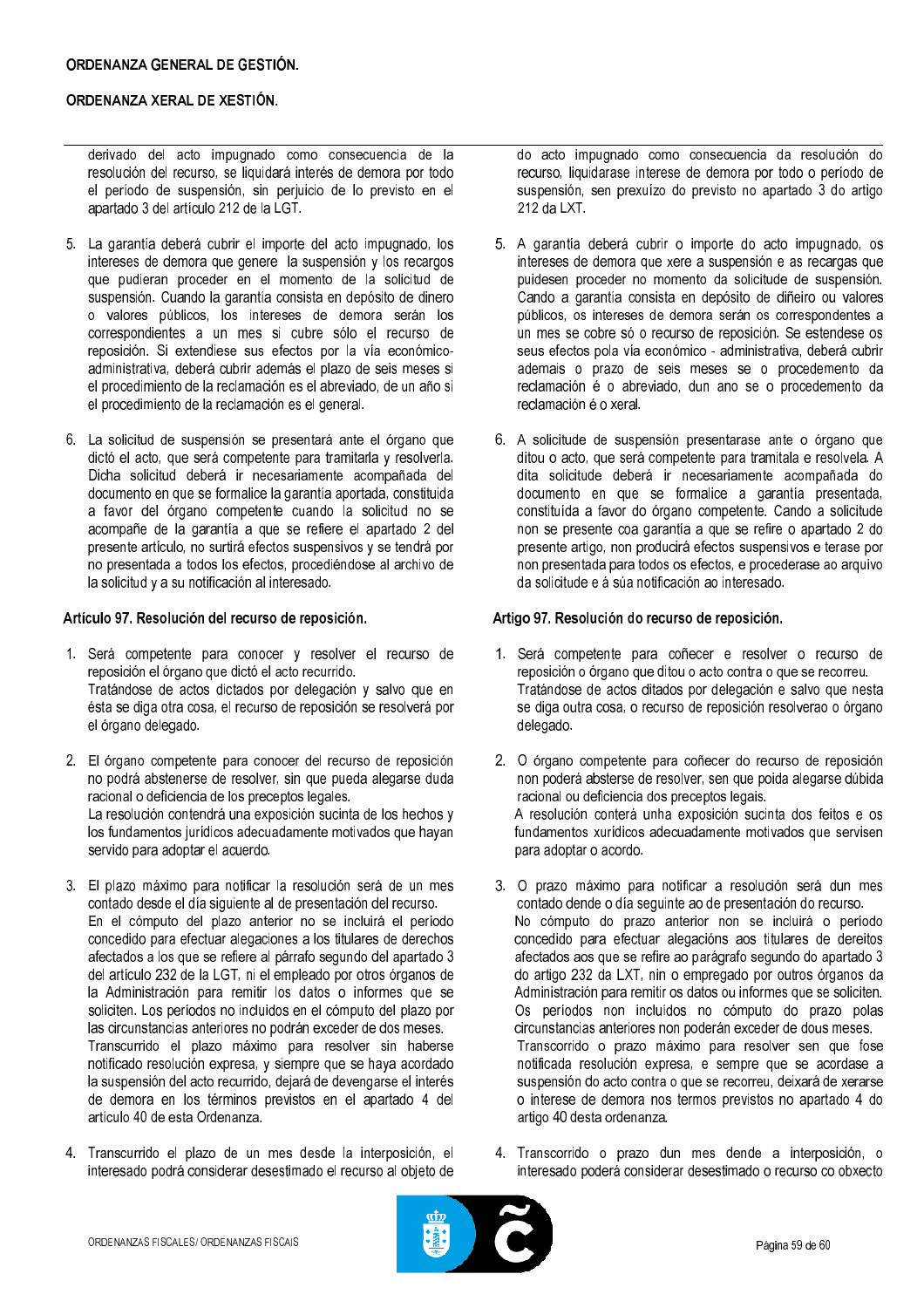derivado del acto impugnado como consecuencia de la resolución del recurso, se liquidará interés de demora por todo el período de suspensión, sin perjuicio de lo previsto en el apartado 3 del artículo 212 de la LGT.

5. La garantía deberá cubrir el importe del acto impugnado, los intereses de demora que genere la suspensión y los recargos que pudieran proceder en el momento de la solicitud de suspensión. Cuando la garantía consista en depósito de dinero o valores públicos, los intereses de demora serán los correspondientes a un mes si cubre sólo el recurso de reposición. Si extendiese sus efectos por la vía económico-administrativa, deberá cubrir además el plazo de seis meses si el procedimiento de la reclamación es el abreviado, de un año si el procedimiento de la reclamación es el general.

6. La solicitud de suspensión se presentará ante el órgano que dictó el acto, que será competente para tramitarla y resolverla. Dicha solicitud deberá ir necesariamente acompañada del documento en que se formalice la garantía aportada, constituida a favor del órgano competente cuando la solicitud no se acompañe de la garantía a que se refiere el apartado 2 del presente artículo, no surtirá efectos suspensivos y se tendrá por no presentada a todos los efectos, procediéndose al archivo de la solicitud y a su notificación al interesado.

### Artículo 97. Resolución del recurso de reposición.

1. Será competente para conocer y resolver el recurso de reposición el órgano que dictó el acto recurrido.
   Tratándose de actos dictados por delegación y salvo que en ésta se diga otra cosa, el recurso de reposición se resolverá por el órgano delegado.

2. El órgano competente para conocer del recurso de reposición no podrá abstenerse de resolver, sin que pueda alegarse duda racional o deficiencia de los preceptos legales.
   La resolución contendrá una exposición sucinta de los hechos y los fundamentos jurídicos adecuadamente motivados que hayan servido para adoptar el acuerdo.

3. El plazo máximo para notificar la resolución será de un mes contado desde el día siguiente al de presentación del recurso.
   En el cómputo del plazo anterior no se incluirá el período concedido para efectuar alegaciones a los titulares de derechos afectados a los que se refiere al párrafo segundo del apartado 3 del artículo 232 de la LGT, ni el empleado por otros órganos de la Administración para remitir los datos o informes que se soliciten. Los períodos no incluidos en el cómputo del plazo por las circunstancias anteriores no podrán exceder de dos meses.
   Transcurrido el plazo máximo para resolver sin haberse notificado resolución expresa, y siempre que se haya acordado la suspensión del acto recurrido, dejará de devengarse el interés de demora en los términos previstos en el apartado 4 del artículo 40 de esta Ordenanza.

4. Transcurrido el plazo de un mes desde la interposición, el interesado podrá considerar desestimado el recurso al objeto de

do acto impugnado como consecuencia da resolución do recurso, liquidarase interese de demora por todo o período de suspensión, sen prexuízo do previsto no apartado 3 do artigo 212 da LXT.

5. A garantía deberá cubrir o importe do acto impugnado, os intereses de demora que xere a suspensión e as recargas que puidesen proceder no momento da solicitude de suspensión. Cando a garantía consista en depósito de diñeiro ou valores públicos, os intereses de demora serán os correspondentes a un mes se cobre só o recurso de reposición. Se estendese os seus efectos pola vía económico - administrativa, deberá cubrir ademais o prazo de seis meses se o procedemento da reclamación é o abreviado, dun ano se o procedemento da reclamación é o xeral.

6. A solicitude de suspensión presentarase ante o órgano que ditou o acto, que será competente para tramitala e resolvela. A dita solicitude deberá ir necesariamente acompañada do documento en que se formalice a garantía presentada, constituída a favor do órgano competente. Cando a solicitude non se presente coa garantía a que se refire o apartado 2 do presente artigo, non producirá efectos suspensivos e terase por non presentada para todos os efectos, e procederase ao arquivo da solicitude e á súa notificación ao interesado.

### Artigo 97. Resolución do recurso de reposición.

1. Será competente para coñecer e resolver o recurso de reposición o órgano que ditou o acto contra o que se recorreu.
   Tratándose de actos ditados por delegación e salvo que nesta se diga outra cousa, o recurso de reposición resolverao o órgano delegado.

2. O órgano competente para coñecer do recurso de reposición non poderá absterse de resolver, sen que poida alegarse dúbida racional ou deficiencia dos preceptos legais.
   A resolución conterá unha exposición sucinta dos feitos e os fundamentos xurídicos adecuadamente motivados que servisen para adoptar o acordo.

3. O prazo máximo para notificar a resolución será dun mes contado dende o día seguinte ao de presentación do recurso.
   No cómputo do prazo anterior non se incluirá o período concedido para efectuar alegacións aos titulares de dereitos afectados aos que se refire ao parágrafo segundo do apartado 3 do artigo 232 da LXT, nin o empregado por outros órganos da Administración para remitir os datos ou informes que se soliciten. Os períodos non incluídos no cómputo do prazo polas circunstancias anteriores non poderán exceder de dous meses.
   Transcorrido o prazo máximo para resolver sen que fose notificada resolución expresa, e sempre que se acordase a suspensión do acto contra o que se recorreu, deixará de xerarse o interese de demora nos termos previstos no apartado 4 do artigo 40 desta ordenanza.

4. Transcorrido o prazo dun mes dende a interposición, o interesado poderá considerar desestimado o recurso co obxecto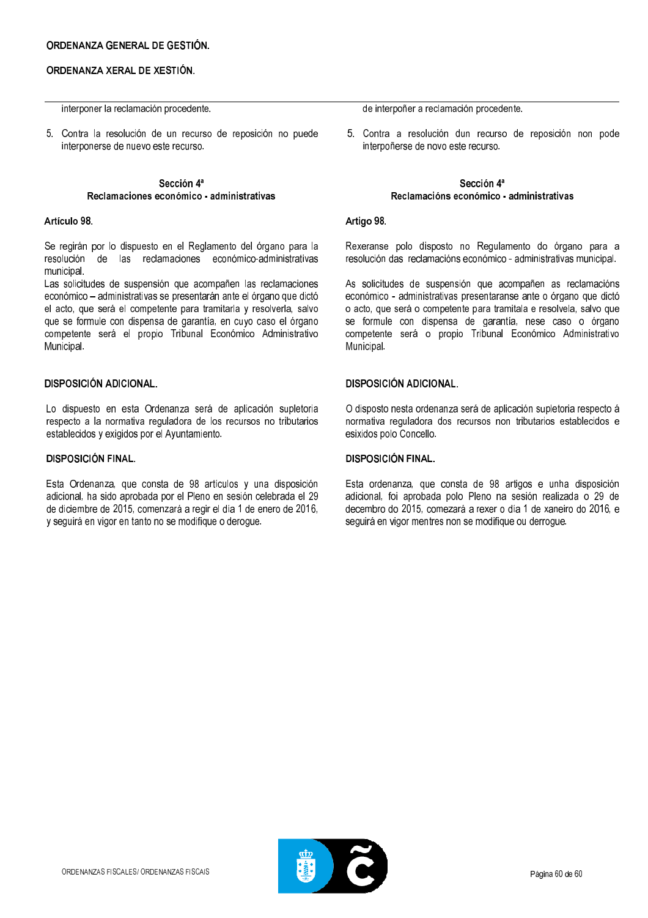interponer la reclamación procedente.

5. Contra la resolución de un recurso de reposición no puede interponerse de nuevo este recurso.

### Sección 4ª
### Reclamaciones económico - administrativas

**Artículo 98.**

Se regirán por lo dispuesto en el Reglamento del órgano para la resolución de las reclamaciones económico-administrativas municipal.

Las solicitudes de suspensión que acompañen las reclamaciones económico – administrativas se presentarán ante el órgano que dictó el acto, que será el competente para tramitarla y resolverla, salvo que se formule con dispensa de garantía, en cuyo caso el órgano competente será el propio Tribunal Económico Administrativo Municipal.

### DISPOSICIÓN ADICIONAL.

Lo dispuesto en esta Ordenanza será de aplicación supletoria respecto a la normativa reguladora de los recursos no tributarios establecidos y exigidos por el Ayuntamiento.

### DISPOSICIÓN FINAL.

Esta Ordenanza, que consta de 98 artículos y una disposición adicional, ha sido aprobada por el Pleno en sesión celebrada el 29 de diciembre de 2015, comenzará a regir el día 1 de enero de 2016, y seguirá en vigor en tanto no se modifique o derogue.

---

de interpoñer a reclamación procedente.

5. Contra a resolución dun recurso de reposición non pode interpoñerse de novo este recurso.

### Sección 4ª
### Reclamacións económico - administrativas

**Artigo 98.**

Rexeranse polo disposto no Regulamento do órgano para a resolución das reclamacións económico - administrativas municipal.

As solicitudes de suspensión que acompañen as reclamacións económico - administrativas presentaranse ante o órgano que dictó o acto, que será o competente para tramitala e resolvela, salvo que se formule con dispensa de garantía, nese caso o órgano competente será o propio Tribunal Económico Administrativo Municipal.

### DISPOSICIÓN ADICIONAL.

O disposto nesta ordenanza será de aplicación supletoria respecto á normativa reguladora dos recursos non tributarios establecidos e esixidos polo Concello.

### DISPOSICIÓN FINAL.

Esta ordenanza, que consta de 98 artigos e unha disposición adicional, foi aprobada polo Pleno na sesión realizada o 29 de decembro do 2015, comezará a rexer o día 1 de xaneiro do 2016, e seguirá en vigor mentres non se modifique ou derrogue.